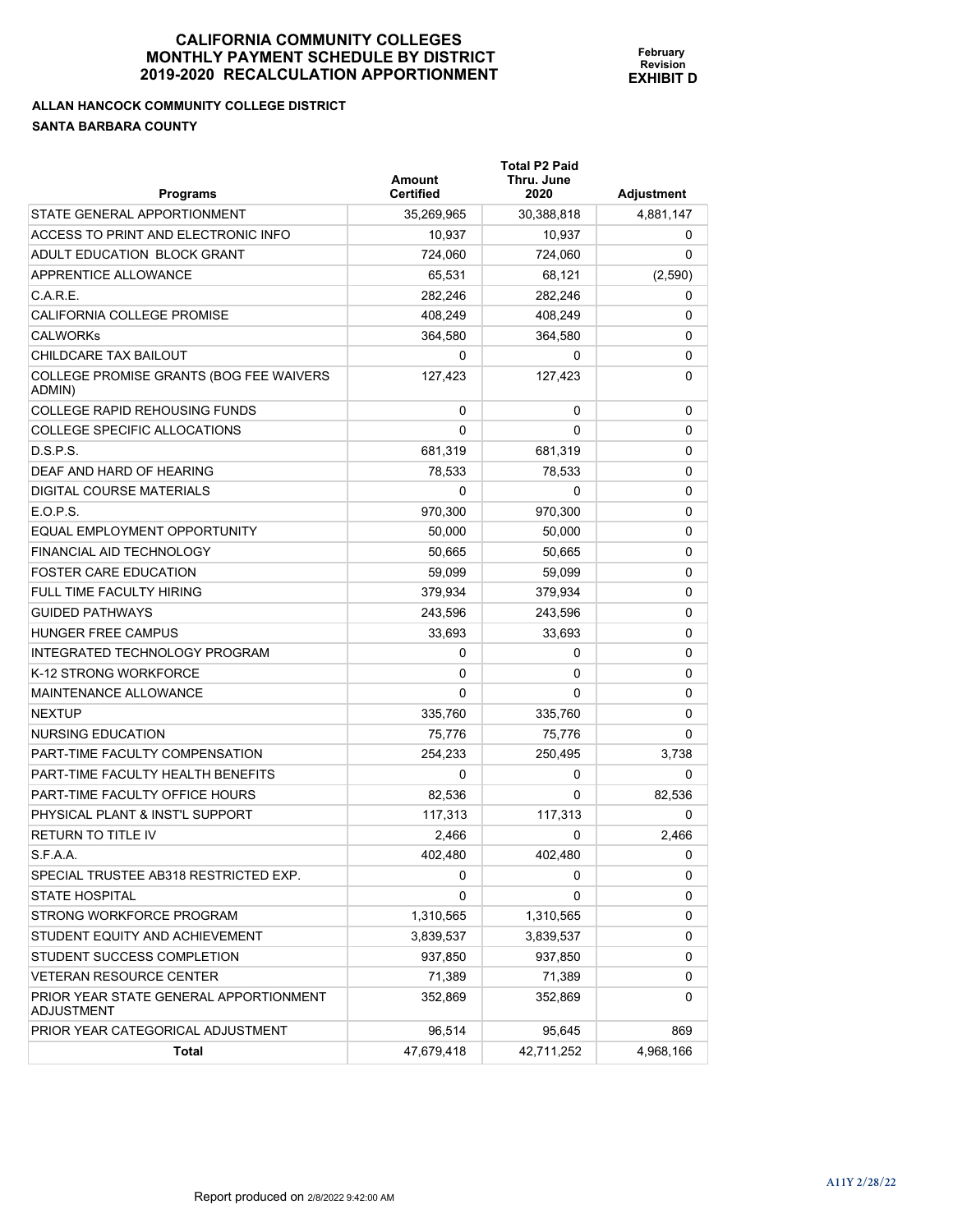# CALIFORNIA COMMUNITY COLLEGES MONTHLY PAYMENT SCHEDULE BY DISTRICT 2019-2020 RECALCULATION APPORTIONMENT

**February Revision**
**EXHIBIT D**

**ALLAN HANCOCK COMMUNITY COLLEGE DISTRICT**
**SANTA BARBARA COUNTY**

| Programs | Amount Certified | Total P2 Paid Thru. June 2020 | Adjustment |
|---|---|---|---|
| STATE GENERAL APPORTIONMENT | 35,269,965 | 30,388,818 | 4,881,147 |
| ACCESS TO PRINT AND ELECTRONIC INFO | 10,937 | 10,937 | 0 |
| ADULT EDUCATION BLOCK GRANT | 724,060 | 724,060 | 0 |
| APPRENTICE ALLOWANCE | 65,531 | 68,121 | (2,590) |
| C.A.R.E. | 282,246 | 282,246 | 0 |
| CALIFORNIA COLLEGE PROMISE | 408,249 | 408,249 | 0 |
| CALWORKs | 364,580 | 364,580 | 0 |
| CHILDCARE TAX BAILOUT | 0 | 0 | 0 |
| COLLEGE PROMISE GRANTS (BOG FEE WAIVERS ADMIN) | 127,423 | 127,423 | 0 |
| COLLEGE RAPID REHOUSING FUNDS | 0 | 0 | 0 |
| COLLEGE SPECIFIC ALLOCATIONS | 0 | 0 | 0 |
| D.S.P.S. | 681,319 | 681,319 | 0 |
| DEAF AND HARD OF HEARING | 78,533 | 78,533 | 0 |
| DIGITAL COURSE MATERIALS | 0 | 0 | 0 |
| E.O.P.S. | 970,300 | 970,300 | 0 |
| EQUAL EMPLOYMENT OPPORTUNITY | 50,000 | 50,000 | 0 |
| FINANCIAL AID TECHNOLOGY | 50,665 | 50,665 | 0 |
| FOSTER CARE EDUCATION | 59,099 | 59,099 | 0 |
| FULL TIME FACULTY HIRING | 379,934 | 379,934 | 0 |
| GUIDED PATHWAYS | 243,596 | 243,596 | 0 |
| HUNGER FREE CAMPUS | 33,693 | 33,693 | 0 |
| INTEGRATED TECHNOLOGY PROGRAM | 0 | 0 | 0 |
| K-12 STRONG WORKFORCE | 0 | 0 | 0 |
| MAINTENANCE ALLOWANCE | 0 | 0 | 0 |
| NEXTUP | 335,760 | 335,760 | 0 |
| NURSING EDUCATION | 75,776 | 75,776 | 0 |
| PART-TIME FACULTY COMPENSATION | 254,233 | 250,495 | 3,738 |
| PART-TIME FACULTY HEALTH BENEFITS | 0 | 0 | 0 |
| PART-TIME FACULTY OFFICE HOURS | 82,536 | 0 | 82,536 |
| PHYSICAL PLANT & INST'L SUPPORT | 117,313 | 117,313 | 0 |
| RETURN TO TITLE IV | 2,466 | 0 | 2,466 |
| S.F.A.A. | 402,480 | 402,480 | 0 |
| SPECIAL TRUSTEE AB318 RESTRICTED EXP. | 0 | 0 | 0 |
| STATE HOSPITAL | 0 | 0 | 0 |
| STRONG WORKFORCE PROGRAM | 1,310,565 | 1,310,565 | 0 |
| STUDENT EQUITY AND ACHIEVEMENT | 3,839,537 | 3,839,537 | 0 |
| STUDENT SUCCESS COMPLETION | 937,850 | 937,850 | 0 |
| VETERAN RESOURCE CENTER | 71,389 | 71,389 | 0 |
| PRIOR YEAR STATE GENERAL APPORTIONMENT ADJUSTMENT | 352,869 | 352,869 | 0 |
| PRIOR YEAR CATEGORICAL ADJUSTMENT | 96,514 | 95,645 | 869 |
| **Total** | 47,679,418 | 42,711,252 | 4,968,166 |

Report produced on 2/8/2022 9:42:00 AM

A11Y 2/28/22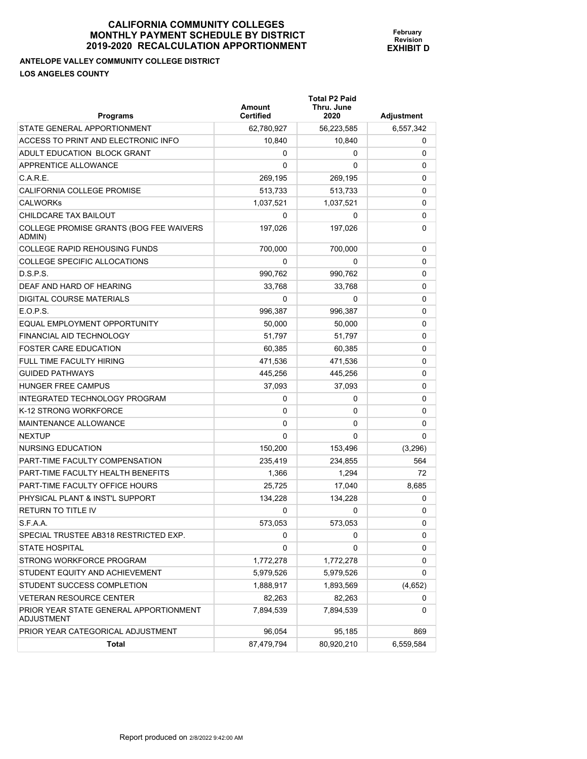# CALIFORNIA COMMUNITY COLLEGES
# MONTHLY PAYMENT SCHEDULE BY DISTRICT
# 2019-2020 RECALCULATION APPORTIONMENT

**February Revision**
**EXHIBIT D**

**ANTELOPE VALLEY COMMUNITY COLLEGE DISTRICT**

**LOS ANGELES COUNTY**

| Programs | Amount Certified | Total P2 Paid Thru. June 2020 | Adjustment |
|---|---|---|---|
| STATE GENERAL APPORTIONMENT | 62,780,927 | 56,223,585 | 6,557,342 |
| ACCESS TO PRINT AND ELECTRONIC INFO | 10,840 | 10,840 | 0 |
| ADULT EDUCATION BLOCK GRANT | 0 | 0 | 0 |
| APPRENTICE ALLOWANCE | 0 | 0 | 0 |
| C.A.R.E. | 269,195 | 269,195 | 0 |
| CALIFORNIA COLLEGE PROMISE | 513,733 | 513,733 | 0 |
| CALWORKs | 1,037,521 | 1,037,521 | 0 |
| CHILDCARE TAX BAILOUT | 0 | 0 | 0 |
| COLLEGE PROMISE GRANTS (BOG FEE WAIVERS ADMIN) | 197,026 | 197,026 | 0 |
| COLLEGE RAPID REHOUSING FUNDS | 700,000 | 700,000 | 0 |
| COLLEGE SPECIFIC ALLOCATIONS | 0 | 0 | 0 |
| D.S.P.S. | 990,762 | 990,762 | 0 |
| DEAF AND HARD OF HEARING | 33,768 | 33,768 | 0 |
| DIGITAL COURSE MATERIALS | 0 | 0 | 0 |
| E.O.P.S. | 996,387 | 996,387 | 0 |
| EQUAL EMPLOYMENT OPPORTUNITY | 50,000 | 50,000 | 0 |
| FINANCIAL AID TECHNOLOGY | 51,797 | 51,797 | 0 |
| FOSTER CARE EDUCATION | 60,385 | 60,385 | 0 |
| FULL TIME FACULTY HIRING | 471,536 | 471,536 | 0 |
| GUIDED PATHWAYS | 445,256 | 445,256 | 0 |
| HUNGER FREE CAMPUS | 37,093 | 37,093 | 0 |
| INTEGRATED TECHNOLOGY PROGRAM | 0 | 0 | 0 |
| K-12 STRONG WORKFORCE | 0 | 0 | 0 |
| MAINTENANCE ALLOWANCE | 0 | 0 | 0 |
| NEXTUP | 0 | 0 | 0 |
| NURSING EDUCATION | 150,200 | 153,496 | (3,296) |
| PART-TIME FACULTY COMPENSATION | 235,419 | 234,855 | 564 |
| PART-TIME FACULTY HEALTH BENEFITS | 1,366 | 1,294 | 72 |
| PART-TIME FACULTY OFFICE HOURS | 25,725 | 17,040 | 8,685 |
| PHYSICAL PLANT & INST'L SUPPORT | 134,228 | 134,228 | 0 |
| RETURN TO TITLE IV | 0 | 0 | 0 |
| S.F.A.A. | 573,053 | 573,053 | 0 |
| SPECIAL TRUSTEE AB318 RESTRICTED EXP. | 0 | 0 | 0 |
| STATE HOSPITAL | 0 | 0 | 0 |
| STRONG WORKFORCE PROGRAM | 1,772,278 | 1,772,278 | 0 |
| STUDENT EQUITY AND ACHIEVEMENT | 5,979,526 | 5,979,526 | 0 |
| STUDENT SUCCESS COMPLETION | 1,888,917 | 1,893,569 | (4,652) |
| VETERAN RESOURCE CENTER | 82,263 | 82,263 | 0 |
| PRIOR YEAR STATE GENERAL APPORTIONMENT ADJUSTMENT | 7,894,539 | 7,894,539 | 0 |
| PRIOR YEAR CATEGORICAL ADJUSTMENT | 96,054 | 95,185 | 869 |
| **Total** | 87,479,794 | 80,920,210 | 6,559,584 |

Report produced on 2/8/2022 9:42:00 AM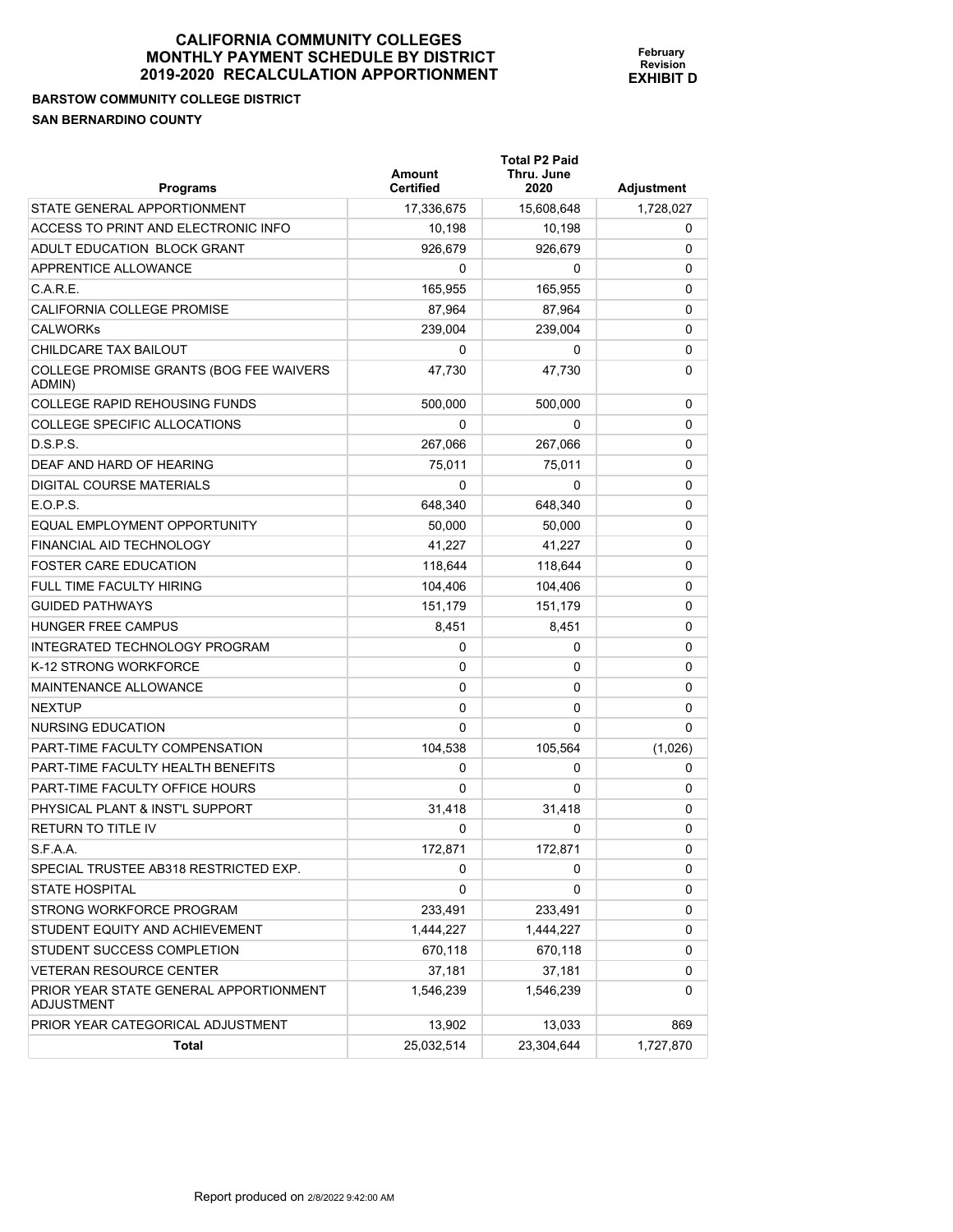# CALIFORNIA COMMUNITY COLLEGES MONTHLY PAYMENT SCHEDULE BY DISTRICT 2019-2020 RECALCULATION APPORTIONMENT

**February Revision**
**EXHIBIT D**

**BARSTOW COMMUNITY COLLEGE DISTRICT**
**SAN BERNARDINO COUNTY**

| Programs | Amount Certified | Total P2 Paid Thru. June 2020 | Adjustment |
|---|---|---|---|
| STATE GENERAL APPORTIONMENT | 17,336,675 | 15,608,648 | 1,728,027 |
| ACCESS TO PRINT AND ELECTRONIC INFO | 10,198 | 10,198 | 0 |
| ADULT EDUCATION BLOCK GRANT | 926,679 | 926,679 | 0 |
| APPRENTICE ALLOWANCE | 0 | 0 | 0 |
| C.A.R.E. | 165,955 | 165,955 | 0 |
| CALIFORNIA COLLEGE PROMISE | 87,964 | 87,964 | 0 |
| CALWORKs | 239,004 | 239,004 | 0 |
| CHILDCARE TAX BAILOUT | 0 | 0 | 0 |
| COLLEGE PROMISE GRANTS (BOG FEE WAIVERS ADMIN) | 47,730 | 47,730 | 0 |
| COLLEGE RAPID REHOUSING FUNDS | 500,000 | 500,000 | 0 |
| COLLEGE SPECIFIC ALLOCATIONS | 0 | 0 | 0 |
| D.S.P.S. | 267,066 | 267,066 | 0 |
| DEAF AND HARD OF HEARING | 75,011 | 75,011 | 0 |
| DIGITAL COURSE MATERIALS | 0 | 0 | 0 |
| E.O.P.S. | 648,340 | 648,340 | 0 |
| EQUAL EMPLOYMENT OPPORTUNITY | 50,000 | 50,000 | 0 |
| FINANCIAL AID TECHNOLOGY | 41,227 | 41,227 | 0 |
| FOSTER CARE EDUCATION | 118,644 | 118,644 | 0 |
| FULL TIME FACULTY HIRING | 104,406 | 104,406 | 0 |
| GUIDED PATHWAYS | 151,179 | 151,179 | 0 |
| HUNGER FREE CAMPUS | 8,451 | 8,451 | 0 |
| INTEGRATED TECHNOLOGY PROGRAM | 0 | 0 | 0 |
| K-12 STRONG WORKFORCE | 0 | 0 | 0 |
| MAINTENANCE ALLOWANCE | 0 | 0 | 0 |
| NEXTUP | 0 | 0 | 0 |
| NURSING EDUCATION | 0 | 0 | 0 |
| PART-TIME FACULTY COMPENSATION | 104,538 | 105,564 | (1,026) |
| PART-TIME FACULTY HEALTH BENEFITS | 0 | 0 | 0 |
| PART-TIME FACULTY OFFICE HOURS | 0 | 0 | 0 |
| PHYSICAL PLANT & INST'L SUPPORT | 31,418 | 31,418 | 0 |
| RETURN TO TITLE IV | 0 | 0 | 0 |
| S.F.A.A. | 172,871 | 172,871 | 0 |
| SPECIAL TRUSTEE AB318 RESTRICTED EXP. | 0 | 0 | 0 |
| STATE HOSPITAL | 0 | 0 | 0 |
| STRONG WORKFORCE PROGRAM | 233,491 | 233,491 | 0 |
| STUDENT EQUITY AND ACHIEVEMENT | 1,444,227 | 1,444,227 | 0 |
| STUDENT SUCCESS COMPLETION | 670,118 | 670,118 | 0 |
| VETERAN RESOURCE CENTER | 37,181 | 37,181 | 0 |
| PRIOR YEAR STATE GENERAL APPORTIONMENT ADJUSTMENT | 1,546,239 | 1,546,239 | 0 |
| PRIOR YEAR CATEGORICAL ADJUSTMENT | 13,902 | 13,033 | 869 |
| **Total** | 25,032,514 | 23,304,644 | 1,727,870 |

Report produced on 2/8/2022 9:42:00 AM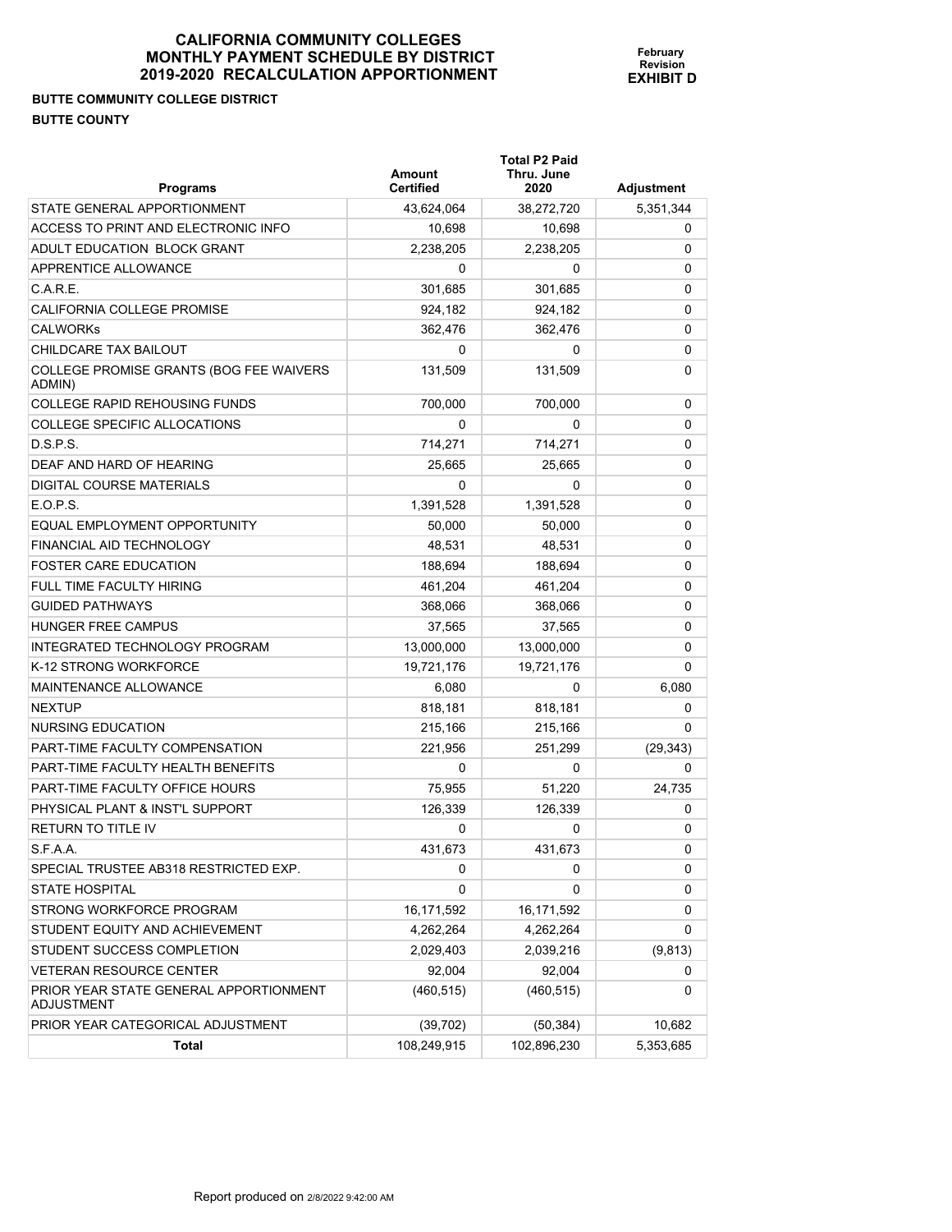# CALIFORNIA COMMUNITY COLLEGES MONTHLY PAYMENT SCHEDULE BY DISTRICT 2019-2020 RECALCULATION APPORTIONMENT

**February Revision**
**EXHIBIT D**

**BUTTE COMMUNITY COLLEGE DISTRICT**
**BUTTE COUNTY**

| Programs | Amount Certified | Total P2 Paid Thru. June 2020 | Adjustment |
|---|---|---|---|
| STATE GENERAL APPORTIONMENT | 43,624,064 | 38,272,720 | 5,351,344 |
| ACCESS TO PRINT AND ELECTRONIC INFO | 10,698 | 10,698 | 0 |
| ADULT EDUCATION BLOCK GRANT | 2,238,205 | 2,238,205 | 0 |
| APPRENTICE ALLOWANCE | 0 | 0 | 0 |
| C.A.R.E. | 301,685 | 301,685 | 0 |
| CALIFORNIA COLLEGE PROMISE | 924,182 | 924,182 | 0 |
| CALWORKs | 362,476 | 362,476 | 0 |
| CHILDCARE TAX BAILOUT | 0 | 0 | 0 |
| COLLEGE PROMISE GRANTS (BOG FEE WAIVERS ADMIN) | 131,509 | 131,509 | 0 |
| COLLEGE RAPID REHOUSING FUNDS | 700,000 | 700,000 | 0 |
| COLLEGE SPECIFIC ALLOCATIONS | 0 | 0 | 0 |
| D.S.P.S. | 714,271 | 714,271 | 0 |
| DEAF AND HARD OF HEARING | 25,665 | 25,665 | 0 |
| DIGITAL COURSE MATERIALS | 0 | 0 | 0 |
| E.O.P.S. | 1,391,528 | 1,391,528 | 0 |
| EQUAL EMPLOYMENT OPPORTUNITY | 50,000 | 50,000 | 0 |
| FINANCIAL AID TECHNOLOGY | 48,531 | 48,531 | 0 |
| FOSTER CARE EDUCATION | 188,694 | 188,694 | 0 |
| FULL TIME FACULTY HIRING | 461,204 | 461,204 | 0 |
| GUIDED PATHWAYS | 368,066 | 368,066 | 0 |
| HUNGER FREE CAMPUS | 37,565 | 37,565 | 0 |
| INTEGRATED TECHNOLOGY PROGRAM | 13,000,000 | 13,000,000 | 0 |
| K-12 STRONG WORKFORCE | 19,721,176 | 19,721,176 | 0 |
| MAINTENANCE ALLOWANCE | 6,080 | 0 | 6,080 |
| NEXTUP | 818,181 | 818,181 | 0 |
| NURSING EDUCATION | 215,166 | 215,166 | 0 |
| PART-TIME FACULTY COMPENSATION | 221,956 | 251,299 | (29,343) |
| PART-TIME FACULTY HEALTH BENEFITS | 0 | 0 | 0 |
| PART-TIME FACULTY OFFICE HOURS | 75,955 | 51,220 | 24,735 |
| PHYSICAL PLANT & INST'L SUPPORT | 126,339 | 126,339 | 0 |
| RETURN TO TITLE IV | 0 | 0 | 0 |
| S.F.A.A. | 431,673 | 431,673 | 0 |
| SPECIAL TRUSTEE AB318 RESTRICTED EXP. | 0 | 0 | 0 |
| STATE HOSPITAL | 0 | 0 | 0 |
| STRONG WORKFORCE PROGRAM | 16,171,592 | 16,171,592 | 0 |
| STUDENT EQUITY AND ACHIEVEMENT | 4,262,264 | 4,262,264 | 0 |
| STUDENT SUCCESS COMPLETION | 2,029,403 | 2,039,216 | (9,813) |
| VETERAN RESOURCE CENTER | 92,004 | 92,004 | 0 |
| PRIOR YEAR STATE GENERAL APPORTIONMENT ADJUSTMENT | (460,515) | (460,515) | 0 |
| PRIOR YEAR CATEGORICAL ADJUSTMENT | (39,702) | (50,384) | 10,682 |
| **Total** | 108,249,915 | 102,896,230 | 5,353,685 |

Report produced on 2/8/2022 9:42:00 AM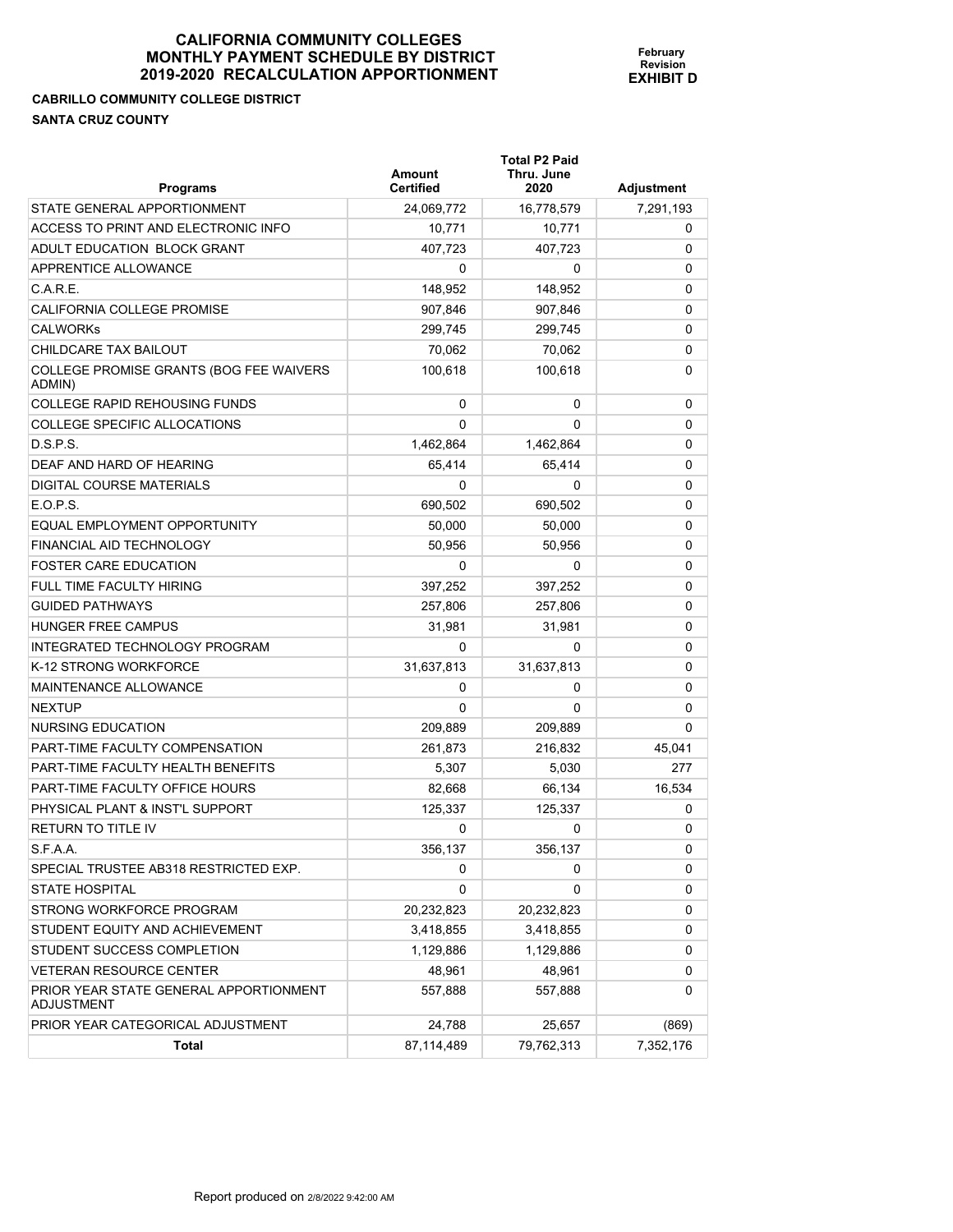# CALIFORNIA COMMUNITY COLLEGES MONTHLY PAYMENT SCHEDULE BY DISTRICT 2019-2020 RECALCULATION APPORTIONMENT

**February Revision**
**EXHIBIT D**

**CABRILLO COMMUNITY COLLEGE DISTRICT**
**SANTA CRUZ COUNTY**

| Programs | Amount Certified | Total P2 Paid Thru. June 2020 | Adjustment |
|---|---|---|---|
| STATE GENERAL APPORTIONMENT | 24,069,772 | 16,778,579 | 7,291,193 |
| ACCESS TO PRINT AND ELECTRONIC INFO | 10,771 | 10,771 | 0 |
| ADULT EDUCATION BLOCK GRANT | 407,723 | 407,723 | 0 |
| APPRENTICE ALLOWANCE | 0 | 0 | 0 |
| C.A.R.E. | 148,952 | 148,952 | 0 |
| CALIFORNIA COLLEGE PROMISE | 907,846 | 907,846 | 0 |
| CALWORKs | 299,745 | 299,745 | 0 |
| CHILDCARE TAX BAILOUT | 70,062 | 70,062 | 0 |
| COLLEGE PROMISE GRANTS (BOG FEE WAIVERS ADMIN) | 100,618 | 100,618 | 0 |
| COLLEGE RAPID REHOUSING FUNDS | 0 | 0 | 0 |
| COLLEGE SPECIFIC ALLOCATIONS | 0 | 0 | 0 |
| D.S.P.S. | 1,462,864 | 1,462,864 | 0 |
| DEAF AND HARD OF HEARING | 65,414 | 65,414 | 0 |
| DIGITAL COURSE MATERIALS | 0 | 0 | 0 |
| E.O.P.S. | 690,502 | 690,502 | 0 |
| EQUAL EMPLOYMENT OPPORTUNITY | 50,000 | 50,000 | 0 |
| FINANCIAL AID TECHNOLOGY | 50,956 | 50,956 | 0 |
| FOSTER CARE EDUCATION | 0 | 0 | 0 |
| FULL TIME FACULTY HIRING | 397,252 | 397,252 | 0 |
| GUIDED PATHWAYS | 257,806 | 257,806 | 0 |
| HUNGER FREE CAMPUS | 31,981 | 31,981 | 0 |
| INTEGRATED TECHNOLOGY PROGRAM | 0 | 0 | 0 |
| K-12 STRONG WORKFORCE | 31,637,813 | 31,637,813 | 0 |
| MAINTENANCE ALLOWANCE | 0 | 0 | 0 |
| NEXTUP | 0 | 0 | 0 |
| NURSING EDUCATION | 209,889 | 209,889 | 0 |
| PART-TIME FACULTY COMPENSATION | 261,873 | 216,832 | 45,041 |
| PART-TIME FACULTY HEALTH BENEFITS | 5,307 | 5,030 | 277 |
| PART-TIME FACULTY OFFICE HOURS | 82,668 | 66,134 | 16,534 |
| PHYSICAL PLANT & INST'L SUPPORT | 125,337 | 125,337 | 0 |
| RETURN TO TITLE IV | 0 | 0 | 0 |
| S.F.A.A. | 356,137 | 356,137 | 0 |
| SPECIAL TRUSTEE AB318 RESTRICTED EXP. | 0 | 0 | 0 |
| STATE HOSPITAL | 0 | 0 | 0 |
| STRONG WORKFORCE PROGRAM | 20,232,823 | 20,232,823 | 0 |
| STUDENT EQUITY AND ACHIEVEMENT | 3,418,855 | 3,418,855 | 0 |
| STUDENT SUCCESS COMPLETION | 1,129,886 | 1,129,886 | 0 |
| VETERAN RESOURCE CENTER | 48,961 | 48,961 | 0 |
| PRIOR YEAR STATE GENERAL APPORTIONMENT ADJUSTMENT | 557,888 | 557,888 | 0 |
| PRIOR YEAR CATEGORICAL ADJUSTMENT | 24,788 | 25,657 | (869) |
| **Total** | 87,114,489 | 79,762,313 | 7,352,176 |

Report produced on 2/8/2022 9:42:00 AM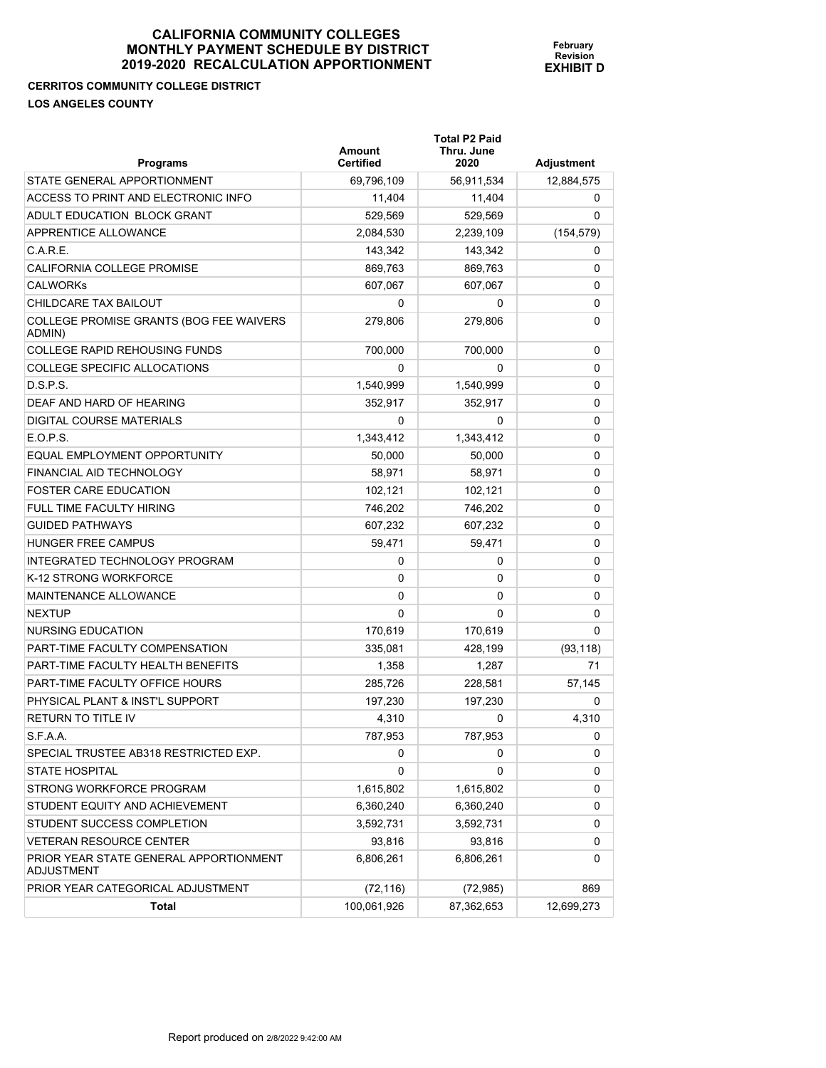# CALIFORNIA COMMUNITY COLLEGES
# MONTHLY PAYMENT SCHEDULE BY DISTRICT
# 2019-2020 RECALCULATION APPORTIONMENT

**February Revision**
**EXHIBIT D**

**CERRITOS COMMUNITY COLLEGE DISTRICT**

**LOS ANGELES COUNTY**

| Programs | Amount Certified | Total P2 Paid Thru. June 2020 | Adjustment |
|---|---|---|---|
| STATE GENERAL APPORTIONMENT | 69,796,109 | 56,911,534 | 12,884,575 |
| ACCESS TO PRINT AND ELECTRONIC INFO | 11,404 | 11,404 | 0 |
| ADULT EDUCATION BLOCK GRANT | 529,569 | 529,569 | 0 |
| APPRENTICE ALLOWANCE | 2,084,530 | 2,239,109 | (154,579) |
| C.A.R.E. | 143,342 | 143,342 | 0 |
| CALIFORNIA COLLEGE PROMISE | 869,763 | 869,763 | 0 |
| CALWORKs | 607,067 | 607,067 | 0 |
| CHILDCARE TAX BAILOUT | 0 | 0 | 0 |
| COLLEGE PROMISE GRANTS (BOG FEE WAIVERS ADMIN) | 279,806 | 279,806 | 0 |
| COLLEGE RAPID REHOUSING FUNDS | 700,000 | 700,000 | 0 |
| COLLEGE SPECIFIC ALLOCATIONS | 0 | 0 | 0 |
| D.S.P.S. | 1,540,999 | 1,540,999 | 0 |
| DEAF AND HARD OF HEARING | 352,917 | 352,917 | 0 |
| DIGITAL COURSE MATERIALS | 0 | 0 | 0 |
| E.O.P.S. | 1,343,412 | 1,343,412 | 0 |
| EQUAL EMPLOYMENT OPPORTUNITY | 50,000 | 50,000 | 0 |
| FINANCIAL AID TECHNOLOGY | 58,971 | 58,971 | 0 |
| FOSTER CARE EDUCATION | 102,121 | 102,121 | 0 |
| FULL TIME FACULTY HIRING | 746,202 | 746,202 | 0 |
| GUIDED PATHWAYS | 607,232 | 607,232 | 0 |
| HUNGER FREE CAMPUS | 59,471 | 59,471 | 0 |
| INTEGRATED TECHNOLOGY PROGRAM | 0 | 0 | 0 |
| K-12 STRONG WORKFORCE | 0 | 0 | 0 |
| MAINTENANCE ALLOWANCE | 0 | 0 | 0 |
| NEXTUP | 0 | 0 | 0 |
| NURSING EDUCATION | 170,619 | 170,619 | 0 |
| PART-TIME FACULTY COMPENSATION | 335,081 | 428,199 | (93,118) |
| PART-TIME FACULTY HEALTH BENEFITS | 1,358 | 1,287 | 71 |
| PART-TIME FACULTY OFFICE HOURS | 285,726 | 228,581 | 57,145 |
| PHYSICAL PLANT & INST'L SUPPORT | 197,230 | 197,230 | 0 |
| RETURN TO TITLE IV | 4,310 | 0 | 4,310 |
| S.F.A.A. | 787,953 | 787,953 | 0 |
| SPECIAL TRUSTEE AB318 RESTRICTED EXP. | 0 | 0 | 0 |
| STATE HOSPITAL | 0 | 0 | 0 |
| STRONG WORKFORCE PROGRAM | 1,615,802 | 1,615,802 | 0 |
| STUDENT EQUITY AND ACHIEVEMENT | 6,360,240 | 6,360,240 | 0 |
| STUDENT SUCCESS COMPLETION | 3,592,731 | 3,592,731 | 0 |
| VETERAN RESOURCE CENTER | 93,816 | 93,816 | 0 |
| PRIOR YEAR STATE GENERAL APPORTIONMENT ADJUSTMENT | 6,806,261 | 6,806,261 | 0 |
| PRIOR YEAR CATEGORICAL ADJUSTMENT | (72,116) | (72,985) | 869 |
| **Total** | 100,061,926 | 87,362,653 | 12,699,273 |

Report produced on 2/8/2022 9:42:00 AM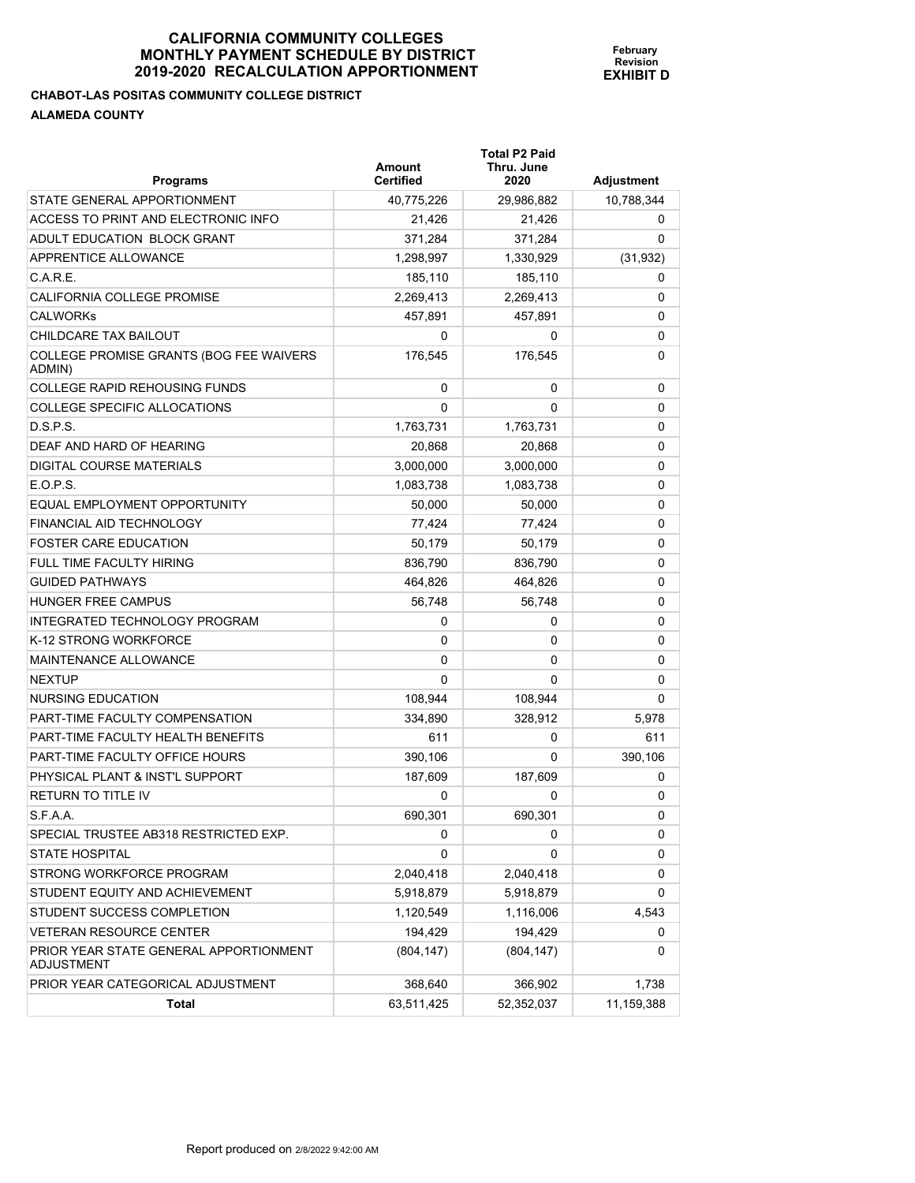# CALIFORNIA COMMUNITY COLLEGES
# MONTHLY PAYMENT SCHEDULE BY DISTRICT
# 2019-2020 RECALCULATION APPORTIONMENT

**February Revision**
**EXHIBIT D**

**CHABOT-LAS POSITAS COMMUNITY COLLEGE DISTRICT**

**ALAMEDA COUNTY**

| Programs | Amount Certified | Total P2 Paid Thru. June 2020 | Adjustment |
|---|---|---|---|
| STATE GENERAL APPORTIONMENT | 40,775,226 | 29,986,882 | 10,788,344 |
| ACCESS TO PRINT AND ELECTRONIC INFO | 21,426 | 21,426 | 0 |
| ADULT EDUCATION BLOCK GRANT | 371,284 | 371,284 | 0 |
| APPRENTICE ALLOWANCE | 1,298,997 | 1,330,929 | (31,932) |
| C.A.R.E. | 185,110 | 185,110 | 0 |
| CALIFORNIA COLLEGE PROMISE | 2,269,413 | 2,269,413 | 0 |
| CALWORKs | 457,891 | 457,891 | 0 |
| CHILDCARE TAX BAILOUT | 0 | 0 | 0 |
| COLLEGE PROMISE GRANTS (BOG FEE WAIVERS ADMIN) | 176,545 | 176,545 | 0 |
| COLLEGE RAPID REHOUSING FUNDS | 0 | 0 | 0 |
| COLLEGE SPECIFIC ALLOCATIONS | 0 | 0 | 0 |
| D.S.P.S. | 1,763,731 | 1,763,731 | 0 |
| DEAF AND HARD OF HEARING | 20,868 | 20,868 | 0 |
| DIGITAL COURSE MATERIALS | 3,000,000 | 3,000,000 | 0 |
| E.O.P.S. | 1,083,738 | 1,083,738 | 0 |
| EQUAL EMPLOYMENT OPPORTUNITY | 50,000 | 50,000 | 0 |
| FINANCIAL AID TECHNOLOGY | 77,424 | 77,424 | 0 |
| FOSTER CARE EDUCATION | 50,179 | 50,179 | 0 |
| FULL TIME FACULTY HIRING | 836,790 | 836,790 | 0 |
| GUIDED PATHWAYS | 464,826 | 464,826 | 0 |
| HUNGER FREE CAMPUS | 56,748 | 56,748 | 0 |
| INTEGRATED TECHNOLOGY PROGRAM | 0 | 0 | 0 |
| K-12 STRONG WORKFORCE | 0 | 0 | 0 |
| MAINTENANCE ALLOWANCE | 0 | 0 | 0 |
| NEXTUP | 0 | 0 | 0 |
| NURSING EDUCATION | 108,944 | 108,944 | 0 |
| PART-TIME FACULTY COMPENSATION | 334,890 | 328,912 | 5,978 |
| PART-TIME FACULTY HEALTH BENEFITS | 611 | 0 | 611 |
| PART-TIME FACULTY OFFICE HOURS | 390,106 | 0 | 390,106 |
| PHYSICAL PLANT & INST'L SUPPORT | 187,609 | 187,609 | 0 |
| RETURN TO TITLE IV | 0 | 0 | 0 |
| S.F.A.A. | 690,301 | 690,301 | 0 |
| SPECIAL TRUSTEE AB318 RESTRICTED EXP. | 0 | 0 | 0 |
| STATE HOSPITAL | 0 | 0 | 0 |
| STRONG WORKFORCE PROGRAM | 2,040,418 | 2,040,418 | 0 |
| STUDENT EQUITY AND ACHIEVEMENT | 5,918,879 | 5,918,879 | 0 |
| STUDENT SUCCESS COMPLETION | 1,120,549 | 1,116,006 | 4,543 |
| VETERAN RESOURCE CENTER | 194,429 | 194,429 | 0 |
| PRIOR YEAR STATE GENERAL APPORTIONMENT ADJUSTMENT | (804,147) | (804,147) | 0 |
| PRIOR YEAR CATEGORICAL ADJUSTMENT | 368,640 | 366,902 | 1,738 |
| **Total** | 63,511,425 | 52,352,037 | 11,159,388 |

Report produced on 2/8/2022 9:42:00 AM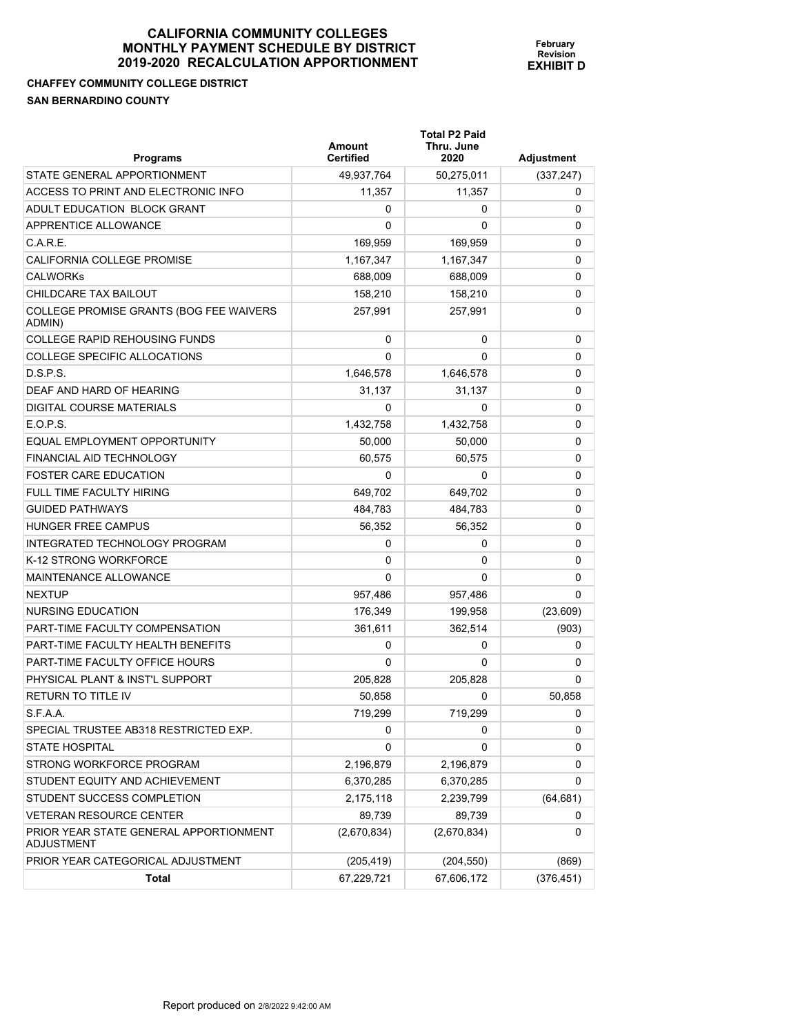# CALIFORNIA COMMUNITY COLLEGES
# MONTHLY PAYMENT SCHEDULE BY DISTRICT
# 2019-2020 RECALCULATION APPORTIONMENT

**February Revision**
**EXHIBIT D**

**CHAFFEY COMMUNITY COLLEGE DISTRICT**
**SAN BERNARDINO COUNTY**

| Programs | Amount Certified | Total P2 Paid Thru. June 2020 | Adjustment |
|---|---|---|---|
| STATE GENERAL APPORTIONMENT | 49,937,764 | 50,275,011 | (337,247) |
| ACCESS TO PRINT AND ELECTRONIC INFO | 11,357 | 11,357 | 0 |
| ADULT EDUCATION BLOCK GRANT | 0 | 0 | 0 |
| APPRENTICE ALLOWANCE | 0 | 0 | 0 |
| C.A.R.E. | 169,959 | 169,959 | 0 |
| CALIFORNIA COLLEGE PROMISE | 1,167,347 | 1,167,347 | 0 |
| CALWORKs | 688,009 | 688,009 | 0 |
| CHILDCARE TAX BAILOUT | 158,210 | 158,210 | 0 |
| COLLEGE PROMISE GRANTS (BOG FEE WAIVERS ADMIN) | 257,991 | 257,991 | 0 |
| COLLEGE RAPID REHOUSING FUNDS | 0 | 0 | 0 |
| COLLEGE SPECIFIC ALLOCATIONS | 0 | 0 | 0 |
| D.S.P.S. | 1,646,578 | 1,646,578 | 0 |
| DEAF AND HARD OF HEARING | 31,137 | 31,137 | 0 |
| DIGITAL COURSE MATERIALS | 0 | 0 | 0 |
| E.O.P.S. | 1,432,758 | 1,432,758 | 0 |
| EQUAL EMPLOYMENT OPPORTUNITY | 50,000 | 50,000 | 0 |
| FINANCIAL AID TECHNOLOGY | 60,575 | 60,575 | 0 |
| FOSTER CARE EDUCATION | 0 | 0 | 0 |
| FULL TIME FACULTY HIRING | 649,702 | 649,702 | 0 |
| GUIDED PATHWAYS | 484,783 | 484,783 | 0 |
| HUNGER FREE CAMPUS | 56,352 | 56,352 | 0 |
| INTEGRATED TECHNOLOGY PROGRAM | 0 | 0 | 0 |
| K-12 STRONG WORKFORCE | 0 | 0 | 0 |
| MAINTENANCE ALLOWANCE | 0 | 0 | 0 |
| NEXTUP | 957,486 | 957,486 | 0 |
| NURSING EDUCATION | 176,349 | 199,958 | (23,609) |
| PART-TIME FACULTY COMPENSATION | 361,611 | 362,514 | (903) |
| PART-TIME FACULTY HEALTH BENEFITS | 0 | 0 | 0 |
| PART-TIME FACULTY OFFICE HOURS | 0 | 0 | 0 |
| PHYSICAL PLANT & INST'L SUPPORT | 205,828 | 205,828 | 0 |
| RETURN TO TITLE IV | 50,858 | 0 | 50,858 |
| S.F.A.A. | 719,299 | 719,299 | 0 |
| SPECIAL TRUSTEE AB318 RESTRICTED EXP. | 0 | 0 | 0 |
| STATE HOSPITAL | 0 | 0 | 0 |
| STRONG WORKFORCE PROGRAM | 2,196,879 | 2,196,879 | 0 |
| STUDENT EQUITY AND ACHIEVEMENT | 6,370,285 | 6,370,285 | 0 |
| STUDENT SUCCESS COMPLETION | 2,175,118 | 2,239,799 | (64,681) |
| VETERAN RESOURCE CENTER | 89,739 | 89,739 | 0 |
| PRIOR YEAR STATE GENERAL APPORTIONMENT ADJUSTMENT | (2,670,834) | (2,670,834) | 0 |
| PRIOR YEAR CATEGORICAL ADJUSTMENT | (205,419) | (204,550) | (869) |
| **Total** | 67,229,721 | 67,606,172 | (376,451) |

Report produced on 2/8/2022 9:42:00 AM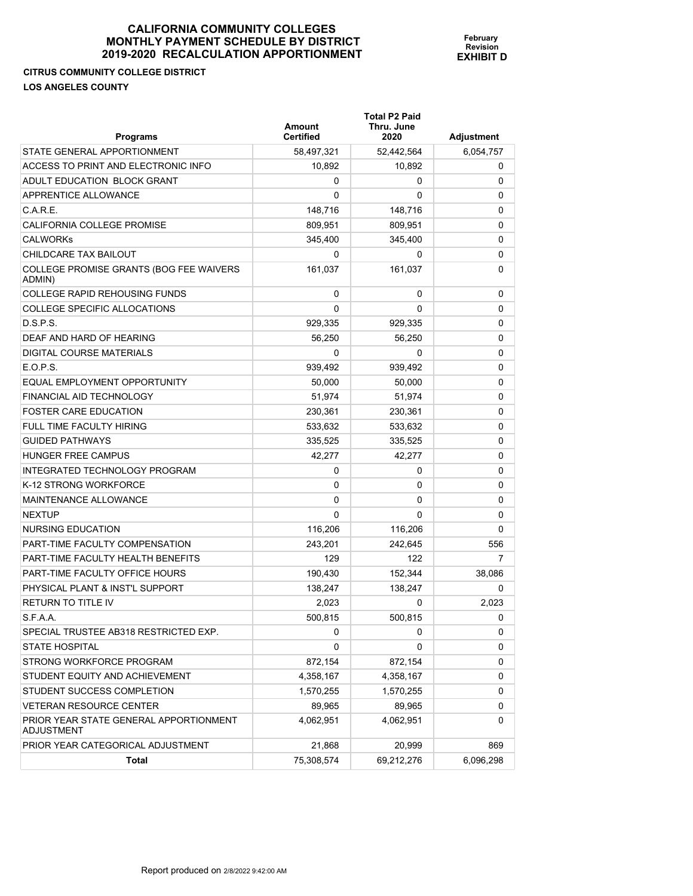# CALIFORNIA COMMUNITY COLLEGES
## MONTHLY PAYMENT SCHEDULE BY DISTRICT
## 2019-2020 RECALCULATION APPORTIONMENT

**February Revision**
**EXHIBIT D**

**CITRUS COMMUNITY COLLEGE DISTRICT**

**LOS ANGELES COUNTY**

| Programs | Amount Certified | Total P2 Paid Thru. June 2020 | Adjustment |
|---|---|---|---|
| STATE GENERAL APPORTIONMENT | 58,497,321 | 52,442,564 | 6,054,757 |
| ACCESS TO PRINT AND ELECTRONIC INFO | 10,892 | 10,892 | 0 |
| ADULT EDUCATION BLOCK GRANT | 0 | 0 | 0 |
| APPRENTICE ALLOWANCE | 0 | 0 | 0 |
| C.A.R.E. | 148,716 | 148,716 | 0 |
| CALIFORNIA COLLEGE PROMISE | 809,951 | 809,951 | 0 |
| CALWORKs | 345,400 | 345,400 | 0 |
| CHILDCARE TAX BAILOUT | 0 | 0 | 0 |
| COLLEGE PROMISE GRANTS (BOG FEE WAIVERS ADMIN) | 161,037 | 161,037 | 0 |
| COLLEGE RAPID REHOUSING FUNDS | 0 | 0 | 0 |
| COLLEGE SPECIFIC ALLOCATIONS | 0 | 0 | 0 |
| D.S.P.S. | 929,335 | 929,335 | 0 |
| DEAF AND HARD OF HEARING | 56,250 | 56,250 | 0 |
| DIGITAL COURSE MATERIALS | 0 | 0 | 0 |
| E.O.P.S. | 939,492 | 939,492 | 0 |
| EQUAL EMPLOYMENT OPPORTUNITY | 50,000 | 50,000 | 0 |
| FINANCIAL AID TECHNOLOGY | 51,974 | 51,974 | 0 |
| FOSTER CARE EDUCATION | 230,361 | 230,361 | 0 |
| FULL TIME FACULTY HIRING | 533,632 | 533,632 | 0 |
| GUIDED PATHWAYS | 335,525 | 335,525 | 0 |
| HUNGER FREE CAMPUS | 42,277 | 42,277 | 0 |
| INTEGRATED TECHNOLOGY PROGRAM | 0 | 0 | 0 |
| K-12 STRONG WORKFORCE | 0 | 0 | 0 |
| MAINTENANCE ALLOWANCE | 0 | 0 | 0 |
| NEXTUP | 0 | 0 | 0 |
| NURSING EDUCATION | 116,206 | 116,206 | 0 |
| PART-TIME FACULTY COMPENSATION | 243,201 | 242,645 | 556 |
| PART-TIME FACULTY HEALTH BENEFITS | 129 | 122 | 7 |
| PART-TIME FACULTY OFFICE HOURS | 190,430 | 152,344 | 38,086 |
| PHYSICAL PLANT & INST'L SUPPORT | 138,247 | 138,247 | 0 |
| RETURN TO TITLE IV | 2,023 | 0 | 2,023 |
| S.F.A.A. | 500,815 | 500,815 | 0 |
| SPECIAL TRUSTEE AB318 RESTRICTED EXP. | 0 | 0 | 0 |
| STATE HOSPITAL | 0 | 0 | 0 |
| STRONG WORKFORCE PROGRAM | 872,154 | 872,154 | 0 |
| STUDENT EQUITY AND ACHIEVEMENT | 4,358,167 | 4,358,167 | 0 |
| STUDENT SUCCESS COMPLETION | 1,570,255 | 1,570,255 | 0 |
| VETERAN RESOURCE CENTER | 89,965 | 89,965 | 0 |
| PRIOR YEAR STATE GENERAL APPORTIONMENT ADJUSTMENT | 4,062,951 | 4,062,951 | 0 |
| PRIOR YEAR CATEGORICAL ADJUSTMENT | 21,868 | 20,999 | 869 |
| **Total** | 75,308,574 | 69,212,276 | 6,096,298 |

Report produced on 2/8/2022 9:42:00 AM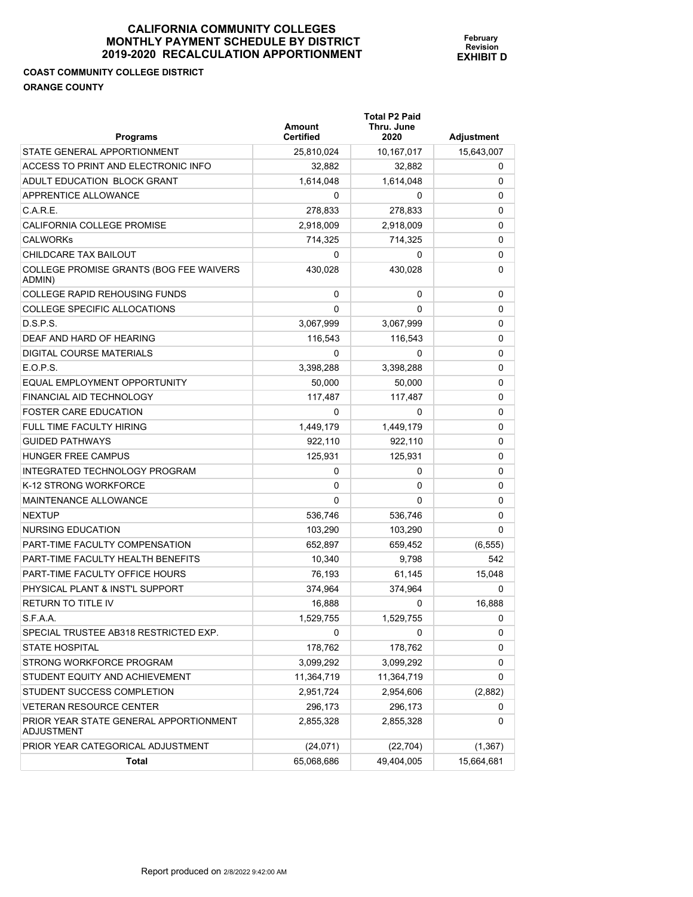# CALIFORNIA COMMUNITY COLLEGES MONTHLY PAYMENT SCHEDULE BY DISTRICT 2019-2020 RECALCULATION APPORTIONMENT

**February Revision**
**EXHIBIT D**

**COAST COMMUNITY COLLEGE DISTRICT**

**ORANGE COUNTY**

| Programs | Amount Certified | Total P2 Paid Thru. June 2020 | Adjustment |
|---|---|---|---|
| STATE GENERAL APPORTIONMENT | 25,810,024 | 10,167,017 | 15,643,007 |
| ACCESS TO PRINT AND ELECTRONIC INFO | 32,882 | 32,882 | 0 |
| ADULT EDUCATION BLOCK GRANT | 1,614,048 | 1,614,048 | 0 |
| APPRENTICE ALLOWANCE | 0 | 0 | 0 |
| C.A.R.E. | 278,833 | 278,833 | 0 |
| CALIFORNIA COLLEGE PROMISE | 2,918,009 | 2,918,009 | 0 |
| CALWORKs | 714,325 | 714,325 | 0 |
| CHILDCARE TAX BAILOUT | 0 | 0 | 0 |
| COLLEGE PROMISE GRANTS (BOG FEE WAIVERS ADMIN) | 430,028 | 430,028 | 0 |
| COLLEGE RAPID REHOUSING FUNDS | 0 | 0 | 0 |
| COLLEGE SPECIFIC ALLOCATIONS | 0 | 0 | 0 |
| D.S.P.S. | 3,067,999 | 3,067,999 | 0 |
| DEAF AND HARD OF HEARING | 116,543 | 116,543 | 0 |
| DIGITAL COURSE MATERIALS | 0 | 0 | 0 |
| E.O.P.S. | 3,398,288 | 3,398,288 | 0 |
| EQUAL EMPLOYMENT OPPORTUNITY | 50,000 | 50,000 | 0 |
| FINANCIAL AID TECHNOLOGY | 117,487 | 117,487 | 0 |
| FOSTER CARE EDUCATION | 0 | 0 | 0 |
| FULL TIME FACULTY HIRING | 1,449,179 | 1,449,179 | 0 |
| GUIDED PATHWAYS | 922,110 | 922,110 | 0 |
| HUNGER FREE CAMPUS | 125,931 | 125,931 | 0 |
| INTEGRATED TECHNOLOGY PROGRAM | 0 | 0 | 0 |
| K-12 STRONG WORKFORCE | 0 | 0 | 0 |
| MAINTENANCE ALLOWANCE | 0 | 0 | 0 |
| NEXTUP | 536,746 | 536,746 | 0 |
| NURSING EDUCATION | 103,290 | 103,290 | 0 |
| PART-TIME FACULTY COMPENSATION | 652,897 | 659,452 | (6,555) |
| PART-TIME FACULTY HEALTH BENEFITS | 10,340 | 9,798 | 542 |
| PART-TIME FACULTY OFFICE HOURS | 76,193 | 61,145 | 15,048 |
| PHYSICAL PLANT & INST'L SUPPORT | 374,964 | 374,964 | 0 |
| RETURN TO TITLE IV | 16,888 | 0 | 16,888 |
| S.F.A.A. | 1,529,755 | 1,529,755 | 0 |
| SPECIAL TRUSTEE AB318 RESTRICTED EXP. | 0 | 0 | 0 |
| STATE HOSPITAL | 178,762 | 178,762 | 0 |
| STRONG WORKFORCE PROGRAM | 3,099,292 | 3,099,292 | 0 |
| STUDENT EQUITY AND ACHIEVEMENT | 11,364,719 | 11,364,719 | 0 |
| STUDENT SUCCESS COMPLETION | 2,951,724 | 2,954,606 | (2,882) |
| VETERAN RESOURCE CENTER | 296,173 | 296,173 | 0 |
| PRIOR YEAR STATE GENERAL APPORTIONMENT ADJUSTMENT | 2,855,328 | 2,855,328 | 0 |
| PRIOR YEAR CATEGORICAL ADJUSTMENT | (24,071) | (22,704) | (1,367) |
| **Total** | 65,068,686 | 49,404,005 | 15,664,681 |

Report produced on 2/8/2022 9:42:00 AM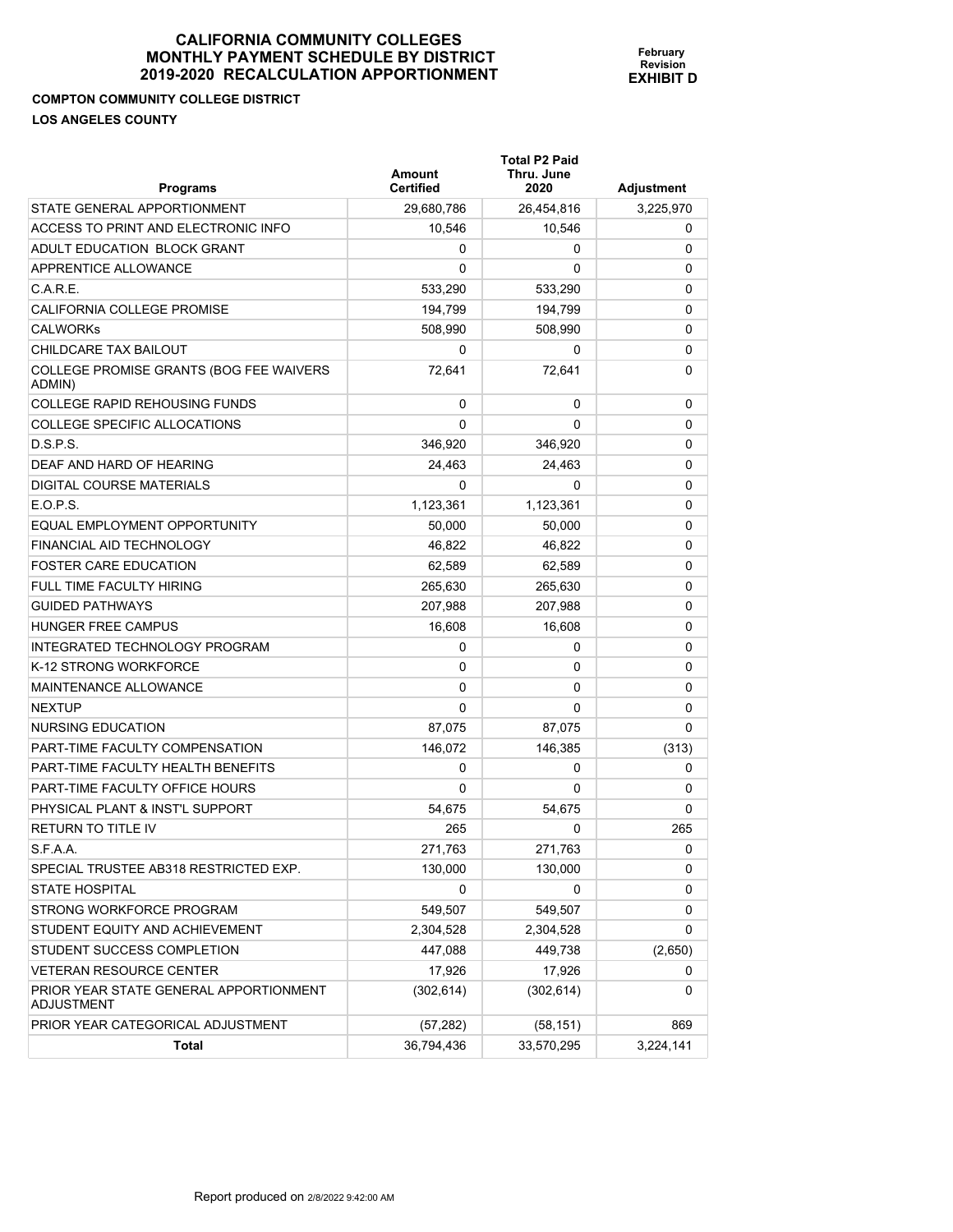# CALIFORNIA COMMUNITY COLLEGES
# MONTHLY PAYMENT SCHEDULE BY DISTRICT
# 2019-2020 RECALCULATION APPORTIONMENT

**February Revision**
**EXHIBIT D**

**COMPTON COMMUNITY COLLEGE DISTRICT**

**LOS ANGELES COUNTY**

| Programs | Amount Certified | Total P2 Paid Thru. June 2020 | Adjustment |
|---|---|---|---|
| STATE GENERAL APPORTIONMENT | 29,680,786 | 26,454,816 | 3,225,970 |
| ACCESS TO PRINT AND ELECTRONIC INFO | 10,546 | 10,546 | 0 |
| ADULT EDUCATION BLOCK GRANT | 0 | 0 | 0 |
| APPRENTICE ALLOWANCE | 0 | 0 | 0 |
| C.A.R.E. | 533,290 | 533,290 | 0 |
| CALIFORNIA COLLEGE PROMISE | 194,799 | 194,799 | 0 |
| CALWORKs | 508,990 | 508,990 | 0 |
| CHILDCARE TAX BAILOUT | 0 | 0 | 0 |
| COLLEGE PROMISE GRANTS (BOG FEE WAIVERS ADMIN) | 72,641 | 72,641 | 0 |
| COLLEGE RAPID REHOUSING FUNDS | 0 | 0 | 0 |
| COLLEGE SPECIFIC ALLOCATIONS | 0 | 0 | 0 |
| D.S.P.S. | 346,920 | 346,920 | 0 |
| DEAF AND HARD OF HEARING | 24,463 | 24,463 | 0 |
| DIGITAL COURSE MATERIALS | 0 | 0 | 0 |
| E.O.P.S. | 1,123,361 | 1,123,361 | 0 |
| EQUAL EMPLOYMENT OPPORTUNITY | 50,000 | 50,000 | 0 |
| FINANCIAL AID TECHNOLOGY | 46,822 | 46,822 | 0 |
| FOSTER CARE EDUCATION | 62,589 | 62,589 | 0 |
| FULL TIME FACULTY HIRING | 265,630 | 265,630 | 0 |
| GUIDED PATHWAYS | 207,988 | 207,988 | 0 |
| HUNGER FREE CAMPUS | 16,608 | 16,608 | 0 |
| INTEGRATED TECHNOLOGY PROGRAM | 0 | 0 | 0 |
| K-12 STRONG WORKFORCE | 0 | 0 | 0 |
| MAINTENANCE ALLOWANCE | 0 | 0 | 0 |
| NEXTUP | 0 | 0 | 0 |
| NURSING EDUCATION | 87,075 | 87,075 | 0 |
| PART-TIME FACULTY COMPENSATION | 146,072 | 146,385 | (313) |
| PART-TIME FACULTY HEALTH BENEFITS | 0 | 0 | 0 |
| PART-TIME FACULTY OFFICE HOURS | 0 | 0 | 0 |
| PHYSICAL PLANT & INST'L SUPPORT | 54,675 | 54,675 | 0 |
| RETURN TO TITLE IV | 265 | 0 | 265 |
| S.F.A.A. | 271,763 | 271,763 | 0 |
| SPECIAL TRUSTEE AB318 RESTRICTED EXP. | 130,000 | 130,000 | 0 |
| STATE HOSPITAL | 0 | 0 | 0 |
| STRONG WORKFORCE PROGRAM | 549,507 | 549,507 | 0 |
| STUDENT EQUITY AND ACHIEVEMENT | 2,304,528 | 2,304,528 | 0 |
| STUDENT SUCCESS COMPLETION | 447,088 | 449,738 | (2,650) |
| VETERAN RESOURCE CENTER | 17,926 | 17,926 | 0 |
| PRIOR YEAR STATE GENERAL APPORTIONMENT ADJUSTMENT | (302,614) | (302,614) | 0 |
| PRIOR YEAR CATEGORICAL ADJUSTMENT | (57,282) | (58,151) | 869 |
| **Total** | 36,794,436 | 33,570,295 | 3,224,141 |

Report produced on 2/8/2022 9:42:00 AM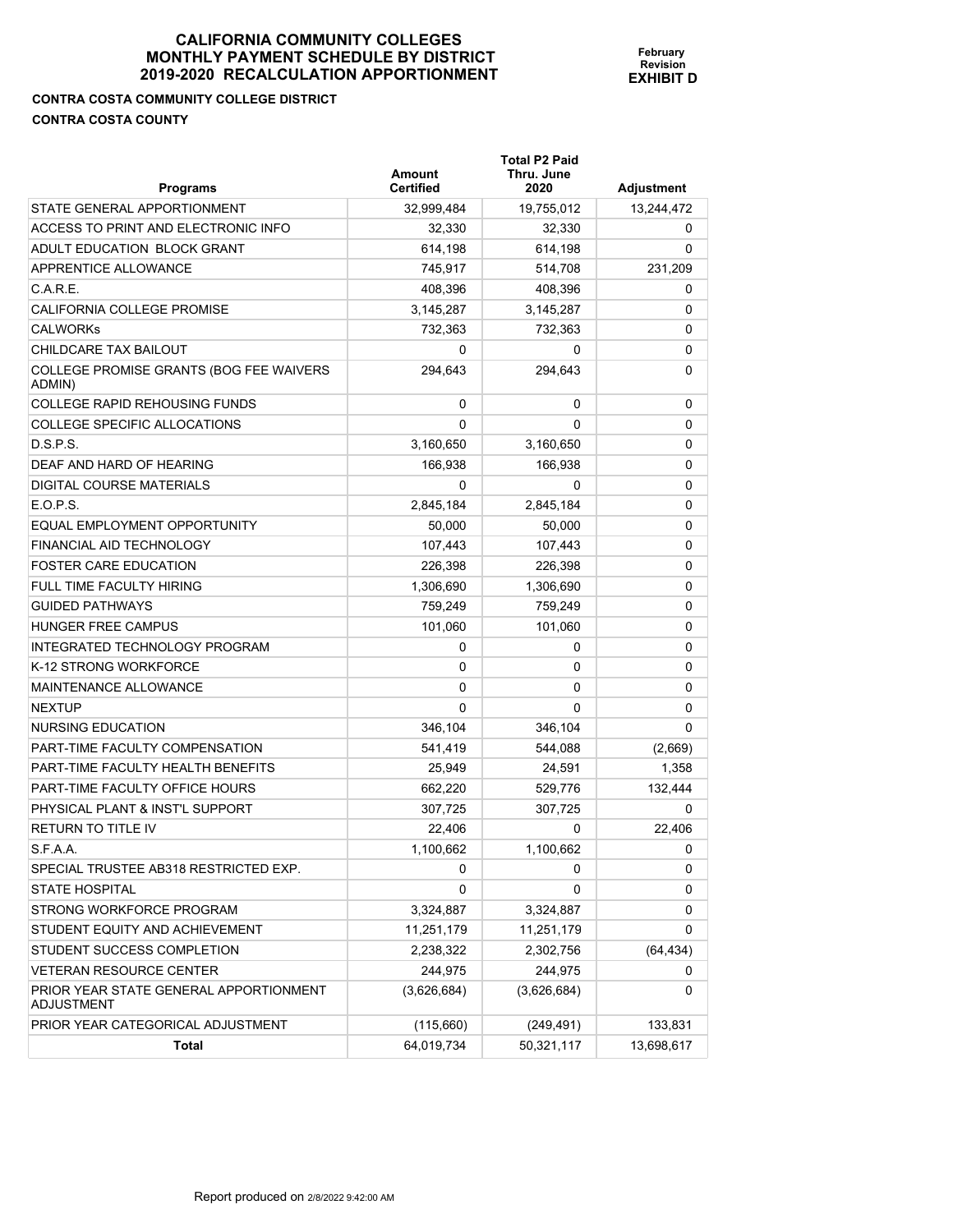# CALIFORNIA COMMUNITY COLLEGES
# MONTHLY PAYMENT SCHEDULE BY DISTRICT
# 2019-2020 RECALCULATION APPORTIONMENT

**February Revision**
**EXHIBIT D**

**CONTRA COSTA COMMUNITY COLLEGE DISTRICT**
**CONTRA COSTA COUNTY**

| Programs | Amount Certified | Total P2 Paid Thru. June 2020 | Adjustment |
|---|---|---|---|
| STATE GENERAL APPORTIONMENT | 32,999,484 | 19,755,012 | 13,244,472 |
| ACCESS TO PRINT AND ELECTRONIC INFO | 32,330 | 32,330 | 0 |
| ADULT EDUCATION BLOCK GRANT | 614,198 | 614,198 | 0 |
| APPRENTICE ALLOWANCE | 745,917 | 514,708 | 231,209 |
| C.A.R.E. | 408,396 | 408,396 | 0 |
| CALIFORNIA COLLEGE PROMISE | 3,145,287 | 3,145,287 | 0 |
| CALWORKs | 732,363 | 732,363 | 0 |
| CHILDCARE TAX BAILOUT | 0 | 0 | 0 |
| COLLEGE PROMISE GRANTS (BOG FEE WAIVERS ADMIN) | 294,643 | 294,643 | 0 |
| COLLEGE RAPID REHOUSING FUNDS | 0 | 0 | 0 |
| COLLEGE SPECIFIC ALLOCATIONS | 0 | 0 | 0 |
| D.S.P.S. | 3,160,650 | 3,160,650 | 0 |
| DEAF AND HARD OF HEARING | 166,938 | 166,938 | 0 |
| DIGITAL COURSE MATERIALS | 0 | 0 | 0 |
| E.O.P.S. | 2,845,184 | 2,845,184 | 0 |
| EQUAL EMPLOYMENT OPPORTUNITY | 50,000 | 50,000 | 0 |
| FINANCIAL AID TECHNOLOGY | 107,443 | 107,443 | 0 |
| FOSTER CARE EDUCATION | 226,398 | 226,398 | 0 |
| FULL TIME FACULTY HIRING | 1,306,690 | 1,306,690 | 0 |
| GUIDED PATHWAYS | 759,249 | 759,249 | 0 |
| HUNGER FREE CAMPUS | 101,060 | 101,060 | 0 |
| INTEGRATED TECHNOLOGY PROGRAM | 0 | 0 | 0 |
| K-12 STRONG WORKFORCE | 0 | 0 | 0 |
| MAINTENANCE ALLOWANCE | 0 | 0 | 0 |
| NEXTUP | 0 | 0 | 0 |
| NURSING EDUCATION | 346,104 | 346,104 | 0 |
| PART-TIME FACULTY COMPENSATION | 541,419 | 544,088 | (2,669) |
| PART-TIME FACULTY HEALTH BENEFITS | 25,949 | 24,591 | 1,358 |
| PART-TIME FACULTY OFFICE HOURS | 662,220 | 529,776 | 132,444 |
| PHYSICAL PLANT & INST'L SUPPORT | 307,725 | 307,725 | 0 |
| RETURN TO TITLE IV | 22,406 | 0 | 22,406 |
| S.F.A.A. | 1,100,662 | 1,100,662 | 0 |
| SPECIAL TRUSTEE AB318 RESTRICTED EXP. | 0 | 0 | 0 |
| STATE HOSPITAL | 0 | 0 | 0 |
| STRONG WORKFORCE PROGRAM | 3,324,887 | 3,324,887 | 0 |
| STUDENT EQUITY AND ACHIEVEMENT | 11,251,179 | 11,251,179 | 0 |
| STUDENT SUCCESS COMPLETION | 2,238,322 | 2,302,756 | (64,434) |
| VETERAN RESOURCE CENTER | 244,975 | 244,975 | 0 |
| PRIOR YEAR STATE GENERAL APPORTIONMENT ADJUSTMENT | (3,626,684) | (3,626,684) | 0 |
| PRIOR YEAR CATEGORICAL ADJUSTMENT | (115,660) | (249,491) | 133,831 |
| **Total** | 64,019,734 | 50,321,117 | 13,698,617 |

Report produced on 2/8/2022 9:42:00 AM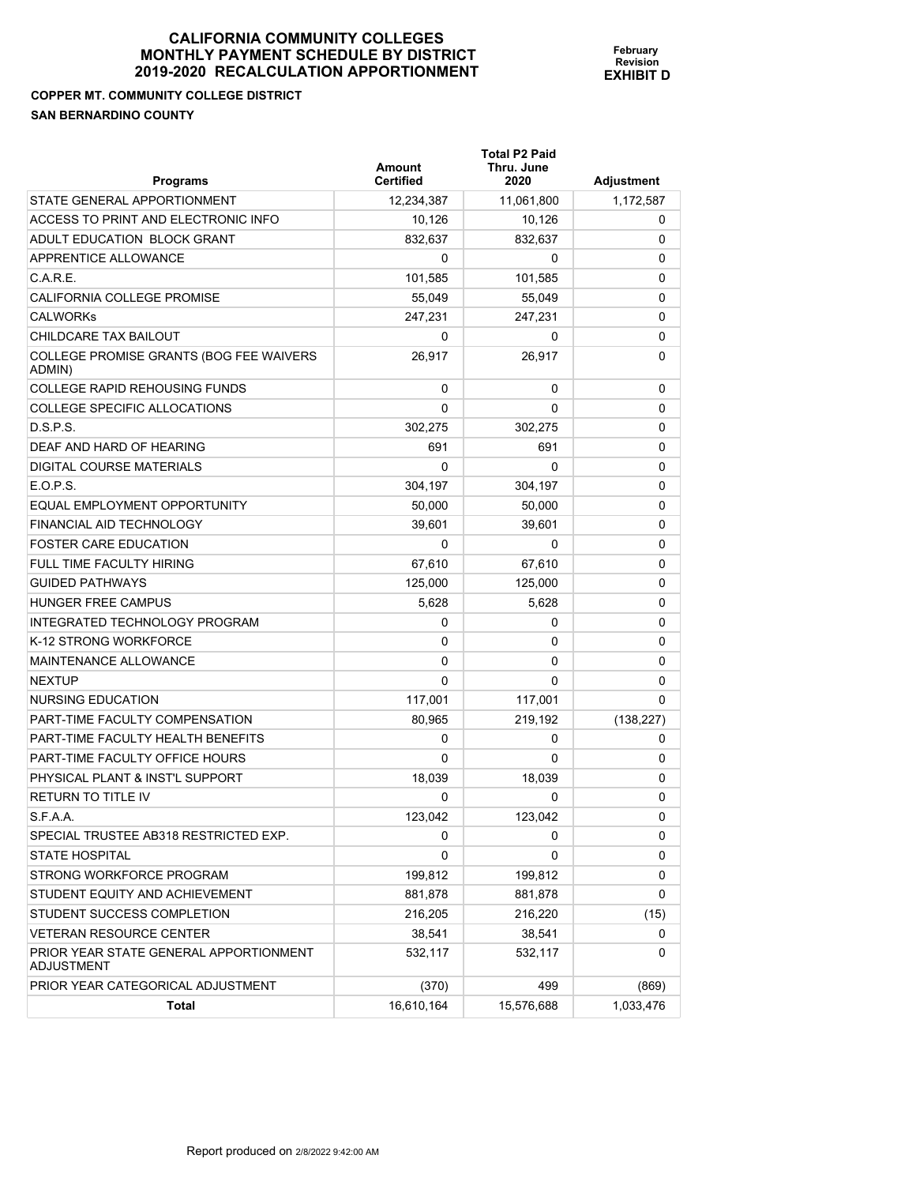# CALIFORNIA COMMUNITY COLLEGES
# MONTHLY PAYMENT SCHEDULE BY DISTRICT
# 2019-2020 RECALCULATION APPORTIONMENT

**February Revision**
**EXHIBIT D**

**COPPER MT. COMMUNITY COLLEGE DISTRICT**
**SAN BERNARDINO COUNTY**

| Programs | Amount Certified | Total P2 Paid Thru. June 2020 | Adjustment |
|---|---|---|---|
| STATE GENERAL APPORTIONMENT | 12,234,387 | 11,061,800 | 1,172,587 |
| ACCESS TO PRINT AND ELECTRONIC INFO | 10,126 | 10,126 | 0 |
| ADULT EDUCATION BLOCK GRANT | 832,637 | 832,637 | 0 |
| APPRENTICE ALLOWANCE | 0 | 0 | 0 |
| C.A.R.E. | 101,585 | 101,585 | 0 |
| CALIFORNIA COLLEGE PROMISE | 55,049 | 55,049 | 0 |
| CALWORKs | 247,231 | 247,231 | 0 |
| CHILDCARE TAX BAILOUT | 0 | 0 | 0 |
| COLLEGE PROMISE GRANTS (BOG FEE WAIVERS ADMIN) | 26,917 | 26,917 | 0 |
| COLLEGE RAPID REHOUSING FUNDS | 0 | 0 | 0 |
| COLLEGE SPECIFIC ALLOCATIONS | 0 | 0 | 0 |
| D.S.P.S. | 302,275 | 302,275 | 0 |
| DEAF AND HARD OF HEARING | 691 | 691 | 0 |
| DIGITAL COURSE MATERIALS | 0 | 0 | 0 |
| E.O.P.S. | 304,197 | 304,197 | 0 |
| EQUAL EMPLOYMENT OPPORTUNITY | 50,000 | 50,000 | 0 |
| FINANCIAL AID TECHNOLOGY | 39,601 | 39,601 | 0 |
| FOSTER CARE EDUCATION | 0 | 0 | 0 |
| FULL TIME FACULTY HIRING | 67,610 | 67,610 | 0 |
| GUIDED PATHWAYS | 125,000 | 125,000 | 0 |
| HUNGER FREE CAMPUS | 5,628 | 5,628 | 0 |
| INTEGRATED TECHNOLOGY PROGRAM | 0 | 0 | 0 |
| K-12 STRONG WORKFORCE | 0 | 0 | 0 |
| MAINTENANCE ALLOWANCE | 0 | 0 | 0 |
| NEXTUP | 0 | 0 | 0 |
| NURSING EDUCATION | 117,001 | 117,001 | 0 |
| PART-TIME FACULTY COMPENSATION | 80,965 | 219,192 | (138,227) |
| PART-TIME FACULTY HEALTH BENEFITS | 0 | 0 | 0 |
| PART-TIME FACULTY OFFICE HOURS | 0 | 0 | 0 |
| PHYSICAL PLANT & INST'L SUPPORT | 18,039 | 18,039 | 0 |
| RETURN TO TITLE IV | 0 | 0 | 0 |
| S.F.A.A. | 123,042 | 123,042 | 0 |
| SPECIAL TRUSTEE AB318 RESTRICTED EXP. | 0 | 0 | 0 |
| STATE HOSPITAL | 0 | 0 | 0 |
| STRONG WORKFORCE PROGRAM | 199,812 | 199,812 | 0 |
| STUDENT EQUITY AND ACHIEVEMENT | 881,878 | 881,878 | 0 |
| STUDENT SUCCESS COMPLETION | 216,205 | 216,220 | (15) |
| VETERAN RESOURCE CENTER | 38,541 | 38,541 | 0 |
| PRIOR YEAR STATE GENERAL APPORTIONMENT ADJUSTMENT | 532,117 | 532,117 | 0 |
| PRIOR YEAR CATEGORICAL ADJUSTMENT | (370) | 499 | (869) |
| **Total** | 16,610,164 | 15,576,688 | 1,033,476 |

Report produced on 2/8/2022 9:42:00 AM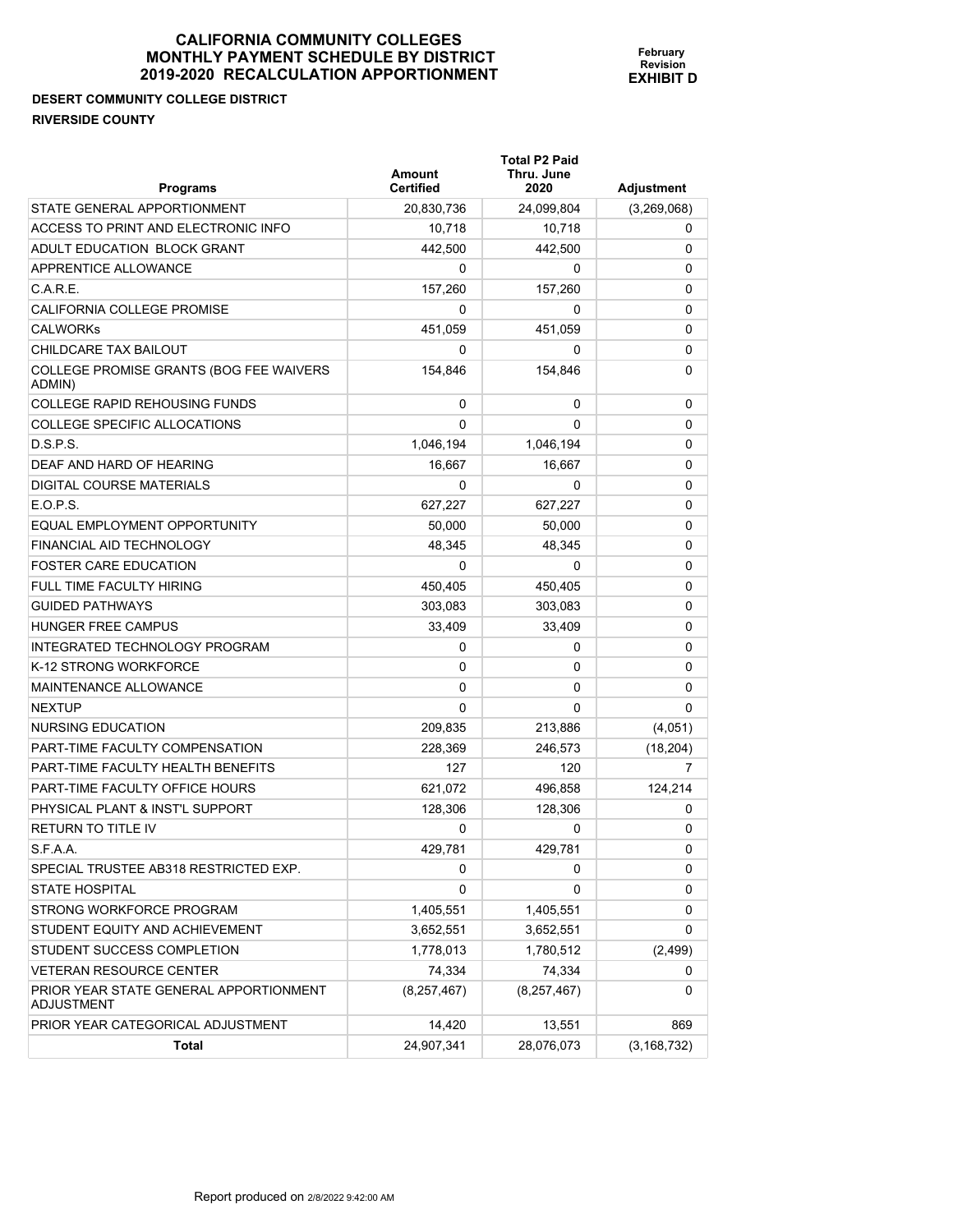# CALIFORNIA COMMUNITY COLLEGES
# MONTHLY PAYMENT SCHEDULE BY DISTRICT
# 2019-2020 RECALCULATION APPORTIONMENT

**February Revision**
**EXHIBIT D**

**DESERT COMMUNITY COLLEGE DISTRICT**
**RIVERSIDE COUNTY**

| Programs | Amount Certified | Total P2 Paid Thru. June 2020 | Adjustment |
|---|---|---|---|
| STATE GENERAL APPORTIONMENT | 20,830,736 | 24,099,804 | (3,269,068) |
| ACCESS TO PRINT AND ELECTRONIC INFO | 10,718 | 10,718 | 0 |
| ADULT EDUCATION BLOCK GRANT | 442,500 | 442,500 | 0 |
| APPRENTICE ALLOWANCE | 0 | 0 | 0 |
| C.A.R.E. | 157,260 | 157,260 | 0 |
| CALIFORNIA COLLEGE PROMISE | 0 | 0 | 0 |
| CALWORKs | 451,059 | 451,059 | 0 |
| CHILDCARE TAX BAILOUT | 0 | 0 | 0 |
| COLLEGE PROMISE GRANTS (BOG FEE WAIVERS ADMIN) | 154,846 | 154,846 | 0 |
| COLLEGE RAPID REHOUSING FUNDS | 0 | 0 | 0 |
| COLLEGE SPECIFIC ALLOCATIONS | 0 | 0 | 0 |
| D.S.P.S. | 1,046,194 | 1,046,194 | 0 |
| DEAF AND HARD OF HEARING | 16,667 | 16,667 | 0 |
| DIGITAL COURSE MATERIALS | 0 | 0 | 0 |
| E.O.P.S. | 627,227 | 627,227 | 0 |
| EQUAL EMPLOYMENT OPPORTUNITY | 50,000 | 50,000 | 0 |
| FINANCIAL AID TECHNOLOGY | 48,345 | 48,345 | 0 |
| FOSTER CARE EDUCATION | 0 | 0 | 0 |
| FULL TIME FACULTY HIRING | 450,405 | 450,405 | 0 |
| GUIDED PATHWAYS | 303,083 | 303,083 | 0 |
| HUNGER FREE CAMPUS | 33,409 | 33,409 | 0 |
| INTEGRATED TECHNOLOGY PROGRAM | 0 | 0 | 0 |
| K-12 STRONG WORKFORCE | 0 | 0 | 0 |
| MAINTENANCE ALLOWANCE | 0 | 0 | 0 |
| NEXTUP | 0 | 0 | 0 |
| NURSING EDUCATION | 209,835 | 213,886 | (4,051) |
| PART-TIME FACULTY COMPENSATION | 228,369 | 246,573 | (18,204) |
| PART-TIME FACULTY HEALTH BENEFITS | 127 | 120 | 7 |
| PART-TIME FACULTY OFFICE HOURS | 621,072 | 496,858 | 124,214 |
| PHYSICAL PLANT & INST'L SUPPORT | 128,306 | 128,306 | 0 |
| RETURN TO TITLE IV | 0 | 0 | 0 |
| S.F.A.A. | 429,781 | 429,781 | 0 |
| SPECIAL TRUSTEE AB318 RESTRICTED EXP. | 0 | 0 | 0 |
| STATE HOSPITAL | 0 | 0 | 0 |
| STRONG WORKFORCE PROGRAM | 1,405,551 | 1,405,551 | 0 |
| STUDENT EQUITY AND ACHIEVEMENT | 3,652,551 | 3,652,551 | 0 |
| STUDENT SUCCESS COMPLETION | 1,778,013 | 1,780,512 | (2,499) |
| VETERAN RESOURCE CENTER | 74,334 | 74,334 | 0 |
| PRIOR YEAR STATE GENERAL APPORTIONMENT ADJUSTMENT | (8,257,467) | (8,257,467) | 0 |
| PRIOR YEAR CATEGORICAL ADJUSTMENT | 14,420 | 13,551 | 869 |
| **Total** | 24,907,341 | 28,076,073 | (3,168,732) |

Report produced on 2/8/2022 9:42:00 AM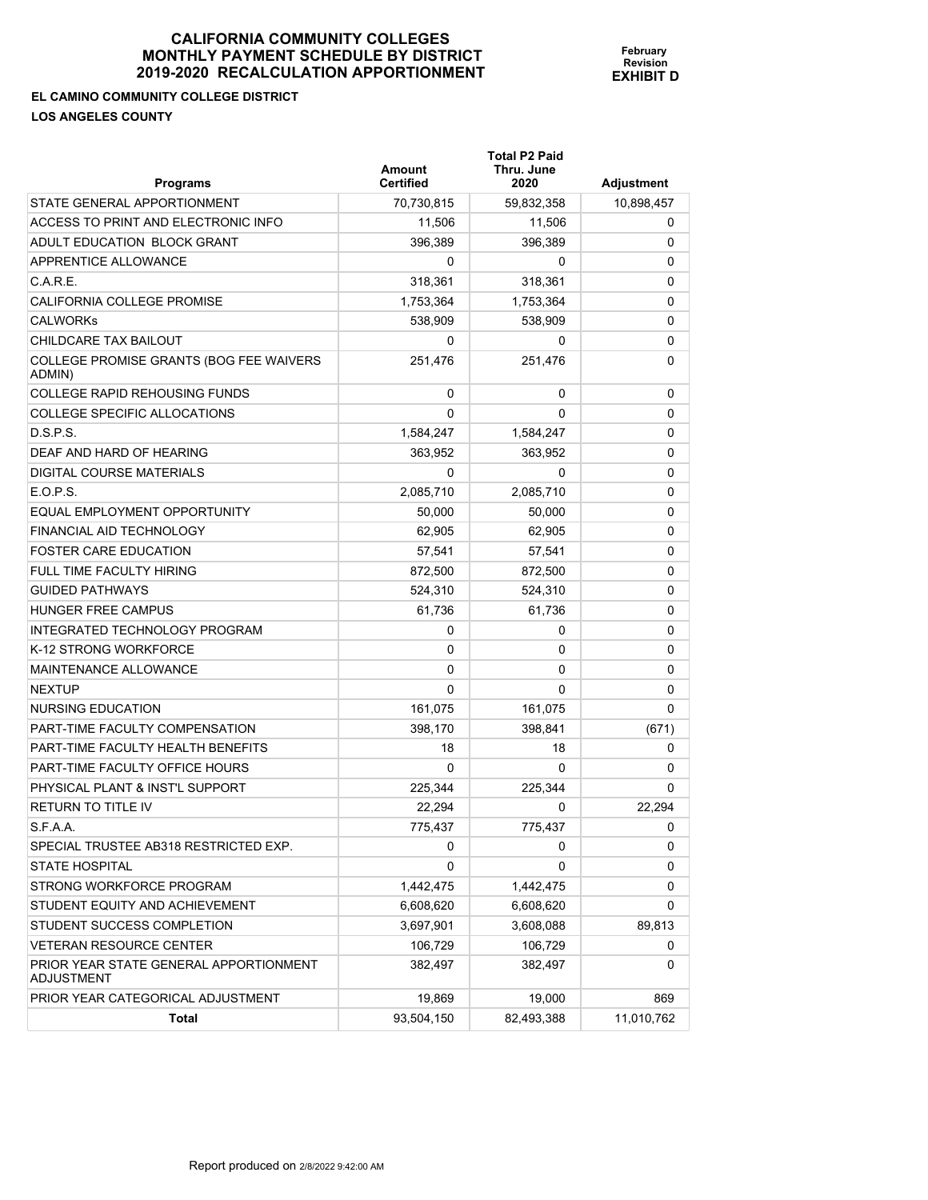# CALIFORNIA COMMUNITY COLLEGES MONTHLY PAYMENT SCHEDULE BY DISTRICT 2019-2020 RECALCULATION APPORTIONMENT

**February Revision**
**EXHIBIT D**

**EL CAMINO COMMUNITY COLLEGE DISTRICT**
**LOS ANGELES COUNTY**

| Programs | Amount Certified | Total P2 Paid Thru. June 2020 | Adjustment |
|---|---|---|---|
| STATE GENERAL APPORTIONMENT | 70,730,815 | 59,832,358 | 10,898,457 |
| ACCESS TO PRINT AND ELECTRONIC INFO | 11,506 | 11,506 | 0 |
| ADULT EDUCATION BLOCK GRANT | 396,389 | 396,389 | 0 |
| APPRENTICE ALLOWANCE | 0 | 0 | 0 |
| C.A.R.E. | 318,361 | 318,361 | 0 |
| CALIFORNIA COLLEGE PROMISE | 1,753,364 | 1,753,364 | 0 |
| CALWORKs | 538,909 | 538,909 | 0 |
| CHILDCARE TAX BAILOUT | 0 | 0 | 0 |
| COLLEGE PROMISE GRANTS (BOG FEE WAIVERS ADMIN) | 251,476 | 251,476 | 0 |
| COLLEGE RAPID REHOUSING FUNDS | 0 | 0 | 0 |
| COLLEGE SPECIFIC ALLOCATIONS | 0 | 0 | 0 |
| D.S.P.S. | 1,584,247 | 1,584,247 | 0 |
| DEAF AND HARD OF HEARING | 363,952 | 363,952 | 0 |
| DIGITAL COURSE MATERIALS | 0 | 0 | 0 |
| E.O.P.S. | 2,085,710 | 2,085,710 | 0 |
| EQUAL EMPLOYMENT OPPORTUNITY | 50,000 | 50,000 | 0 |
| FINANCIAL AID TECHNOLOGY | 62,905 | 62,905 | 0 |
| FOSTER CARE EDUCATION | 57,541 | 57,541 | 0 |
| FULL TIME FACULTY HIRING | 872,500 | 872,500 | 0 |
| GUIDED PATHWAYS | 524,310 | 524,310 | 0 |
| HUNGER FREE CAMPUS | 61,736 | 61,736 | 0 |
| INTEGRATED TECHNOLOGY PROGRAM | 0 | 0 | 0 |
| K-12 STRONG WORKFORCE | 0 | 0 | 0 |
| MAINTENANCE ALLOWANCE | 0 | 0 | 0 |
| NEXTUP | 0 | 0 | 0 |
| NURSING EDUCATION | 161,075 | 161,075 | 0 |
| PART-TIME FACULTY COMPENSATION | 398,170 | 398,841 | (671) |
| PART-TIME FACULTY HEALTH BENEFITS | 18 | 18 | 0 |
| PART-TIME FACULTY OFFICE HOURS | 0 | 0 | 0 |
| PHYSICAL PLANT & INST'L SUPPORT | 225,344 | 225,344 | 0 |
| RETURN TO TITLE IV | 22,294 | 0 | 22,294 |
| S.F.A.A. | 775,437 | 775,437 | 0 |
| SPECIAL TRUSTEE AB318 RESTRICTED EXP. | 0 | 0 | 0 |
| STATE HOSPITAL | 0 | 0 | 0 |
| STRONG WORKFORCE PROGRAM | 1,442,475 | 1,442,475 | 0 |
| STUDENT EQUITY AND ACHIEVEMENT | 6,608,620 | 6,608,620 | 0 |
| STUDENT SUCCESS COMPLETION | 3,697,901 | 3,608,088 | 89,813 |
| VETERAN RESOURCE CENTER | 106,729 | 106,729 | 0 |
| PRIOR YEAR STATE GENERAL APPORTIONMENT ADJUSTMENT | 382,497 | 382,497 | 0 |
| PRIOR YEAR CATEGORICAL ADJUSTMENT | 19,869 | 19,000 | 869 |
| **Total** | 93,504,150 | 82,493,388 | 11,010,762 |

Report produced on 2/8/2022 9:42:00 AM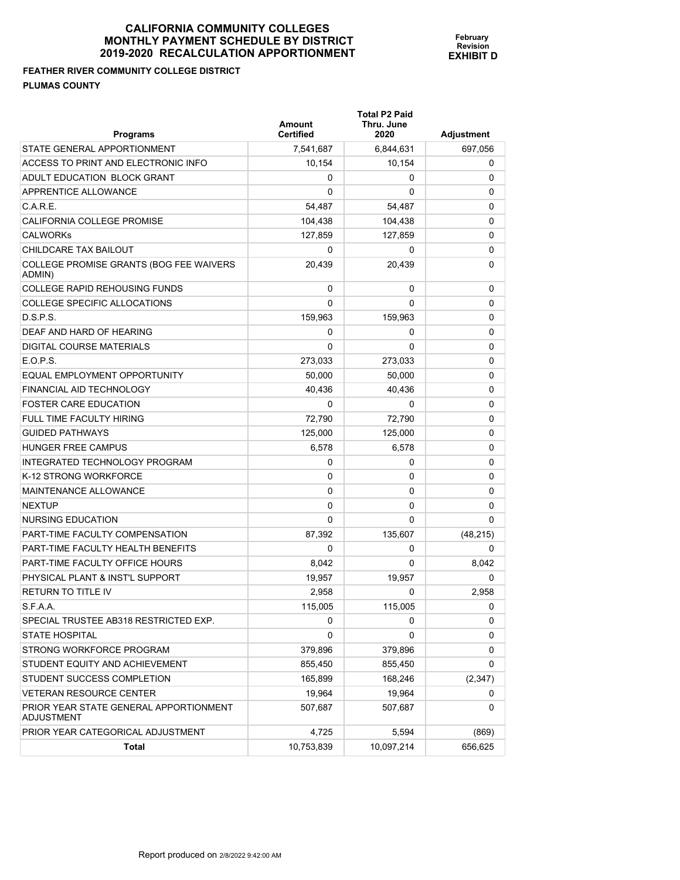# CALIFORNIA COMMUNITY COLLEGES
# MONTHLY PAYMENT SCHEDULE BY DISTRICT
# 2019-2020 RECALCULATION APPORTIONMENT

**February Revision**
**EXHIBIT D**

**FEATHER RIVER COMMUNITY COLLEGE DISTRICT**
**PLUMAS COUNTY**

| Programs | Amount Certified | Total P2 Paid Thru. June 2020 | Adjustment |
|---|---|---|---|
| STATE GENERAL APPORTIONMENT | 7,541,687 | 6,844,631 | 697,056 |
| ACCESS TO PRINT AND ELECTRONIC INFO | 10,154 | 10,154 | 0 |
| ADULT EDUCATION BLOCK GRANT | 0 | 0 | 0 |
| APPRENTICE ALLOWANCE | 0 | 0 | 0 |
| C.A.R.E. | 54,487 | 54,487 | 0 |
| CALIFORNIA COLLEGE PROMISE | 104,438 | 104,438 | 0 |
| CALWORKs | 127,859 | 127,859 | 0 |
| CHILDCARE TAX BAILOUT | 0 | 0 | 0 |
| COLLEGE PROMISE GRANTS (BOG FEE WAIVERS ADMIN) | 20,439 | 20,439 | 0 |
| COLLEGE RAPID REHOUSING FUNDS | 0 | 0 | 0 |
| COLLEGE SPECIFIC ALLOCATIONS | 0 | 0 | 0 |
| D.S.P.S. | 159,963 | 159,963 | 0 |
| DEAF AND HARD OF HEARING | 0 | 0 | 0 |
| DIGITAL COURSE MATERIALS | 0 | 0 | 0 |
| E.O.P.S. | 273,033 | 273,033 | 0 |
| EQUAL EMPLOYMENT OPPORTUNITY | 50,000 | 50,000 | 0 |
| FINANCIAL AID TECHNOLOGY | 40,436 | 40,436 | 0 |
| FOSTER CARE EDUCATION | 0 | 0 | 0 |
| FULL TIME FACULTY HIRING | 72,790 | 72,790 | 0 |
| GUIDED PATHWAYS | 125,000 | 125,000 | 0 |
| HUNGER FREE CAMPUS | 6,578 | 6,578 | 0 |
| INTEGRATED TECHNOLOGY PROGRAM | 0 | 0 | 0 |
| K-12 STRONG WORKFORCE | 0 | 0 | 0 |
| MAINTENANCE ALLOWANCE | 0 | 0 | 0 |
| NEXTUP | 0 | 0 | 0 |
| NURSING EDUCATION | 0 | 0 | 0 |
| PART-TIME FACULTY COMPENSATION | 87,392 | 135,607 | (48,215) |
| PART-TIME FACULTY HEALTH BENEFITS | 0 | 0 | 0 |
| PART-TIME FACULTY OFFICE HOURS | 8,042 | 0 | 8,042 |
| PHYSICAL PLANT & INST'L SUPPORT | 19,957 | 19,957 | 0 |
| RETURN TO TITLE IV | 2,958 | 0 | 2,958 |
| S.F.A.A. | 115,005 | 115,005 | 0 |
| SPECIAL TRUSTEE AB318 RESTRICTED EXP. | 0 | 0 | 0 |
| STATE HOSPITAL | 0 | 0 | 0 |
| STRONG WORKFORCE PROGRAM | 379,896 | 379,896 | 0 |
| STUDENT EQUITY AND ACHIEVEMENT | 855,450 | 855,450 | 0 |
| STUDENT SUCCESS COMPLETION | 165,899 | 168,246 | (2,347) |
| VETERAN RESOURCE CENTER | 19,964 | 19,964 | 0 |
| PRIOR YEAR STATE GENERAL APPORTIONMENT ADJUSTMENT | 507,687 | 507,687 | 0 |
| PRIOR YEAR CATEGORICAL ADJUSTMENT | 4,725 | 5,594 | (869) |
| **Total** | 10,753,839 | 10,097,214 | 656,625 |

Report produced on 2/8/2022 9:42:00 AM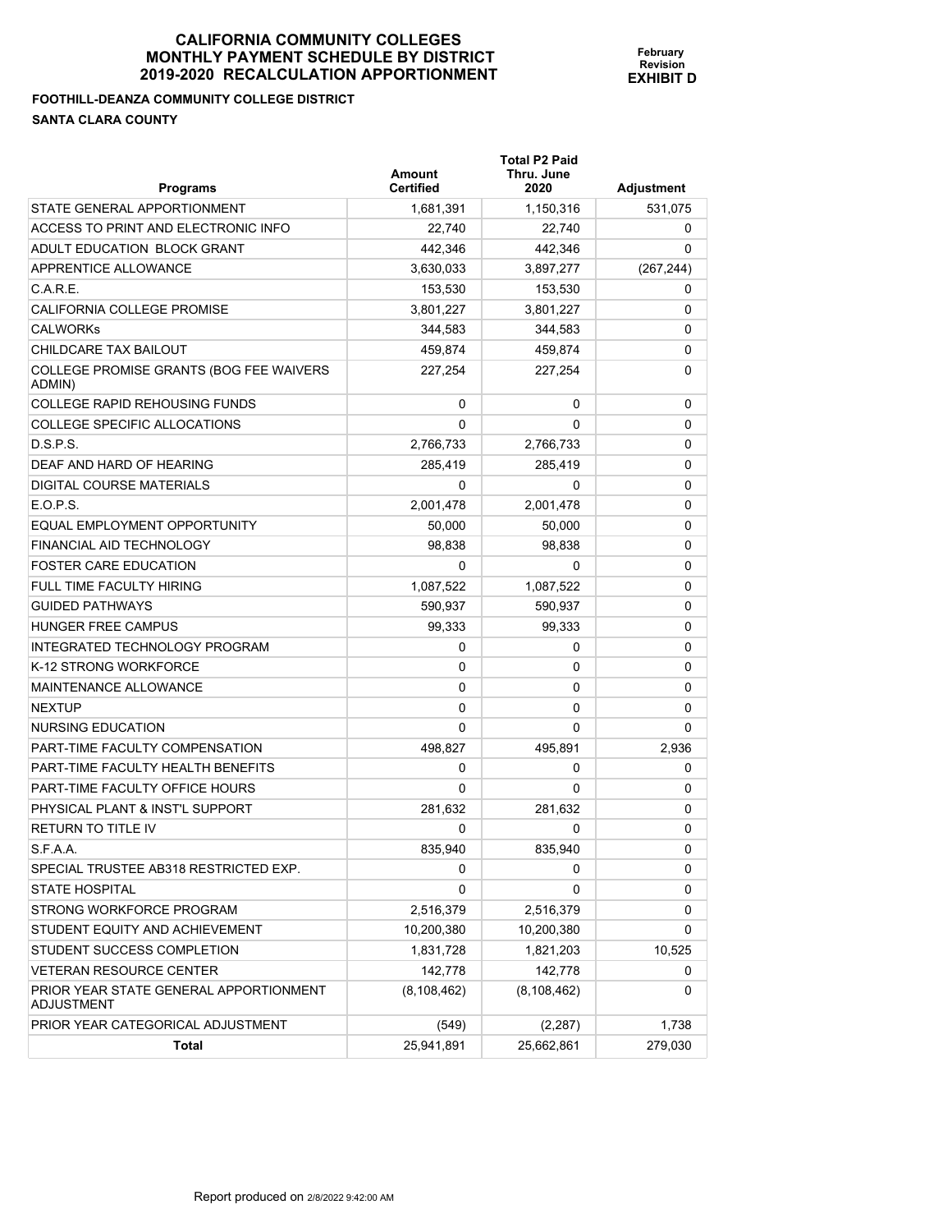# CALIFORNIA COMMUNITY COLLEGES MONTHLY PAYMENT SCHEDULE BY DISTRICT 2019-2020 RECALCULATION APPORTIONMENT

**February Revision**
**EXHIBIT D**

**FOOTHILL-DEANZA COMMUNITY COLLEGE DISTRICT**
**SANTA CLARA COUNTY**

| Programs | Amount Certified | Total P2 Paid Thru. June 2020 | Adjustment |
|---|---|---|---|
| STATE GENERAL APPORTIONMENT | 1,681,391 | 1,150,316 | 531,075 |
| ACCESS TO PRINT AND ELECTRONIC INFO | 22,740 | 22,740 | 0 |
| ADULT EDUCATION BLOCK GRANT | 442,346 | 442,346 | 0 |
| APPRENTICE ALLOWANCE | 3,630,033 | 3,897,277 | (267,244) |
| C.A.R.E. | 153,530 | 153,530 | 0 |
| CALIFORNIA COLLEGE PROMISE | 3,801,227 | 3,801,227 | 0 |
| CALWORKs | 344,583 | 344,583 | 0 |
| CHILDCARE TAX BAILOUT | 459,874 | 459,874 | 0 |
| COLLEGE PROMISE GRANTS (BOG FEE WAIVERS ADMIN) | 227,254 | 227,254 | 0 |
| COLLEGE RAPID REHOUSING FUNDS | 0 | 0 | 0 |
| COLLEGE SPECIFIC ALLOCATIONS | 0 | 0 | 0 |
| D.S.P.S. | 2,766,733 | 2,766,733 | 0 |
| DEAF AND HARD OF HEARING | 285,419 | 285,419 | 0 |
| DIGITAL COURSE MATERIALS | 0 | 0 | 0 |
| E.O.P.S. | 2,001,478 | 2,001,478 | 0 |
| EQUAL EMPLOYMENT OPPORTUNITY | 50,000 | 50,000 | 0 |
| FINANCIAL AID TECHNOLOGY | 98,838 | 98,838 | 0 |
| FOSTER CARE EDUCATION | 0 | 0 | 0 |
| FULL TIME FACULTY HIRING | 1,087,522 | 1,087,522 | 0 |
| GUIDED PATHWAYS | 590,937 | 590,937 | 0 |
| HUNGER FREE CAMPUS | 99,333 | 99,333 | 0 |
| INTEGRATED TECHNOLOGY PROGRAM | 0 | 0 | 0 |
| K-12 STRONG WORKFORCE | 0 | 0 | 0 |
| MAINTENANCE ALLOWANCE | 0 | 0 | 0 |
| NEXTUP | 0 | 0 | 0 |
| NURSING EDUCATION | 0 | 0 | 0 |
| PART-TIME FACULTY COMPENSATION | 498,827 | 495,891 | 2,936 |
| PART-TIME FACULTY HEALTH BENEFITS | 0 | 0 | 0 |
| PART-TIME FACULTY OFFICE HOURS | 0 | 0 | 0 |
| PHYSICAL PLANT & INST'L SUPPORT | 281,632 | 281,632 | 0 |
| RETURN TO TITLE IV | 0 | 0 | 0 |
| S.F.A.A. | 835,940 | 835,940 | 0 |
| SPECIAL TRUSTEE AB318 RESTRICTED EXP. | 0 | 0 | 0 |
| STATE HOSPITAL | 0 | 0 | 0 |
| STRONG WORKFORCE PROGRAM | 2,516,379 | 2,516,379 | 0 |
| STUDENT EQUITY AND ACHIEVEMENT | 10,200,380 | 10,200,380 | 0 |
| STUDENT SUCCESS COMPLETION | 1,831,728 | 1,821,203 | 10,525 |
| VETERAN RESOURCE CENTER | 142,778 | 142,778 | 0 |
| PRIOR YEAR STATE GENERAL APPORTIONMENT ADJUSTMENT | (8,108,462) | (8,108,462) | 0 |
| PRIOR YEAR CATEGORICAL ADJUSTMENT | (549) | (2,287) | 1,738 |
| **Total** | 25,941,891 | 25,662,861 | 279,030 |

Report produced on 2/8/2022 9:42:00 AM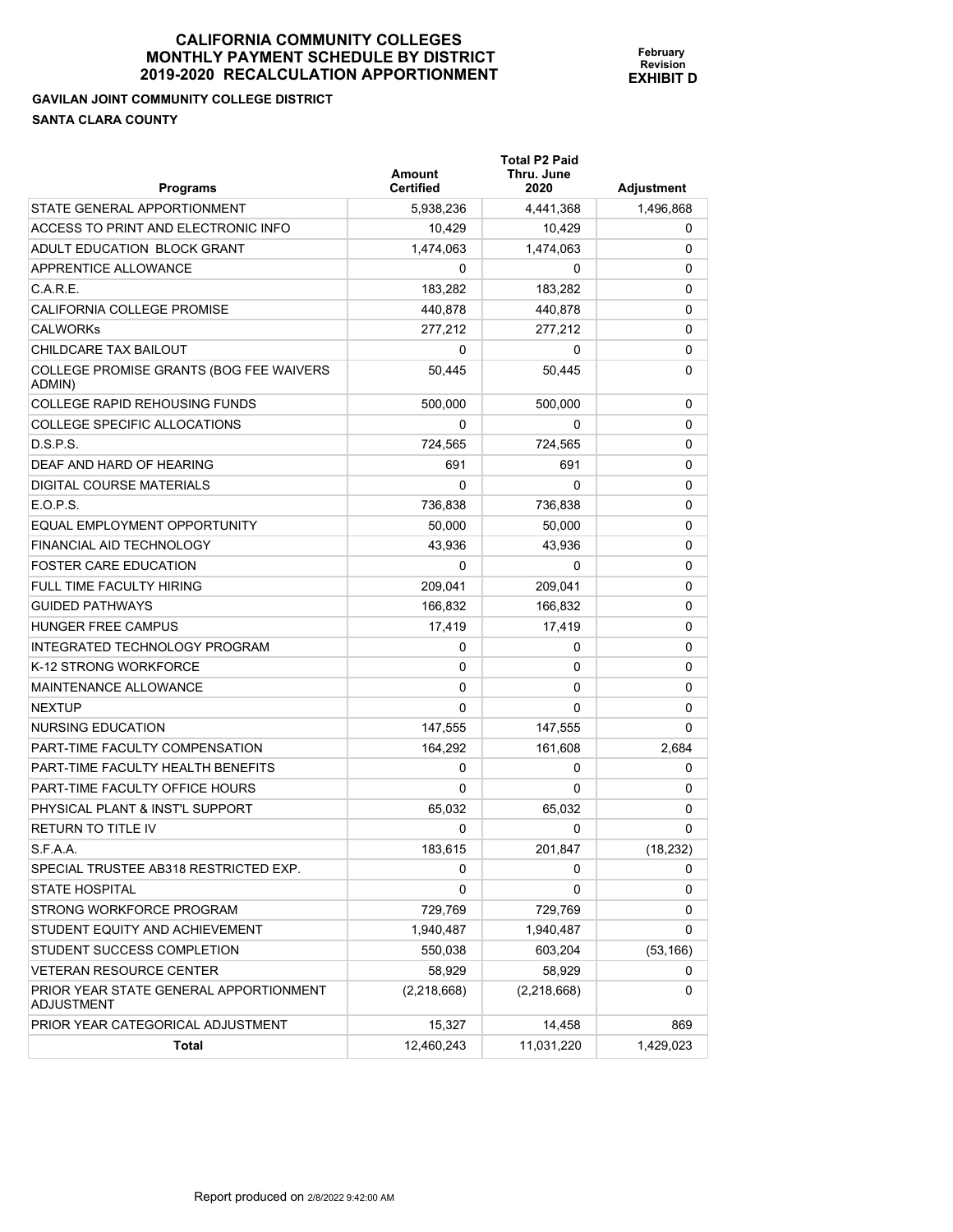# CALIFORNIA COMMUNITY COLLEGES
# MONTHLY PAYMENT SCHEDULE BY DISTRICT
# 2019-2020 RECALCULATION APPORTIONMENT

**February Revision**
**EXHIBIT D**

**GAVILAN JOINT COMMUNITY COLLEGE DISTRICT**

**SANTA CLARA COUNTY**

| Programs | Amount Certified | Total P2 Paid Thru. June 2020 | Adjustment |
|---|---|---|---|
| STATE GENERAL APPORTIONMENT | 5,938,236 | 4,441,368 | 1,496,868 |
| ACCESS TO PRINT AND ELECTRONIC INFO | 10,429 | 10,429 | 0 |
| ADULT EDUCATION BLOCK GRANT | 1,474,063 | 1,474,063 | 0 |
| APPRENTICE ALLOWANCE | 0 | 0 | 0 |
| C.A.R.E. | 183,282 | 183,282 | 0 |
| CALIFORNIA COLLEGE PROMISE | 440,878 | 440,878 | 0 |
| CALWORKs | 277,212 | 277,212 | 0 |
| CHILDCARE TAX BAILOUT | 0 | 0 | 0 |
| COLLEGE PROMISE GRANTS (BOG FEE WAIVERS ADMIN) | 50,445 | 50,445 | 0 |
| COLLEGE RAPID REHOUSING FUNDS | 500,000 | 500,000 | 0 |
| COLLEGE SPECIFIC ALLOCATIONS | 0 | 0 | 0 |
| D.S.P.S. | 724,565 | 724,565 | 0 |
| DEAF AND HARD OF HEARING | 691 | 691 | 0 |
| DIGITAL COURSE MATERIALS | 0 | 0 | 0 |
| E.O.P.S. | 736,838 | 736,838 | 0 |
| EQUAL EMPLOYMENT OPPORTUNITY | 50,000 | 50,000 | 0 |
| FINANCIAL AID TECHNOLOGY | 43,936 | 43,936 | 0 |
| FOSTER CARE EDUCATION | 0 | 0 | 0 |
| FULL TIME FACULTY HIRING | 209,041 | 209,041 | 0 |
| GUIDED PATHWAYS | 166,832 | 166,832 | 0 |
| HUNGER FREE CAMPUS | 17,419 | 17,419 | 0 |
| INTEGRATED TECHNOLOGY PROGRAM | 0 | 0 | 0 |
| K-12 STRONG WORKFORCE | 0 | 0 | 0 |
| MAINTENANCE ALLOWANCE | 0 | 0 | 0 |
| NEXTUP | 0 | 0 | 0 |
| NURSING EDUCATION | 147,555 | 147,555 | 0 |
| PART-TIME FACULTY COMPENSATION | 164,292 | 161,608 | 2,684 |
| PART-TIME FACULTY HEALTH BENEFITS | 0 | 0 | 0 |
| PART-TIME FACULTY OFFICE HOURS | 0 | 0 | 0 |
| PHYSICAL PLANT & INST'L SUPPORT | 65,032 | 65,032 | 0 |
| RETURN TO TITLE IV | 0 | 0 | 0 |
| S.F.A.A. | 183,615 | 201,847 | (18,232) |
| SPECIAL TRUSTEE AB318 RESTRICTED EXP. | 0 | 0 | 0 |
| STATE HOSPITAL | 0 | 0 | 0 |
| STRONG WORKFORCE PROGRAM | 729,769 | 729,769 | 0 |
| STUDENT EQUITY AND ACHIEVEMENT | 1,940,487 | 1,940,487 | 0 |
| STUDENT SUCCESS COMPLETION | 550,038 | 603,204 | (53,166) |
| VETERAN RESOURCE CENTER | 58,929 | 58,929 | 0 |
| PRIOR YEAR STATE GENERAL APPORTIONMENT ADJUSTMENT | (2,218,668) | (2,218,668) | 0 |
| PRIOR YEAR CATEGORICAL ADJUSTMENT | 15,327 | 14,458 | 869 |
| **Total** | 12,460,243 | 11,031,220 | 1,429,023 |

Report produced on 2/8/2022 9:42:00 AM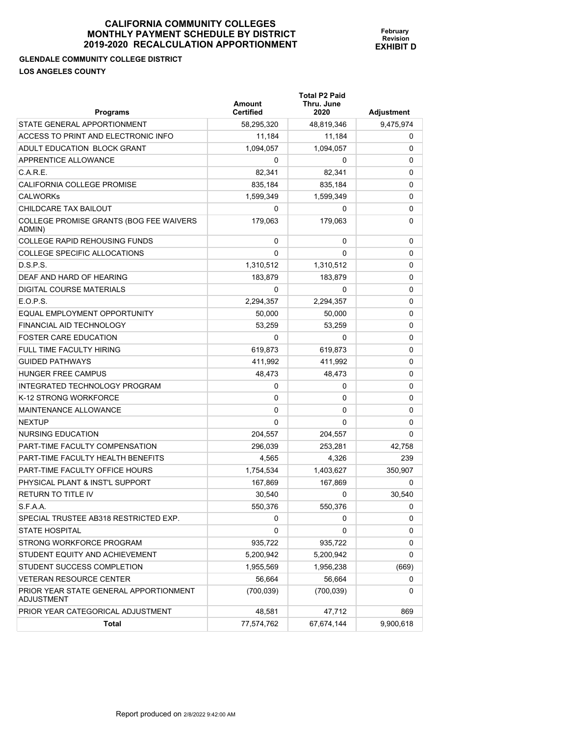# CALIFORNIA COMMUNITY COLLEGES
# MONTHLY PAYMENT SCHEDULE BY DISTRICT
# 2019-2020 RECALCULATION APPORTIONMENT

**February Revision**
**EXHIBIT D**

**GLENDALE COMMUNITY COLLEGE DISTRICT**

**LOS ANGELES COUNTY**

| Programs | Amount Certified | Total P2 Paid Thru. June 2020 | Adjustment |
|---|---|---|---|
| STATE GENERAL APPORTIONMENT | 58,295,320 | 48,819,346 | 9,475,974 |
| ACCESS TO PRINT AND ELECTRONIC INFO | 11,184 | 11,184 | 0 |
| ADULT EDUCATION BLOCK GRANT | 1,094,057 | 1,094,057 | 0 |
| APPRENTICE ALLOWANCE | 0 | 0 | 0 |
| C.A.R.E. | 82,341 | 82,341 | 0 |
| CALIFORNIA COLLEGE PROMISE | 835,184 | 835,184 | 0 |
| CALWORKs | 1,599,349 | 1,599,349 | 0 |
| CHILDCARE TAX BAILOUT | 0 | 0 | 0 |
| COLLEGE PROMISE GRANTS (BOG FEE WAIVERS ADMIN) | 179,063 | 179,063 | 0 |
| COLLEGE RAPID REHOUSING FUNDS | 0 | 0 | 0 |
| COLLEGE SPECIFIC ALLOCATIONS | 0 | 0 | 0 |
| D.S.P.S. | 1,310,512 | 1,310,512 | 0 |
| DEAF AND HARD OF HEARING | 183,879 | 183,879 | 0 |
| DIGITAL COURSE MATERIALS | 0 | 0 | 0 |
| E.O.P.S. | 2,294,357 | 2,294,357 | 0 |
| EQUAL EMPLOYMENT OPPORTUNITY | 50,000 | 50,000 | 0 |
| FINANCIAL AID TECHNOLOGY | 53,259 | 53,259 | 0 |
| FOSTER CARE EDUCATION | 0 | 0 | 0 |
| FULL TIME FACULTY HIRING | 619,873 | 619,873 | 0 |
| GUIDED PATHWAYS | 411,992 | 411,992 | 0 |
| HUNGER FREE CAMPUS | 48,473 | 48,473 | 0 |
| INTEGRATED TECHNOLOGY PROGRAM | 0 | 0 | 0 |
| K-12 STRONG WORKFORCE | 0 | 0 | 0 |
| MAINTENANCE ALLOWANCE | 0 | 0 | 0 |
| NEXTUP | 0 | 0 | 0 |
| NURSING EDUCATION | 204,557 | 204,557 | 0 |
| PART-TIME FACULTY COMPENSATION | 296,039 | 253,281 | 42,758 |
| PART-TIME FACULTY HEALTH BENEFITS | 4,565 | 4,326 | 239 |
| PART-TIME FACULTY OFFICE HOURS | 1,754,534 | 1,403,627 | 350,907 |
| PHYSICAL PLANT & INST'L SUPPORT | 167,869 | 167,869 | 0 |
| RETURN TO TITLE IV | 30,540 | 0 | 30,540 |
| S.F.A.A. | 550,376 | 550,376 | 0 |
| SPECIAL TRUSTEE AB318 RESTRICTED EXP. | 0 | 0 | 0 |
| STATE HOSPITAL | 0 | 0 | 0 |
| STRONG WORKFORCE PROGRAM | 935,722 | 935,722 | 0 |
| STUDENT EQUITY AND ACHIEVEMENT | 5,200,942 | 5,200,942 | 0 |
| STUDENT SUCCESS COMPLETION | 1,955,569 | 1,956,238 | (669) |
| VETERAN RESOURCE CENTER | 56,664 | 56,664 | 0 |
| PRIOR YEAR STATE GENERAL APPORTIONMENT ADJUSTMENT | (700,039) | (700,039) | 0 |
| PRIOR YEAR CATEGORICAL ADJUSTMENT | 48,581 | 47,712 | 869 |
| **Total** | 77,574,762 | 67,674,144 | 9,900,618 |

Report produced on 2/8/2022 9:42:00 AM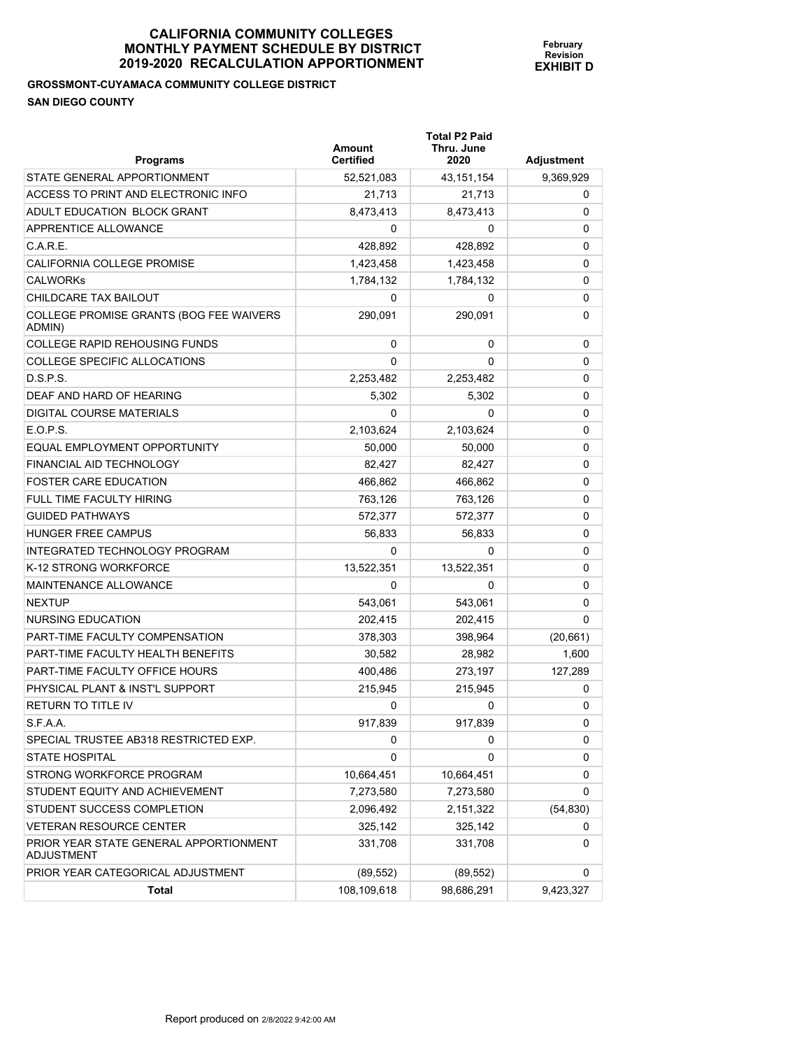# CALIFORNIA COMMUNITY COLLEGES
# MONTHLY PAYMENT SCHEDULE BY DISTRICT
# 2019-2020 RECALCULATION APPORTIONMENT

**February Revision**
**EXHIBIT D**

**GROSSMONT-CUYAMACA COMMUNITY COLLEGE DISTRICT**
**SAN DIEGO COUNTY**

| Programs | Amount Certified | Total P2 Paid Thru. June 2020 | Adjustment |
|---|---|---|---|
| STATE GENERAL APPORTIONMENT | 52,521,083 | 43,151,154 | 9,369,929 |
| ACCESS TO PRINT AND ELECTRONIC INFO | 21,713 | 21,713 | 0 |
| ADULT EDUCATION BLOCK GRANT | 8,473,413 | 8,473,413 | 0 |
| APPRENTICE ALLOWANCE | 0 | 0 | 0 |
| C.A.R.E. | 428,892 | 428,892 | 0 |
| CALIFORNIA COLLEGE PROMISE | 1,423,458 | 1,423,458 | 0 |
| CALWORKs | 1,784,132 | 1,784,132 | 0 |
| CHILDCARE TAX BAILOUT | 0 | 0 | 0 |
| COLLEGE PROMISE GRANTS (BOG FEE WAIVERS ADMIN) | 290,091 | 290,091 | 0 |
| COLLEGE RAPID REHOUSING FUNDS | 0 | 0 | 0 |
| COLLEGE SPECIFIC ALLOCATIONS | 0 | 0 | 0 |
| D.S.P.S. | 2,253,482 | 2,253,482 | 0 |
| DEAF AND HARD OF HEARING | 5,302 | 5,302 | 0 |
| DIGITAL COURSE MATERIALS | 0 | 0 | 0 |
| E.O.P.S. | 2,103,624 | 2,103,624 | 0 |
| EQUAL EMPLOYMENT OPPORTUNITY | 50,000 | 50,000 | 0 |
| FINANCIAL AID TECHNOLOGY | 82,427 | 82,427 | 0 |
| FOSTER CARE EDUCATION | 466,862 | 466,862 | 0 |
| FULL TIME FACULTY HIRING | 763,126 | 763,126 | 0 |
| GUIDED PATHWAYS | 572,377 | 572,377 | 0 |
| HUNGER FREE CAMPUS | 56,833 | 56,833 | 0 |
| INTEGRATED TECHNOLOGY PROGRAM | 0 | 0 | 0 |
| K-12 STRONG WORKFORCE | 13,522,351 | 13,522,351 | 0 |
| MAINTENANCE ALLOWANCE | 0 | 0 | 0 |
| NEXTUP | 543,061 | 543,061 | 0 |
| NURSING EDUCATION | 202,415 | 202,415 | 0 |
| PART-TIME FACULTY COMPENSATION | 378,303 | 398,964 | (20,661) |
| PART-TIME FACULTY HEALTH BENEFITS | 30,582 | 28,982 | 1,600 |
| PART-TIME FACULTY OFFICE HOURS | 400,486 | 273,197 | 127,289 |
| PHYSICAL PLANT & INST'L SUPPORT | 215,945 | 215,945 | 0 |
| RETURN TO TITLE IV | 0 | 0 | 0 |
| S.F.A.A. | 917,839 | 917,839 | 0 |
| SPECIAL TRUSTEE AB318 RESTRICTED EXP. | 0 | 0 | 0 |
| STATE HOSPITAL | 0 | 0 | 0 |
| STRONG WORKFORCE PROGRAM | 10,664,451 | 10,664,451 | 0 |
| STUDENT EQUITY AND ACHIEVEMENT | 7,273,580 | 7,273,580 | 0 |
| STUDENT SUCCESS COMPLETION | 2,096,492 | 2,151,322 | (54,830) |
| VETERAN RESOURCE CENTER | 325,142 | 325,142 | 0 |
| PRIOR YEAR STATE GENERAL APPORTIONMENT ADJUSTMENT | 331,708 | 331,708 | 0 |
| PRIOR YEAR CATEGORICAL ADJUSTMENT | (89,552) | (89,552) | 0 |
| **Total** | 108,109,618 | 98,686,291 | 9,423,327 |

Report produced on 2/8/2022 9:42:00 AM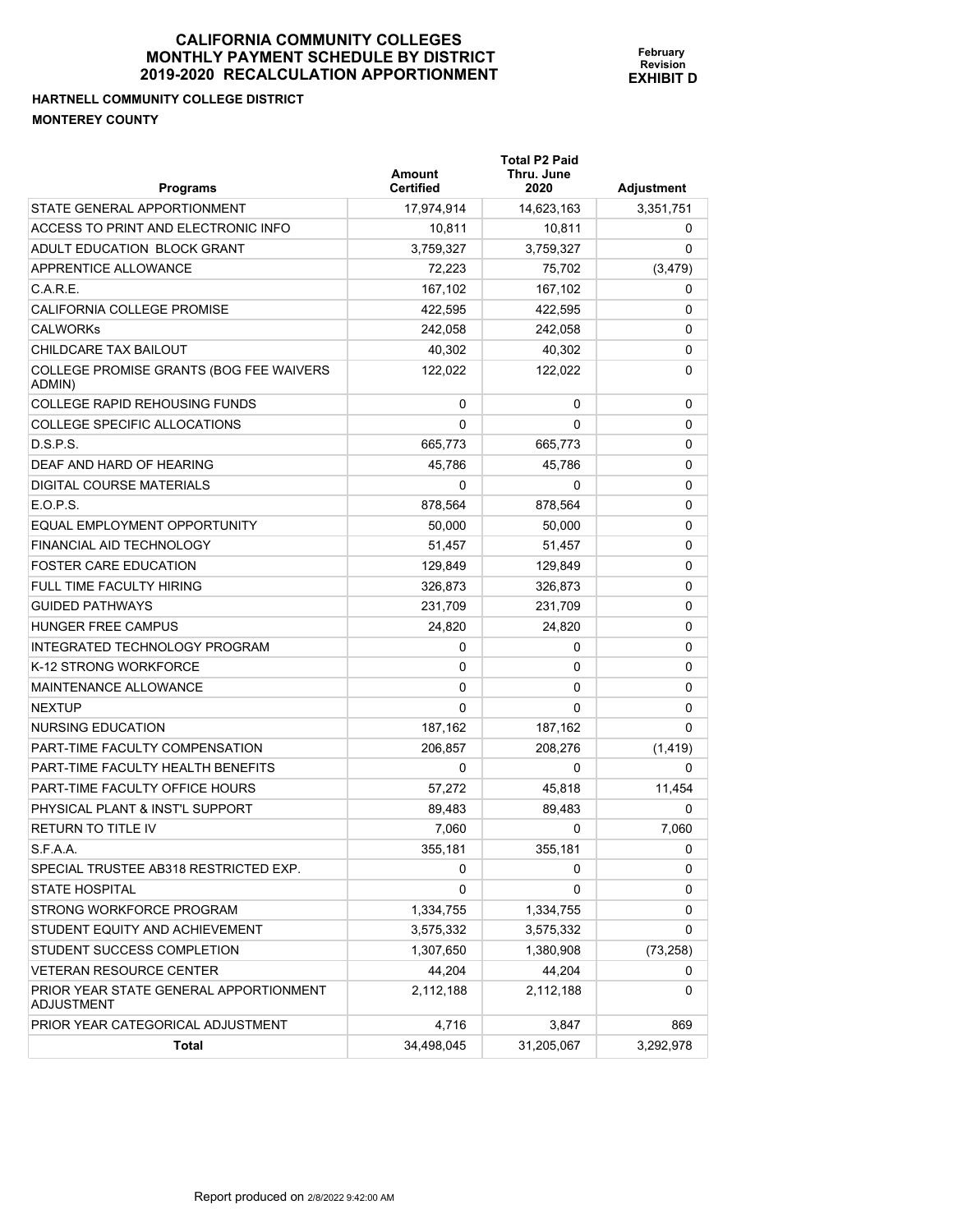# CALIFORNIA COMMUNITY COLLEGES
# MONTHLY PAYMENT SCHEDULE BY DISTRICT
# 2019-2020 RECALCULATION APPORTIONMENT

**February Revision**
**EXHIBIT D**

**HARTNELL COMMUNITY COLLEGE DISTRICT**

**MONTEREY COUNTY**

| Programs | Amount Certified | Total P2 Paid Thru. June 2020 | Adjustment |
|---|---|---|---|
| STATE GENERAL APPORTIONMENT | 17,974,914 | 14,623,163 | 3,351,751 |
| ACCESS TO PRINT AND ELECTRONIC INFO | 10,811 | 10,811 | 0 |
| ADULT EDUCATION BLOCK GRANT | 3,759,327 | 3,759,327 | 0 |
| APPRENTICE ALLOWANCE | 72,223 | 75,702 | (3,479) |
| C.A.R.E. | 167,102 | 167,102 | 0 |
| CALIFORNIA COLLEGE PROMISE | 422,595 | 422,595 | 0 |
| CALWORKs | 242,058 | 242,058 | 0 |
| CHILDCARE TAX BAILOUT | 40,302 | 40,302 | 0 |
| COLLEGE PROMISE GRANTS (BOG FEE WAIVERS ADMIN) | 122,022 | 122,022 | 0 |
| COLLEGE RAPID REHOUSING FUNDS | 0 | 0 | 0 |
| COLLEGE SPECIFIC ALLOCATIONS | 0 | 0 | 0 |
| D.S.P.S. | 665,773 | 665,773 | 0 |
| DEAF AND HARD OF HEARING | 45,786 | 45,786 | 0 |
| DIGITAL COURSE MATERIALS | 0 | 0 | 0 |
| E.O.P.S. | 878,564 | 878,564 | 0 |
| EQUAL EMPLOYMENT OPPORTUNITY | 50,000 | 50,000 | 0 |
| FINANCIAL AID TECHNOLOGY | 51,457 | 51,457 | 0 |
| FOSTER CARE EDUCATION | 129,849 | 129,849 | 0 |
| FULL TIME FACULTY HIRING | 326,873 | 326,873 | 0 |
| GUIDED PATHWAYS | 231,709 | 231,709 | 0 |
| HUNGER FREE CAMPUS | 24,820 | 24,820 | 0 |
| INTEGRATED TECHNOLOGY PROGRAM | 0 | 0 | 0 |
| K-12 STRONG WORKFORCE | 0 | 0 | 0 |
| MAINTENANCE ALLOWANCE | 0 | 0 | 0 |
| NEXTUP | 0 | 0 | 0 |
| NURSING EDUCATION | 187,162 | 187,162 | 0 |
| PART-TIME FACULTY COMPENSATION | 206,857 | 208,276 | (1,419) |
| PART-TIME FACULTY HEALTH BENEFITS | 0 | 0 | 0 |
| PART-TIME FACULTY OFFICE HOURS | 57,272 | 45,818 | 11,454 |
| PHYSICAL PLANT & INST'L SUPPORT | 89,483 | 89,483 | 0 |
| RETURN TO TITLE IV | 7,060 | 0 | 7,060 |
| S.F.A.A. | 355,181 | 355,181 | 0 |
| SPECIAL TRUSTEE AB318 RESTRICTED EXP. | 0 | 0 | 0 |
| STATE HOSPITAL | 0 | 0 | 0 |
| STRONG WORKFORCE PROGRAM | 1,334,755 | 1,334,755 | 0 |
| STUDENT EQUITY AND ACHIEVEMENT | 3,575,332 | 3,575,332 | 0 |
| STUDENT SUCCESS COMPLETION | 1,307,650 | 1,380,908 | (73,258) |
| VETERAN RESOURCE CENTER | 44,204 | 44,204 | 0 |
| PRIOR YEAR STATE GENERAL APPORTIONMENT ADJUSTMENT | 2,112,188 | 2,112,188 | 0 |
| PRIOR YEAR CATEGORICAL ADJUSTMENT | 4,716 | 3,847 | 869 |
| **Total** | 34,498,045 | 31,205,067 | 3,292,978 |

Report produced on 2/8/2022 9:42:00 AM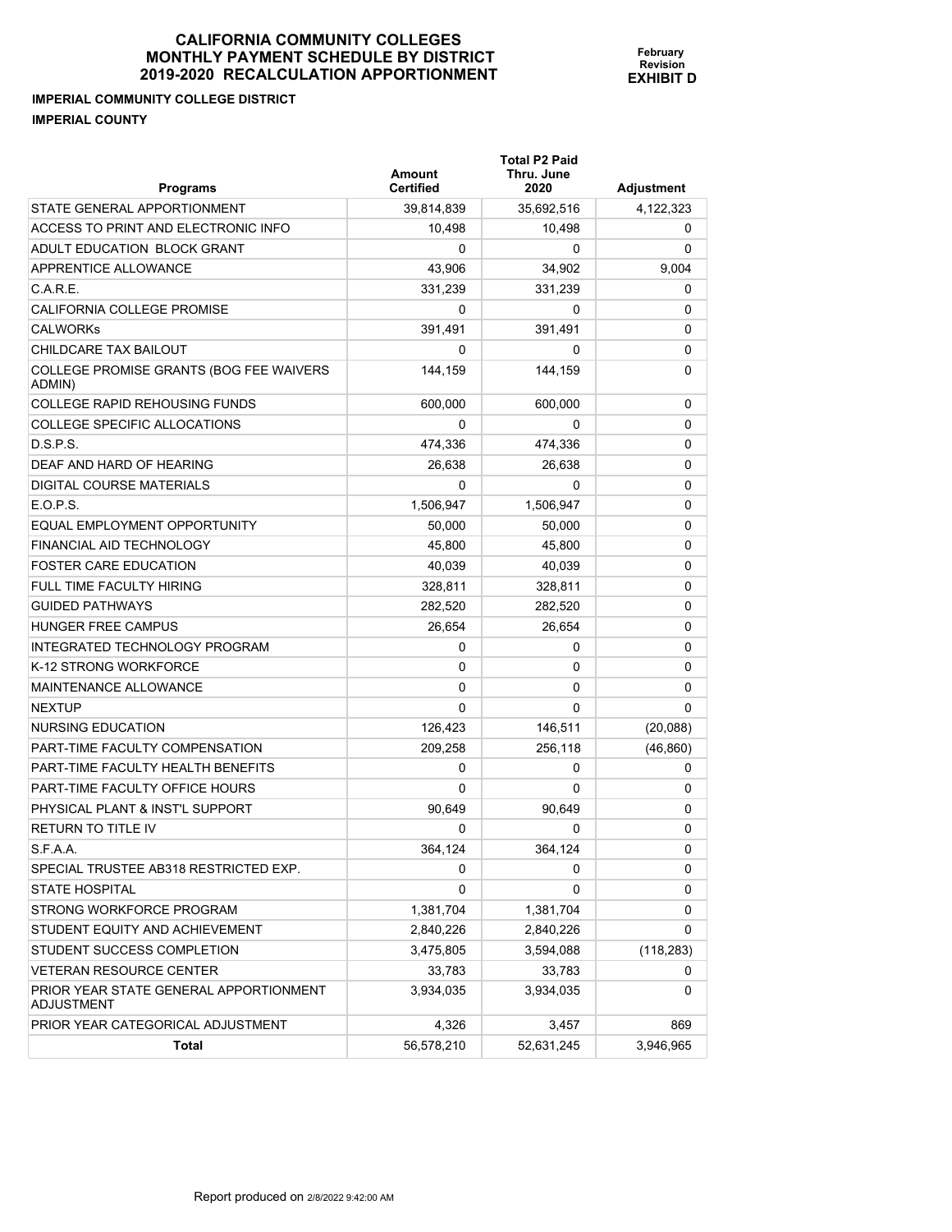# CALIFORNIA COMMUNITY COLLEGES
# MONTHLY PAYMENT SCHEDULE BY DISTRICT
# 2019-2020 RECALCULATION APPORTIONMENT

**February Revision**
**EXHIBIT D**

**IMPERIAL COMMUNITY COLLEGE DISTRICT**
**IMPERIAL COUNTY**

| Programs | Amount Certified | Total P2 Paid Thru. June 2020 | Adjustment |
|---|---|---|---|
| STATE GENERAL APPORTIONMENT | 39,814,839 | 35,692,516 | 4,122,323 |
| ACCESS TO PRINT AND ELECTRONIC INFO | 10,498 | 10,498 | 0 |
| ADULT EDUCATION BLOCK GRANT | 0 | 0 | 0 |
| APPRENTICE ALLOWANCE | 43,906 | 34,902 | 9,004 |
| C.A.R.E. | 331,239 | 331,239 | 0 |
| CALIFORNIA COLLEGE PROMISE | 0 | 0 | 0 |
| CALWORKs | 391,491 | 391,491 | 0 |
| CHILDCARE TAX BAILOUT | 0 | 0 | 0 |
| COLLEGE PROMISE GRANTS (BOG FEE WAIVERS ADMIN) | 144,159 | 144,159 | 0 |
| COLLEGE RAPID REHOUSING FUNDS | 600,000 | 600,000 | 0 |
| COLLEGE SPECIFIC ALLOCATIONS | 0 | 0 | 0 |
| D.S.P.S. | 474,336 | 474,336 | 0 |
| DEAF AND HARD OF HEARING | 26,638 | 26,638 | 0 |
| DIGITAL COURSE MATERIALS | 0 | 0 | 0 |
| E.O.P.S. | 1,506,947 | 1,506,947 | 0 |
| EQUAL EMPLOYMENT OPPORTUNITY | 50,000 | 50,000 | 0 |
| FINANCIAL AID TECHNOLOGY | 45,800 | 45,800 | 0 |
| FOSTER CARE EDUCATION | 40,039 | 40,039 | 0 |
| FULL TIME FACULTY HIRING | 328,811 | 328,811 | 0 |
| GUIDED PATHWAYS | 282,520 | 282,520 | 0 |
| HUNGER FREE CAMPUS | 26,654 | 26,654 | 0 |
| INTEGRATED TECHNOLOGY PROGRAM | 0 | 0 | 0 |
| K-12 STRONG WORKFORCE | 0 | 0 | 0 |
| MAINTENANCE ALLOWANCE | 0 | 0 | 0 |
| NEXTUP | 0 | 0 | 0 |
| NURSING EDUCATION | 126,423 | 146,511 | (20,088) |
| PART-TIME FACULTY COMPENSATION | 209,258 | 256,118 | (46,860) |
| PART-TIME FACULTY HEALTH BENEFITS | 0 | 0 | 0 |
| PART-TIME FACULTY OFFICE HOURS | 0 | 0 | 0 |
| PHYSICAL PLANT & INST'L SUPPORT | 90,649 | 90,649 | 0 |
| RETURN TO TITLE IV | 0 | 0 | 0 |
| S.F.A.A. | 364,124 | 364,124 | 0 |
| SPECIAL TRUSTEE AB318 RESTRICTED EXP. | 0 | 0 | 0 |
| STATE HOSPITAL | 0 | 0 | 0 |
| STRONG WORKFORCE PROGRAM | 1,381,704 | 1,381,704 | 0 |
| STUDENT EQUITY AND ACHIEVEMENT | 2,840,226 | 2,840,226 | 0 |
| STUDENT SUCCESS COMPLETION | 3,475,805 | 3,594,088 | (118,283) |
| VETERAN RESOURCE CENTER | 33,783 | 33,783 | 0 |
| PRIOR YEAR STATE GENERAL APPORTIONMENT ADJUSTMENT | 3,934,035 | 3,934,035 | 0 |
| PRIOR YEAR CATEGORICAL ADJUSTMENT | 4,326 | 3,457 | 869 |
| **Total** | 56,578,210 | 52,631,245 | 3,946,965 |

Report produced on 2/8/2022 9:42:00 AM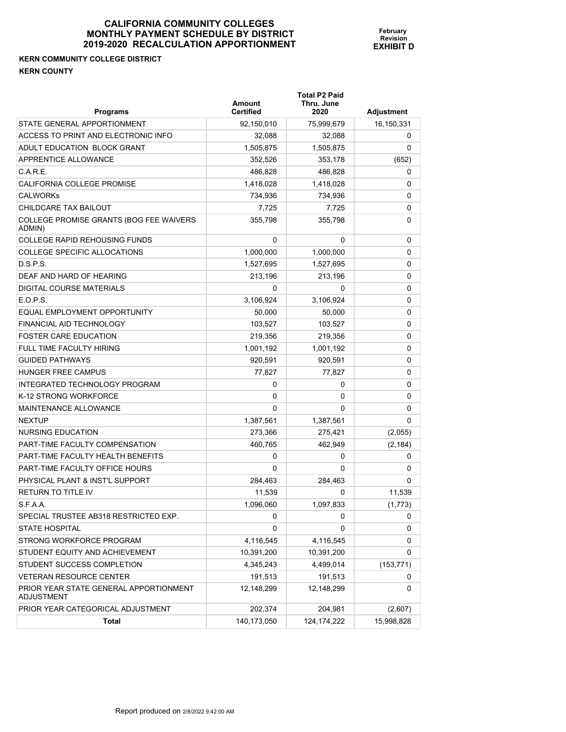# CALIFORNIA COMMUNITY COLLEGES
# MONTHLY PAYMENT SCHEDULE BY DISTRICT
# 2019-2020 RECALCULATION APPORTIONMENT

**February Revision**
**EXHIBIT D**

**KERN COMMUNITY COLLEGE DISTRICT**
**KERN COUNTY**

| Programs | Amount Certified | Total P2 Paid Thru. June 2020 | Adjustment |
|---|---|---|---|
| STATE GENERAL APPORTIONMENT | 92,150,010 | 75,999,679 | 16,150,331 |
| ACCESS TO PRINT AND ELECTRONIC INFO | 32,088 | 32,088 | 0 |
| ADULT EDUCATION BLOCK GRANT | 1,505,875 | 1,505,875 | 0 |
| APPRENTICE ALLOWANCE | 352,526 | 353,178 | (652) |
| C.A.R.E. | 486,828 | 486,828 | 0 |
| CALIFORNIA COLLEGE PROMISE | 1,418,028 | 1,418,028 | 0 |
| CALWORKs | 734,936 | 734,936 | 0 |
| CHILDCARE TAX BAILOUT | 7,725 | 7,725 | 0 |
| COLLEGE PROMISE GRANTS (BOG FEE WAIVERS ADMIN) | 355,798 | 355,798 | 0 |
| COLLEGE RAPID REHOUSING FUNDS | 0 | 0 | 0 |
| COLLEGE SPECIFIC ALLOCATIONS | 1,000,000 | 1,000,000 | 0 |
| D.S.P.S. | 1,527,695 | 1,527,695 | 0 |
| DEAF AND HARD OF HEARING | 213,196 | 213,196 | 0 |
| DIGITAL COURSE MATERIALS | 0 | 0 | 0 |
| E.O.P.S. | 3,106,924 | 3,106,924 | 0 |
| EQUAL EMPLOYMENT OPPORTUNITY | 50,000 | 50,000 | 0 |
| FINANCIAL AID TECHNOLOGY | 103,527 | 103,527 | 0 |
| FOSTER CARE EDUCATION | 219,356 | 219,356 | 0 |
| FULL TIME FACULTY HIRING | 1,001,192 | 1,001,192 | 0 |
| GUIDED PATHWAYS | 920,591 | 920,591 | 0 |
| HUNGER FREE CAMPUS | 77,827 | 77,827 | 0 |
| INTEGRATED TECHNOLOGY PROGRAM | 0 | 0 | 0 |
| K-12 STRONG WORKFORCE | 0 | 0 | 0 |
| MAINTENANCE ALLOWANCE | 0 | 0 | 0 |
| NEXTUP | 1,387,561 | 1,387,561 | 0 |
| NURSING EDUCATION | 273,366 | 275,421 | (2,055) |
| PART-TIME FACULTY COMPENSATION | 460,765 | 462,949 | (2,184) |
| PART-TIME FACULTY HEALTH BENEFITS | 0 | 0 | 0 |
| PART-TIME FACULTY OFFICE HOURS | 0 | 0 | 0 |
| PHYSICAL PLANT & INST'L SUPPORT | 284,463 | 284,463 | 0 |
| RETURN TO TITLE IV | 11,539 | 0 | 11,539 |
| S.F.A.A. | 1,096,060 | 1,097,833 | (1,773) |
| SPECIAL TRUSTEE AB318 RESTRICTED EXP. | 0 | 0 | 0 |
| STATE HOSPITAL | 0 | 0 | 0 |
| STRONG WORKFORCE PROGRAM | 4,116,545 | 4,116,545 | 0 |
| STUDENT EQUITY AND ACHIEVEMENT | 10,391,200 | 10,391,200 | 0 |
| STUDENT SUCCESS COMPLETION | 4,345,243 | 4,499,014 | (153,771) |
| VETERAN RESOURCE CENTER | 191,513 | 191,513 | 0 |
| PRIOR YEAR STATE GENERAL APPORTIONMENT ADJUSTMENT | 12,148,299 | 12,148,299 | 0 |
| PRIOR YEAR CATEGORICAL ADJUSTMENT | 202,374 | 204,981 | (2,607) |
| **Total** | 140,173,050 | 124,174,222 | 15,998,828 |

Report produced on 2/8/2022 9:42:00 AM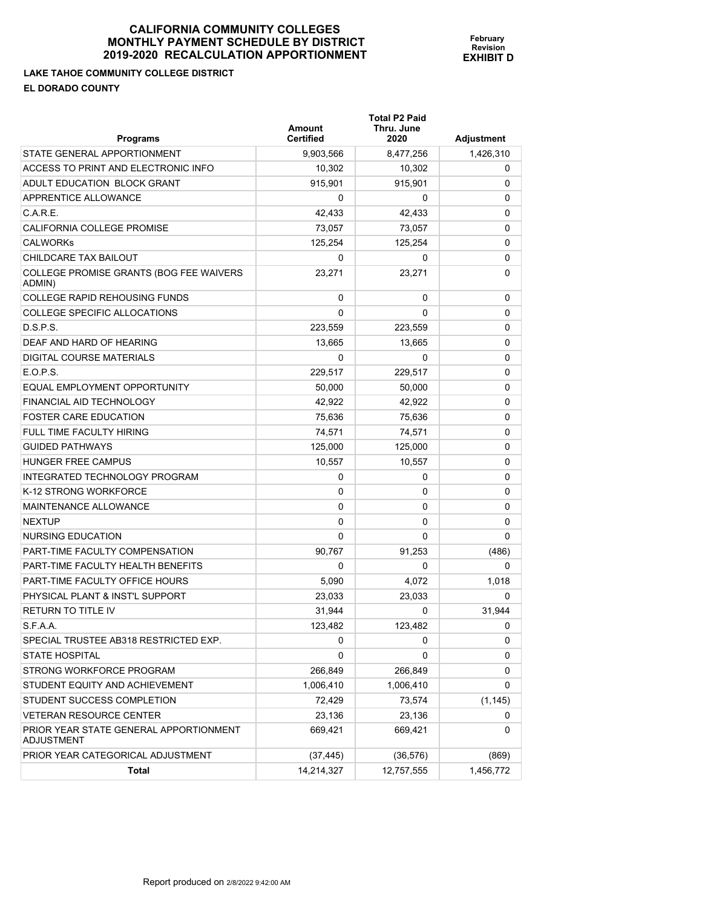# CALIFORNIA COMMUNITY COLLEGES
# MONTHLY PAYMENT SCHEDULE BY DISTRICT
# 2019-2020 RECALCULATION APPORTIONMENT

**February Revision**
**EXHIBIT D**

**LAKE TAHOE COMMUNITY COLLEGE DISTRICT**

**EL DORADO COUNTY**

| Programs | Amount Certified | Total P2 Paid Thru. June 2020 | Adjustment |
|---|---|---|---|
| STATE GENERAL APPORTIONMENT | 9,903,566 | 8,477,256 | 1,426,310 |
| ACCESS TO PRINT AND ELECTRONIC INFO | 10,302 | 10,302 | 0 |
| ADULT EDUCATION BLOCK GRANT | 915,901 | 915,901 | 0 |
| APPRENTICE ALLOWANCE | 0 | 0 | 0 |
| C.A.R.E. | 42,433 | 42,433 | 0 |
| CALIFORNIA COLLEGE PROMISE | 73,057 | 73,057 | 0 |
| CALWORKs | 125,254 | 125,254 | 0 |
| CHILDCARE TAX BAILOUT | 0 | 0 | 0 |
| COLLEGE PROMISE GRANTS (BOG FEE WAIVERS ADMIN) | 23,271 | 23,271 | 0 |
| COLLEGE RAPID REHOUSING FUNDS | 0 | 0 | 0 |
| COLLEGE SPECIFIC ALLOCATIONS | 0 | 0 | 0 |
| D.S.P.S. | 223,559 | 223,559 | 0 |
| DEAF AND HARD OF HEARING | 13,665 | 13,665 | 0 |
| DIGITAL COURSE MATERIALS | 0 | 0 | 0 |
| E.O.P.S. | 229,517 | 229,517 | 0 |
| EQUAL EMPLOYMENT OPPORTUNITY | 50,000 | 50,000 | 0 |
| FINANCIAL AID TECHNOLOGY | 42,922 | 42,922 | 0 |
| FOSTER CARE EDUCATION | 75,636 | 75,636 | 0 |
| FULL TIME FACULTY HIRING | 74,571 | 74,571 | 0 |
| GUIDED PATHWAYS | 125,000 | 125,000 | 0 |
| HUNGER FREE CAMPUS | 10,557 | 10,557 | 0 |
| INTEGRATED TECHNOLOGY PROGRAM | 0 | 0 | 0 |
| K-12 STRONG WORKFORCE | 0 | 0 | 0 |
| MAINTENANCE ALLOWANCE | 0 | 0 | 0 |
| NEXTUP | 0 | 0 | 0 |
| NURSING EDUCATION | 0 | 0 | 0 |
| PART-TIME FACULTY COMPENSATION | 90,767 | 91,253 | (486) |
| PART-TIME FACULTY HEALTH BENEFITS | 0 | 0 | 0 |
| PART-TIME FACULTY OFFICE HOURS | 5,090 | 4,072 | 1,018 |
| PHYSICAL PLANT & INST'L SUPPORT | 23,033 | 23,033 | 0 |
| RETURN TO TITLE IV | 31,944 | 0 | 31,944 |
| S.F.A.A. | 123,482 | 123,482 | 0 |
| SPECIAL TRUSTEE AB318 RESTRICTED EXP. | 0 | 0 | 0 |
| STATE HOSPITAL | 0 | 0 | 0 |
| STRONG WORKFORCE PROGRAM | 266,849 | 266,849 | 0 |
| STUDENT EQUITY AND ACHIEVEMENT | 1,006,410 | 1,006,410 | 0 |
| STUDENT SUCCESS COMPLETION | 72,429 | 73,574 | (1,145) |
| VETERAN RESOURCE CENTER | 23,136 | 23,136 | 0 |
| PRIOR YEAR STATE GENERAL APPORTIONMENT ADJUSTMENT | 669,421 | 669,421 | 0 |
| PRIOR YEAR CATEGORICAL ADJUSTMENT | (37,445) | (36,576) | (869) |
| **Total** | 14,214,327 | 12,757,555 | 1,456,772 |

Report produced on 2/8/2022 9:42:00 AM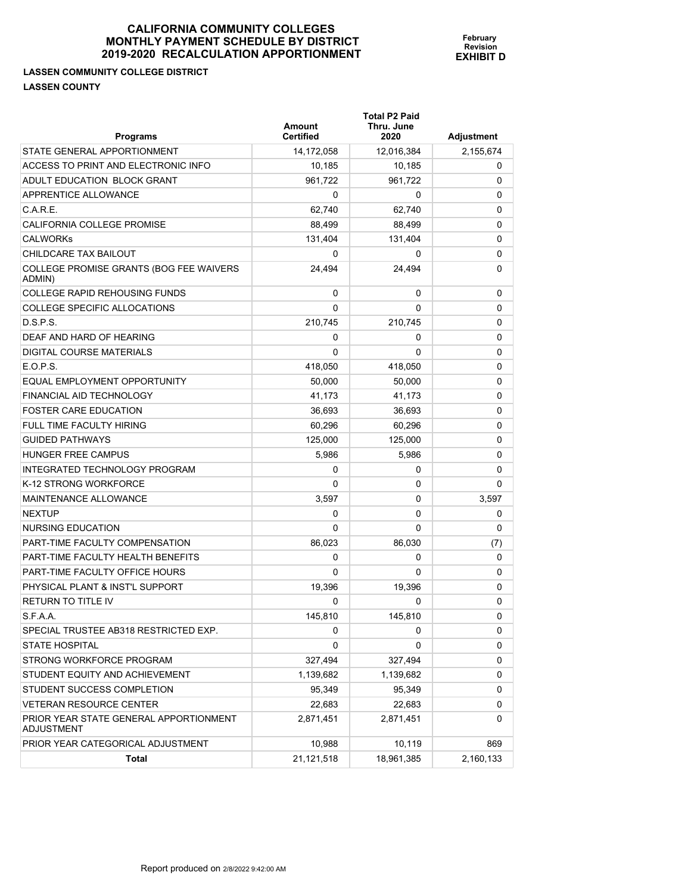# CALIFORNIA COMMUNITY COLLEGES MONTHLY PAYMENT SCHEDULE BY DISTRICT 2019-2020 RECALCULATION APPORTIONMENT

**February Revision**
**EXHIBIT D**

**LASSEN COMMUNITY COLLEGE DISTRICT**
**LASSEN COUNTY**

| Programs | Amount Certified | Total P2 Paid Thru. June 2020 | Adjustment |
|---|---|---|---|
| STATE GENERAL APPORTIONMENT | 14,172,058 | 12,016,384 | 2,155,674 |
| ACCESS TO PRINT AND ELECTRONIC INFO | 10,185 | 10,185 | 0 |
| ADULT EDUCATION BLOCK GRANT | 961,722 | 961,722 | 0 |
| APPRENTICE ALLOWANCE | 0 | 0 | 0 |
| C.A.R.E. | 62,740 | 62,740 | 0 |
| CALIFORNIA COLLEGE PROMISE | 88,499 | 88,499 | 0 |
| CALWORKs | 131,404 | 131,404 | 0 |
| CHILDCARE TAX BAILOUT | 0 | 0 | 0 |
| COLLEGE PROMISE GRANTS (BOG FEE WAIVERS ADMIN) | 24,494 | 24,494 | 0 |
| COLLEGE RAPID REHOUSING FUNDS | 0 | 0 | 0 |
| COLLEGE SPECIFIC ALLOCATIONS | 0 | 0 | 0 |
| D.S.P.S. | 210,745 | 210,745 | 0 |
| DEAF AND HARD OF HEARING | 0 | 0 | 0 |
| DIGITAL COURSE MATERIALS | 0 | 0 | 0 |
| E.O.P.S. | 418,050 | 418,050 | 0 |
| EQUAL EMPLOYMENT OPPORTUNITY | 50,000 | 50,000 | 0 |
| FINANCIAL AID TECHNOLOGY | 41,173 | 41,173 | 0 |
| FOSTER CARE EDUCATION | 36,693 | 36,693 | 0 |
| FULL TIME FACULTY HIRING | 60,296 | 60,296 | 0 |
| GUIDED PATHWAYS | 125,000 | 125,000 | 0 |
| HUNGER FREE CAMPUS | 5,986 | 5,986 | 0 |
| INTEGRATED TECHNOLOGY PROGRAM | 0 | 0 | 0 |
| K-12 STRONG WORKFORCE | 0 | 0 | 0 |
| MAINTENANCE ALLOWANCE | 3,597 | 0 | 3,597 |
| NEXTUP | 0 | 0 | 0 |
| NURSING EDUCATION | 0 | 0 | 0 |
| PART-TIME FACULTY COMPENSATION | 86,023 | 86,030 | (7) |
| PART-TIME FACULTY HEALTH BENEFITS | 0 | 0 | 0 |
| PART-TIME FACULTY OFFICE HOURS | 0 | 0 | 0 |
| PHYSICAL PLANT & INST'L SUPPORT | 19,396 | 19,396 | 0 |
| RETURN TO TITLE IV | 0 | 0 | 0 |
| S.F.A.A. | 145,810 | 145,810 | 0 |
| SPECIAL TRUSTEE AB318 RESTRICTED EXP. | 0 | 0 | 0 |
| STATE HOSPITAL | 0 | 0 | 0 |
| STRONG WORKFORCE PROGRAM | 327,494 | 327,494 | 0 |
| STUDENT EQUITY AND ACHIEVEMENT | 1,139,682 | 1,139,682 | 0 |
| STUDENT SUCCESS COMPLETION | 95,349 | 95,349 | 0 |
| VETERAN RESOURCE CENTER | 22,683 | 22,683 | 0 |
| PRIOR YEAR STATE GENERAL APPORTIONMENT ADJUSTMENT | 2,871,451 | 2,871,451 | 0 |
| PRIOR YEAR CATEGORICAL ADJUSTMENT | 10,988 | 10,119 | 869 |
| **Total** | 21,121,518 | 18,961,385 | 2,160,133 |

Report produced on 2/8/2022 9:42:00 AM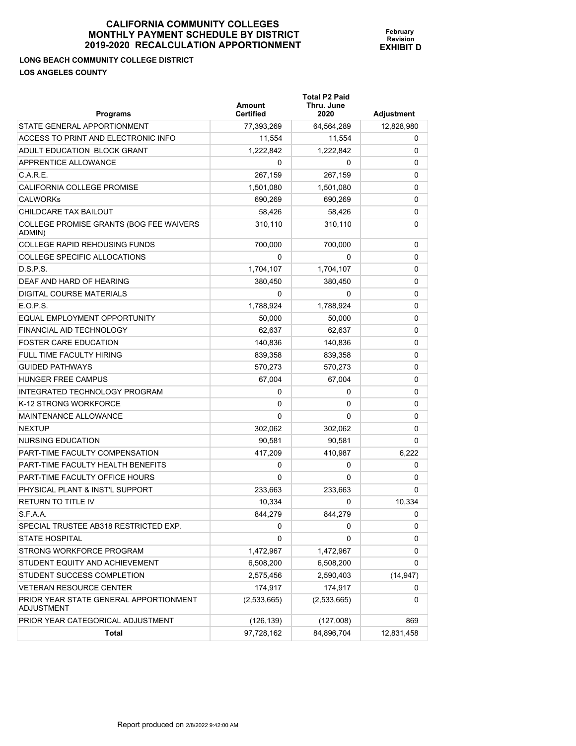# CALIFORNIA COMMUNITY COLLEGES MONTHLY PAYMENT SCHEDULE BY DISTRICT 2019-2020 RECALCULATION APPORTIONMENT

**February Revision**
**EXHIBIT D**

**LONG BEACH COMMUNITY COLLEGE DISTRICT**

**LOS ANGELES COUNTY**

| Programs | Amount Certified | Total P2 Paid Thru. June 2020 | Adjustment |
|---|---|---|---|
| STATE GENERAL APPORTIONMENT | 77,393,269 | 64,564,289 | 12,828,980 |
| ACCESS TO PRINT AND ELECTRONIC INFO | 11,554 | 11,554 | 0 |
| ADULT EDUCATION BLOCK GRANT | 1,222,842 | 1,222,842 | 0 |
| APPRENTICE ALLOWANCE | 0 | 0 | 0 |
| C.A.R.E. | 267,159 | 267,159 | 0 |
| CALIFORNIA COLLEGE PROMISE | 1,501,080 | 1,501,080 | 0 |
| CALWORKs | 690,269 | 690,269 | 0 |
| CHILDCARE TAX BAILOUT | 58,426 | 58,426 | 0 |
| COLLEGE PROMISE GRANTS (BOG FEE WAIVERS ADMIN) | 310,110 | 310,110 | 0 |
| COLLEGE RAPID REHOUSING FUNDS | 700,000 | 700,000 | 0 |
| COLLEGE SPECIFIC ALLOCATIONS | 0 | 0 | 0 |
| D.S.P.S. | 1,704,107 | 1,704,107 | 0 |
| DEAF AND HARD OF HEARING | 380,450 | 380,450 | 0 |
| DIGITAL COURSE MATERIALS | 0 | 0 | 0 |
| E.O.P.S. | 1,788,924 | 1,788,924 | 0 |
| EQUAL EMPLOYMENT OPPORTUNITY | 50,000 | 50,000 | 0 |
| FINANCIAL AID TECHNOLOGY | 62,637 | 62,637 | 0 |
| FOSTER CARE EDUCATION | 140,836 | 140,836 | 0 |
| FULL TIME FACULTY HIRING | 839,358 | 839,358 | 0 |
| GUIDED PATHWAYS | 570,273 | 570,273 | 0 |
| HUNGER FREE CAMPUS | 67,004 | 67,004 | 0 |
| INTEGRATED TECHNOLOGY PROGRAM | 0 | 0 | 0 |
| K-12 STRONG WORKFORCE | 0 | 0 | 0 |
| MAINTENANCE ALLOWANCE | 0 | 0 | 0 |
| NEXTUP | 302,062 | 302,062 | 0 |
| NURSING EDUCATION | 90,581 | 90,581 | 0 |
| PART-TIME FACULTY COMPENSATION | 417,209 | 410,987 | 6,222 |
| PART-TIME FACULTY HEALTH BENEFITS | 0 | 0 | 0 |
| PART-TIME FACULTY OFFICE HOURS | 0 | 0 | 0 |
| PHYSICAL PLANT & INST'L SUPPORT | 233,663 | 233,663 | 0 |
| RETURN TO TITLE IV | 10,334 | 0 | 10,334 |
| S.F.A.A. | 844,279 | 844,279 | 0 |
| SPECIAL TRUSTEE AB318 RESTRICTED EXP. | 0 | 0 | 0 |
| STATE HOSPITAL | 0 | 0 | 0 |
| STRONG WORKFORCE PROGRAM | 1,472,967 | 1,472,967 | 0 |
| STUDENT EQUITY AND ACHIEVEMENT | 6,508,200 | 6,508,200 | 0 |
| STUDENT SUCCESS COMPLETION | 2,575,456 | 2,590,403 | (14,947) |
| VETERAN RESOURCE CENTER | 174,917 | 174,917 | 0 |
| PRIOR YEAR STATE GENERAL APPORTIONMENT ADJUSTMENT | (2,533,665) | (2,533,665) | 0 |
| PRIOR YEAR CATEGORICAL ADJUSTMENT | (126,139) | (127,008) | 869 |
| **Total** | 97,728,162 | 84,896,704 | 12,831,458 |

Report produced on 2/8/2022 9:42:00 AM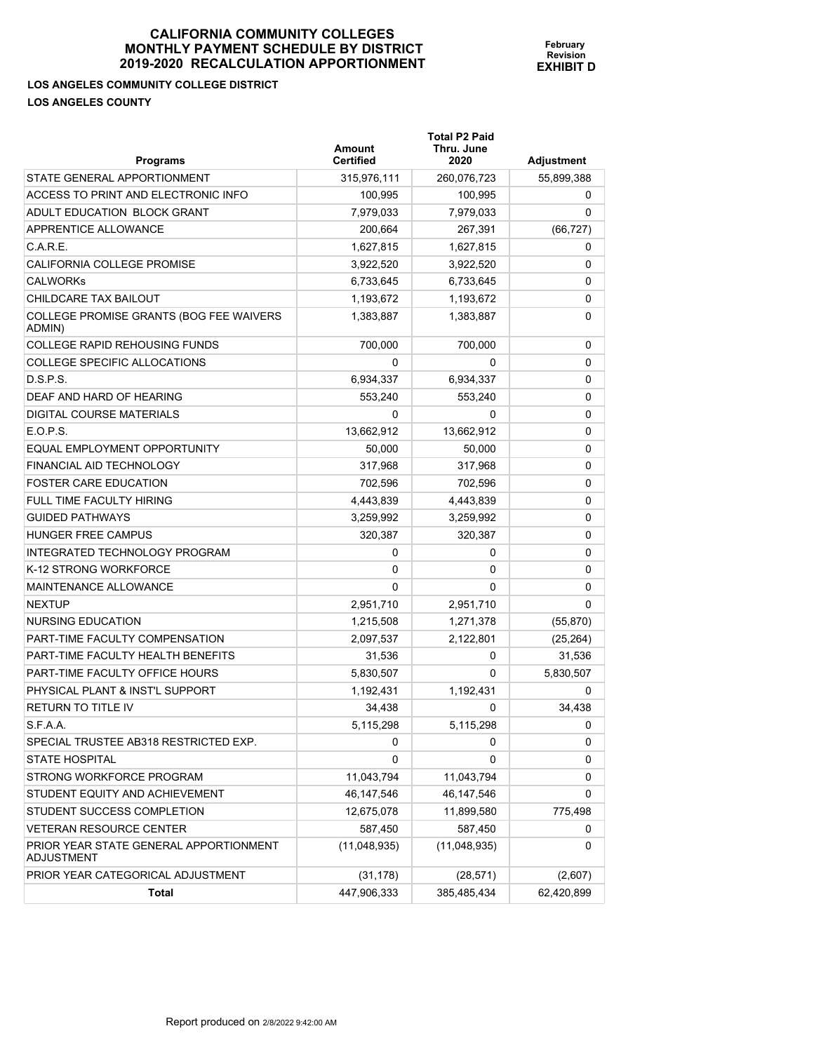**CALIFORNIA COMMUNITY COLLEGES**
**MONTHLY PAYMENT SCHEDULE BY DISTRICT**
**2019-2020 RECALCULATION APPORTIONMENT**

**February Revision**
**EXHIBIT D**

**LOS ANGELES COMMUNITY COLLEGE DISTRICT**
**LOS ANGELES COUNTY**

| Programs | Amount Certified | Total P2 Paid Thru. June 2020 | Adjustment |
|---|---|---|---|
| STATE GENERAL APPORTIONMENT | 315,976,111 | 260,076,723 | 55,899,388 |
| ACCESS TO PRINT AND ELECTRONIC INFO | 100,995 | 100,995 | 0 |
| ADULT EDUCATION BLOCK GRANT | 7,979,033 | 7,979,033 | 0 |
| APPRENTICE ALLOWANCE | 200,664 | 267,391 | (66,727) |
| C.A.R.E. | 1,627,815 | 1,627,815 | 0 |
| CALIFORNIA COLLEGE PROMISE | 3,922,520 | 3,922,520 | 0 |
| CALWORKs | 6,733,645 | 6,733,645 | 0 |
| CHILDCARE TAX BAILOUT | 1,193,672 | 1,193,672 | 0 |
| COLLEGE PROMISE GRANTS (BOG FEE WAIVERS ADMIN) | 1,383,887 | 1,383,887 | 0 |
| COLLEGE RAPID REHOUSING FUNDS | 700,000 | 700,000 | 0 |
| COLLEGE SPECIFIC ALLOCATIONS | 0 | 0 | 0 |
| D.S.P.S. | 6,934,337 | 6,934,337 | 0 |
| DEAF AND HARD OF HEARING | 553,240 | 553,240 | 0 |
| DIGITAL COURSE MATERIALS | 0 | 0 | 0 |
| E.O.P.S. | 13,662,912 | 13,662,912 | 0 |
| EQUAL EMPLOYMENT OPPORTUNITY | 50,000 | 50,000 | 0 |
| FINANCIAL AID TECHNOLOGY | 317,968 | 317,968 | 0 |
| FOSTER CARE EDUCATION | 702,596 | 702,596 | 0 |
| FULL TIME FACULTY HIRING | 4,443,839 | 4,443,839 | 0 |
| GUIDED PATHWAYS | 3,259,992 | 3,259,992 | 0 |
| HUNGER FREE CAMPUS | 320,387 | 320,387 | 0 |
| INTEGRATED TECHNOLOGY PROGRAM | 0 | 0 | 0 |
| K-12 STRONG WORKFORCE | 0 | 0 | 0 |
| MAINTENANCE ALLOWANCE | 0 | 0 | 0 |
| NEXTUP | 2,951,710 | 2,951,710 | 0 |
| NURSING EDUCATION | 1,215,508 | 1,271,378 | (55,870) |
| PART-TIME FACULTY COMPENSATION | 2,097,537 | 2,122,801 | (25,264) |
| PART-TIME FACULTY HEALTH BENEFITS | 31,536 | 0 | 31,536 |
| PART-TIME FACULTY OFFICE HOURS | 5,830,507 | 0 | 5,830,507 |
| PHYSICAL PLANT & INST'L SUPPORT | 1,192,431 | 1,192,431 | 0 |
| RETURN TO TITLE IV | 34,438 | 0 | 34,438 |
| S.F.A.A. | 5,115,298 | 5,115,298 | 0 |
| SPECIAL TRUSTEE AB318 RESTRICTED EXP. | 0 | 0 | 0 |
| STATE HOSPITAL | 0 | 0 | 0 |
| STRONG WORKFORCE PROGRAM | 11,043,794 | 11,043,794 | 0 |
| STUDENT EQUITY AND ACHIEVEMENT | 46,147,546 | 46,147,546 | 0 |
| STUDENT SUCCESS COMPLETION | 12,675,078 | 11,899,580 | 775,498 |
| VETERAN RESOURCE CENTER | 587,450 | 587,450 | 0 |
| PRIOR YEAR STATE GENERAL APPORTIONMENT ADJUSTMENT | (11,048,935) | (11,048,935) | 0 |
| PRIOR YEAR CATEGORICAL ADJUSTMENT | (31,178) | (28,571) | (2,607) |
| **Total** | 447,906,333 | 385,485,434 | 62,420,899 |

Report produced on 2/8/2022 9:42:00 AM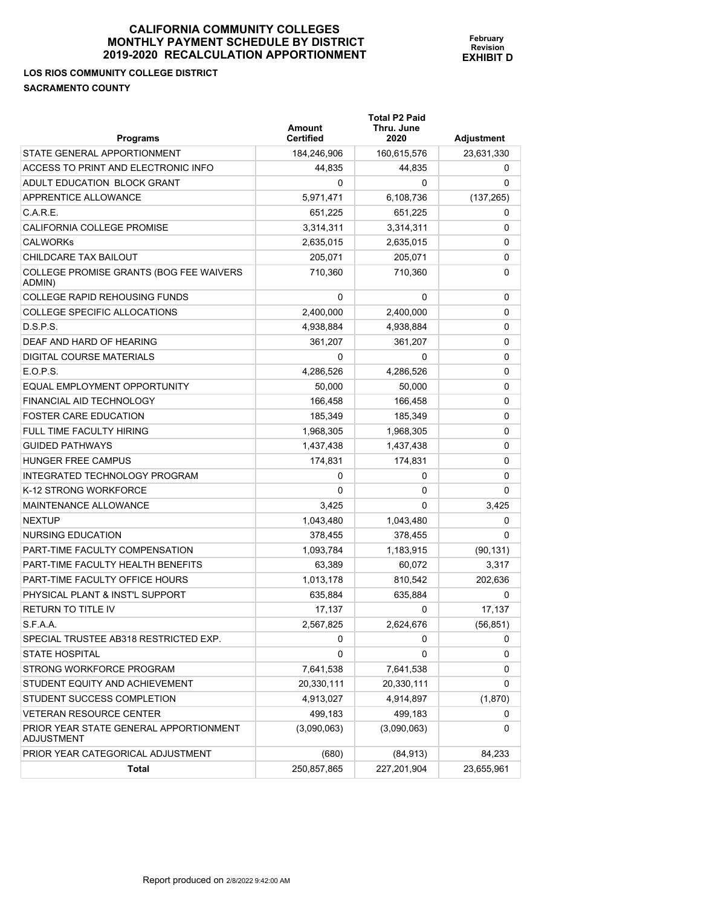# CALIFORNIA COMMUNITY COLLEGES
# MONTHLY PAYMENT SCHEDULE BY DISTRICT
# 2019-2020 RECALCULATION APPORTIONMENT

**February Revision**
**EXHIBIT D**

**LOS RIOS COMMUNITY COLLEGE DISTRICT**
**SACRAMENTO COUNTY**

| Programs | Amount Certified | Total P2 Paid Thru. June 2020 | Adjustment |
|---|---|---|---|
| STATE GENERAL APPORTIONMENT | 184,246,906 | 160,615,576 | 23,631,330 |
| ACCESS TO PRINT AND ELECTRONIC INFO | 44,835 | 44,835 | 0 |
| ADULT EDUCATION BLOCK GRANT | 0 | 0 | 0 |
| APPRENTICE ALLOWANCE | 5,971,471 | 6,108,736 | (137,265) |
| C.A.R.E. | 651,225 | 651,225 | 0 |
| CALIFORNIA COLLEGE PROMISE | 3,314,311 | 3,314,311 | 0 |
| CALWORKs | 2,635,015 | 2,635,015 | 0 |
| CHILDCARE TAX BAILOUT | 205,071 | 205,071 | 0 |
| COLLEGE PROMISE GRANTS (BOG FEE WAIVERS ADMIN) | 710,360 | 710,360 | 0 |
| COLLEGE RAPID REHOUSING FUNDS | 0 | 0 | 0 |
| COLLEGE SPECIFIC ALLOCATIONS | 2,400,000 | 2,400,000 | 0 |
| D.S.P.S. | 4,938,884 | 4,938,884 | 0 |
| DEAF AND HARD OF HEARING | 361,207 | 361,207 | 0 |
| DIGITAL COURSE MATERIALS | 0 | 0 | 0 |
| E.O.P.S. | 4,286,526 | 4,286,526 | 0 |
| EQUAL EMPLOYMENT OPPORTUNITY | 50,000 | 50,000 | 0 |
| FINANCIAL AID TECHNOLOGY | 166,458 | 166,458 | 0 |
| FOSTER CARE EDUCATION | 185,349 | 185,349 | 0 |
| FULL TIME FACULTY HIRING | 1,968,305 | 1,968,305 | 0 |
| GUIDED PATHWAYS | 1,437,438 | 1,437,438 | 0 |
| HUNGER FREE CAMPUS | 174,831 | 174,831 | 0 |
| INTEGRATED TECHNOLOGY PROGRAM | 0 | 0 | 0 |
| K-12 STRONG WORKFORCE | 0 | 0 | 0 |
| MAINTENANCE ALLOWANCE | 3,425 | 0 | 3,425 |
| NEXTUP | 1,043,480 | 1,043,480 | 0 |
| NURSING EDUCATION | 378,455 | 378,455 | 0 |
| PART-TIME FACULTY COMPENSATION | 1,093,784 | 1,183,915 | (90,131) |
| PART-TIME FACULTY HEALTH BENEFITS | 63,389 | 60,072 | 3,317 |
| PART-TIME FACULTY OFFICE HOURS | 1,013,178 | 810,542 | 202,636 |
| PHYSICAL PLANT & INST'L SUPPORT | 635,884 | 635,884 | 0 |
| RETURN TO TITLE IV | 17,137 | 0 | 17,137 |
| S.F.A.A. | 2,567,825 | 2,624,676 | (56,851) |
| SPECIAL TRUSTEE AB318 RESTRICTED EXP. | 0 | 0 | 0 |
| STATE HOSPITAL | 0 | 0 | 0 |
| STRONG WORKFORCE PROGRAM | 7,641,538 | 7,641,538 | 0 |
| STUDENT EQUITY AND ACHIEVEMENT | 20,330,111 | 20,330,111 | 0 |
| STUDENT SUCCESS COMPLETION | 4,913,027 | 4,914,897 | (1,870) |
| VETERAN RESOURCE CENTER | 499,183 | 499,183 | 0 |
| PRIOR YEAR STATE GENERAL APPORTIONMENT ADJUSTMENT | (3,090,063) | (3,090,063) | 0 |
| PRIOR YEAR CATEGORICAL ADJUSTMENT | (680) | (84,913) | 84,233 |
| **Total** | 250,857,865 | 227,201,904 | 23,655,961 |

Report produced on 2/8/2022 9:42:00 AM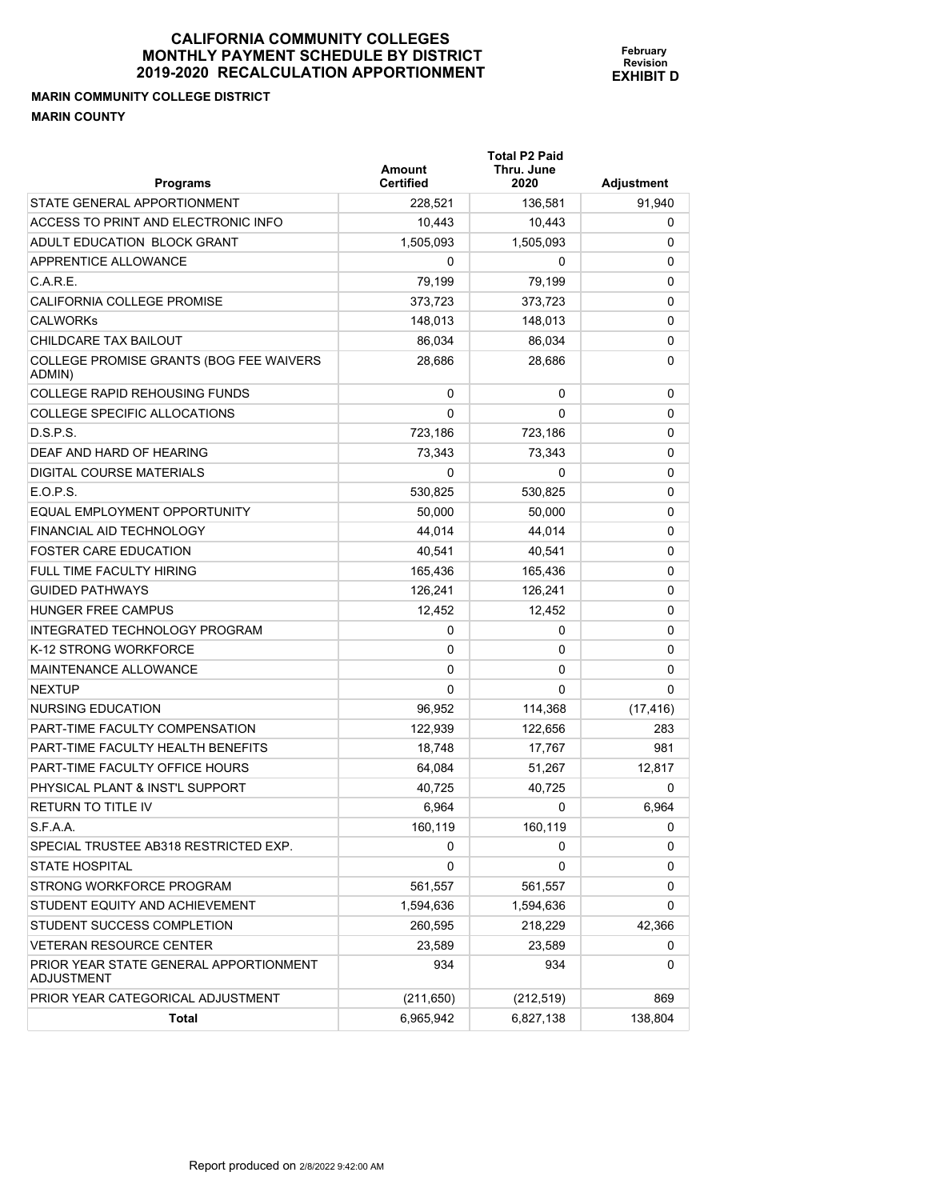# CALIFORNIA COMMUNITY COLLEGES
# MONTHLY PAYMENT SCHEDULE BY DISTRICT
# 2019-2020 RECALCULATION APPORTIONMENT

**February Revision**
**EXHIBIT D**

**MARIN COMMUNITY COLLEGE DISTRICT**
**MARIN COUNTY**

| Programs | Amount Certified | Total P2 Paid Thru. June 2020 | Adjustment |
|---|---|---|---|
| STATE GENERAL APPORTIONMENT | 228,521 | 136,581 | 91,940 |
| ACCESS TO PRINT AND ELECTRONIC INFO | 10,443 | 10,443 | 0 |
| ADULT EDUCATION BLOCK GRANT | 1,505,093 | 1,505,093 | 0 |
| APPRENTICE ALLOWANCE | 0 | 0 | 0 |
| C.A.R.E. | 79,199 | 79,199 | 0 |
| CALIFORNIA COLLEGE PROMISE | 373,723 | 373,723 | 0 |
| CALWORKs | 148,013 | 148,013 | 0 |
| CHILDCARE TAX BAILOUT | 86,034 | 86,034 | 0 |
| COLLEGE PROMISE GRANTS (BOG FEE WAIVERS ADMIN) | 28,686 | 28,686 | 0 |
| COLLEGE RAPID REHOUSING FUNDS | 0 | 0 | 0 |
| COLLEGE SPECIFIC ALLOCATIONS | 0 | 0 | 0 |
| D.S.P.S. | 723,186 | 723,186 | 0 |
| DEAF AND HARD OF HEARING | 73,343 | 73,343 | 0 |
| DIGITAL COURSE MATERIALS | 0 | 0 | 0 |
| E.O.P.S. | 530,825 | 530,825 | 0 |
| EQUAL EMPLOYMENT OPPORTUNITY | 50,000 | 50,000 | 0 |
| FINANCIAL AID TECHNOLOGY | 44,014 | 44,014 | 0 |
| FOSTER CARE EDUCATION | 40,541 | 40,541 | 0 |
| FULL TIME FACULTY HIRING | 165,436 | 165,436 | 0 |
| GUIDED PATHWAYS | 126,241 | 126,241 | 0 |
| HUNGER FREE CAMPUS | 12,452 | 12,452 | 0 |
| INTEGRATED TECHNOLOGY PROGRAM | 0 | 0 | 0 |
| K-12 STRONG WORKFORCE | 0 | 0 | 0 |
| MAINTENANCE ALLOWANCE | 0 | 0 | 0 |
| NEXTUP | 0 | 0 | 0 |
| NURSING EDUCATION | 96,952 | 114,368 | (17,416) |
| PART-TIME FACULTY COMPENSATION | 122,939 | 122,656 | 283 |
| PART-TIME FACULTY HEALTH BENEFITS | 18,748 | 17,767 | 981 |
| PART-TIME FACULTY OFFICE HOURS | 64,084 | 51,267 | 12,817 |
| PHYSICAL PLANT & INST'L SUPPORT | 40,725 | 40,725 | 0 |
| RETURN TO TITLE IV | 6,964 | 0 | 6,964 |
| S.F.A.A. | 160,119 | 160,119 | 0 |
| SPECIAL TRUSTEE AB318 RESTRICTED EXP. | 0 | 0 | 0 |
| STATE HOSPITAL | 0 | 0 | 0 |
| STRONG WORKFORCE PROGRAM | 561,557 | 561,557 | 0 |
| STUDENT EQUITY AND ACHIEVEMENT | 1,594,636 | 1,594,636 | 0 |
| STUDENT SUCCESS COMPLETION | 260,595 | 218,229 | 42,366 |
| VETERAN RESOURCE CENTER | 23,589 | 23,589 | 0 |
| PRIOR YEAR STATE GENERAL APPORTIONMENT ADJUSTMENT | 934 | 934 | 0 |
| PRIOR YEAR CATEGORICAL ADJUSTMENT | (211,650) | (212,519) | 869 |
| **Total** | 6,965,942 | 6,827,138 | 138,804 |

Report produced on 2/8/2022 9:42:00 AM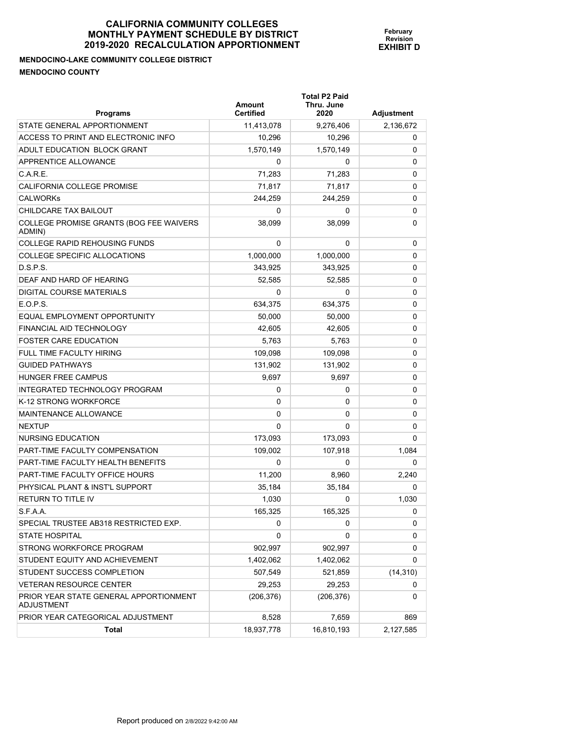# CALIFORNIA COMMUNITY COLLEGES
# MONTHLY PAYMENT SCHEDULE BY DISTRICT
# 2019-2020 RECALCULATION APPORTIONMENT

**February Revision**
**EXHIBIT D**

**MENDOCINO-LAKE COMMUNITY COLLEGE DISTRICT**

**MENDOCINO COUNTY**

| Programs | Amount Certified | Total P2 Paid Thru. June 2020 | Adjustment |
|---|---|---|---|
| STATE GENERAL APPORTIONMENT | 11,413,078 | 9,276,406 | 2,136,672 |
| ACCESS TO PRINT AND ELECTRONIC INFO | 10,296 | 10,296 | 0 |
| ADULT EDUCATION BLOCK GRANT | 1,570,149 | 1,570,149 | 0 |
| APPRENTICE ALLOWANCE | 0 | 0 | 0 |
| C.A.R.E. | 71,283 | 71,283 | 0 |
| CALIFORNIA COLLEGE PROMISE | 71,817 | 71,817 | 0 |
| CALWORKs | 244,259 | 244,259 | 0 |
| CHILDCARE TAX BAILOUT | 0 | 0 | 0 |
| COLLEGE PROMISE GRANTS (BOG FEE WAIVERS ADMIN) | 38,099 | 38,099 | 0 |
| COLLEGE RAPID REHOUSING FUNDS | 0 | 0 | 0 |
| COLLEGE SPECIFIC ALLOCATIONS | 1,000,000 | 1,000,000 | 0 |
| D.S.P.S. | 343,925 | 343,925 | 0 |
| DEAF AND HARD OF HEARING | 52,585 | 52,585 | 0 |
| DIGITAL COURSE MATERIALS | 0 | 0 | 0 |
| E.O.P.S. | 634,375 | 634,375 | 0 |
| EQUAL EMPLOYMENT OPPORTUNITY | 50,000 | 50,000 | 0 |
| FINANCIAL AID TECHNOLOGY | 42,605 | 42,605 | 0 |
| FOSTER CARE EDUCATION | 5,763 | 5,763 | 0 |
| FULL TIME FACULTY HIRING | 109,098 | 109,098 | 0 |
| GUIDED PATHWAYS | 131,902 | 131,902 | 0 |
| HUNGER FREE CAMPUS | 9,697 | 9,697 | 0 |
| INTEGRATED TECHNOLOGY PROGRAM | 0 | 0 | 0 |
| K-12 STRONG WORKFORCE | 0 | 0 | 0 |
| MAINTENANCE ALLOWANCE | 0 | 0 | 0 |
| NEXTUP | 0 | 0 | 0 |
| NURSING EDUCATION | 173,093 | 173,093 | 0 |
| PART-TIME FACULTY COMPENSATION | 109,002 | 107,918 | 1,084 |
| PART-TIME FACULTY HEALTH BENEFITS | 0 | 0 | 0 |
| PART-TIME FACULTY OFFICE HOURS | 11,200 | 8,960 | 2,240 |
| PHYSICAL PLANT & INST'L SUPPORT | 35,184 | 35,184 | 0 |
| RETURN TO TITLE IV | 1,030 | 0 | 1,030 |
| S.F.A.A. | 165,325 | 165,325 | 0 |
| SPECIAL TRUSTEE AB318 RESTRICTED EXP. | 0 | 0 | 0 |
| STATE HOSPITAL | 0 | 0 | 0 |
| STRONG WORKFORCE PROGRAM | 902,997 | 902,997 | 0 |
| STUDENT EQUITY AND ACHIEVEMENT | 1,402,062 | 1,402,062 | 0 |
| STUDENT SUCCESS COMPLETION | 507,549 | 521,859 | (14,310) |
| VETERAN RESOURCE CENTER | 29,253 | 29,253 | 0 |
| PRIOR YEAR STATE GENERAL APPORTIONMENT ADJUSTMENT | (206,376) | (206,376) | 0 |
| PRIOR YEAR CATEGORICAL ADJUSTMENT | 8,528 | 7,659 | 869 |
| **Total** | 18,937,778 | 16,810,193 | 2,127,585 |

Report produced on 2/8/2022 9:42:00 AM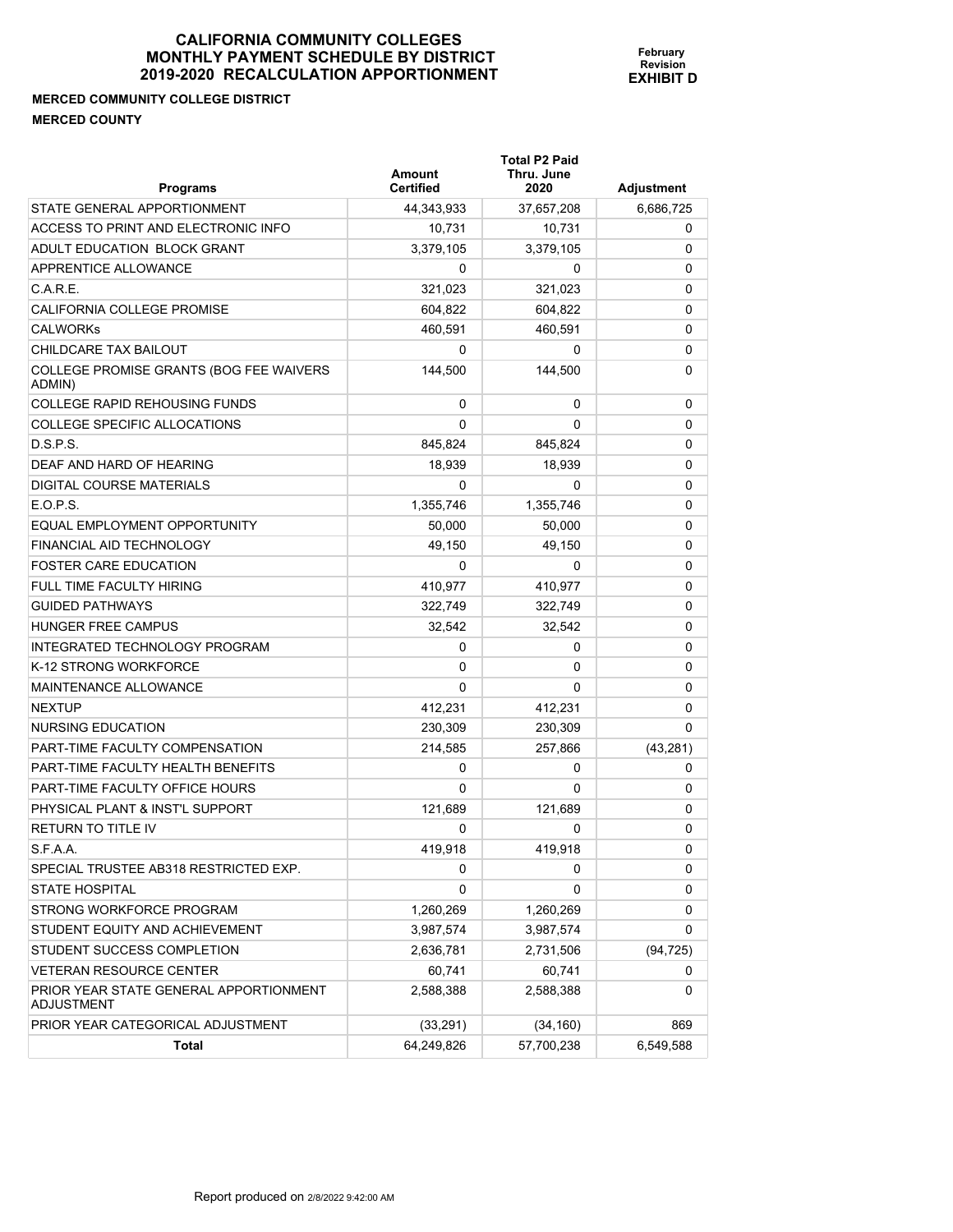# CALIFORNIA COMMUNITY COLLEGES
# MONTHLY PAYMENT SCHEDULE BY DISTRICT
# 2019-2020 RECALCULATION APPORTIONMENT

**February Revision**
**EXHIBIT D**

**MERCED COMMUNITY COLLEGE DISTRICT**
**MERCED COUNTY**

| Programs | Amount Certified | Total P2 Paid Thru. June 2020 | Adjustment |
|---|---|---|---|
| STATE GENERAL APPORTIONMENT | 44,343,933 | 37,657,208 | 6,686,725 |
| ACCESS TO PRINT AND ELECTRONIC INFO | 10,731 | 10,731 | 0 |
| ADULT EDUCATION BLOCK GRANT | 3,379,105 | 3,379,105 | 0 |
| APPRENTICE ALLOWANCE | 0 | 0 | 0 |
| C.A.R.E. | 321,023 | 321,023 | 0 |
| CALIFORNIA COLLEGE PROMISE | 604,822 | 604,822 | 0 |
| CALWORKs | 460,591 | 460,591 | 0 |
| CHILDCARE TAX BAILOUT | 0 | 0 | 0 |
| COLLEGE PROMISE GRANTS (BOG FEE WAIVERS ADMIN) | 144,500 | 144,500 | 0 |
| COLLEGE RAPID REHOUSING FUNDS | 0 | 0 | 0 |
| COLLEGE SPECIFIC ALLOCATIONS | 0 | 0 | 0 |
| D.S.P.S. | 845,824 | 845,824 | 0 |
| DEAF AND HARD OF HEARING | 18,939 | 18,939 | 0 |
| DIGITAL COURSE MATERIALS | 0 | 0 | 0 |
| E.O.P.S. | 1,355,746 | 1,355,746 | 0 |
| EQUAL EMPLOYMENT OPPORTUNITY | 50,000 | 50,000 | 0 |
| FINANCIAL AID TECHNOLOGY | 49,150 | 49,150 | 0 |
| FOSTER CARE EDUCATION | 0 | 0 | 0 |
| FULL TIME FACULTY HIRING | 410,977 | 410,977 | 0 |
| GUIDED PATHWAYS | 322,749 | 322,749 | 0 |
| HUNGER FREE CAMPUS | 32,542 | 32,542 | 0 |
| INTEGRATED TECHNOLOGY PROGRAM | 0 | 0 | 0 |
| K-12 STRONG WORKFORCE | 0 | 0 | 0 |
| MAINTENANCE ALLOWANCE | 0 | 0 | 0 |
| NEXTUP | 412,231 | 412,231 | 0 |
| NURSING EDUCATION | 230,309 | 230,309 | 0 |
| PART-TIME FACULTY COMPENSATION | 214,585 | 257,866 | (43,281) |
| PART-TIME FACULTY HEALTH BENEFITS | 0 | 0 | 0 |
| PART-TIME FACULTY OFFICE HOURS | 0 | 0 | 0 |
| PHYSICAL PLANT & INST'L SUPPORT | 121,689 | 121,689 | 0 |
| RETURN TO TITLE IV | 0 | 0 | 0 |
| S.F.A.A. | 419,918 | 419,918 | 0 |
| SPECIAL TRUSTEE AB318 RESTRICTED EXP. | 0 | 0 | 0 |
| STATE HOSPITAL | 0 | 0 | 0 |
| STRONG WORKFORCE PROGRAM | 1,260,269 | 1,260,269 | 0 |
| STUDENT EQUITY AND ACHIEVEMENT | 3,987,574 | 3,987,574 | 0 |
| STUDENT SUCCESS COMPLETION | 2,636,781 | 2,731,506 | (94,725) |
| VETERAN RESOURCE CENTER | 60,741 | 60,741 | 0 |
| PRIOR YEAR STATE GENERAL APPORTIONMENT ADJUSTMENT | 2,588,388 | 2,588,388 | 0 |
| PRIOR YEAR CATEGORICAL ADJUSTMENT | (33,291) | (34,160) | 869 |
| **Total** | 64,249,826 | 57,700,238 | 6,549,588 |

Report produced on 2/8/2022 9:42:00 AM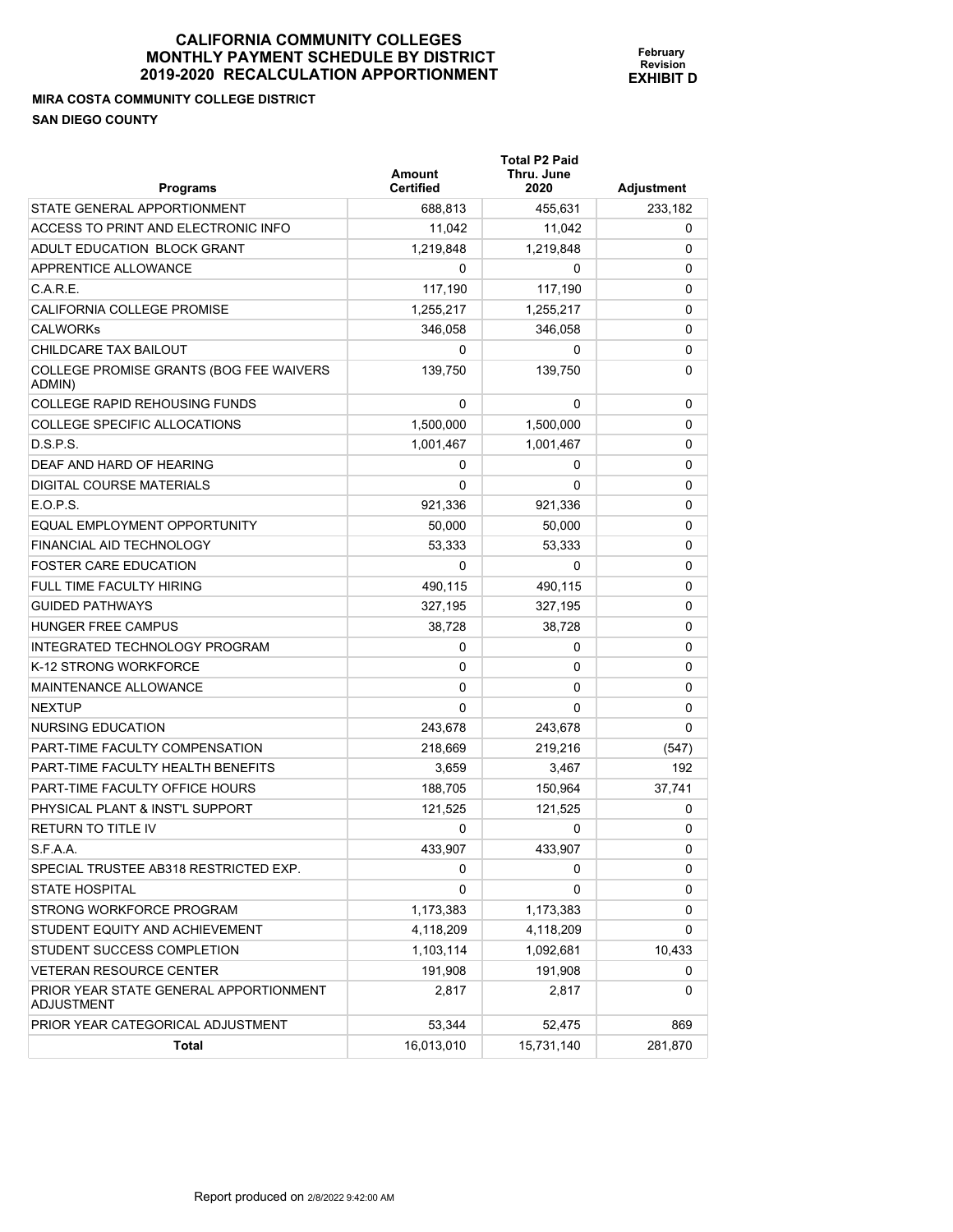# CALIFORNIA COMMUNITY COLLEGES
# MONTHLY PAYMENT SCHEDULE BY DISTRICT
# 2019-2020 RECALCULATION APPORTIONMENT

**February Revision**
**EXHIBIT D**

**MIRA COSTA COMMUNITY COLLEGE DISTRICT**
**SAN DIEGO COUNTY**

| Programs | Amount Certified | Total P2 Paid Thru. June 2020 | Adjustment |
|---|---|---|---|
| STATE GENERAL APPORTIONMENT | 688,813 | 455,631 | 233,182 |
| ACCESS TO PRINT AND ELECTRONIC INFO | 11,042 | 11,042 | 0 |
| ADULT EDUCATION BLOCK GRANT | 1,219,848 | 1,219,848 | 0 |
| APPRENTICE ALLOWANCE | 0 | 0 | 0 |
| C.A.R.E. | 117,190 | 117,190 | 0 |
| CALIFORNIA COLLEGE PROMISE | 1,255,217 | 1,255,217 | 0 |
| CALWORKs | 346,058 | 346,058 | 0 |
| CHILDCARE TAX BAILOUT | 0 | 0 | 0 |
| COLLEGE PROMISE GRANTS (BOG FEE WAIVERS ADMIN) | 139,750 | 139,750 | 0 |
| COLLEGE RAPID REHOUSING FUNDS | 0 | 0 | 0 |
| COLLEGE SPECIFIC ALLOCATIONS | 1,500,000 | 1,500,000 | 0 |
| D.S.P.S. | 1,001,467 | 1,001,467 | 0 |
| DEAF AND HARD OF HEARING | 0 | 0 | 0 |
| DIGITAL COURSE MATERIALS | 0 | 0 | 0 |
| E.O.P.S. | 921,336 | 921,336 | 0 |
| EQUAL EMPLOYMENT OPPORTUNITY | 50,000 | 50,000 | 0 |
| FINANCIAL AID TECHNOLOGY | 53,333 | 53,333 | 0 |
| FOSTER CARE EDUCATION | 0 | 0 | 0 |
| FULL TIME FACULTY HIRING | 490,115 | 490,115 | 0 |
| GUIDED PATHWAYS | 327,195 | 327,195 | 0 |
| HUNGER FREE CAMPUS | 38,728 | 38,728 | 0 |
| INTEGRATED TECHNOLOGY PROGRAM | 0 | 0 | 0 |
| K-12 STRONG WORKFORCE | 0 | 0 | 0 |
| MAINTENANCE ALLOWANCE | 0 | 0 | 0 |
| NEXTUP | 0 | 0 | 0 |
| NURSING EDUCATION | 243,678 | 243,678 | 0 |
| PART-TIME FACULTY COMPENSATION | 218,669 | 219,216 | (547) |
| PART-TIME FACULTY HEALTH BENEFITS | 3,659 | 3,467 | 192 |
| PART-TIME FACULTY OFFICE HOURS | 188,705 | 150,964 | 37,741 |
| PHYSICAL PLANT & INST'L SUPPORT | 121,525 | 121,525 | 0 |
| RETURN TO TITLE IV | 0 | 0 | 0 |
| S.F.A.A. | 433,907 | 433,907 | 0 |
| SPECIAL TRUSTEE AB318 RESTRICTED EXP. | 0 | 0 | 0 |
| STATE HOSPITAL | 0 | 0 | 0 |
| STRONG WORKFORCE PROGRAM | 1,173,383 | 1,173,383 | 0 |
| STUDENT EQUITY AND ACHIEVEMENT | 4,118,209 | 4,118,209 | 0 |
| STUDENT SUCCESS COMPLETION | 1,103,114 | 1,092,681 | 10,433 |
| VETERAN RESOURCE CENTER | 191,908 | 191,908 | 0 |
| PRIOR YEAR STATE GENERAL APPORTIONMENT ADJUSTMENT | 2,817 | 2,817 | 0 |
| PRIOR YEAR CATEGORICAL ADJUSTMENT | 53,344 | 52,475 | 869 |
| **Total** | 16,013,010 | 15,731,140 | 281,870 |

Report produced on 2/8/2022 9:42:00 AM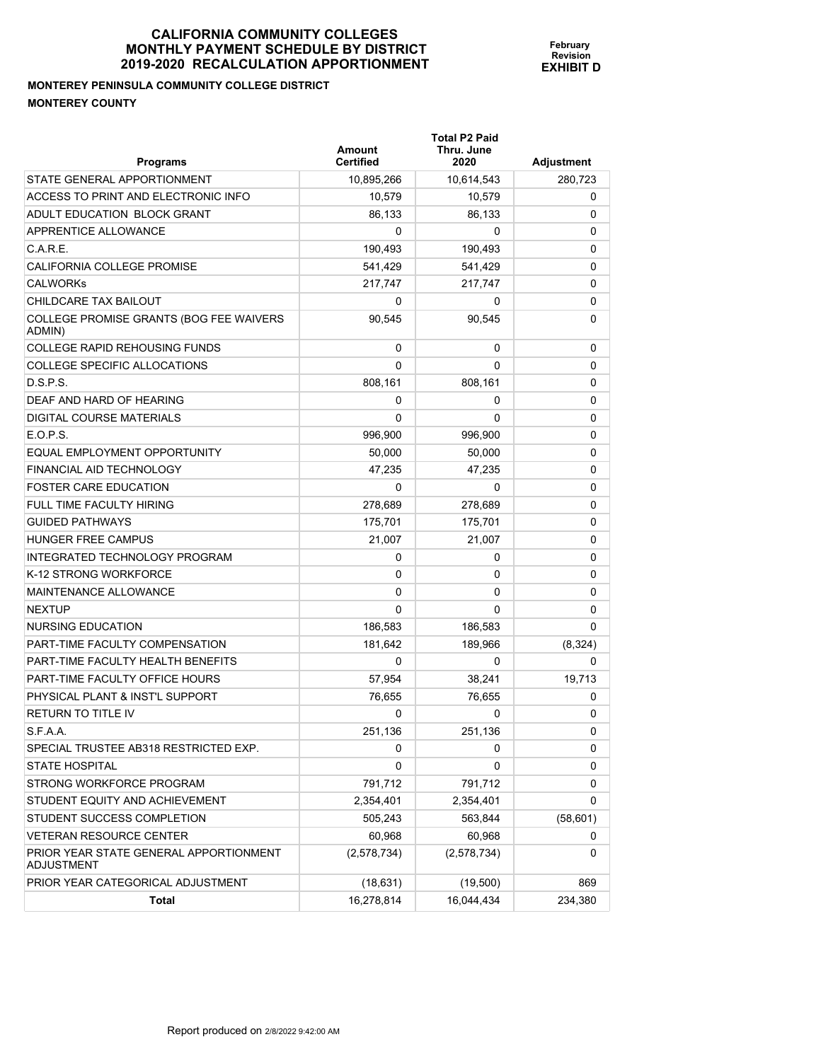# CALIFORNIA COMMUNITY COLLEGES
# MONTHLY PAYMENT SCHEDULE BY DISTRICT
# 2019-2020 RECALCULATION APPORTIONMENT

**February Revision**
**EXHIBIT D**

**MONTEREY PENINSULA COMMUNITY COLLEGE DISTRICT**
**MONTEREY COUNTY**

| Programs | Amount Certified | Total P2 Paid Thru. June 2020 | Adjustment |
|---|---|---|---|
| STATE GENERAL APPORTIONMENT | 10,895,266 | 10,614,543 | 280,723 |
| ACCESS TO PRINT AND ELECTRONIC INFO | 10,579 | 10,579 | 0 |
| ADULT EDUCATION BLOCK GRANT | 86,133 | 86,133 | 0 |
| APPRENTICE ALLOWANCE | 0 | 0 | 0 |
| C.A.R.E. | 190,493 | 190,493 | 0 |
| CALIFORNIA COLLEGE PROMISE | 541,429 | 541,429 | 0 |
| CALWORKs | 217,747 | 217,747 | 0 |
| CHILDCARE TAX BAILOUT | 0 | 0 | 0 |
| COLLEGE PROMISE GRANTS (BOG FEE WAIVERS ADMIN) | 90,545 | 90,545 | 0 |
| COLLEGE RAPID REHOUSING FUNDS | 0 | 0 | 0 |
| COLLEGE SPECIFIC ALLOCATIONS | 0 | 0 | 0 |
| D.S.P.S. | 808,161 | 808,161 | 0 |
| DEAF AND HARD OF HEARING | 0 | 0 | 0 |
| DIGITAL COURSE MATERIALS | 0 | 0 | 0 |
| E.O.P.S. | 996,900 | 996,900 | 0 |
| EQUAL EMPLOYMENT OPPORTUNITY | 50,000 | 50,000 | 0 |
| FINANCIAL AID TECHNOLOGY | 47,235 | 47,235 | 0 |
| FOSTER CARE EDUCATION | 0 | 0 | 0 |
| FULL TIME FACULTY HIRING | 278,689 | 278,689 | 0 |
| GUIDED PATHWAYS | 175,701 | 175,701 | 0 |
| HUNGER FREE CAMPUS | 21,007 | 21,007 | 0 |
| INTEGRATED TECHNOLOGY PROGRAM | 0 | 0 | 0 |
| K-12 STRONG WORKFORCE | 0 | 0 | 0 |
| MAINTENANCE ALLOWANCE | 0 | 0 | 0 |
| NEXTUP | 0 | 0 | 0 |
| NURSING EDUCATION | 186,583 | 186,583 | 0 |
| PART-TIME FACULTY COMPENSATION | 181,642 | 189,966 | (8,324) |
| PART-TIME FACULTY HEALTH BENEFITS | 0 | 0 | 0 |
| PART-TIME FACULTY OFFICE HOURS | 57,954 | 38,241 | 19,713 |
| PHYSICAL PLANT & INST'L SUPPORT | 76,655 | 76,655 | 0 |
| RETURN TO TITLE IV | 0 | 0 | 0 |
| S.F.A.A. | 251,136 | 251,136 | 0 |
| SPECIAL TRUSTEE AB318 RESTRICTED EXP. | 0 | 0 | 0 |
| STATE HOSPITAL | 0 | 0 | 0 |
| STRONG WORKFORCE PROGRAM | 791,712 | 791,712 | 0 |
| STUDENT EQUITY AND ACHIEVEMENT | 2,354,401 | 2,354,401 | 0 |
| STUDENT SUCCESS COMPLETION | 505,243 | 563,844 | (58,601) |
| VETERAN RESOURCE CENTER | 60,968 | 60,968 | 0 |
| PRIOR YEAR STATE GENERAL APPORTIONMENT ADJUSTMENT | (2,578,734) | (2,578,734) | 0 |
| PRIOR YEAR CATEGORICAL ADJUSTMENT | (18,631) | (19,500) | 869 |
| **Total** | 16,278,814 | 16,044,434 | 234,380 |

Report produced on 2/8/2022 9:42:00 AM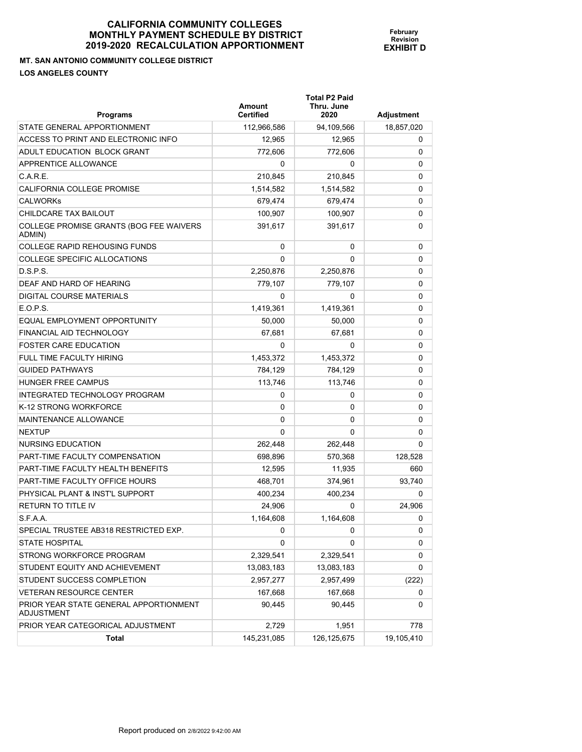# CALIFORNIA COMMUNITY COLLEGES
# MONTHLY PAYMENT SCHEDULE BY DISTRICT
# 2019-2020 RECALCULATION APPORTIONMENT

**February Revision**
**EXHIBIT D**

**MT. SAN ANTONIO COMMUNITY COLLEGE DISTRICT**

**LOS ANGELES COUNTY**

| Programs | Amount Certified | Total P2 Paid Thru. June 2020 | Adjustment |
|---|---|---|---|
| STATE GENERAL APPORTIONMENT | 112,966,586 | 94,109,566 | 18,857,020 |
| ACCESS TO PRINT AND ELECTRONIC INFO | 12,965 | 12,965 | 0 |
| ADULT EDUCATION BLOCK GRANT | 772,606 | 772,606 | 0 |
| APPRENTICE ALLOWANCE | 0 | 0 | 0 |
| C.A.R.E. | 210,845 | 210,845 | 0 |
| CALIFORNIA COLLEGE PROMISE | 1,514,582 | 1,514,582 | 0 |
| CALWORKs | 679,474 | 679,474 | 0 |
| CHILDCARE TAX BAILOUT | 100,907 | 100,907 | 0 |
| COLLEGE PROMISE GRANTS (BOG FEE WAIVERS ADMIN) | 391,617 | 391,617 | 0 |
| COLLEGE RAPID REHOUSING FUNDS | 0 | 0 | 0 |
| COLLEGE SPECIFIC ALLOCATIONS | 0 | 0 | 0 |
| D.S.P.S. | 2,250,876 | 2,250,876 | 0 |
| DEAF AND HARD OF HEARING | 779,107 | 779,107 | 0 |
| DIGITAL COURSE MATERIALS | 0 | 0 | 0 |
| E.O.P.S. | 1,419,361 | 1,419,361 | 0 |
| EQUAL EMPLOYMENT OPPORTUNITY | 50,000 | 50,000 | 0 |
| FINANCIAL AID TECHNOLOGY | 67,681 | 67,681 | 0 |
| FOSTER CARE EDUCATION | 0 | 0 | 0 |
| FULL TIME FACULTY HIRING | 1,453,372 | 1,453,372 | 0 |
| GUIDED PATHWAYS | 784,129 | 784,129 | 0 |
| HUNGER FREE CAMPUS | 113,746 | 113,746 | 0 |
| INTEGRATED TECHNOLOGY PROGRAM | 0 | 0 | 0 |
| K-12 STRONG WORKFORCE | 0 | 0 | 0 |
| MAINTENANCE ALLOWANCE | 0 | 0 | 0 |
| NEXTUP | 0 | 0 | 0 |
| NURSING EDUCATION | 262,448 | 262,448 | 0 |
| PART-TIME FACULTY COMPENSATION | 698,896 | 570,368 | 128,528 |
| PART-TIME FACULTY HEALTH BENEFITS | 12,595 | 11,935 | 660 |
| PART-TIME FACULTY OFFICE HOURS | 468,701 | 374,961 | 93,740 |
| PHYSICAL PLANT & INST'L SUPPORT | 400,234 | 400,234 | 0 |
| RETURN TO TITLE IV | 24,906 | 0 | 24,906 |
| S.F.A.A. | 1,164,608 | 1,164,608 | 0 |
| SPECIAL TRUSTEE AB318 RESTRICTED EXP. | 0 | 0 | 0 |
| STATE HOSPITAL | 0 | 0 | 0 |
| STRONG WORKFORCE PROGRAM | 2,329,541 | 2,329,541 | 0 |
| STUDENT EQUITY AND ACHIEVEMENT | 13,083,183 | 13,083,183 | 0 |
| STUDENT SUCCESS COMPLETION | 2,957,277 | 2,957,499 | (222) |
| VETERAN RESOURCE CENTER | 167,668 | 167,668 | 0 |
| PRIOR YEAR STATE GENERAL APPORTIONMENT ADJUSTMENT | 90,445 | 90,445 | 0 |
| PRIOR YEAR CATEGORICAL ADJUSTMENT | 2,729 | 1,951 | 778 |
| **Total** | 145,231,085 | 126,125,675 | 19,105,410 |

Report produced on 2/8/2022 9:42:00 AM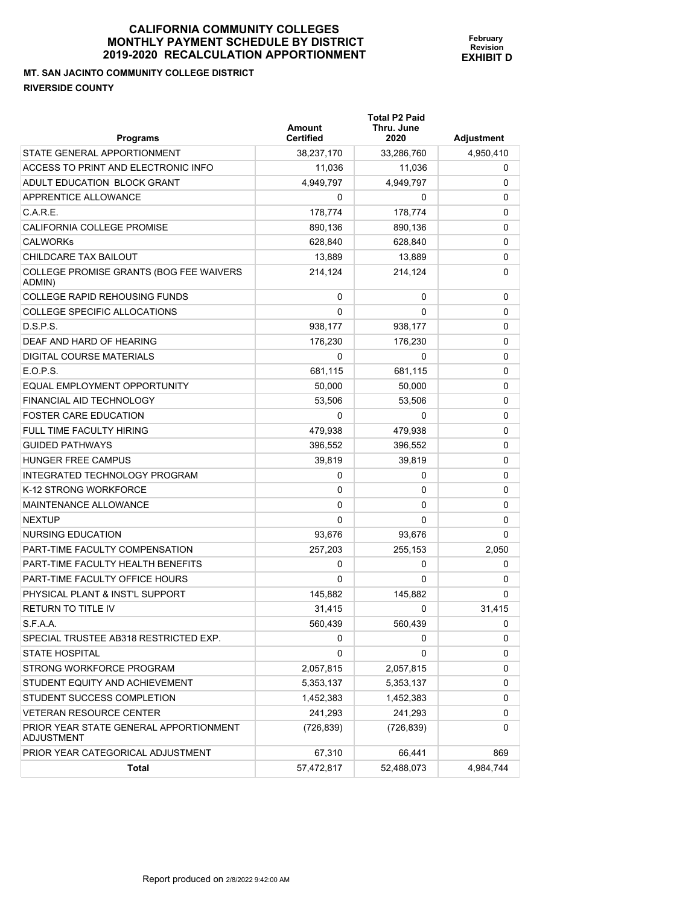# CALIFORNIA COMMUNITY COLLEGES
# MONTHLY PAYMENT SCHEDULE BY DISTRICT
# 2019-2020 RECALCULATION APPORTIONMENT

**February Revision**
**EXHIBIT D**

**MT. SAN JACINTO COMMUNITY COLLEGE DISTRICT**
**RIVERSIDE COUNTY**

| Programs | Amount Certified | Total P2 Paid Thru. June 2020 | Adjustment |
|---|---|---|---|
| STATE GENERAL APPORTIONMENT | 38,237,170 | 33,286,760 | 4,950,410 |
| ACCESS TO PRINT AND ELECTRONIC INFO | 11,036 | 11,036 | 0 |
| ADULT EDUCATION BLOCK GRANT | 4,949,797 | 4,949,797 | 0 |
| APPRENTICE ALLOWANCE | 0 | 0 | 0 |
| C.A.R.E. | 178,774 | 178,774 | 0 |
| CALIFORNIA COLLEGE PROMISE | 890,136 | 890,136 | 0 |
| CALWORKs | 628,840 | 628,840 | 0 |
| CHILDCARE TAX BAILOUT | 13,889 | 13,889 | 0 |
| COLLEGE PROMISE GRANTS (BOG FEE WAIVERS ADMIN) | 214,124 | 214,124 | 0 |
| COLLEGE RAPID REHOUSING FUNDS | 0 | 0 | 0 |
| COLLEGE SPECIFIC ALLOCATIONS | 0 | 0 | 0 |
| D.S.P.S. | 938,177 | 938,177 | 0 |
| DEAF AND HARD OF HEARING | 176,230 | 176,230 | 0 |
| DIGITAL COURSE MATERIALS | 0 | 0 | 0 |
| E.O.P.S. | 681,115 | 681,115 | 0 |
| EQUAL EMPLOYMENT OPPORTUNITY | 50,000 | 50,000 | 0 |
| FINANCIAL AID TECHNOLOGY | 53,506 | 53,506 | 0 |
| FOSTER CARE EDUCATION | 0 | 0 | 0 |
| FULL TIME FACULTY HIRING | 479,938 | 479,938 | 0 |
| GUIDED PATHWAYS | 396,552 | 396,552 | 0 |
| HUNGER FREE CAMPUS | 39,819 | 39,819 | 0 |
| INTEGRATED TECHNOLOGY PROGRAM | 0 | 0 | 0 |
| K-12 STRONG WORKFORCE | 0 | 0 | 0 |
| MAINTENANCE ALLOWANCE | 0 | 0 | 0 |
| NEXTUP | 0 | 0 | 0 |
| NURSING EDUCATION | 93,676 | 93,676 | 0 |
| PART-TIME FACULTY COMPENSATION | 257,203 | 255,153 | 2,050 |
| PART-TIME FACULTY HEALTH BENEFITS | 0 | 0 | 0 |
| PART-TIME FACULTY OFFICE HOURS | 0 | 0 | 0 |
| PHYSICAL PLANT & INST'L SUPPORT | 145,882 | 145,882 | 0 |
| RETURN TO TITLE IV | 31,415 | 0 | 31,415 |
| S.F.A.A. | 560,439 | 560,439 | 0 |
| SPECIAL TRUSTEE AB318 RESTRICTED EXP. | 0 | 0 | 0 |
| STATE HOSPITAL | 0 | 0 | 0 |
| STRONG WORKFORCE PROGRAM | 2,057,815 | 2,057,815 | 0 |
| STUDENT EQUITY AND ACHIEVEMENT | 5,353,137 | 5,353,137 | 0 |
| STUDENT SUCCESS COMPLETION | 1,452,383 | 1,452,383 | 0 |
| VETERAN RESOURCE CENTER | 241,293 | 241,293 | 0 |
| PRIOR YEAR STATE GENERAL APPORTIONMENT ADJUSTMENT | (726,839) | (726,839) | 0 |
| PRIOR YEAR CATEGORICAL ADJUSTMENT | 67,310 | 66,441 | 869 |
| **Total** | 57,472,817 | 52,488,073 | 4,984,744 |

Report produced on 2/8/2022 9:42:00 AM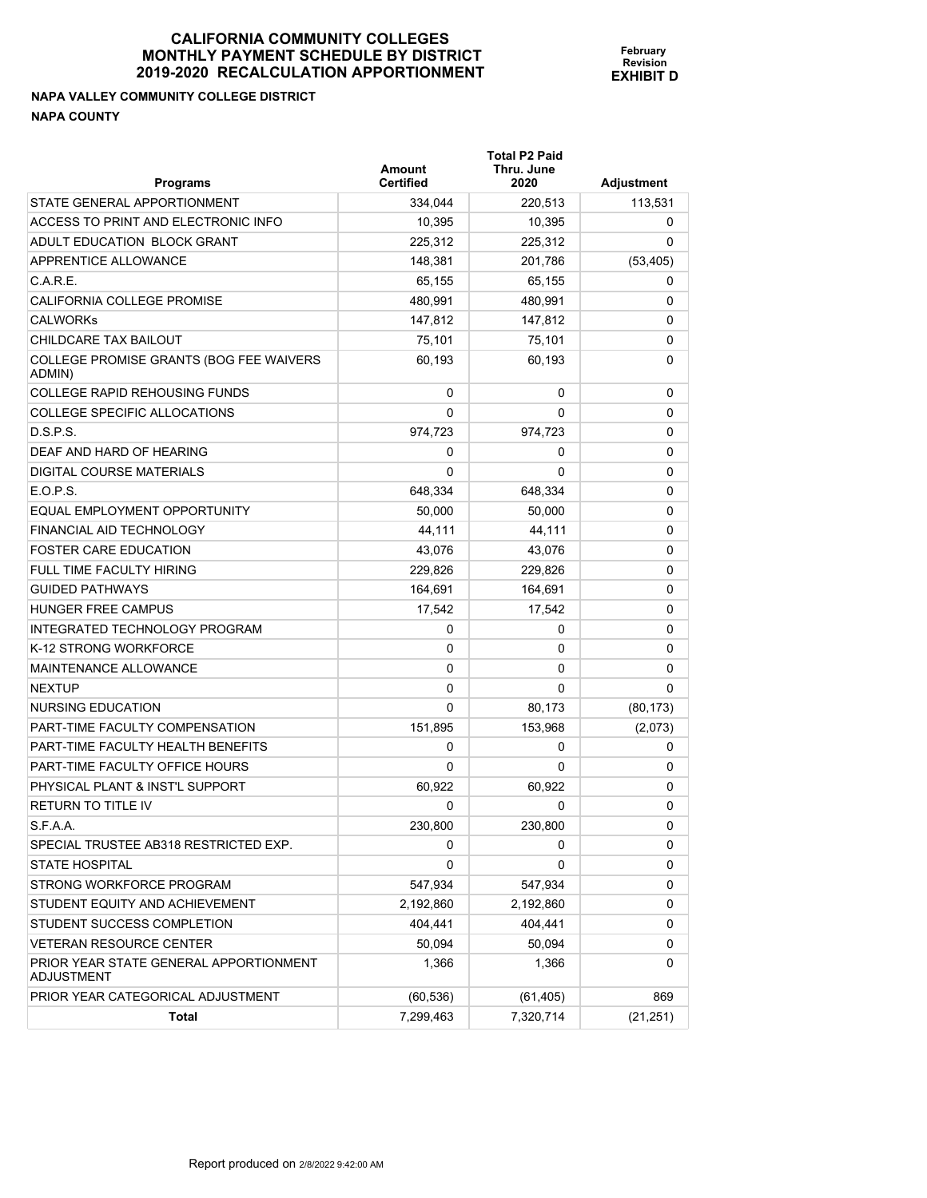# CALIFORNIA COMMUNITY COLLEGES
# MONTHLY PAYMENT SCHEDULE BY DISTRICT
# 2019-2020 RECALCULATION APPORTIONMENT

**February Revision**
**EXHIBIT D**

**NAPA VALLEY COMMUNITY COLLEGE DISTRICT**
**NAPA COUNTY**

| Programs | Amount Certified | Total P2 Paid Thru. June 2020 | Adjustment |
|---|---|---|---|
| STATE GENERAL APPORTIONMENT | 334,044 | 220,513 | 113,531 |
| ACCESS TO PRINT AND ELECTRONIC INFO | 10,395 | 10,395 | 0 |
| ADULT EDUCATION BLOCK GRANT | 225,312 | 225,312 | 0 |
| APPRENTICE ALLOWANCE | 148,381 | 201,786 | (53,405) |
| C.A.R.E. | 65,155 | 65,155 | 0 |
| CALIFORNIA COLLEGE PROMISE | 480,991 | 480,991 | 0 |
| CALWORKs | 147,812 | 147,812 | 0 |
| CHILDCARE TAX BAILOUT | 75,101 | 75,101 | 0 |
| COLLEGE PROMISE GRANTS (BOG FEE WAIVERS ADMIN) | 60,193 | 60,193 | 0 |
| COLLEGE RAPID REHOUSING FUNDS | 0 | 0 | 0 |
| COLLEGE SPECIFIC ALLOCATIONS | 0 | 0 | 0 |
| D.S.P.S. | 974,723 | 974,723 | 0 |
| DEAF AND HARD OF HEARING | 0 | 0 | 0 |
| DIGITAL COURSE MATERIALS | 0 | 0 | 0 |
| E.O.P.S. | 648,334 | 648,334 | 0 |
| EQUAL EMPLOYMENT OPPORTUNITY | 50,000 | 50,000 | 0 |
| FINANCIAL AID TECHNOLOGY | 44,111 | 44,111 | 0 |
| FOSTER CARE EDUCATION | 43,076 | 43,076 | 0 |
| FULL TIME FACULTY HIRING | 229,826 | 229,826 | 0 |
| GUIDED PATHWAYS | 164,691 | 164,691 | 0 |
| HUNGER FREE CAMPUS | 17,542 | 17,542 | 0 |
| INTEGRATED TECHNOLOGY PROGRAM | 0 | 0 | 0 |
| K-12 STRONG WORKFORCE | 0 | 0 | 0 |
| MAINTENANCE ALLOWANCE | 0 | 0 | 0 |
| NEXTUP | 0 | 0 | 0 |
| NURSING EDUCATION | 0 | 80,173 | (80,173) |
| PART-TIME FACULTY COMPENSATION | 151,895 | 153,968 | (2,073) |
| PART-TIME FACULTY HEALTH BENEFITS | 0 | 0 | 0 |
| PART-TIME FACULTY OFFICE HOURS | 0 | 0 | 0 |
| PHYSICAL PLANT & INST'L SUPPORT | 60,922 | 60,922 | 0 |
| RETURN TO TITLE IV | 0 | 0 | 0 |
| S.F.A.A. | 230,800 | 230,800 | 0 |
| SPECIAL TRUSTEE AB318 RESTRICTED EXP. | 0 | 0 | 0 |
| STATE HOSPITAL | 0 | 0 | 0 |
| STRONG WORKFORCE PROGRAM | 547,934 | 547,934 | 0 |
| STUDENT EQUITY AND ACHIEVEMENT | 2,192,860 | 2,192,860 | 0 |
| STUDENT SUCCESS COMPLETION | 404,441 | 404,441 | 0 |
| VETERAN RESOURCE CENTER | 50,094 | 50,094 | 0 |
| PRIOR YEAR STATE GENERAL APPORTIONMENT ADJUSTMENT | 1,366 | 1,366 | 0 |
| PRIOR YEAR CATEGORICAL ADJUSTMENT | (60,536) | (61,405) | 869 |
| **Total** | 7,299,463 | 7,320,714 | (21,251) |

Report produced on 2/8/2022 9:42:00 AM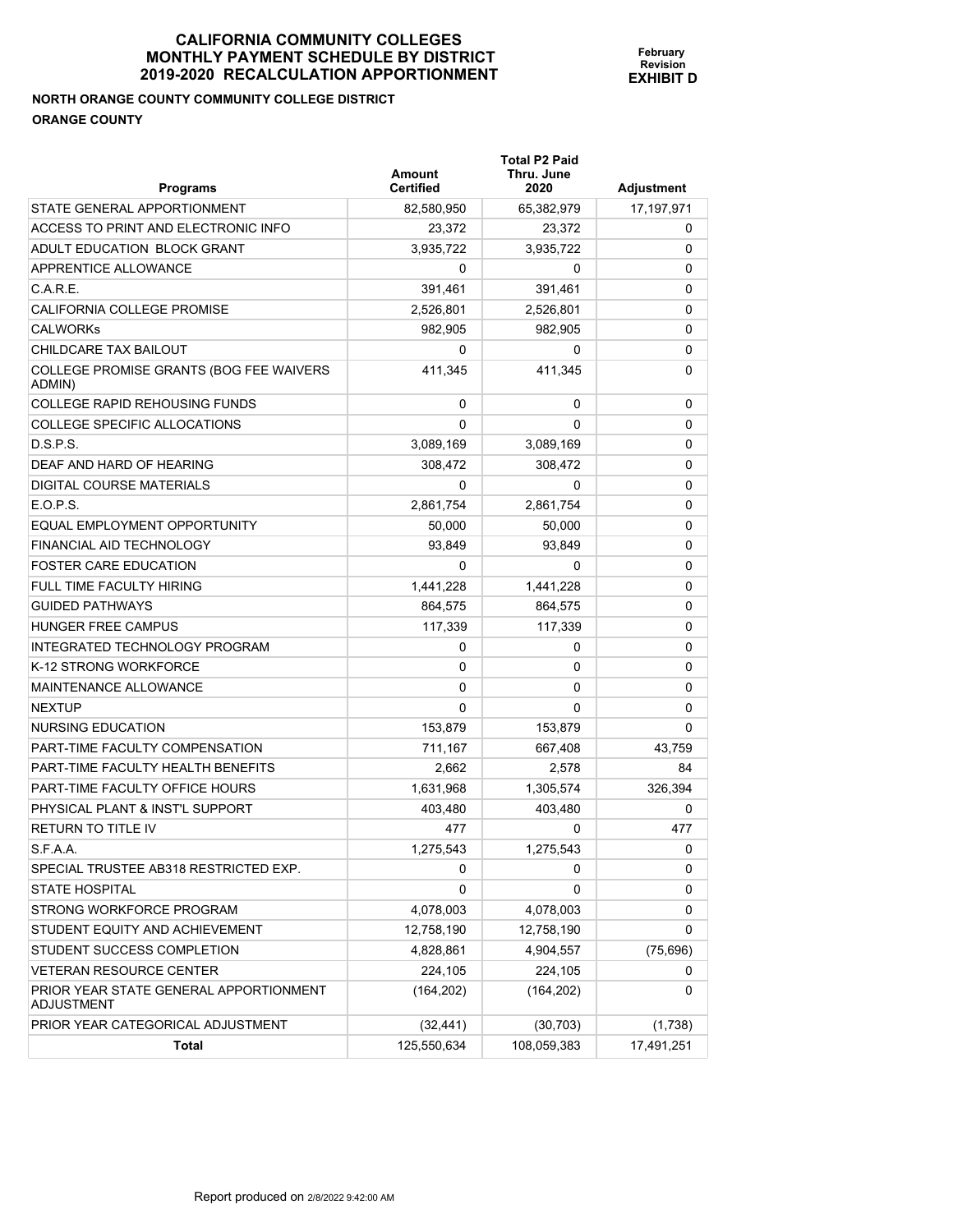# CALIFORNIA COMMUNITY COLLEGES
# MONTHLY PAYMENT SCHEDULE BY DISTRICT
# 2019-2020 RECALCULATION APPORTIONMENT

**February Revision**
**EXHIBIT D**

**NORTH ORANGE COUNTY COMMUNITY COLLEGE DISTRICT**

**ORANGE COUNTY**

| Programs | Amount Certified | Total P2 Paid Thru. June 2020 | Adjustment |
|---|---|---|---|
| STATE GENERAL APPORTIONMENT | 82,580,950 | 65,382,979 | 17,197,971 |
| ACCESS TO PRINT AND ELECTRONIC INFO | 23,372 | 23,372 | 0 |
| ADULT EDUCATION BLOCK GRANT | 3,935,722 | 3,935,722 | 0 |
| APPRENTICE ALLOWANCE | 0 | 0 | 0 |
| C.A.R.E. | 391,461 | 391,461 | 0 |
| CALIFORNIA COLLEGE PROMISE | 2,526,801 | 2,526,801 | 0 |
| CALWORKs | 982,905 | 982,905 | 0 |
| CHILDCARE TAX BAILOUT | 0 | 0 | 0 |
| COLLEGE PROMISE GRANTS (BOG FEE WAIVERS ADMIN) | 411,345 | 411,345 | 0 |
| COLLEGE RAPID REHOUSING FUNDS | 0 | 0 | 0 |
| COLLEGE SPECIFIC ALLOCATIONS | 0 | 0 | 0 |
| D.S.P.S. | 3,089,169 | 3,089,169 | 0 |
| DEAF AND HARD OF HEARING | 308,472 | 308,472 | 0 |
| DIGITAL COURSE MATERIALS | 0 | 0 | 0 |
| E.O.P.S. | 2,861,754 | 2,861,754 | 0 |
| EQUAL EMPLOYMENT OPPORTUNITY | 50,000 | 50,000 | 0 |
| FINANCIAL AID TECHNOLOGY | 93,849 | 93,849 | 0 |
| FOSTER CARE EDUCATION | 0 | 0 | 0 |
| FULL TIME FACULTY HIRING | 1,441,228 | 1,441,228 | 0 |
| GUIDED PATHWAYS | 864,575 | 864,575 | 0 |
| HUNGER FREE CAMPUS | 117,339 | 117,339 | 0 |
| INTEGRATED TECHNOLOGY PROGRAM | 0 | 0 | 0 |
| K-12 STRONG WORKFORCE | 0 | 0 | 0 |
| MAINTENANCE ALLOWANCE | 0 | 0 | 0 |
| NEXTUP | 0 | 0 | 0 |
| NURSING EDUCATION | 153,879 | 153,879 | 0 |
| PART-TIME FACULTY COMPENSATION | 711,167 | 667,408 | 43,759 |
| PART-TIME FACULTY HEALTH BENEFITS | 2,662 | 2,578 | 84 |
| PART-TIME FACULTY OFFICE HOURS | 1,631,968 | 1,305,574 | 326,394 |
| PHYSICAL PLANT & INST'L SUPPORT | 403,480 | 403,480 | 0 |
| RETURN TO TITLE IV | 477 | 0 | 477 |
| S.F.A.A. | 1,275,543 | 1,275,543 | 0 |
| SPECIAL TRUSTEE AB318 RESTRICTED EXP. | 0 | 0 | 0 |
| STATE HOSPITAL | 0 | 0 | 0 |
| STRONG WORKFORCE PROGRAM | 4,078,003 | 4,078,003 | 0 |
| STUDENT EQUITY AND ACHIEVEMENT | 12,758,190 | 12,758,190 | 0 |
| STUDENT SUCCESS COMPLETION | 4,828,861 | 4,904,557 | (75,696) |
| VETERAN RESOURCE CENTER | 224,105 | 224,105 | 0 |
| PRIOR YEAR STATE GENERAL APPORTIONMENT ADJUSTMENT | (164,202) | (164,202) | 0 |
| PRIOR YEAR CATEGORICAL ADJUSTMENT | (32,441) | (30,703) | (1,738) |
| **Total** | 125,550,634 | 108,059,383 | 17,491,251 |

Report produced on 2/8/2022 9:42:00 AM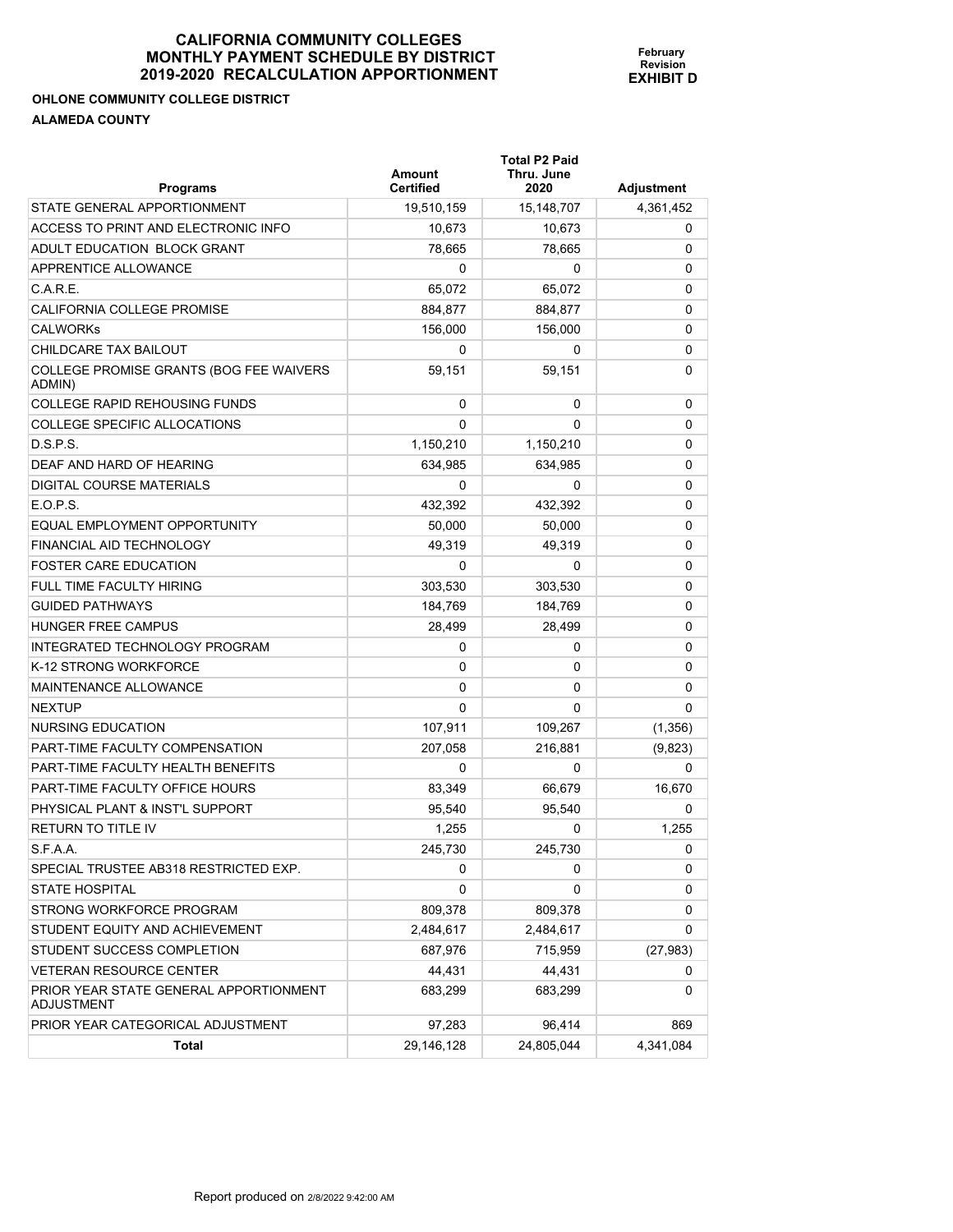# CALIFORNIA COMMUNITY COLLEGES
# MONTHLY PAYMENT SCHEDULE BY DISTRICT
# 2019-2020 RECALCULATION APPORTIONMENT

**February Revision**
**EXHIBIT D**

**OHLONE COMMUNITY COLLEGE DISTRICT**

**ALAMEDA COUNTY**

| Programs | Amount Certified | Total P2 Paid Thru. June 2020 | Adjustment |
|---|---|---|---|
| STATE GENERAL APPORTIONMENT | 19,510,159 | 15,148,707 | 4,361,452 |
| ACCESS TO PRINT AND ELECTRONIC INFO | 10,673 | 10,673 | 0 |
| ADULT EDUCATION BLOCK GRANT | 78,665 | 78,665 | 0 |
| APPRENTICE ALLOWANCE | 0 | 0 | 0 |
| C.A.R.E. | 65,072 | 65,072 | 0 |
| CALIFORNIA COLLEGE PROMISE | 884,877 | 884,877 | 0 |
| CALWORKs | 156,000 | 156,000 | 0 |
| CHILDCARE TAX BAILOUT | 0 | 0 | 0 |
| COLLEGE PROMISE GRANTS (BOG FEE WAIVERS ADMIN) | 59,151 | 59,151 | 0 |
| COLLEGE RAPID REHOUSING FUNDS | 0 | 0 | 0 |
| COLLEGE SPECIFIC ALLOCATIONS | 0 | 0 | 0 |
| D.S.P.S. | 1,150,210 | 1,150,210 | 0 |
| DEAF AND HARD OF HEARING | 634,985 | 634,985 | 0 |
| DIGITAL COURSE MATERIALS | 0 | 0 | 0 |
| E.O.P.S. | 432,392 | 432,392 | 0 |
| EQUAL EMPLOYMENT OPPORTUNITY | 50,000 | 50,000 | 0 |
| FINANCIAL AID TECHNOLOGY | 49,319 | 49,319 | 0 |
| FOSTER CARE EDUCATION | 0 | 0 | 0 |
| FULL TIME FACULTY HIRING | 303,530 | 303,530 | 0 |
| GUIDED PATHWAYS | 184,769 | 184,769 | 0 |
| HUNGER FREE CAMPUS | 28,499 | 28,499 | 0 |
| INTEGRATED TECHNOLOGY PROGRAM | 0 | 0 | 0 |
| K-12 STRONG WORKFORCE | 0 | 0 | 0 |
| MAINTENANCE ALLOWANCE | 0 | 0 | 0 |
| NEXTUP | 0 | 0 | 0 |
| NURSING EDUCATION | 107,911 | 109,267 | (1,356) |
| PART-TIME FACULTY COMPENSATION | 207,058 | 216,881 | (9,823) |
| PART-TIME FACULTY HEALTH BENEFITS | 0 | 0 | 0 |
| PART-TIME FACULTY OFFICE HOURS | 83,349 | 66,679 | 16,670 |
| PHYSICAL PLANT & INST'L SUPPORT | 95,540 | 95,540 | 0 |
| RETURN TO TITLE IV | 1,255 | 0 | 1,255 |
| S.F.A.A. | 245,730 | 245,730 | 0 |
| SPECIAL TRUSTEE AB318 RESTRICTED EXP. | 0 | 0 | 0 |
| STATE HOSPITAL | 0 | 0 | 0 |
| STRONG WORKFORCE PROGRAM | 809,378 | 809,378 | 0 |
| STUDENT EQUITY AND ACHIEVEMENT | 2,484,617 | 2,484,617 | 0 |
| STUDENT SUCCESS COMPLETION | 687,976 | 715,959 | (27,983) |
| VETERAN RESOURCE CENTER | 44,431 | 44,431 | 0 |
| PRIOR YEAR STATE GENERAL APPORTIONMENT ADJUSTMENT | 683,299 | 683,299 | 0 |
| PRIOR YEAR CATEGORICAL ADJUSTMENT | 97,283 | 96,414 | 869 |
| **Total** | 29,146,128 | 24,805,044 | 4,341,084 |

Report produced on 2/8/2022 9:42:00 AM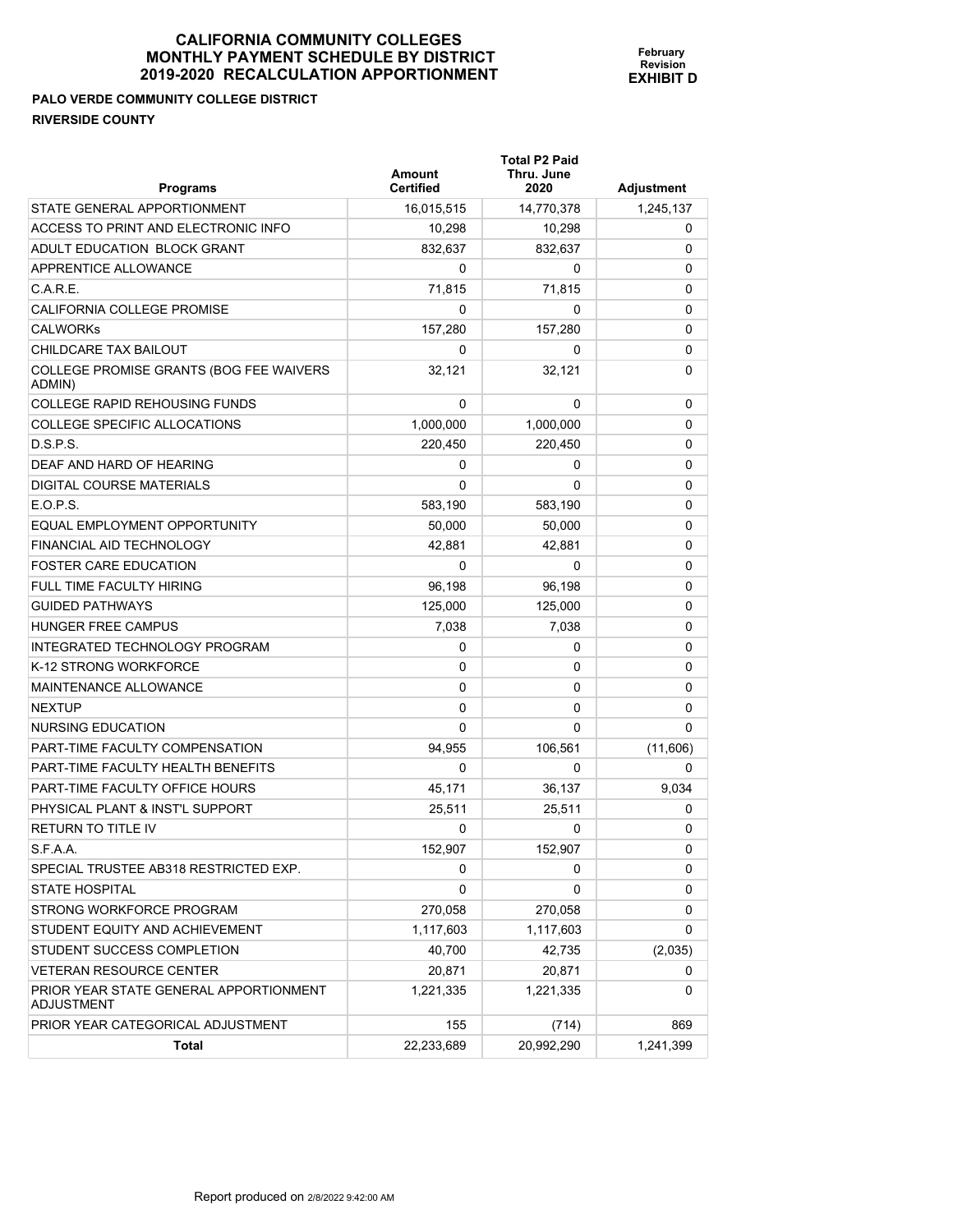# CALIFORNIA COMMUNITY COLLEGES
# MONTHLY PAYMENT SCHEDULE BY DISTRICT
# 2019-2020 RECALCULATION APPORTIONMENT

**February Revision**
**EXHIBIT D**

**PALO VERDE COMMUNITY COLLEGE DISTRICT**
**RIVERSIDE COUNTY**

| Programs | Amount Certified | Total P2 Paid Thru. June 2020 | Adjustment |
|---|---|---|---|
| STATE GENERAL APPORTIONMENT | 16,015,515 | 14,770,378 | 1,245,137 |
| ACCESS TO PRINT AND ELECTRONIC INFO | 10,298 | 10,298 | 0 |
| ADULT EDUCATION BLOCK GRANT | 832,637 | 832,637 | 0 |
| APPRENTICE ALLOWANCE | 0 | 0 | 0 |
| C.A.R.E. | 71,815 | 71,815 | 0 |
| CALIFORNIA COLLEGE PROMISE | 0 | 0 | 0 |
| CALWORKs | 157,280 | 157,280 | 0 |
| CHILDCARE TAX BAILOUT | 0 | 0 | 0 |
| COLLEGE PROMISE GRANTS (BOG FEE WAIVERS ADMIN) | 32,121 | 32,121 | 0 |
| COLLEGE RAPID REHOUSING FUNDS | 0 | 0 | 0 |
| COLLEGE SPECIFIC ALLOCATIONS | 1,000,000 | 1,000,000 | 0 |
| D.S.P.S. | 220,450 | 220,450 | 0 |
| DEAF AND HARD OF HEARING | 0 | 0 | 0 |
| DIGITAL COURSE MATERIALS | 0 | 0 | 0 |
| E.O.P.S. | 583,190 | 583,190 | 0 |
| EQUAL EMPLOYMENT OPPORTUNITY | 50,000 | 50,000 | 0 |
| FINANCIAL AID TECHNOLOGY | 42,881 | 42,881 | 0 |
| FOSTER CARE EDUCATION | 0 | 0 | 0 |
| FULL TIME FACULTY HIRING | 96,198 | 96,198 | 0 |
| GUIDED PATHWAYS | 125,000 | 125,000 | 0 |
| HUNGER FREE CAMPUS | 7,038 | 7,038 | 0 |
| INTEGRATED TECHNOLOGY PROGRAM | 0 | 0 | 0 |
| K-12 STRONG WORKFORCE | 0 | 0 | 0 |
| MAINTENANCE ALLOWANCE | 0 | 0 | 0 |
| NEXTUP | 0 | 0 | 0 |
| NURSING EDUCATION | 0 | 0 | 0 |
| PART-TIME FACULTY COMPENSATION | 94,955 | 106,561 | (11,606) |
| PART-TIME FACULTY HEALTH BENEFITS | 0 | 0 | 0 |
| PART-TIME FACULTY OFFICE HOURS | 45,171 | 36,137 | 9,034 |
| PHYSICAL PLANT & INST'L SUPPORT | 25,511 | 25,511 | 0 |
| RETURN TO TITLE IV | 0 | 0 | 0 |
| S.F.A.A. | 152,907 | 152,907 | 0 |
| SPECIAL TRUSTEE AB318 RESTRICTED EXP. | 0 | 0 | 0 |
| STATE HOSPITAL | 0 | 0 | 0 |
| STRONG WORKFORCE PROGRAM | 270,058 | 270,058 | 0 |
| STUDENT EQUITY AND ACHIEVEMENT | 1,117,603 | 1,117,603 | 0 |
| STUDENT SUCCESS COMPLETION | 40,700 | 42,735 | (2,035) |
| VETERAN RESOURCE CENTER | 20,871 | 20,871 | 0 |
| PRIOR YEAR STATE GENERAL APPORTIONMENT ADJUSTMENT | 1,221,335 | 1,221,335 | 0 |
| PRIOR YEAR CATEGORICAL ADJUSTMENT | 155 | (714) | 869 |
| **Total** | 22,233,689 | 20,992,290 | 1,241,399 |

Report produced on 2/8/2022 9:42:00 AM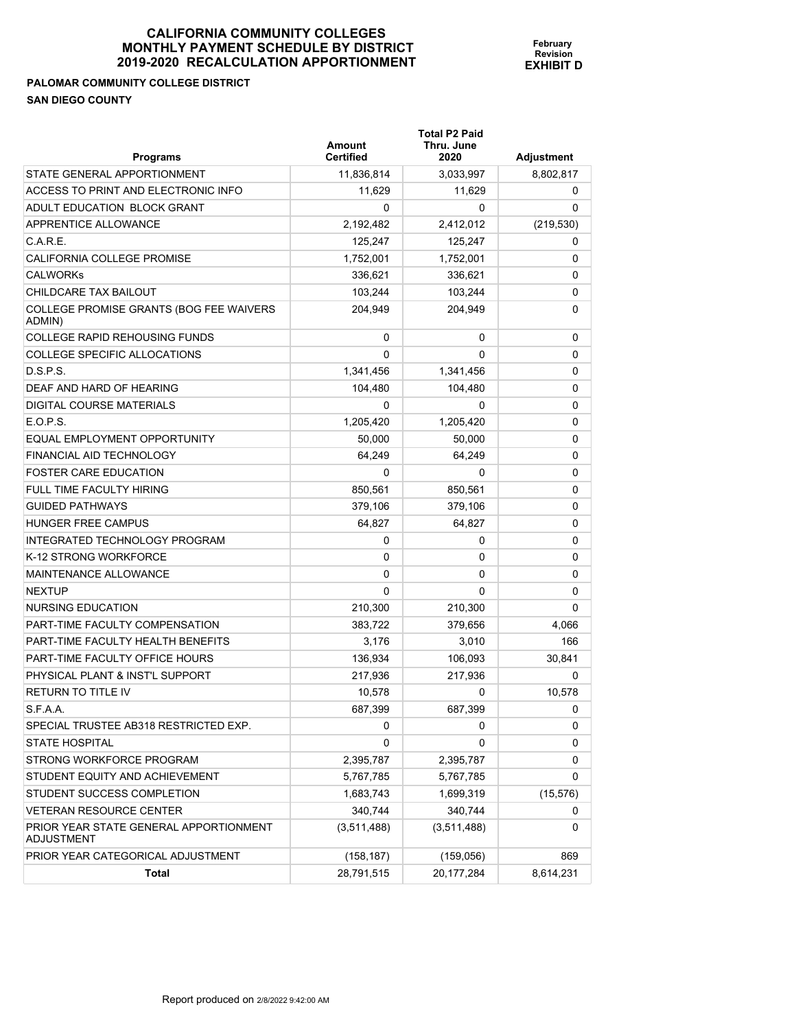# CALIFORNIA COMMUNITY COLLEGES MONTHLY PAYMENT SCHEDULE BY DISTRICT 2019-2020 RECALCULATION APPORTIONMENT

**February Revision EXHIBIT D**

**PALOMAR COMMUNITY COLLEGE DISTRICT**

**SAN DIEGO COUNTY**

| Programs | Amount Certified | Total P2 Paid Thru. June 2020 | Adjustment |
|---|---|---|---|
| STATE GENERAL APPORTIONMENT | 11,836,814 | 3,033,997 | 8,802,817 |
| ACCESS TO PRINT AND ELECTRONIC INFO | 11,629 | 11,629 | 0 |
| ADULT EDUCATION BLOCK GRANT | 0 | 0 | 0 |
| APPRENTICE ALLOWANCE | 2,192,482 | 2,412,012 | (219,530) |
| C.A.R.E. | 125,247 | 125,247 | 0 |
| CALIFORNIA COLLEGE PROMISE | 1,752,001 | 1,752,001 | 0 |
| CALWORKs | 336,621 | 336,621 | 0 |
| CHILDCARE TAX BAILOUT | 103,244 | 103,244 | 0 |
| COLLEGE PROMISE GRANTS (BOG FEE WAIVERS ADMIN) | 204,949 | 204,949 | 0 |
| COLLEGE RAPID REHOUSING FUNDS | 0 | 0 | 0 |
| COLLEGE SPECIFIC ALLOCATIONS | 0 | 0 | 0 |
| D.S.P.S. | 1,341,456 | 1,341,456 | 0 |
| DEAF AND HARD OF HEARING | 104,480 | 104,480 | 0 |
| DIGITAL COURSE MATERIALS | 0 | 0 | 0 |
| E.O.P.S. | 1,205,420 | 1,205,420 | 0 |
| EQUAL EMPLOYMENT OPPORTUNITY | 50,000 | 50,000 | 0 |
| FINANCIAL AID TECHNOLOGY | 64,249 | 64,249 | 0 |
| FOSTER CARE EDUCATION | 0 | 0 | 0 |
| FULL TIME FACULTY HIRING | 850,561 | 850,561 | 0 |
| GUIDED PATHWAYS | 379,106 | 379,106 | 0 |
| HUNGER FREE CAMPUS | 64,827 | 64,827 | 0 |
| INTEGRATED TECHNOLOGY PROGRAM | 0 | 0 | 0 |
| K-12 STRONG WORKFORCE | 0 | 0 | 0 |
| MAINTENANCE ALLOWANCE | 0 | 0 | 0 |
| NEXTUP | 0 | 0 | 0 |
| NURSING EDUCATION | 210,300 | 210,300 | 0 |
| PART-TIME FACULTY COMPENSATION | 383,722 | 379,656 | 4,066 |
| PART-TIME FACULTY HEALTH BENEFITS | 3,176 | 3,010 | 166 |
| PART-TIME FACULTY OFFICE HOURS | 136,934 | 106,093 | 30,841 |
| PHYSICAL PLANT & INST'L SUPPORT | 217,936 | 217,936 | 0 |
| RETURN TO TITLE IV | 10,578 | 0 | 10,578 |
| S.F.A.A. | 687,399 | 687,399 | 0 |
| SPECIAL TRUSTEE AB318 RESTRICTED EXP. | 0 | 0 | 0 |
| STATE HOSPITAL | 0 | 0 | 0 |
| STRONG WORKFORCE PROGRAM | 2,395,787 | 2,395,787 | 0 |
| STUDENT EQUITY AND ACHIEVEMENT | 5,767,785 | 5,767,785 | 0 |
| STUDENT SUCCESS COMPLETION | 1,683,743 | 1,699,319 | (15,576) |
| VETERAN RESOURCE CENTER | 340,744 | 340,744 | 0 |
| PRIOR YEAR STATE GENERAL APPORTIONMENT ADJUSTMENT | (3,511,488) | (3,511,488) | 0 |
| PRIOR YEAR CATEGORICAL ADJUSTMENT | (158,187) | (159,056) | 869 |
| **Total** | 28,791,515 | 20,177,284 | 8,614,231 |

Report produced on 2/8/2022 9:42:00 AM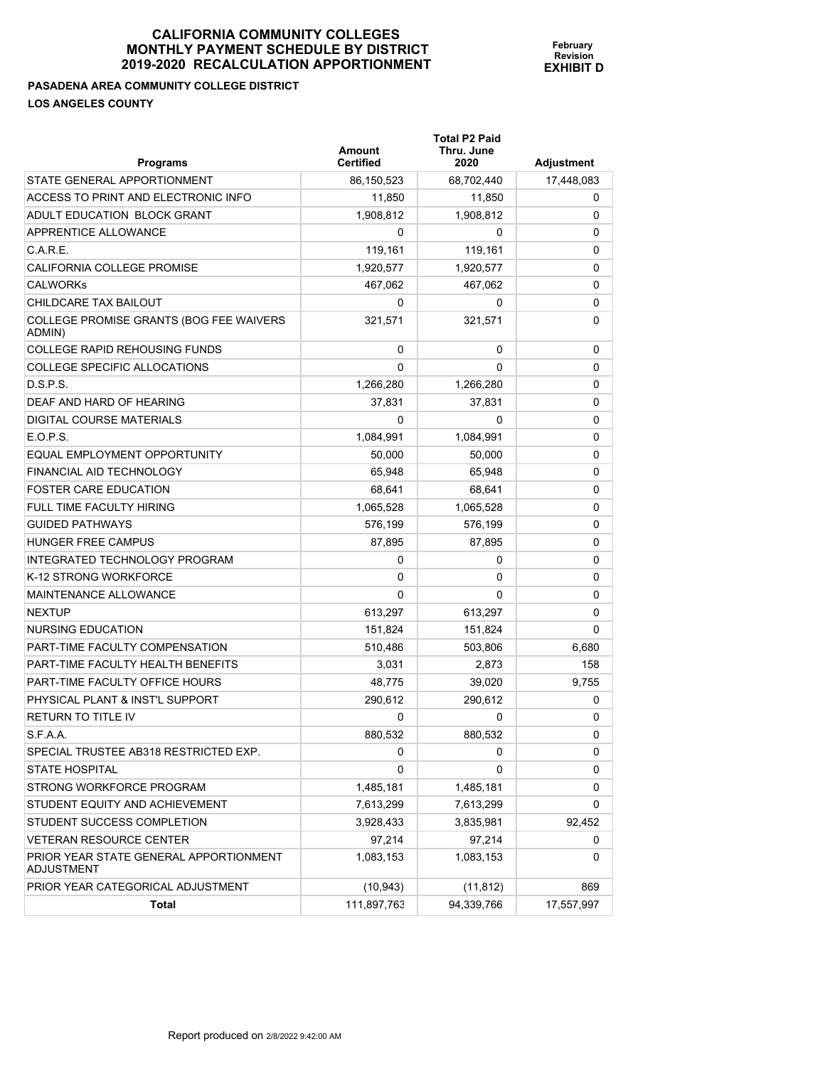# CALIFORNIA COMMUNITY COLLEGES MONTHLY PAYMENT SCHEDULE BY DISTRICT 2019-2020 RECALCULATION APPORTIONMENT

**February Revision EXHIBIT D**

**PASADENA AREA COMMUNITY COLLEGE DISTRICT**

**LOS ANGELES COUNTY**

| Programs | Amount Certified | Total P2 Paid Thru. June 2020 | Adjustment |
|---|---|---|---|
| STATE GENERAL APPORTIONMENT | 86,150,523 | 68,702,440 | 17,448,083 |
| ACCESS TO PRINT AND ELECTRONIC INFO | 11,850 | 11,850 | 0 |
| ADULT EDUCATION BLOCK GRANT | 1,908,812 | 1,908,812 | 0 |
| APPRENTICE ALLOWANCE | 0 | 0 | 0 |
| C.A.R.E. | 119,161 | 119,161 | 0 |
| CALIFORNIA COLLEGE PROMISE | 1,920,577 | 1,920,577 | 0 |
| CALWORKs | 467,062 | 467,062 | 0 |
| CHILDCARE TAX BAILOUT | 0 | 0 | 0 |
| COLLEGE PROMISE GRANTS (BOG FEE WAIVERS ADMIN) | 321,571 | 321,571 | 0 |
| COLLEGE RAPID REHOUSING FUNDS | 0 | 0 | 0 |
| COLLEGE SPECIFIC ALLOCATIONS | 0 | 0 | 0 |
| D.S.P.S. | 1,266,280 | 1,266,280 | 0 |
| DEAF AND HARD OF HEARING | 37,831 | 37,831 | 0 |
| DIGITAL COURSE MATERIALS | 0 | 0 | 0 |
| E.O.P.S. | 1,084,991 | 1,084,991 | 0 |
| EQUAL EMPLOYMENT OPPORTUNITY | 50,000 | 50,000 | 0 |
| FINANCIAL AID TECHNOLOGY | 65,948 | 65,948 | 0 |
| FOSTER CARE EDUCATION | 68,641 | 68,641 | 0 |
| FULL TIME FACULTY HIRING | 1,065,528 | 1,065,528 | 0 |
| GUIDED PATHWAYS | 576,199 | 576,199 | 0 |
| HUNGER FREE CAMPUS | 87,895 | 87,895 | 0 |
| INTEGRATED TECHNOLOGY PROGRAM | 0 | 0 | 0 |
| K-12 STRONG WORKFORCE | 0 | 0 | 0 |
| MAINTENANCE ALLOWANCE | 0 | 0 | 0 |
| NEXTUP | 613,297 | 613,297 | 0 |
| NURSING EDUCATION | 151,824 | 151,824 | 0 |
| PART-TIME FACULTY COMPENSATION | 510,486 | 503,806 | 6,680 |
| PART-TIME FACULTY HEALTH BENEFITS | 3,031 | 2,873 | 158 |
| PART-TIME FACULTY OFFICE HOURS | 48,775 | 39,020 | 9,755 |
| PHYSICAL PLANT & INST'L SUPPORT | 290,612 | 290,612 | 0 |
| RETURN TO TITLE IV | 0 | 0 | 0 |
| S.F.A.A. | 880,532 | 880,532 | 0 |
| SPECIAL TRUSTEE AB318 RESTRICTED EXP. | 0 | 0 | 0 |
| STATE HOSPITAL | 0 | 0 | 0 |
| STRONG WORKFORCE PROGRAM | 1,485,181 | 1,485,181 | 0 |
| STUDENT EQUITY AND ACHIEVEMENT | 7,613,299 | 7,613,299 | 0 |
| STUDENT SUCCESS COMPLETION | 3,928,433 | 3,835,981 | 92,452 |
| VETERAN RESOURCE CENTER | 97,214 | 97,214 | 0 |
| PRIOR YEAR STATE GENERAL APPORTIONMENT ADJUSTMENT | 1,083,153 | 1,083,153 | 0 |
| PRIOR YEAR CATEGORICAL ADJUSTMENT | (10,943) | (11,812) | 869 |
| **Total** | 111,897,763 | 94,339,766 | 17,557,997 |

Report produced on 2/8/2022 9:42:00 AM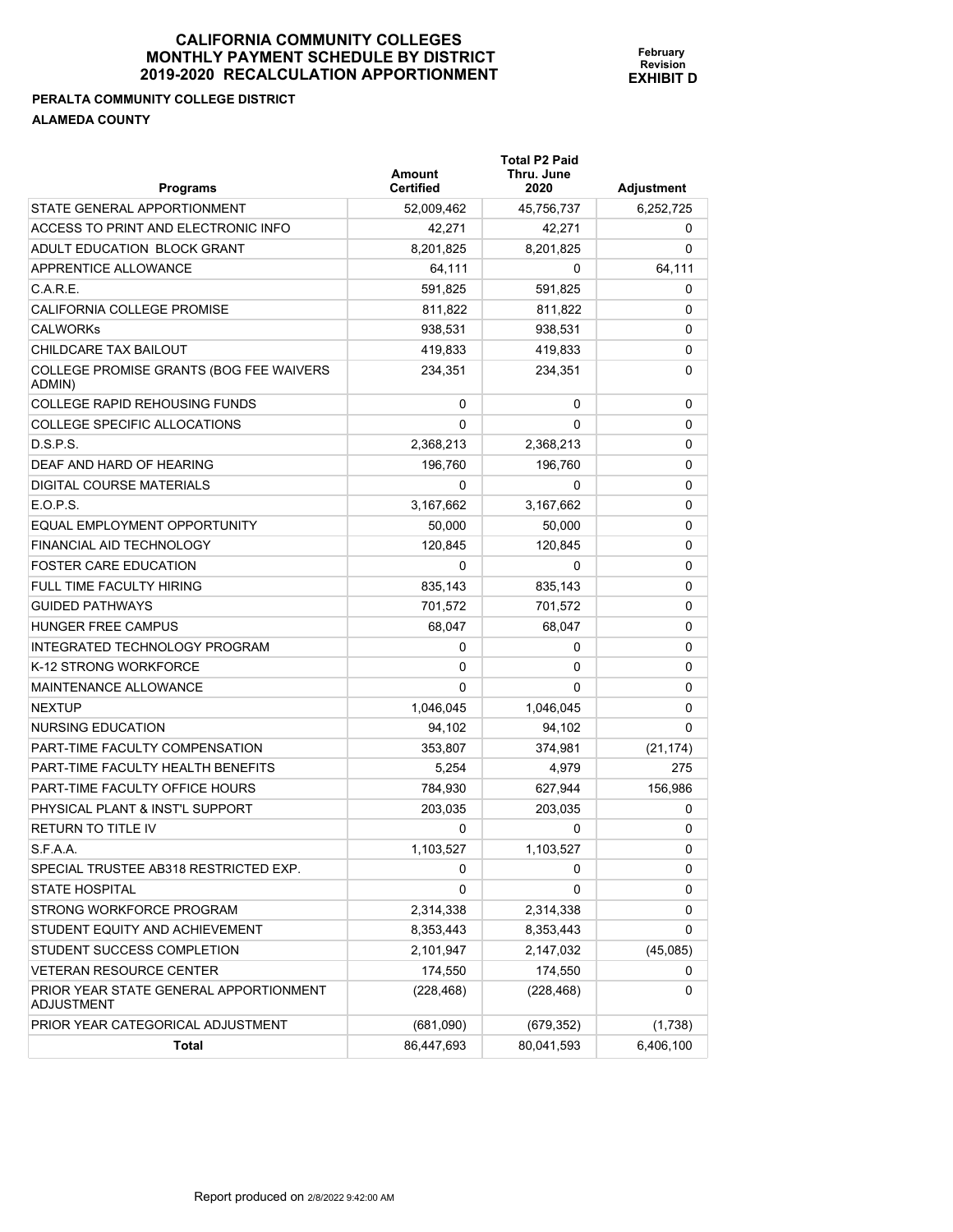# CALIFORNIA COMMUNITY COLLEGES
# MONTHLY PAYMENT SCHEDULE BY DISTRICT
# 2019-2020 RECALCULATION APPORTIONMENT

**February Revision**
**EXHIBIT D**

**PERALTA COMMUNITY COLLEGE DISTRICT**
**ALAMEDA COUNTY**

| Programs | Amount Certified | Total P2 Paid Thru. June 2020 | Adjustment |
|---|---|---|---|
| STATE GENERAL APPORTIONMENT | 52,009,462 | 45,756,737 | 6,252,725 |
| ACCESS TO PRINT AND ELECTRONIC INFO | 42,271 | 42,271 | 0 |
| ADULT EDUCATION BLOCK GRANT | 8,201,825 | 8,201,825 | 0 |
| APPRENTICE ALLOWANCE | 64,111 | 0 | 64,111 |
| C.A.R.E. | 591,825 | 591,825 | 0 |
| CALIFORNIA COLLEGE PROMISE | 811,822 | 811,822 | 0 |
| CALWORKs | 938,531 | 938,531 | 0 |
| CHILDCARE TAX BAILOUT | 419,833 | 419,833 | 0 |
| COLLEGE PROMISE GRANTS (BOG FEE WAIVERS ADMIN) | 234,351 | 234,351 | 0 |
| COLLEGE RAPID REHOUSING FUNDS | 0 | 0 | 0 |
| COLLEGE SPECIFIC ALLOCATIONS | 0 | 0 | 0 |
| D.S.P.S. | 2,368,213 | 2,368,213 | 0 |
| DEAF AND HARD OF HEARING | 196,760 | 196,760 | 0 |
| DIGITAL COURSE MATERIALS | 0 | 0 | 0 |
| E.O.P.S. | 3,167,662 | 3,167,662 | 0 |
| EQUAL EMPLOYMENT OPPORTUNITY | 50,000 | 50,000 | 0 |
| FINANCIAL AID TECHNOLOGY | 120,845 | 120,845 | 0 |
| FOSTER CARE EDUCATION | 0 | 0 | 0 |
| FULL TIME FACULTY HIRING | 835,143 | 835,143 | 0 |
| GUIDED PATHWAYS | 701,572 | 701,572 | 0 |
| HUNGER FREE CAMPUS | 68,047 | 68,047 | 0 |
| INTEGRATED TECHNOLOGY PROGRAM | 0 | 0 | 0 |
| K-12 STRONG WORKFORCE | 0 | 0 | 0 |
| MAINTENANCE ALLOWANCE | 0 | 0 | 0 |
| NEXTUP | 1,046,045 | 1,046,045 | 0 |
| NURSING EDUCATION | 94,102 | 94,102 | 0 |
| PART-TIME FACULTY COMPENSATION | 353,807 | 374,981 | (21,174) |
| PART-TIME FACULTY HEALTH BENEFITS | 5,254 | 4,979 | 275 |
| PART-TIME FACULTY OFFICE HOURS | 784,930 | 627,944 | 156,986 |
| PHYSICAL PLANT & INST'L SUPPORT | 203,035 | 203,035 | 0 |
| RETURN TO TITLE IV | 0 | 0 | 0 |
| S.F.A.A. | 1,103,527 | 1,103,527 | 0 |
| SPECIAL TRUSTEE AB318 RESTRICTED EXP. | 0 | 0 | 0 |
| STATE HOSPITAL | 0 | 0 | 0 |
| STRONG WORKFORCE PROGRAM | 2,314,338 | 2,314,338 | 0 |
| STUDENT EQUITY AND ACHIEVEMENT | 8,353,443 | 8,353,443 | 0 |
| STUDENT SUCCESS COMPLETION | 2,101,947 | 2,147,032 | (45,085) |
| VETERAN RESOURCE CENTER | 174,550 | 174,550 | 0 |
| PRIOR YEAR STATE GENERAL APPORTIONMENT ADJUSTMENT | (228,468) | (228,468) | 0 |
| PRIOR YEAR CATEGORICAL ADJUSTMENT | (681,090) | (679,352) | (1,738) |
| **Total** | 86,447,693 | 80,041,593 | 6,406,100 |

Report produced on 2/8/2022 9:42:00 AM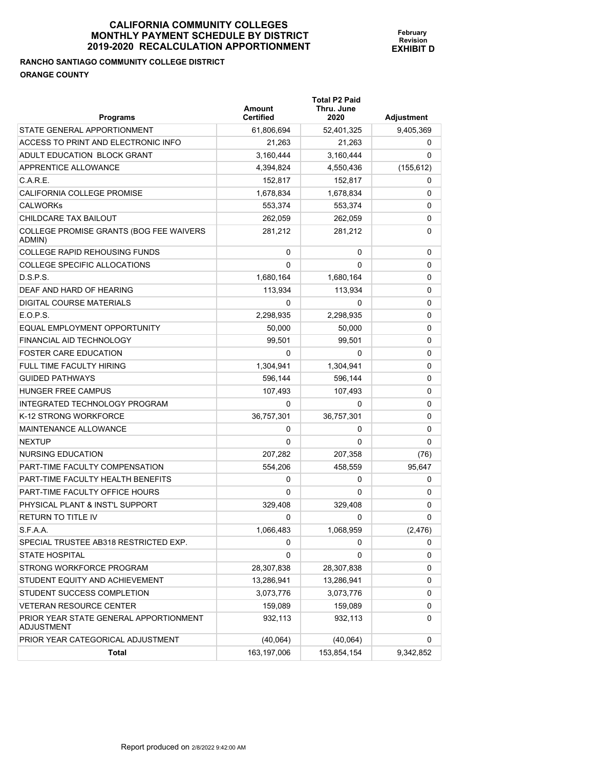# CALIFORNIA COMMUNITY COLLEGES
# MONTHLY PAYMENT SCHEDULE BY DISTRICT
# 2019-2020 RECALCULATION APPORTIONMENT

**February Revision**
**EXHIBIT D**

**RANCHO SANTIAGO COMMUNITY COLLEGE DISTRICT**

**ORANGE COUNTY**

| Programs | Amount Certified | Total P2 Paid Thru. June 2020 | Adjustment |
|---|---|---|---|
| STATE GENERAL APPORTIONMENT | 61,806,694 | 52,401,325 | 9,405,369 |
| ACCESS TO PRINT AND ELECTRONIC INFO | 21,263 | 21,263 | 0 |
| ADULT EDUCATION BLOCK GRANT | 3,160,444 | 3,160,444 | 0 |
| APPRENTICE ALLOWANCE | 4,394,824 | 4,550,436 | (155,612) |
| C.A.R.E. | 152,817 | 152,817 | 0 |
| CALIFORNIA COLLEGE PROMISE | 1,678,834 | 1,678,834 | 0 |
| CALWORKs | 553,374 | 553,374 | 0 |
| CHILDCARE TAX BAILOUT | 262,059 | 262,059 | 0 |
| COLLEGE PROMISE GRANTS (BOG FEE WAIVERS ADMIN) | 281,212 | 281,212 | 0 |
| COLLEGE RAPID REHOUSING FUNDS | 0 | 0 | 0 |
| COLLEGE SPECIFIC ALLOCATIONS | 0 | 0 | 0 |
| D.S.P.S. | 1,680,164 | 1,680,164 | 0 |
| DEAF AND HARD OF HEARING | 113,934 | 113,934 | 0 |
| DIGITAL COURSE MATERIALS | 0 | 0 | 0 |
| E.O.P.S. | 2,298,935 | 2,298,935 | 0 |
| EQUAL EMPLOYMENT OPPORTUNITY | 50,000 | 50,000 | 0 |
| FINANCIAL AID TECHNOLOGY | 99,501 | 99,501 | 0 |
| FOSTER CARE EDUCATION | 0 | 0 | 0 |
| FULL TIME FACULTY HIRING | 1,304,941 | 1,304,941 | 0 |
| GUIDED PATHWAYS | 596,144 | 596,144 | 0 |
| HUNGER FREE CAMPUS | 107,493 | 107,493 | 0 |
| INTEGRATED TECHNOLOGY PROGRAM | 0 | 0 | 0 |
| K-12 STRONG WORKFORCE | 36,757,301 | 36,757,301 | 0 |
| MAINTENANCE ALLOWANCE | 0 | 0 | 0 |
| NEXTUP | 0 | 0 | 0 |
| NURSING EDUCATION | 207,282 | 207,358 | (76) |
| PART-TIME FACULTY COMPENSATION | 554,206 | 458,559 | 95,647 |
| PART-TIME FACULTY HEALTH BENEFITS | 0 | 0 | 0 |
| PART-TIME FACULTY OFFICE HOURS | 0 | 0 | 0 |
| PHYSICAL PLANT & INST'L SUPPORT | 329,408 | 329,408 | 0 |
| RETURN TO TITLE IV | 0 | 0 | 0 |
| S.F.A.A. | 1,066,483 | 1,068,959 | (2,476) |
| SPECIAL TRUSTEE AB318 RESTRICTED EXP. | 0 | 0 | 0 |
| STATE HOSPITAL | 0 | 0 | 0 |
| STRONG WORKFORCE PROGRAM | 28,307,838 | 28,307,838 | 0 |
| STUDENT EQUITY AND ACHIEVEMENT | 13,286,941 | 13,286,941 | 0 |
| STUDENT SUCCESS COMPLETION | 3,073,776 | 3,073,776 | 0 |
| VETERAN RESOURCE CENTER | 159,089 | 159,089 | 0 |
| PRIOR YEAR STATE GENERAL APPORTIONMENT ADJUSTMENT | 932,113 | 932,113 | 0 |
| PRIOR YEAR CATEGORICAL ADJUSTMENT | (40,064) | (40,064) | 0 |
| **Total** | 163,197,006 | 153,854,154 | 9,342,852 |

Report produced on 2/8/2022 9:42:00 AM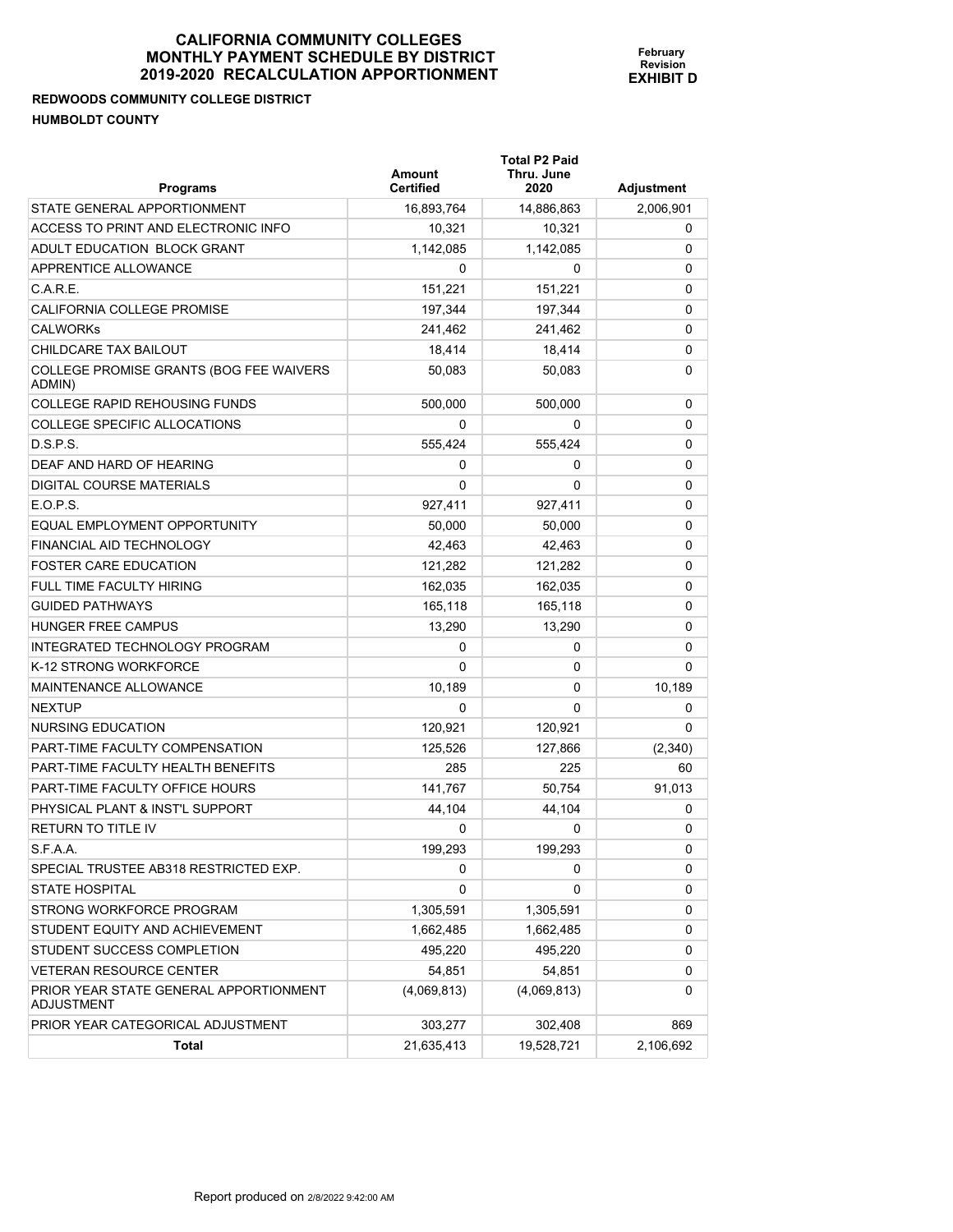# CALIFORNIA COMMUNITY COLLEGES
# MONTHLY PAYMENT SCHEDULE BY DISTRICT
# 2019-2020 RECALCULATION APPORTIONMENT

**February Revision**
**EXHIBIT D**

**REDWOODS COMMUNITY COLLEGE DISTRICT**
**HUMBOLDT COUNTY**

| Programs | Amount Certified | Total P2 Paid Thru. June 2020 | Adjustment |
|---|---|---|---|
| STATE GENERAL APPORTIONMENT | 16,893,764 | 14,886,863 | 2,006,901 |
| ACCESS TO PRINT AND ELECTRONIC INFO | 10,321 | 10,321 | 0 |
| ADULT EDUCATION BLOCK GRANT | 1,142,085 | 1,142,085 | 0 |
| APPRENTICE ALLOWANCE | 0 | 0 | 0 |
| C.A.R.E. | 151,221 | 151,221 | 0 |
| CALIFORNIA COLLEGE PROMISE | 197,344 | 197,344 | 0 |
| CALWORKs | 241,462 | 241,462 | 0 |
| CHILDCARE TAX BAILOUT | 18,414 | 18,414 | 0 |
| COLLEGE PROMISE GRANTS (BOG FEE WAIVERS ADMIN) | 50,083 | 50,083 | 0 |
| COLLEGE RAPID REHOUSING FUNDS | 500,000 | 500,000 | 0 |
| COLLEGE SPECIFIC ALLOCATIONS | 0 | 0 | 0 |
| D.S.P.S. | 555,424 | 555,424 | 0 |
| DEAF AND HARD OF HEARING | 0 | 0 | 0 |
| DIGITAL COURSE MATERIALS | 0 | 0 | 0 |
| E.O.P.S. | 927,411 | 927,411 | 0 |
| EQUAL EMPLOYMENT OPPORTUNITY | 50,000 | 50,000 | 0 |
| FINANCIAL AID TECHNOLOGY | 42,463 | 42,463 | 0 |
| FOSTER CARE EDUCATION | 121,282 | 121,282 | 0 |
| FULL TIME FACULTY HIRING | 162,035 | 162,035 | 0 |
| GUIDED PATHWAYS | 165,118 | 165,118 | 0 |
| HUNGER FREE CAMPUS | 13,290 | 13,290 | 0 |
| INTEGRATED TECHNOLOGY PROGRAM | 0 | 0 | 0 |
| K-12 STRONG WORKFORCE | 0 | 0 | 0 |
| MAINTENANCE ALLOWANCE | 10,189 | 0 | 10,189 |
| NEXTUP | 0 | 0 | 0 |
| NURSING EDUCATION | 120,921 | 120,921 | 0 |
| PART-TIME FACULTY COMPENSATION | 125,526 | 127,866 | (2,340) |
| PART-TIME FACULTY HEALTH BENEFITS | 285 | 225 | 60 |
| PART-TIME FACULTY OFFICE HOURS | 141,767 | 50,754 | 91,013 |
| PHYSICAL PLANT & INST'L SUPPORT | 44,104 | 44,104 | 0 |
| RETURN TO TITLE IV | 0 | 0 | 0 |
| S.F.A.A. | 199,293 | 199,293 | 0 |
| SPECIAL TRUSTEE AB318 RESTRICTED EXP. | 0 | 0 | 0 |
| STATE HOSPITAL | 0 | 0 | 0 |
| STRONG WORKFORCE PROGRAM | 1,305,591 | 1,305,591 | 0 |
| STUDENT EQUITY AND ACHIEVEMENT | 1,662,485 | 1,662,485 | 0 |
| STUDENT SUCCESS COMPLETION | 495,220 | 495,220 | 0 |
| VETERAN RESOURCE CENTER | 54,851 | 54,851 | 0 |
| PRIOR YEAR STATE GENERAL APPORTIONMENT ADJUSTMENT | (4,069,813) | (4,069,813) | 0 |
| PRIOR YEAR CATEGORICAL ADJUSTMENT | 303,277 | 302,408 | 869 |
| **Total** | 21,635,413 | 19,528,721 | 2,106,692 |

Report produced on 2/8/2022 9:42:00 AM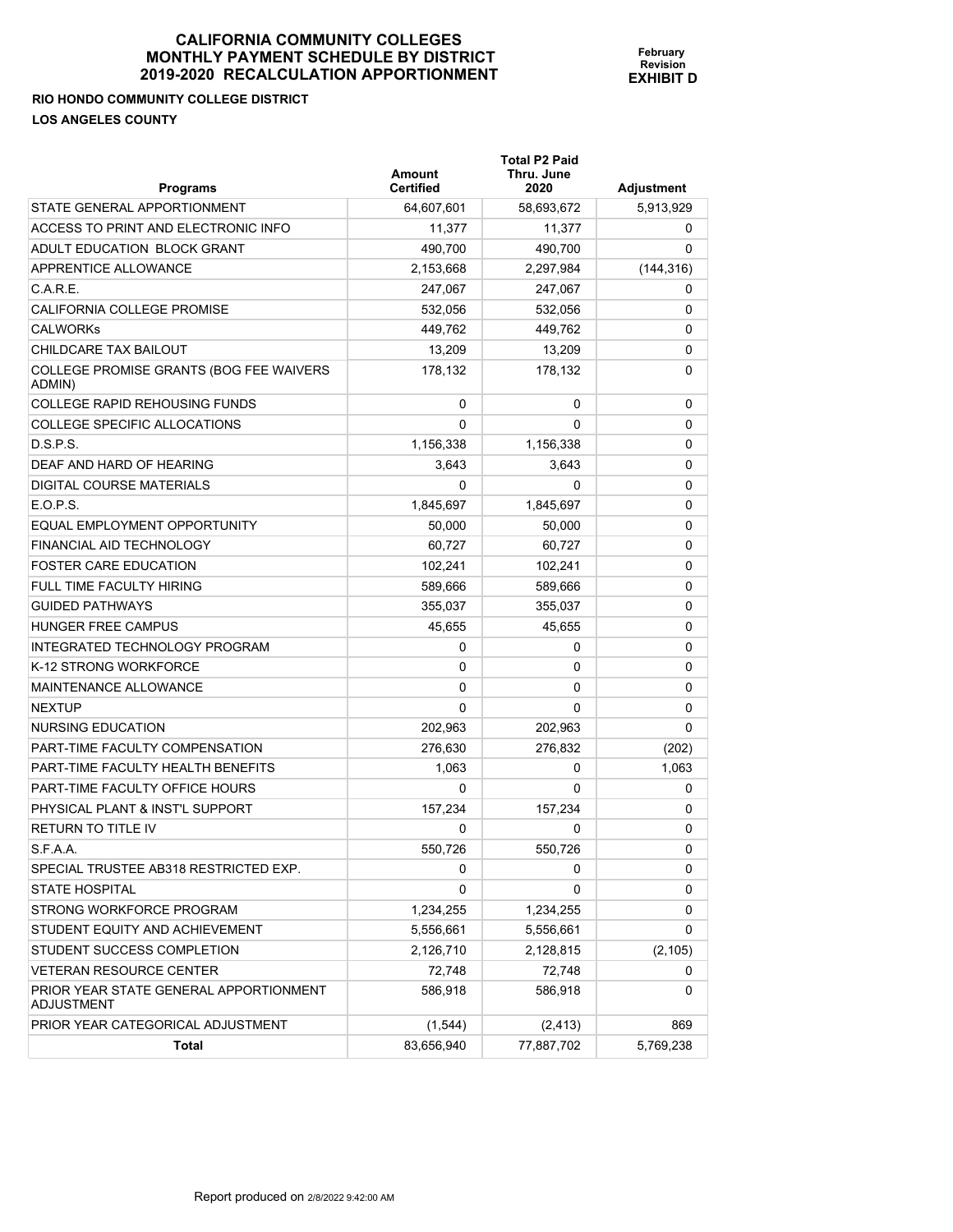# CALIFORNIA COMMUNITY COLLEGES
# MONTHLY PAYMENT SCHEDULE BY DISTRICT
# 2019-2020 RECALCULATION APPORTIONMENT

**February Revision**
**EXHIBIT D**

**RIO HONDO COMMUNITY COLLEGE DISTRICT**

**LOS ANGELES COUNTY**

| Programs | Amount Certified | Total P2 Paid Thru. June 2020 | Adjustment |
|---|---|---|---|
| STATE GENERAL APPORTIONMENT | 64,607,601 | 58,693,672 | 5,913,929 |
| ACCESS TO PRINT AND ELECTRONIC INFO | 11,377 | 11,377 | 0 |
| ADULT EDUCATION BLOCK GRANT | 490,700 | 490,700 | 0 |
| APPRENTICE ALLOWANCE | 2,153,668 | 2,297,984 | (144,316) |
| C.A.R.E. | 247,067 | 247,067 | 0 |
| CALIFORNIA COLLEGE PROMISE | 532,056 | 532,056 | 0 |
| CALWORKs | 449,762 | 449,762 | 0 |
| CHILDCARE TAX BAILOUT | 13,209 | 13,209 | 0 |
| COLLEGE PROMISE GRANTS (BOG FEE WAIVERS ADMIN) | 178,132 | 178,132 | 0 |
| COLLEGE RAPID REHOUSING FUNDS | 0 | 0 | 0 |
| COLLEGE SPECIFIC ALLOCATIONS | 0 | 0 | 0 |
| D.S.P.S. | 1,156,338 | 1,156,338 | 0 |
| DEAF AND HARD OF HEARING | 3,643 | 3,643 | 0 |
| DIGITAL COURSE MATERIALS | 0 | 0 | 0 |
| E.O.P.S. | 1,845,697 | 1,845,697 | 0 |
| EQUAL EMPLOYMENT OPPORTUNITY | 50,000 | 50,000 | 0 |
| FINANCIAL AID TECHNOLOGY | 60,727 | 60,727 | 0 |
| FOSTER CARE EDUCATION | 102,241 | 102,241 | 0 |
| FULL TIME FACULTY HIRING | 589,666 | 589,666 | 0 |
| GUIDED PATHWAYS | 355,037 | 355,037 | 0 |
| HUNGER FREE CAMPUS | 45,655 | 45,655 | 0 |
| INTEGRATED TECHNOLOGY PROGRAM | 0 | 0 | 0 |
| K-12 STRONG WORKFORCE | 0 | 0 | 0 |
| MAINTENANCE ALLOWANCE | 0 | 0 | 0 |
| NEXTUP | 0 | 0 | 0 |
| NURSING EDUCATION | 202,963 | 202,963 | 0 |
| PART-TIME FACULTY COMPENSATION | 276,630 | 276,832 | (202) |
| PART-TIME FACULTY HEALTH BENEFITS | 1,063 | 0 | 1,063 |
| PART-TIME FACULTY OFFICE HOURS | 0 | 0 | 0 |
| PHYSICAL PLANT & INST'L SUPPORT | 157,234 | 157,234 | 0 |
| RETURN TO TITLE IV | 0 | 0 | 0 |
| S.F.A.A. | 550,726 | 550,726 | 0 |
| SPECIAL TRUSTEE AB318 RESTRICTED EXP. | 0 | 0 | 0 |
| STATE HOSPITAL | 0 | 0 | 0 |
| STRONG WORKFORCE PROGRAM | 1,234,255 | 1,234,255 | 0 |
| STUDENT EQUITY AND ACHIEVEMENT | 5,556,661 | 5,556,661 | 0 |
| STUDENT SUCCESS COMPLETION | 2,126,710 | 2,128,815 | (2,105) |
| VETERAN RESOURCE CENTER | 72,748 | 72,748 | 0 |
| PRIOR YEAR STATE GENERAL APPORTIONMENT ADJUSTMENT | 586,918 | 586,918 | 0 |
| PRIOR YEAR CATEGORICAL ADJUSTMENT | (1,544) | (2,413) | 869 |
| **Total** | 83,656,940 | 77,887,702 | 5,769,238 |

Report produced on 2/8/2022 9:42:00 AM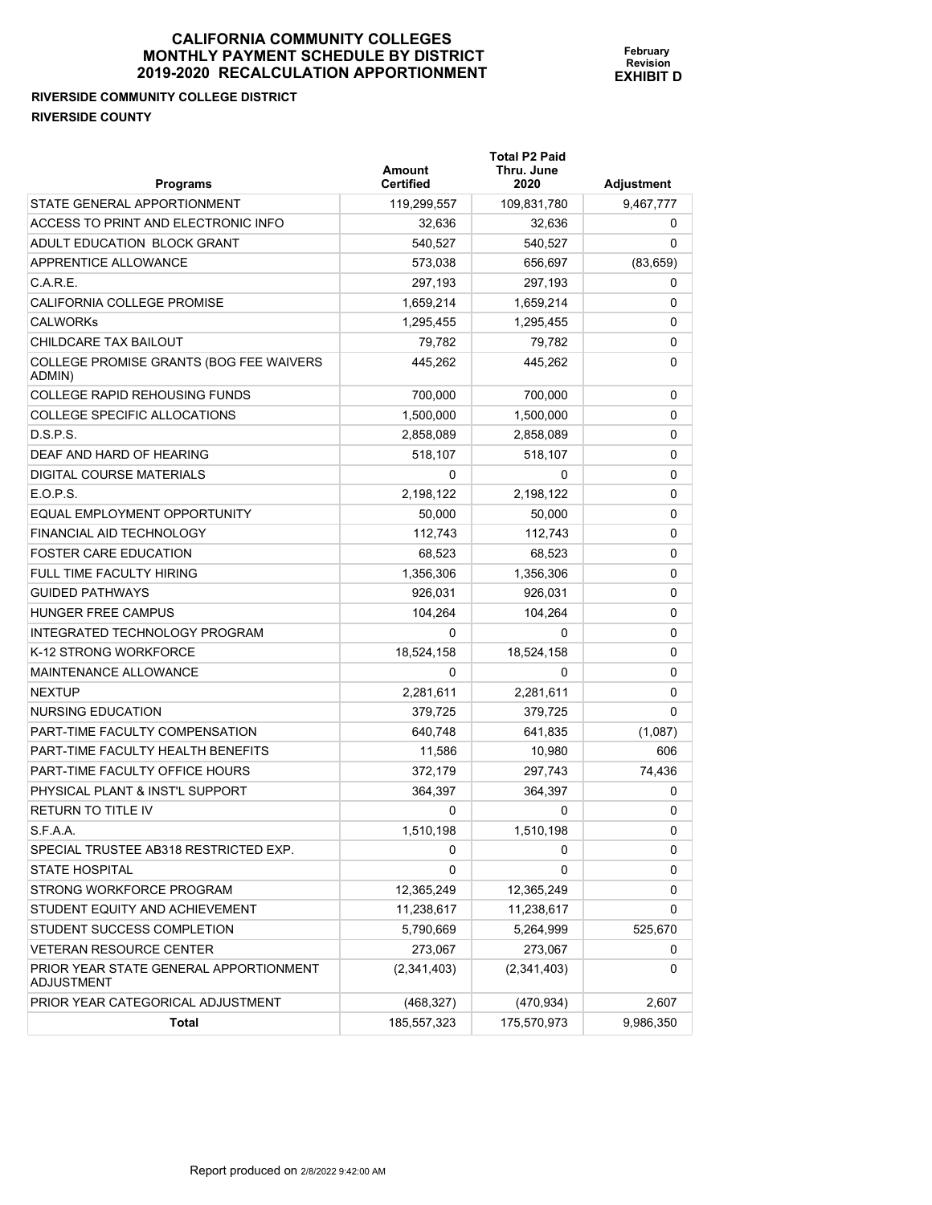# CALIFORNIA COMMUNITY COLLEGES
## MONTHLY PAYMENT SCHEDULE BY DISTRICT
## 2019-2020 RECALCULATION APPORTIONMENT

**February Revision**
**EXHIBIT D**

**RIVERSIDE COMMUNITY COLLEGE DISTRICT**
**RIVERSIDE COUNTY**

| Programs | Amount Certified | Total P2 Paid Thru. June 2020 | Adjustment |
|---|---|---|---|
| STATE GENERAL APPORTIONMENT | 119,299,557 | 109,831,780 | 9,467,777 |
| ACCESS TO PRINT AND ELECTRONIC INFO | 32,636 | 32,636 | 0 |
| ADULT EDUCATION BLOCK GRANT | 540,527 | 540,527 | 0 |
| APPRENTICE ALLOWANCE | 573,038 | 656,697 | (83,659) |
| C.A.R.E. | 297,193 | 297,193 | 0 |
| CALIFORNIA COLLEGE PROMISE | 1,659,214 | 1,659,214 | 0 |
| CALWORKs | 1,295,455 | 1,295,455 | 0 |
| CHILDCARE TAX BAILOUT | 79,782 | 79,782 | 0 |
| COLLEGE PROMISE GRANTS (BOG FEE WAIVERS ADMIN) | 445,262 | 445,262 | 0 |
| COLLEGE RAPID REHOUSING FUNDS | 700,000 | 700,000 | 0 |
| COLLEGE SPECIFIC ALLOCATIONS | 1,500,000 | 1,500,000 | 0 |
| D.S.P.S. | 2,858,089 | 2,858,089 | 0 |
| DEAF AND HARD OF HEARING | 518,107 | 518,107 | 0 |
| DIGITAL COURSE MATERIALS | 0 | 0 | 0 |
| E.O.P.S. | 2,198,122 | 2,198,122 | 0 |
| EQUAL EMPLOYMENT OPPORTUNITY | 50,000 | 50,000 | 0 |
| FINANCIAL AID TECHNOLOGY | 112,743 | 112,743 | 0 |
| FOSTER CARE EDUCATION | 68,523 | 68,523 | 0 |
| FULL TIME FACULTY HIRING | 1,356,306 | 1,356,306 | 0 |
| GUIDED PATHWAYS | 926,031 | 926,031 | 0 |
| HUNGER FREE CAMPUS | 104,264 | 104,264 | 0 |
| INTEGRATED TECHNOLOGY PROGRAM | 0 | 0 | 0 |
| K-12 STRONG WORKFORCE | 18,524,158 | 18,524,158 | 0 |
| MAINTENANCE ALLOWANCE | 0 | 0 | 0 |
| NEXTUP | 2,281,611 | 2,281,611 | 0 |
| NURSING EDUCATION | 379,725 | 379,725 | 0 |
| PART-TIME FACULTY COMPENSATION | 640,748 | 641,835 | (1,087) |
| PART-TIME FACULTY HEALTH BENEFITS | 11,586 | 10,980 | 606 |
| PART-TIME FACULTY OFFICE HOURS | 372,179 | 297,743 | 74,436 |
| PHYSICAL PLANT & INST'L SUPPORT | 364,397 | 364,397 | 0 |
| RETURN TO TITLE IV | 0 | 0 | 0 |
| S.F.A.A. | 1,510,198 | 1,510,198 | 0 |
| SPECIAL TRUSTEE AB318 RESTRICTED EXP. | 0 | 0 | 0 |
| STATE HOSPITAL | 0 | 0 | 0 |
| STRONG WORKFORCE PROGRAM | 12,365,249 | 12,365,249 | 0 |
| STUDENT EQUITY AND ACHIEVEMENT | 11,238,617 | 11,238,617 | 0 |
| STUDENT SUCCESS COMPLETION | 5,790,669 | 5,264,999 | 525,670 |
| VETERAN RESOURCE CENTER | 273,067 | 273,067 | 0 |
| PRIOR YEAR STATE GENERAL APPORTIONMENT ADJUSTMENT | (2,341,403) | (2,341,403) | 0 |
| PRIOR YEAR CATEGORICAL ADJUSTMENT | (468,327) | (470,934) | 2,607 |
| **Total** | 185,557,323 | 175,570,973 | 9,986,350 |

Report produced on 2/8/2022 9:42:00 AM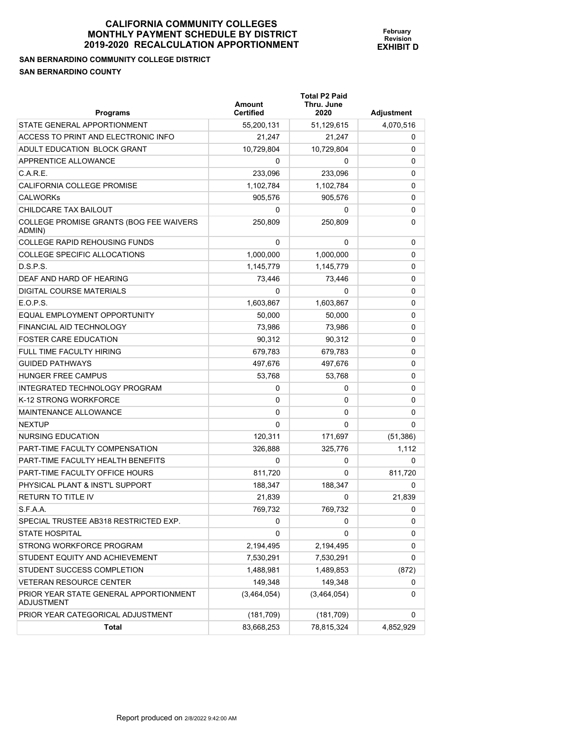# CALIFORNIA COMMUNITY COLLEGES
# MONTHLY PAYMENT SCHEDULE BY DISTRICT
# 2019-2020 RECALCULATION APPORTIONMENT

**February Revision**
**EXHIBIT D**

**SAN BERNARDINO COMMUNITY COLLEGE DISTRICT**
**SAN BERNARDINO COUNTY**

| Programs | Amount Certified | Total P2 Paid Thru. June 2020 | Adjustment |
|---|---|---|---|
| STATE GENERAL APPORTIONMENT | 55,200,131 | 51,129,615 | 4,070,516 |
| ACCESS TO PRINT AND ELECTRONIC INFO | 21,247 | 21,247 | 0 |
| ADULT EDUCATION BLOCK GRANT | 10,729,804 | 10,729,804 | 0 |
| APPRENTICE ALLOWANCE | 0 | 0 | 0 |
| C.A.R.E. | 233,096 | 233,096 | 0 |
| CALIFORNIA COLLEGE PROMISE | 1,102,784 | 1,102,784 | 0 |
| CALWORKs | 905,576 | 905,576 | 0 |
| CHILDCARE TAX BAILOUT | 0 | 0 | 0 |
| COLLEGE PROMISE GRANTS (BOG FEE WAIVERS ADMIN) | 250,809 | 250,809 | 0 |
| COLLEGE RAPID REHOUSING FUNDS | 0 | 0 | 0 |
| COLLEGE SPECIFIC ALLOCATIONS | 1,000,000 | 1,000,000 | 0 |
| D.S.P.S. | 1,145,779 | 1,145,779 | 0 |
| DEAF AND HARD OF HEARING | 73,446 | 73,446 | 0 |
| DIGITAL COURSE MATERIALS | 0 | 0 | 0 |
| E.O.P.S. | 1,603,867 | 1,603,867 | 0 |
| EQUAL EMPLOYMENT OPPORTUNITY | 50,000 | 50,000 | 0 |
| FINANCIAL AID TECHNOLOGY | 73,986 | 73,986 | 0 |
| FOSTER CARE EDUCATION | 90,312 | 90,312 | 0 |
| FULL TIME FACULTY HIRING | 679,783 | 679,783 | 0 |
| GUIDED PATHWAYS | 497,676 | 497,676 | 0 |
| HUNGER FREE CAMPUS | 53,768 | 53,768 | 0 |
| INTEGRATED TECHNOLOGY PROGRAM | 0 | 0 | 0 |
| K-12 STRONG WORKFORCE | 0 | 0 | 0 |
| MAINTENANCE ALLOWANCE | 0 | 0 | 0 |
| NEXTUP | 0 | 0 | 0 |
| NURSING EDUCATION | 120,311 | 171,697 | (51,386) |
| PART-TIME FACULTY COMPENSATION | 326,888 | 325,776 | 1,112 |
| PART-TIME FACULTY HEALTH BENEFITS | 0 | 0 | 0 |
| PART-TIME FACULTY OFFICE HOURS | 811,720 | 0 | 811,720 |
| PHYSICAL PLANT & INST'L SUPPORT | 188,347 | 188,347 | 0 |
| RETURN TO TITLE IV | 21,839 | 0 | 21,839 |
| S.F.A.A. | 769,732 | 769,732 | 0 |
| SPECIAL TRUSTEE AB318 RESTRICTED EXP. | 0 | 0 | 0 |
| STATE HOSPITAL | 0 | 0 | 0 |
| STRONG WORKFORCE PROGRAM | 2,194,495 | 2,194,495 | 0 |
| STUDENT EQUITY AND ACHIEVEMENT | 7,530,291 | 7,530,291 | 0 |
| STUDENT SUCCESS COMPLETION | 1,488,981 | 1,489,853 | (872) |
| VETERAN RESOURCE CENTER | 149,348 | 149,348 | 0 |
| PRIOR YEAR STATE GENERAL APPORTIONMENT ADJUSTMENT | (3,464,054) | (3,464,054) | 0 |
| PRIOR YEAR CATEGORICAL ADJUSTMENT | (181,709) | (181,709) | 0 |
| **Total** | 83,668,253 | 78,815,324 | 4,852,929 |

Report produced on 2/8/2022 9:42:00 AM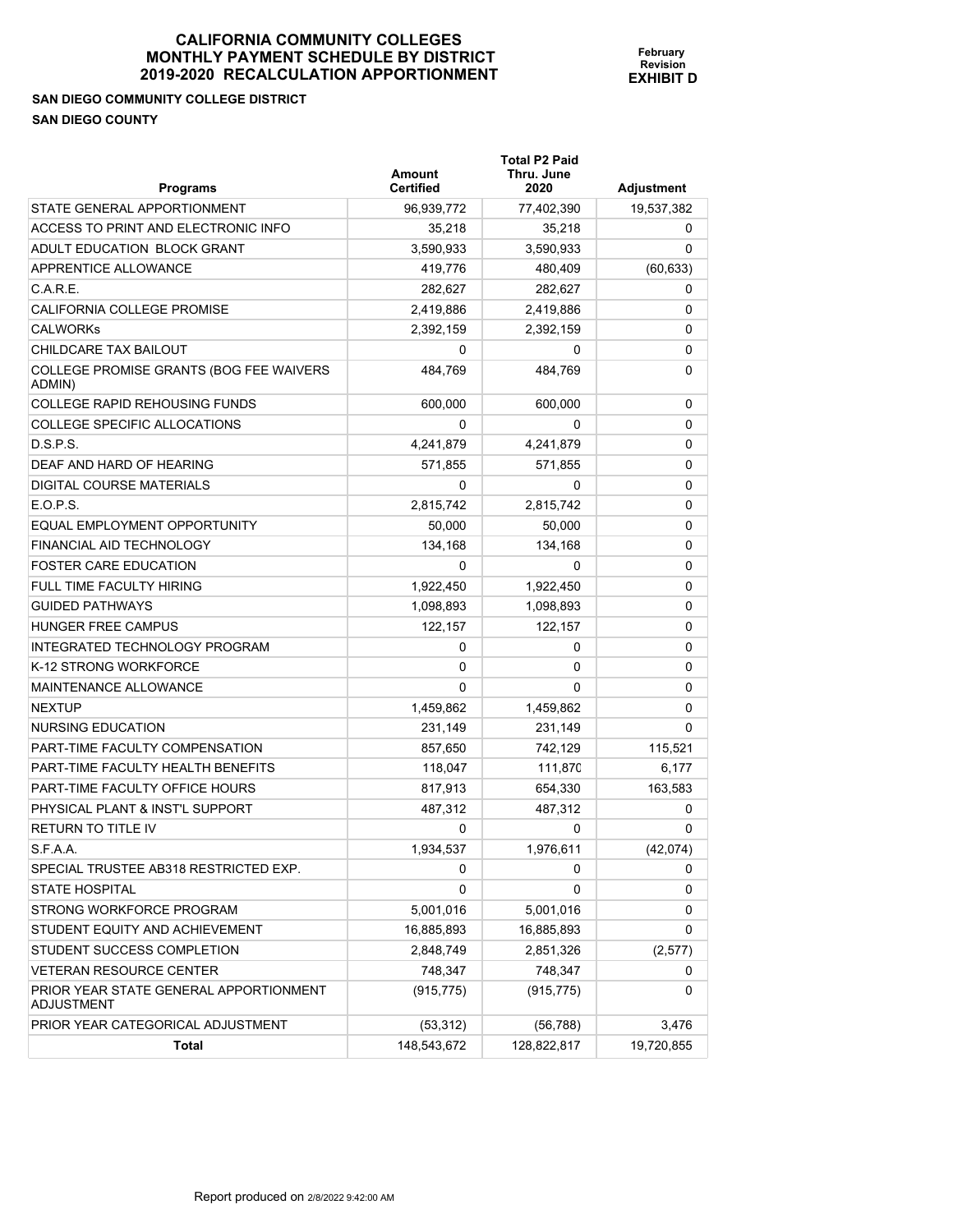# CALIFORNIA COMMUNITY COLLEGES
## MONTHLY PAYMENT SCHEDULE BY DISTRICT
## 2019-2020 RECALCULATION APPORTIONMENT

**February Revision**
**EXHIBIT D**

**SAN DIEGO COMMUNITY COLLEGE DISTRICT**
**SAN DIEGO COUNTY**

| Programs | Amount Certified | Total P2 Paid Thru. June 2020 | Adjustment |
|---|---|---|---|
| STATE GENERAL APPORTIONMENT | 96,939,772 | 77,402,390 | 19,537,382 |
| ACCESS TO PRINT AND ELECTRONIC INFO | 35,218 | 35,218 | 0 |
| ADULT EDUCATION BLOCK GRANT | 3,590,933 | 3,590,933 | 0 |
| APPRENTICE ALLOWANCE | 419,776 | 480,409 | (60,633) |
| C.A.R.E. | 282,627 | 282,627 | 0 |
| CALIFORNIA COLLEGE PROMISE | 2,419,886 | 2,419,886 | 0 |
| CALWORKs | 2,392,159 | 2,392,159 | 0 |
| CHILDCARE TAX BAILOUT | 0 | 0 | 0 |
| COLLEGE PROMISE GRANTS (BOG FEE WAIVERS ADMIN) | 484,769 | 484,769 | 0 |
| COLLEGE RAPID REHOUSING FUNDS | 600,000 | 600,000 | 0 |
| COLLEGE SPECIFIC ALLOCATIONS | 0 | 0 | 0 |
| D.S.P.S. | 4,241,879 | 4,241,879 | 0 |
| DEAF AND HARD OF HEARING | 571,855 | 571,855 | 0 |
| DIGITAL COURSE MATERIALS | 0 | 0 | 0 |
| E.O.P.S. | 2,815,742 | 2,815,742 | 0 |
| EQUAL EMPLOYMENT OPPORTUNITY | 50,000 | 50,000 | 0 |
| FINANCIAL AID TECHNOLOGY | 134,168 | 134,168 | 0 |
| FOSTER CARE EDUCATION | 0 | 0 | 0 |
| FULL TIME FACULTY HIRING | 1,922,450 | 1,922,450 | 0 |
| GUIDED PATHWAYS | 1,098,893 | 1,098,893 | 0 |
| HUNGER FREE CAMPUS | 122,157 | 122,157 | 0 |
| INTEGRATED TECHNOLOGY PROGRAM | 0 | 0 | 0 |
| K-12 STRONG WORKFORCE | 0 | 0 | 0 |
| MAINTENANCE ALLOWANCE | 0 | 0 | 0 |
| NEXTUP | 1,459,862 | 1,459,862 | 0 |
| NURSING EDUCATION | 231,149 | 231,149 | 0 |
| PART-TIME FACULTY COMPENSATION | 857,650 | 742,129 | 115,521 |
| PART-TIME FACULTY HEALTH BENEFITS | 118,047 | 111,870 | 6,177 |
| PART-TIME FACULTY OFFICE HOURS | 817,913 | 654,330 | 163,583 |
| PHYSICAL PLANT & INST'L SUPPORT | 487,312 | 487,312 | 0 |
| RETURN TO TITLE IV | 0 | 0 | 0 |
| S.F.A.A. | 1,934,537 | 1,976,611 | (42,074) |
| SPECIAL TRUSTEE AB318 RESTRICTED EXP. | 0 | 0 | 0 |
| STATE HOSPITAL | 0 | 0 | 0 |
| STRONG WORKFORCE PROGRAM | 5,001,016 | 5,001,016 | 0 |
| STUDENT EQUITY AND ACHIEVEMENT | 16,885,893 | 16,885,893 | 0 |
| STUDENT SUCCESS COMPLETION | 2,848,749 | 2,851,326 | (2,577) |
| VETERAN RESOURCE CENTER | 748,347 | 748,347 | 0 |
| PRIOR YEAR STATE GENERAL APPORTIONMENT ADJUSTMENT | (915,775) | (915,775) | 0 |
| PRIOR YEAR CATEGORICAL ADJUSTMENT | (53,312) | (56,788) | 3,476 |
| **Total** | 148,543,672 | 128,822,817 | 19,720,855 |

Report produced on 2/8/2022 9:42:00 AM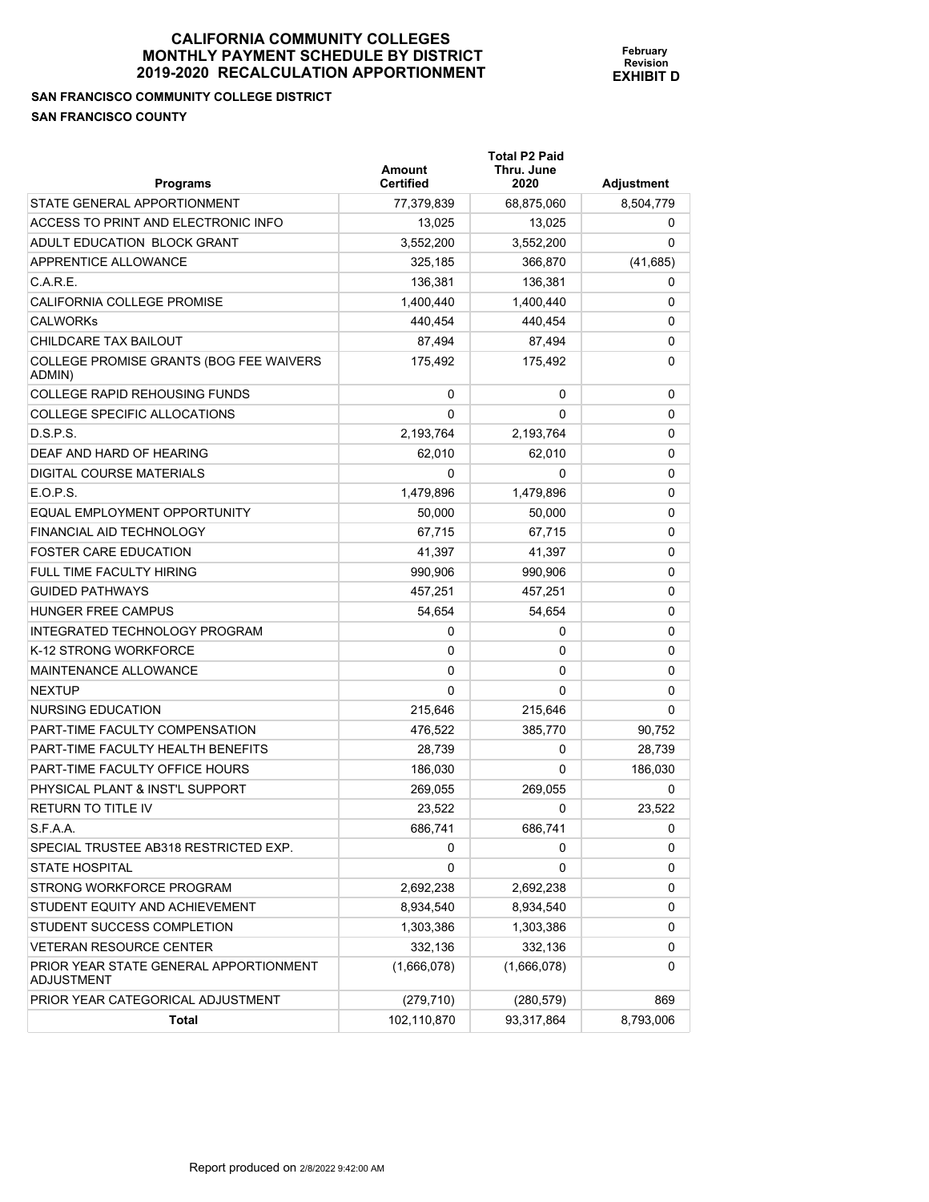# CALIFORNIA COMMUNITY COLLEGES
# MONTHLY PAYMENT SCHEDULE BY DISTRICT
# 2019-2020 RECALCULATION APPORTIONMENT

**February Revision**
**EXHIBIT D**

**SAN FRANCISCO COMMUNITY COLLEGE DISTRICT**
**SAN FRANCISCO COUNTY**

| Programs | Amount Certified | Total P2 Paid Thru. June 2020 | Adjustment |
|---|---|---|---|
| STATE GENERAL APPORTIONMENT | 77,379,839 | 68,875,060 | 8,504,779 |
| ACCESS TO PRINT AND ELECTRONIC INFO | 13,025 | 13,025 | 0 |
| ADULT EDUCATION BLOCK GRANT | 3,552,200 | 3,552,200 | 0 |
| APPRENTICE ALLOWANCE | 325,185 | 366,870 | (41,685) |
| C.A.R.E. | 136,381 | 136,381 | 0 |
| CALIFORNIA COLLEGE PROMISE | 1,400,440 | 1,400,440 | 0 |
| CALWORKs | 440,454 | 440,454 | 0 |
| CHILDCARE TAX BAILOUT | 87,494 | 87,494 | 0 |
| COLLEGE PROMISE GRANTS (BOG FEE WAIVERS ADMIN) | 175,492 | 175,492 | 0 |
| COLLEGE RAPID REHOUSING FUNDS | 0 | 0 | 0 |
| COLLEGE SPECIFIC ALLOCATIONS | 0 | 0 | 0 |
| D.S.P.S. | 2,193,764 | 2,193,764 | 0 |
| DEAF AND HARD OF HEARING | 62,010 | 62,010 | 0 |
| DIGITAL COURSE MATERIALS | 0 | 0 | 0 |
| E.O.P.S. | 1,479,896 | 1,479,896 | 0 |
| EQUAL EMPLOYMENT OPPORTUNITY | 50,000 | 50,000 | 0 |
| FINANCIAL AID TECHNOLOGY | 67,715 | 67,715 | 0 |
| FOSTER CARE EDUCATION | 41,397 | 41,397 | 0 |
| FULL TIME FACULTY HIRING | 990,906 | 990,906 | 0 |
| GUIDED PATHWAYS | 457,251 | 457,251 | 0 |
| HUNGER FREE CAMPUS | 54,654 | 54,654 | 0 |
| INTEGRATED TECHNOLOGY PROGRAM | 0 | 0 | 0 |
| K-12 STRONG WORKFORCE | 0 | 0 | 0 |
| MAINTENANCE ALLOWANCE | 0 | 0 | 0 |
| NEXTUP | 0 | 0 | 0 |
| NURSING EDUCATION | 215,646 | 215,646 | 0 |
| PART-TIME FACULTY COMPENSATION | 476,522 | 385,770 | 90,752 |
| PART-TIME FACULTY HEALTH BENEFITS | 28,739 | 0 | 28,739 |
| PART-TIME FACULTY OFFICE HOURS | 186,030 | 0 | 186,030 |
| PHYSICAL PLANT & INST'L SUPPORT | 269,055 | 269,055 | 0 |
| RETURN TO TITLE IV | 23,522 | 0 | 23,522 |
| S.F.A.A. | 686,741 | 686,741 | 0 |
| SPECIAL TRUSTEE AB318 RESTRICTED EXP. | 0 | 0 | 0 |
| STATE HOSPITAL | 0 | 0 | 0 |
| STRONG WORKFORCE PROGRAM | 2,692,238 | 2,692,238 | 0 |
| STUDENT EQUITY AND ACHIEVEMENT | 8,934,540 | 8,934,540 | 0 |
| STUDENT SUCCESS COMPLETION | 1,303,386 | 1,303,386 | 0 |
| VETERAN RESOURCE CENTER | 332,136 | 332,136 | 0 |
| PRIOR YEAR STATE GENERAL APPORTIONMENT ADJUSTMENT | (1,666,078) | (1,666,078) | 0 |
| PRIOR YEAR CATEGORICAL ADJUSTMENT | (279,710) | (280,579) | 869 |
| **Total** | 102,110,870 | 93,317,864 | 8,793,006 |

Report produced on 2/8/2022 9:42:00 AM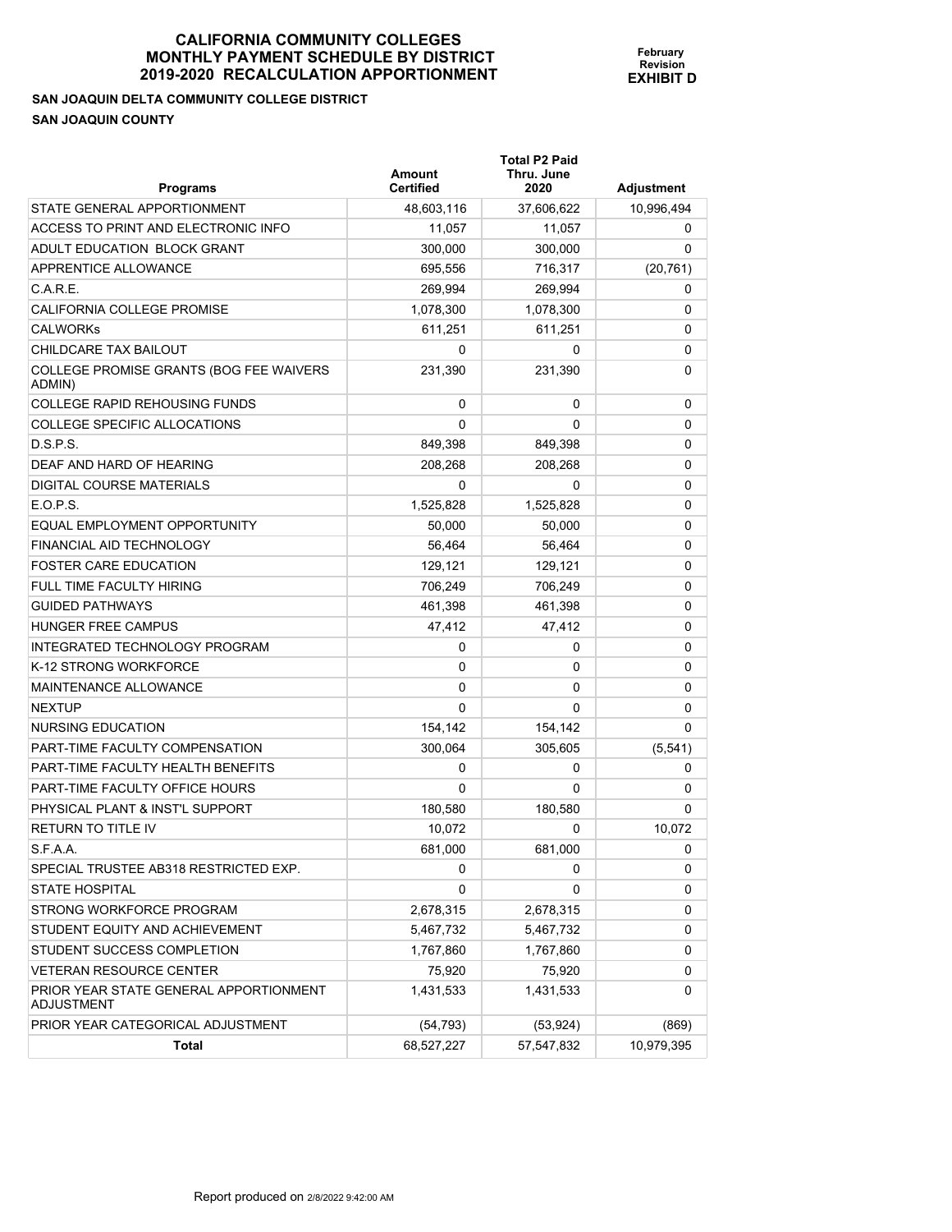# CALIFORNIA COMMUNITY COLLEGES
# MONTHLY PAYMENT SCHEDULE BY DISTRICT
# 2019-2020 RECALCULATION APPORTIONMENT

**February Revision**
**EXHIBIT D**

**SAN JOAQUIN DELTA COMMUNITY COLLEGE DISTRICT**
**SAN JOAQUIN COUNTY**

| Programs | Amount Certified | Total P2 Paid Thru. June 2020 | Adjustment |
|---|---|---|---|
| STATE GENERAL APPORTIONMENT | 48,603,116 | 37,606,622 | 10,996,494 |
| ACCESS TO PRINT AND ELECTRONIC INFO | 11,057 | 11,057 | 0 |
| ADULT EDUCATION BLOCK GRANT | 300,000 | 300,000 | 0 |
| APPRENTICE ALLOWANCE | 695,556 | 716,317 | (20,761) |
| C.A.R.E. | 269,994 | 269,994 | 0 |
| CALIFORNIA COLLEGE PROMISE | 1,078,300 | 1,078,300 | 0 |
| CALWORKs | 611,251 | 611,251 | 0 |
| CHILDCARE TAX BAILOUT | 0 | 0 | 0 |
| COLLEGE PROMISE GRANTS (BOG FEE WAIVERS ADMIN) | 231,390 | 231,390 | 0 |
| COLLEGE RAPID REHOUSING FUNDS | 0 | 0 | 0 |
| COLLEGE SPECIFIC ALLOCATIONS | 0 | 0 | 0 |
| D.S.P.S. | 849,398 | 849,398 | 0 |
| DEAF AND HARD OF HEARING | 208,268 | 208,268 | 0 |
| DIGITAL COURSE MATERIALS | 0 | 0 | 0 |
| E.O.P.S. | 1,525,828 | 1,525,828 | 0 |
| EQUAL EMPLOYMENT OPPORTUNITY | 50,000 | 50,000 | 0 |
| FINANCIAL AID TECHNOLOGY | 56,464 | 56,464 | 0 |
| FOSTER CARE EDUCATION | 129,121 | 129,121 | 0 |
| FULL TIME FACULTY HIRING | 706,249 | 706,249 | 0 |
| GUIDED PATHWAYS | 461,398 | 461,398 | 0 |
| HUNGER FREE CAMPUS | 47,412 | 47,412 | 0 |
| INTEGRATED TECHNOLOGY PROGRAM | 0 | 0 | 0 |
| K-12 STRONG WORKFORCE | 0 | 0 | 0 |
| MAINTENANCE ALLOWANCE | 0 | 0 | 0 |
| NEXTUP | 0 | 0 | 0 |
| NURSING EDUCATION | 154,142 | 154,142 | 0 |
| PART-TIME FACULTY COMPENSATION | 300,064 | 305,605 | (5,541) |
| PART-TIME FACULTY HEALTH BENEFITS | 0 | 0 | 0 |
| PART-TIME FACULTY OFFICE HOURS | 0 | 0 | 0 |
| PHYSICAL PLANT & INST'L SUPPORT | 180,580 | 180,580 | 0 |
| RETURN TO TITLE IV | 10,072 | 0 | 10,072 |
| S.F.A.A. | 681,000 | 681,000 | 0 |
| SPECIAL TRUSTEE AB318 RESTRICTED EXP. | 0 | 0 | 0 |
| STATE HOSPITAL | 0 | 0 | 0 |
| STRONG WORKFORCE PROGRAM | 2,678,315 | 2,678,315 | 0 |
| STUDENT EQUITY AND ACHIEVEMENT | 5,467,732 | 5,467,732 | 0 |
| STUDENT SUCCESS COMPLETION | 1,767,860 | 1,767,860 | 0 |
| VETERAN RESOURCE CENTER | 75,920 | 75,920 | 0 |
| PRIOR YEAR STATE GENERAL APPORTIONMENT ADJUSTMENT | 1,431,533 | 1,431,533 | 0 |
| PRIOR YEAR CATEGORICAL ADJUSTMENT | (54,793) | (53,924) | (869) |
| **Total** | 68,527,227 | 57,547,832 | 10,979,395 |

Report produced on 2/8/2022 9:42:00 AM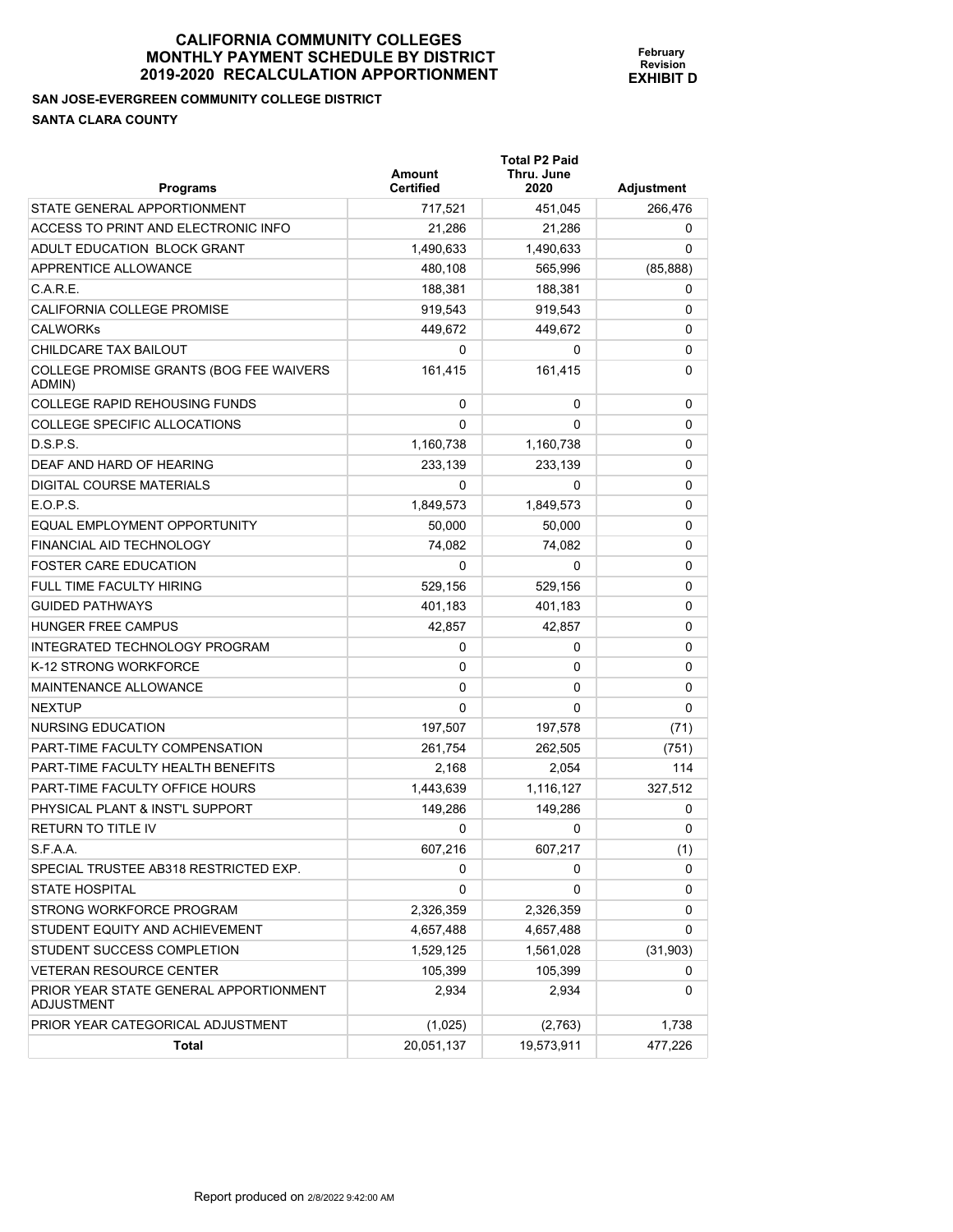# CALIFORNIA COMMUNITY COLLEGES
# MONTHLY PAYMENT SCHEDULE BY DISTRICT
# 2019-2020 RECALCULATION APPORTIONMENT

**February Revision**
**EXHIBIT D**

**SAN JOSE-EVERGREEN COMMUNITY COLLEGE DISTRICT**

**SANTA CLARA COUNTY**

| Programs | Amount Certified | Total P2 Paid Thru. June 2020 | Adjustment |
|---|---|---|---|
| STATE GENERAL APPORTIONMENT | 717,521 | 451,045 | 266,476 |
| ACCESS TO PRINT AND ELECTRONIC INFO | 21,286 | 21,286 | 0 |
| ADULT EDUCATION BLOCK GRANT | 1,490,633 | 1,490,633 | 0 |
| APPRENTICE ALLOWANCE | 480,108 | 565,996 | (85,888) |
| C.A.R.E. | 188,381 | 188,381 | 0 |
| CALIFORNIA COLLEGE PROMISE | 919,543 | 919,543 | 0 |
| CALWORKs | 449,672 | 449,672 | 0 |
| CHILDCARE TAX BAILOUT | 0 | 0 | 0 |
| COLLEGE PROMISE GRANTS (BOG FEE WAIVERS ADMIN) | 161,415 | 161,415 | 0 |
| COLLEGE RAPID REHOUSING FUNDS | 0 | 0 | 0 |
| COLLEGE SPECIFIC ALLOCATIONS | 0 | 0 | 0 |
| D.S.P.S. | 1,160,738 | 1,160,738 | 0 |
| DEAF AND HARD OF HEARING | 233,139 | 233,139 | 0 |
| DIGITAL COURSE MATERIALS | 0 | 0 | 0 |
| E.O.P.S. | 1,849,573 | 1,849,573 | 0 |
| EQUAL EMPLOYMENT OPPORTUNITY | 50,000 | 50,000 | 0 |
| FINANCIAL AID TECHNOLOGY | 74,082 | 74,082 | 0 |
| FOSTER CARE EDUCATION | 0 | 0 | 0 |
| FULL TIME FACULTY HIRING | 529,156 | 529,156 | 0 |
| GUIDED PATHWAYS | 401,183 | 401,183 | 0 |
| HUNGER FREE CAMPUS | 42,857 | 42,857 | 0 |
| INTEGRATED TECHNOLOGY PROGRAM | 0 | 0 | 0 |
| K-12 STRONG WORKFORCE | 0 | 0 | 0 |
| MAINTENANCE ALLOWANCE | 0 | 0 | 0 |
| NEXTUP | 0 | 0 | 0 |
| NURSING EDUCATION | 197,507 | 197,578 | (71) |
| PART-TIME FACULTY COMPENSATION | 261,754 | 262,505 | (751) |
| PART-TIME FACULTY HEALTH BENEFITS | 2,168 | 2,054 | 114 |
| PART-TIME FACULTY OFFICE HOURS | 1,443,639 | 1,116,127 | 327,512 |
| PHYSICAL PLANT & INST'L SUPPORT | 149,286 | 149,286 | 0 |
| RETURN TO TITLE IV | 0 | 0 | 0 |
| S.F.A.A. | 607,216 | 607,217 | (1) |
| SPECIAL TRUSTEE AB318 RESTRICTED EXP. | 0 | 0 | 0 |
| STATE HOSPITAL | 0 | 0 | 0 |
| STRONG WORKFORCE PROGRAM | 2,326,359 | 2,326,359 | 0 |
| STUDENT EQUITY AND ACHIEVEMENT | 4,657,488 | 4,657,488 | 0 |
| STUDENT SUCCESS COMPLETION | 1,529,125 | 1,561,028 | (31,903) |
| VETERAN RESOURCE CENTER | 105,399 | 105,399 | 0 |
| PRIOR YEAR STATE GENERAL APPORTIONMENT ADJUSTMENT | 2,934 | 2,934 | 0 |
| PRIOR YEAR CATEGORICAL ADJUSTMENT | (1,025) | (2,763) | 1,738 |
| **Total** | 20,051,137 | 19,573,911 | 477,226 |

Report produced on 2/8/2022 9:42:00 AM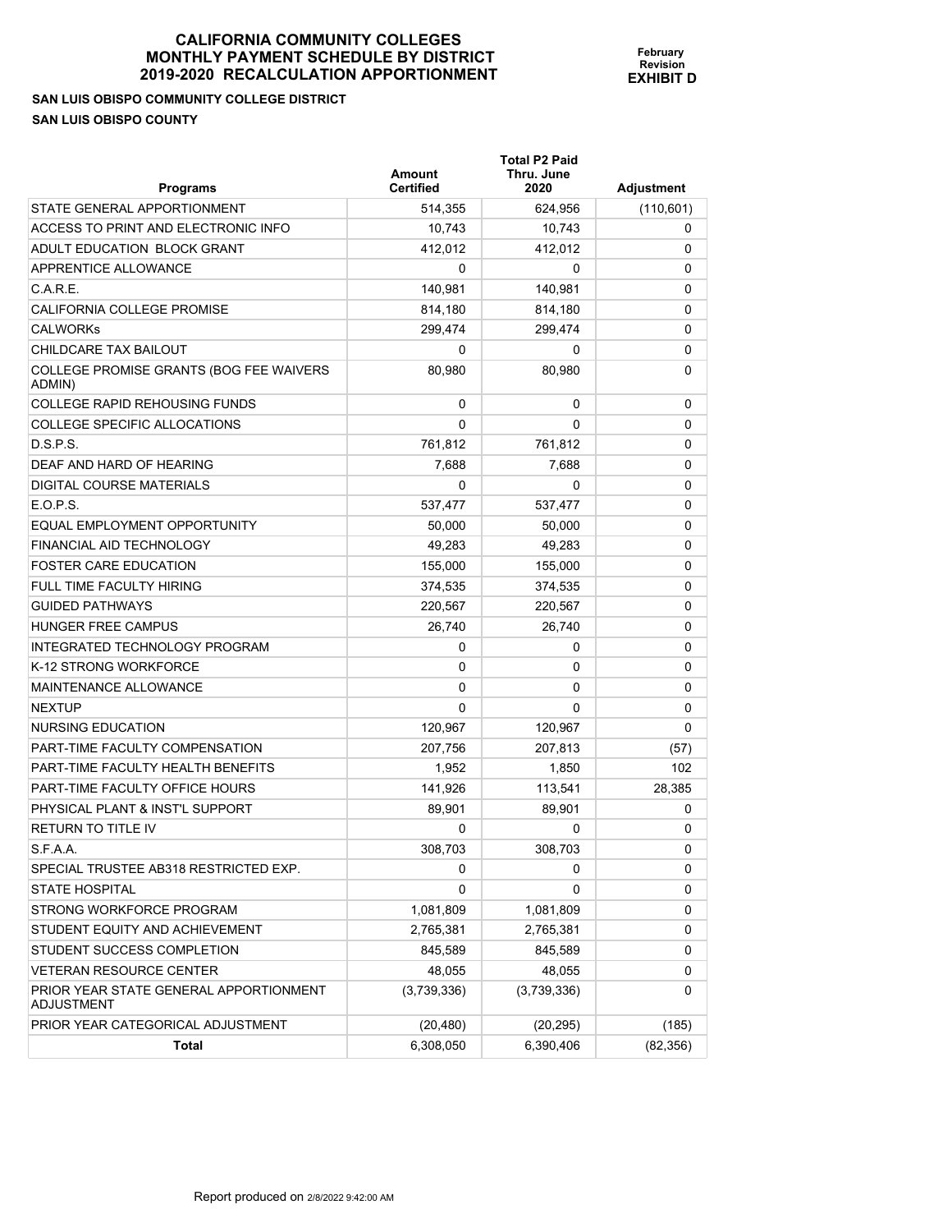# CALIFORNIA COMMUNITY COLLEGES
# MONTHLY PAYMENT SCHEDULE BY DISTRICT
# 2019-2020 RECALCULATION APPORTIONMENT

**February Revision**
**EXHIBIT D**

**SAN LUIS OBISPO COMMUNITY COLLEGE DISTRICT**
**SAN LUIS OBISPO COUNTY**

| Programs | Amount Certified | Total P2 Paid Thru. June 2020 | Adjustment |
|---|---|---|---|
| STATE GENERAL APPORTIONMENT | 514,355 | 624,956 | (110,601) |
| ACCESS TO PRINT AND ELECTRONIC INFO | 10,743 | 10,743 | 0 |
| ADULT EDUCATION BLOCK GRANT | 412,012 | 412,012 | 0 |
| APPRENTICE ALLOWANCE | 0 | 0 | 0 |
| C.A.R.E. | 140,981 | 140,981 | 0 |
| CALIFORNIA COLLEGE PROMISE | 814,180 | 814,180 | 0 |
| CALWORKs | 299,474 | 299,474 | 0 |
| CHILDCARE TAX BAILOUT | 0 | 0 | 0 |
| COLLEGE PROMISE GRANTS (BOG FEE WAIVERS ADMIN) | 80,980 | 80,980 | 0 |
| COLLEGE RAPID REHOUSING FUNDS | 0 | 0 | 0 |
| COLLEGE SPECIFIC ALLOCATIONS | 0 | 0 | 0 |
| D.S.P.S. | 761,812 | 761,812 | 0 |
| DEAF AND HARD OF HEARING | 7,688 | 7,688 | 0 |
| DIGITAL COURSE MATERIALS | 0 | 0 | 0 |
| E.O.P.S. | 537,477 | 537,477 | 0 |
| EQUAL EMPLOYMENT OPPORTUNITY | 50,000 | 50,000 | 0 |
| FINANCIAL AID TECHNOLOGY | 49,283 | 49,283 | 0 |
| FOSTER CARE EDUCATION | 155,000 | 155,000 | 0 |
| FULL TIME FACULTY HIRING | 374,535 | 374,535 | 0 |
| GUIDED PATHWAYS | 220,567 | 220,567 | 0 |
| HUNGER FREE CAMPUS | 26,740 | 26,740 | 0 |
| INTEGRATED TECHNOLOGY PROGRAM | 0 | 0 | 0 |
| K-12 STRONG WORKFORCE | 0 | 0 | 0 |
| MAINTENANCE ALLOWANCE | 0 | 0 | 0 |
| NEXTUP | 0 | 0 | 0 |
| NURSING EDUCATION | 120,967 | 120,967 | 0 |
| PART-TIME FACULTY COMPENSATION | 207,756 | 207,813 | (57) |
| PART-TIME FACULTY HEALTH BENEFITS | 1,952 | 1,850 | 102 |
| PART-TIME FACULTY OFFICE HOURS | 141,926 | 113,541 | 28,385 |
| PHYSICAL PLANT & INST'L SUPPORT | 89,901 | 89,901 | 0 |
| RETURN TO TITLE IV | 0 | 0 | 0 |
| S.F.A.A. | 308,703 | 308,703 | 0 |
| SPECIAL TRUSTEE AB318 RESTRICTED EXP. | 0 | 0 | 0 |
| STATE HOSPITAL | 0 | 0 | 0 |
| STRONG WORKFORCE PROGRAM | 1,081,809 | 1,081,809 | 0 |
| STUDENT EQUITY AND ACHIEVEMENT | 2,765,381 | 2,765,381 | 0 |
| STUDENT SUCCESS COMPLETION | 845,589 | 845,589 | 0 |
| VETERAN RESOURCE CENTER | 48,055 | 48,055 | 0 |
| PRIOR YEAR STATE GENERAL APPORTIONMENT ADJUSTMENT | (3,739,336) | (3,739,336) | 0 |
| PRIOR YEAR CATEGORICAL ADJUSTMENT | (20,480) | (20,295) | (185) |
| **Total** | 6,308,050 | 6,390,406 | (82,356) |

Report produced on 2/8/2022 9:42:00 AM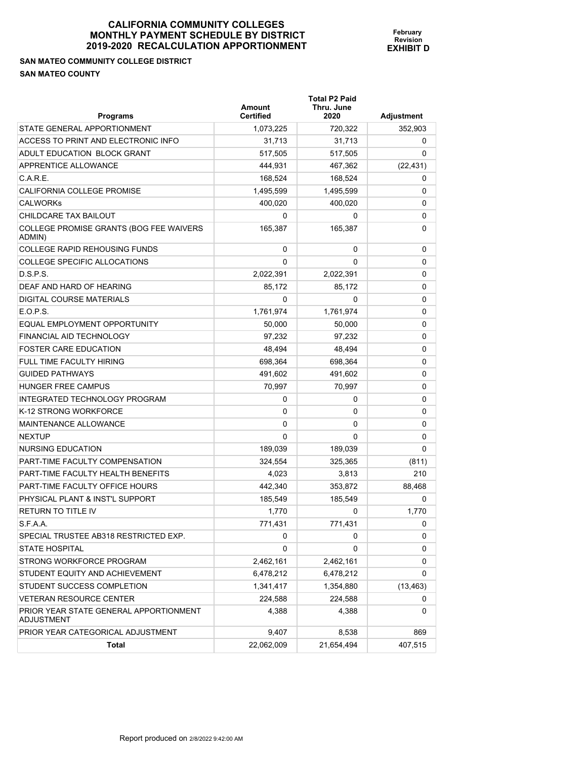# CALIFORNIA COMMUNITY COLLEGES MONTHLY PAYMENT SCHEDULE BY DISTRICT 2019-2020 RECALCULATION APPORTIONMENT

**February Revision**
**EXHIBIT D**

**SAN MATEO COMMUNITY COLLEGE DISTRICT**
**SAN MATEO COUNTY**

| Programs | Amount Certified | Total P2 Paid Thru. June 2020 | Adjustment |
|---|---|---|---|
| STATE GENERAL APPORTIONMENT | 1,073,225 | 720,322 | 352,903 |
| ACCESS TO PRINT AND ELECTRONIC INFO | 31,713 | 31,713 | 0 |
| ADULT EDUCATION BLOCK GRANT | 517,505 | 517,505 | 0 |
| APPRENTICE ALLOWANCE | 444,931 | 467,362 | (22,431) |
| C.A.R.E. | 168,524 | 168,524 | 0 |
| CALIFORNIA COLLEGE PROMISE | 1,495,599 | 1,495,599 | 0 |
| CALWORKs | 400,020 | 400,020 | 0 |
| CHILDCARE TAX BAILOUT | 0 | 0 | 0 |
| COLLEGE PROMISE GRANTS (BOG FEE WAIVERS ADMIN) | 165,387 | 165,387 | 0 |
| COLLEGE RAPID REHOUSING FUNDS | 0 | 0 | 0 |
| COLLEGE SPECIFIC ALLOCATIONS | 0 | 0 | 0 |
| D.S.P.S. | 2,022,391 | 2,022,391 | 0 |
| DEAF AND HARD OF HEARING | 85,172 | 85,172 | 0 |
| DIGITAL COURSE MATERIALS | 0 | 0 | 0 |
| E.O.P.S. | 1,761,974 | 1,761,974 | 0 |
| EQUAL EMPLOYMENT OPPORTUNITY | 50,000 | 50,000 | 0 |
| FINANCIAL AID TECHNOLOGY | 97,232 | 97,232 | 0 |
| FOSTER CARE EDUCATION | 48,494 | 48,494 | 0 |
| FULL TIME FACULTY HIRING | 698,364 | 698,364 | 0 |
| GUIDED PATHWAYS | 491,602 | 491,602 | 0 |
| HUNGER FREE CAMPUS | 70,997 | 70,997 | 0 |
| INTEGRATED TECHNOLOGY PROGRAM | 0 | 0 | 0 |
| K-12 STRONG WORKFORCE | 0 | 0 | 0 |
| MAINTENANCE ALLOWANCE | 0 | 0 | 0 |
| NEXTUP | 0 | 0 | 0 |
| NURSING EDUCATION | 189,039 | 189,039 | 0 |
| PART-TIME FACULTY COMPENSATION | 324,554 | 325,365 | (811) |
| PART-TIME FACULTY HEALTH BENEFITS | 4,023 | 3,813 | 210 |
| PART-TIME FACULTY OFFICE HOURS | 442,340 | 353,872 | 88,468 |
| PHYSICAL PLANT & INST'L SUPPORT | 185,549 | 185,549 | 0 |
| RETURN TO TITLE IV | 1,770 | 0 | 1,770 |
| S.F.A.A. | 771,431 | 771,431 | 0 |
| SPECIAL TRUSTEE AB318 RESTRICTED EXP. | 0 | 0 | 0 |
| STATE HOSPITAL | 0 | 0 | 0 |
| STRONG WORKFORCE PROGRAM | 2,462,161 | 2,462,161 | 0 |
| STUDENT EQUITY AND ACHIEVEMENT | 6,478,212 | 6,478,212 | 0 |
| STUDENT SUCCESS COMPLETION | 1,341,417 | 1,354,880 | (13,463) |
| VETERAN RESOURCE CENTER | 224,588 | 224,588 | 0 |
| PRIOR YEAR STATE GENERAL APPORTIONMENT ADJUSTMENT | 4,388 | 4,388 | 0 |
| PRIOR YEAR CATEGORICAL ADJUSTMENT | 9,407 | 8,538 | 869 |
| **Total** | 22,062,009 | 21,654,494 | 407,515 |

Report produced on 2/8/2022 9:42:00 AM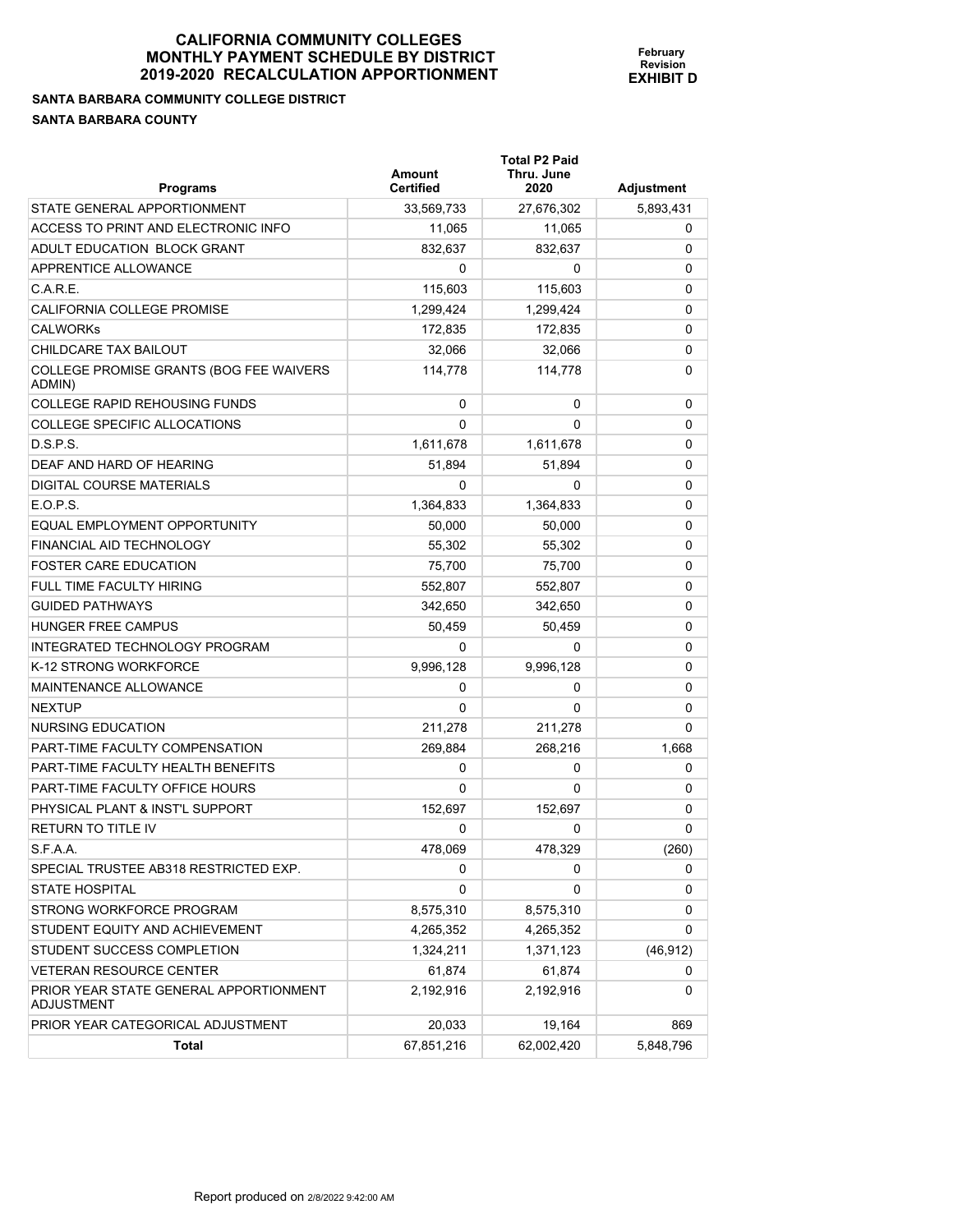# CALIFORNIA COMMUNITY COLLEGES
# MONTHLY PAYMENT SCHEDULE BY DISTRICT
# 2019-2020 RECALCULATION APPORTIONMENT

**February Revision**
**EXHIBIT D**

**SANTA BARBARA COMMUNITY COLLEGE DISTRICT**

**SANTA BARBARA COUNTY**

| Programs | Amount Certified | Total P2 Paid Thru. June 2020 | Adjustment |
|---|---|---|---|
| STATE GENERAL APPORTIONMENT | 33,569,733 | 27,676,302 | 5,893,431 |
| ACCESS TO PRINT AND ELECTRONIC INFO | 11,065 | 11,065 | 0 |
| ADULT EDUCATION BLOCK GRANT | 832,637 | 832,637 | 0 |
| APPRENTICE ALLOWANCE | 0 | 0 | 0 |
| C.A.R.E. | 115,603 | 115,603 | 0 |
| CALIFORNIA COLLEGE PROMISE | 1,299,424 | 1,299,424 | 0 |
| CALWORKs | 172,835 | 172,835 | 0 |
| CHILDCARE TAX BAILOUT | 32,066 | 32,066 | 0 |
| COLLEGE PROMISE GRANTS (BOG FEE WAIVERS ADMIN) | 114,778 | 114,778 | 0 |
| COLLEGE RAPID REHOUSING FUNDS | 0 | 0 | 0 |
| COLLEGE SPECIFIC ALLOCATIONS | 0 | 0 | 0 |
| D.S.P.S. | 1,611,678 | 1,611,678 | 0 |
| DEAF AND HARD OF HEARING | 51,894 | 51,894 | 0 |
| DIGITAL COURSE MATERIALS | 0 | 0 | 0 |
| E.O.P.S. | 1,364,833 | 1,364,833 | 0 |
| EQUAL EMPLOYMENT OPPORTUNITY | 50,000 | 50,000 | 0 |
| FINANCIAL AID TECHNOLOGY | 55,302 | 55,302 | 0 |
| FOSTER CARE EDUCATION | 75,700 | 75,700 | 0 |
| FULL TIME FACULTY HIRING | 552,807 | 552,807 | 0 |
| GUIDED PATHWAYS | 342,650 | 342,650 | 0 |
| HUNGER FREE CAMPUS | 50,459 | 50,459 | 0 |
| INTEGRATED TECHNOLOGY PROGRAM | 0 | 0 | 0 |
| K-12 STRONG WORKFORCE | 9,996,128 | 9,996,128 | 0 |
| MAINTENANCE ALLOWANCE | 0 | 0 | 0 |
| NEXTUP | 0 | 0 | 0 |
| NURSING EDUCATION | 211,278 | 211,278 | 0 |
| PART-TIME FACULTY COMPENSATION | 269,884 | 268,216 | 1,668 |
| PART-TIME FACULTY HEALTH BENEFITS | 0 | 0 | 0 |
| PART-TIME FACULTY OFFICE HOURS | 0 | 0 | 0 |
| PHYSICAL PLANT & INST'L SUPPORT | 152,697 | 152,697 | 0 |
| RETURN TO TITLE IV | 0 | 0 | 0 |
| S.F.A.A. | 478,069 | 478,329 | (260) |
| SPECIAL TRUSTEE AB318 RESTRICTED EXP. | 0 | 0 | 0 |
| STATE HOSPITAL | 0 | 0 | 0 |
| STRONG WORKFORCE PROGRAM | 8,575,310 | 8,575,310 | 0 |
| STUDENT EQUITY AND ACHIEVEMENT | 4,265,352 | 4,265,352 | 0 |
| STUDENT SUCCESS COMPLETION | 1,324,211 | 1,371,123 | (46,912) |
| VETERAN RESOURCE CENTER | 61,874 | 61,874 | 0 |
| PRIOR YEAR STATE GENERAL APPORTIONMENT ADJUSTMENT | 2,192,916 | 2,192,916 | 0 |
| PRIOR YEAR CATEGORICAL ADJUSTMENT | 20,033 | 19,164 | 869 |
| **Total** | 67,851,216 | 62,002,420 | 5,848,796 |

Report produced on 2/8/2022 9:42:00 AM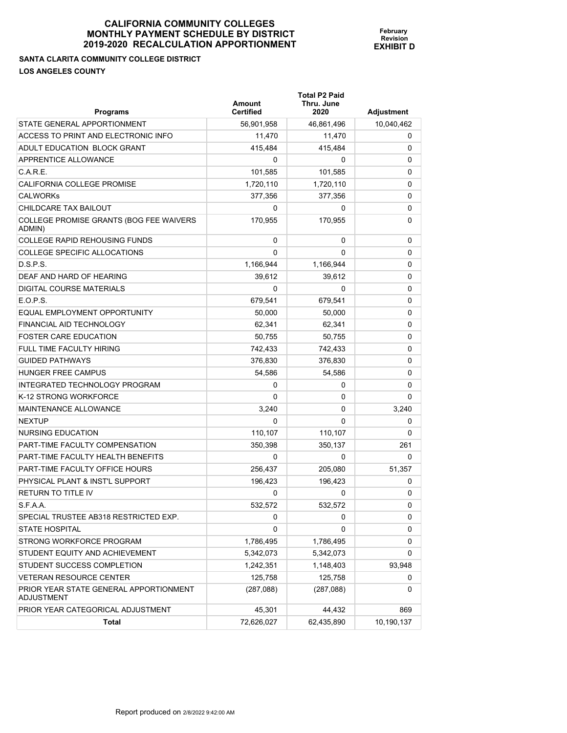# CALIFORNIA COMMUNITY COLLEGES
# MONTHLY PAYMENT SCHEDULE BY DISTRICT
# 2019-2020 RECALCULATION APPORTIONMENT

**February Revision**
**EXHIBIT D**

**SANTA CLARITA COMMUNITY COLLEGE DISTRICT**

**LOS ANGELES COUNTY**

| Programs | Amount Certified | Total P2 Paid Thru. June 2020 | Adjustment |
|---|---|---|---|
| STATE GENERAL APPORTIONMENT | 56,901,958 | 46,861,496 | 10,040,462 |
| ACCESS TO PRINT AND ELECTRONIC INFO | 11,470 | 11,470 | 0 |
| ADULT EDUCATION BLOCK GRANT | 415,484 | 415,484 | 0 |
| APPRENTICE ALLOWANCE | 0 | 0 | 0 |
| C.A.R.E. | 101,585 | 101,585 | 0 |
| CALIFORNIA COLLEGE PROMISE | 1,720,110 | 1,720,110 | 0 |
| CALWORKs | 377,356 | 377,356 | 0 |
| CHILDCARE TAX BAILOUT | 0 | 0 | 0 |
| COLLEGE PROMISE GRANTS (BOG FEE WAIVERS ADMIN) | 170,955 | 170,955 | 0 |
| COLLEGE RAPID REHOUSING FUNDS | 0 | 0 | 0 |
| COLLEGE SPECIFIC ALLOCATIONS | 0 | 0 | 0 |
| D.S.P.S. | 1,166,944 | 1,166,944 | 0 |
| DEAF AND HARD OF HEARING | 39,612 | 39,612 | 0 |
| DIGITAL COURSE MATERIALS | 0 | 0 | 0 |
| E.O.P.S. | 679,541 | 679,541 | 0 |
| EQUAL EMPLOYMENT OPPORTUNITY | 50,000 | 50,000 | 0 |
| FINANCIAL AID TECHNOLOGY | 62,341 | 62,341 | 0 |
| FOSTER CARE EDUCATION | 50,755 | 50,755 | 0 |
| FULL TIME FACULTY HIRING | 742,433 | 742,433 | 0 |
| GUIDED PATHWAYS | 376,830 | 376,830 | 0 |
| HUNGER FREE CAMPUS | 54,586 | 54,586 | 0 |
| INTEGRATED TECHNOLOGY PROGRAM | 0 | 0 | 0 |
| K-12 STRONG WORKFORCE | 0 | 0 | 0 |
| MAINTENANCE ALLOWANCE | 3,240 | 0 | 3,240 |
| NEXTUP | 0 | 0 | 0 |
| NURSING EDUCATION | 110,107 | 110,107 | 0 |
| PART-TIME FACULTY COMPENSATION | 350,398 | 350,137 | 261 |
| PART-TIME FACULTY HEALTH BENEFITS | 0 | 0 | 0 |
| PART-TIME FACULTY OFFICE HOURS | 256,437 | 205,080 | 51,357 |
| PHYSICAL PLANT & INST'L SUPPORT | 196,423 | 196,423 | 0 |
| RETURN TO TITLE IV | 0 | 0 | 0 |
| S.F.A.A. | 532,572 | 532,572 | 0 |
| SPECIAL TRUSTEE AB318 RESTRICTED EXP. | 0 | 0 | 0 |
| STATE HOSPITAL | 0 | 0 | 0 |
| STRONG WORKFORCE PROGRAM | 1,786,495 | 1,786,495 | 0 |
| STUDENT EQUITY AND ACHIEVEMENT | 5,342,073 | 5,342,073 | 0 |
| STUDENT SUCCESS COMPLETION | 1,242,351 | 1,148,403 | 93,948 |
| VETERAN RESOURCE CENTER | 125,758 | 125,758 | 0 |
| PRIOR YEAR STATE GENERAL APPORTIONMENT ADJUSTMENT | (287,088) | (287,088) | 0 |
| PRIOR YEAR CATEGORICAL ADJUSTMENT | 45,301 | 44,432 | 869 |
| **Total** | 72,626,027 | 62,435,890 | 10,190,137 |

Report produced on 2/8/2022 9:42:00 AM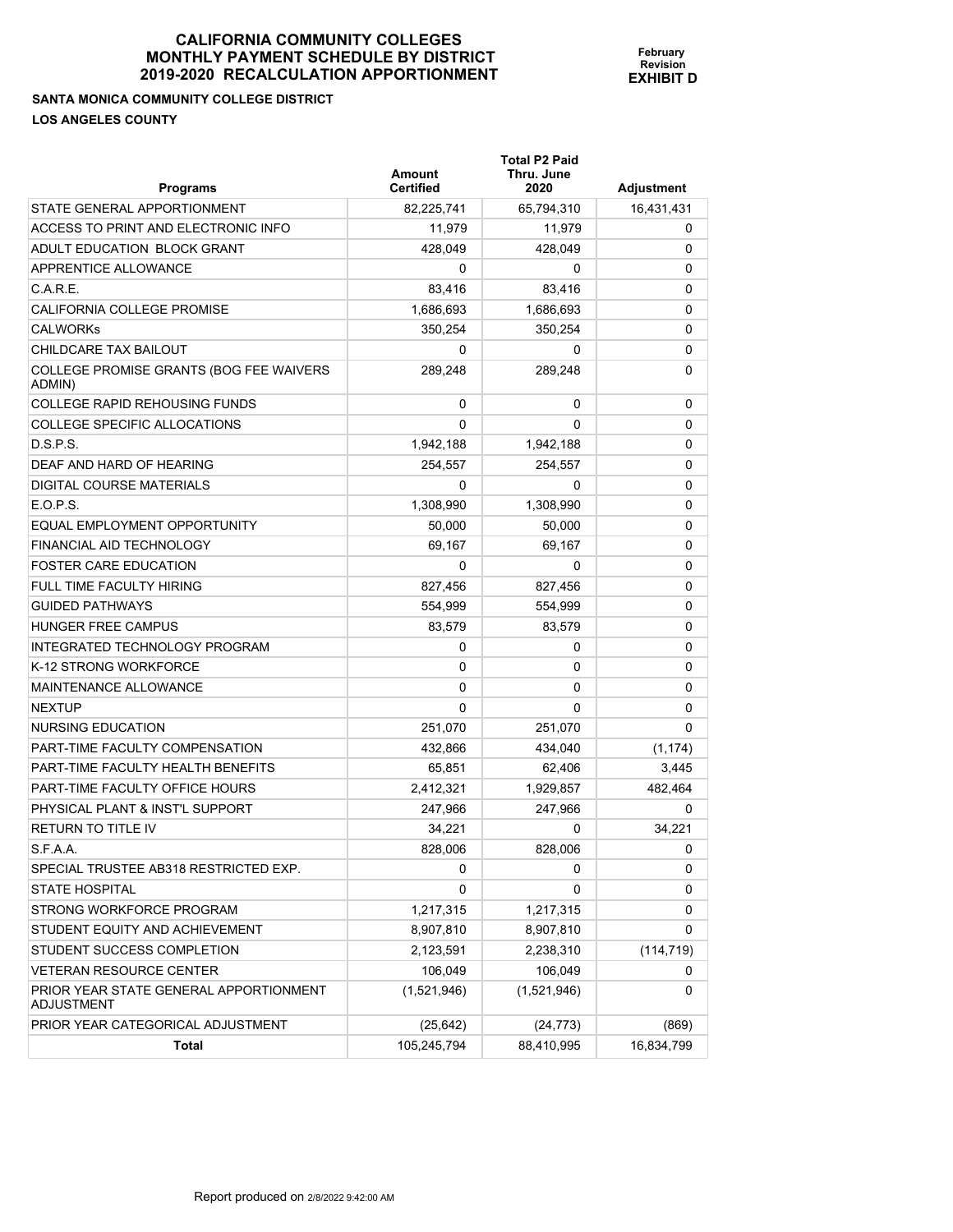# CALIFORNIA COMMUNITY COLLEGES
# MONTHLY PAYMENT SCHEDULE BY DISTRICT
# 2019-2020 RECALCULATION APPORTIONMENT

**February Revision**
**EXHIBIT D**

**SANTA MONICA COMMUNITY COLLEGE DISTRICT**

**LOS ANGELES COUNTY**

| Programs | Amount Certified | Total P2 Paid Thru. June 2020 | Adjustment |
|---|---|---|---|
| STATE GENERAL APPORTIONMENT | 82,225,741 | 65,794,310 | 16,431,431 |
| ACCESS TO PRINT AND ELECTRONIC INFO | 11,979 | 11,979 | 0 |
| ADULT EDUCATION BLOCK GRANT | 428,049 | 428,049 | 0 |
| APPRENTICE ALLOWANCE | 0 | 0 | 0 |
| C.A.R.E. | 83,416 | 83,416 | 0 |
| CALIFORNIA COLLEGE PROMISE | 1,686,693 | 1,686,693 | 0 |
| CALWORKs | 350,254 | 350,254 | 0 |
| CHILDCARE TAX BAILOUT | 0 | 0 | 0 |
| COLLEGE PROMISE GRANTS (BOG FEE WAIVERS ADMIN) | 289,248 | 289,248 | 0 |
| COLLEGE RAPID REHOUSING FUNDS | 0 | 0 | 0 |
| COLLEGE SPECIFIC ALLOCATIONS | 0 | 0 | 0 |
| D.S.P.S. | 1,942,188 | 1,942,188 | 0 |
| DEAF AND HARD OF HEARING | 254,557 | 254,557 | 0 |
| DIGITAL COURSE MATERIALS | 0 | 0 | 0 |
| E.O.P.S. | 1,308,990 | 1,308,990 | 0 |
| EQUAL EMPLOYMENT OPPORTUNITY | 50,000 | 50,000 | 0 |
| FINANCIAL AID TECHNOLOGY | 69,167 | 69,167 | 0 |
| FOSTER CARE EDUCATION | 0 | 0 | 0 |
| FULL TIME FACULTY HIRING | 827,456 | 827,456 | 0 |
| GUIDED PATHWAYS | 554,999 | 554,999 | 0 |
| HUNGER FREE CAMPUS | 83,579 | 83,579 | 0 |
| INTEGRATED TECHNOLOGY PROGRAM | 0 | 0 | 0 |
| K-12 STRONG WORKFORCE | 0 | 0 | 0 |
| MAINTENANCE ALLOWANCE | 0 | 0 | 0 |
| NEXTUP | 0 | 0 | 0 |
| NURSING EDUCATION | 251,070 | 251,070 | 0 |
| PART-TIME FACULTY COMPENSATION | 432,866 | 434,040 | (1,174) |
| PART-TIME FACULTY HEALTH BENEFITS | 65,851 | 62,406 | 3,445 |
| PART-TIME FACULTY OFFICE HOURS | 2,412,321 | 1,929,857 | 482,464 |
| PHYSICAL PLANT & INST'L SUPPORT | 247,966 | 247,966 | 0 |
| RETURN TO TITLE IV | 34,221 | 0 | 34,221 |
| S.F.A.A. | 828,006 | 828,006 | 0 |
| SPECIAL TRUSTEE AB318 RESTRICTED EXP. | 0 | 0 | 0 |
| STATE HOSPITAL | 0 | 0 | 0 |
| STRONG WORKFORCE PROGRAM | 1,217,315 | 1,217,315 | 0 |
| STUDENT EQUITY AND ACHIEVEMENT | 8,907,810 | 8,907,810 | 0 |
| STUDENT SUCCESS COMPLETION | 2,123,591 | 2,238,310 | (114,719) |
| VETERAN RESOURCE CENTER | 106,049 | 106,049 | 0 |
| PRIOR YEAR STATE GENERAL APPORTIONMENT ADJUSTMENT | (1,521,946) | (1,521,946) | 0 |
| PRIOR YEAR CATEGORICAL ADJUSTMENT | (25,642) | (24,773) | (869) |
| **Total** | 105,245,794 | 88,410,995 | 16,834,799 |

Report produced on 2/8/2022 9:42:00 AM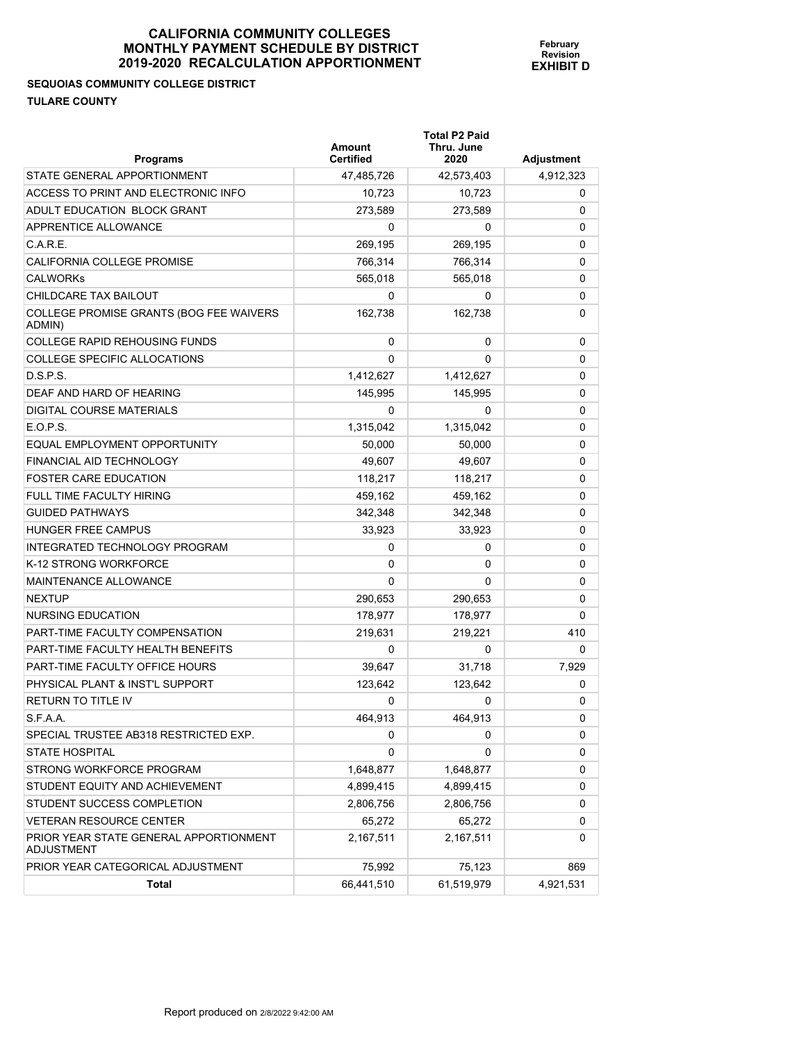# CALIFORNIA COMMUNITY COLLEGES
# MONTHLY PAYMENT SCHEDULE BY DISTRICT
# 2019-2020 RECALCULATION APPORTIONMENT

**February Revision**
**EXHIBIT D**

**SEQUOIAS COMMUNITY COLLEGE DISTRICT**
**TULARE COUNTY**

| Programs | Amount Certified | Total P2 Paid Thru. June 2020 | Adjustment |
|---|---|---|---|
| STATE GENERAL APPORTIONMENT | 47,485,726 | 42,573,403 | 4,912,323 |
| ACCESS TO PRINT AND ELECTRONIC INFO | 10,723 | 10,723 | 0 |
| ADULT EDUCATION BLOCK GRANT | 273,589 | 273,589 | 0 |
| APPRENTICE ALLOWANCE | 0 | 0 | 0 |
| C.A.R.E. | 269,195 | 269,195 | 0 |
| CALIFORNIA COLLEGE PROMISE | 766,314 | 766,314 | 0 |
| CALWORKs | 565,018 | 565,018 | 0 |
| CHILDCARE TAX BAILOUT | 0 | 0 | 0 |
| COLLEGE PROMISE GRANTS (BOG FEE WAIVERS ADMIN) | 162,738 | 162,738 | 0 |
| COLLEGE RAPID REHOUSING FUNDS | 0 | 0 | 0 |
| COLLEGE SPECIFIC ALLOCATIONS | 0 | 0 | 0 |
| D.S.P.S. | 1,412,627 | 1,412,627 | 0 |
| DEAF AND HARD OF HEARING | 145,995 | 145,995 | 0 |
| DIGITAL COURSE MATERIALS | 0 | 0 | 0 |
| E.O.P.S. | 1,315,042 | 1,315,042 | 0 |
| EQUAL EMPLOYMENT OPPORTUNITY | 50,000 | 50,000 | 0 |
| FINANCIAL AID TECHNOLOGY | 49,607 | 49,607 | 0 |
| FOSTER CARE EDUCATION | 118,217 | 118,217 | 0 |
| FULL TIME FACULTY HIRING | 459,162 | 459,162 | 0 |
| GUIDED PATHWAYS | 342,348 | 342,348 | 0 |
| HUNGER FREE CAMPUS | 33,923 | 33,923 | 0 |
| INTEGRATED TECHNOLOGY PROGRAM | 0 | 0 | 0 |
| K-12 STRONG WORKFORCE | 0 | 0 | 0 |
| MAINTENANCE ALLOWANCE | 0 | 0 | 0 |
| NEXTUP | 290,653 | 290,653 | 0 |
| NURSING EDUCATION | 178,977 | 178,977 | 0 |
| PART-TIME FACULTY COMPENSATION | 219,631 | 219,221 | 410 |
| PART-TIME FACULTY HEALTH BENEFITS | 0 | 0 | 0 |
| PART-TIME FACULTY OFFICE HOURS | 39,647 | 31,718 | 7,929 |
| PHYSICAL PLANT & INST'L SUPPORT | 123,642 | 123,642 | 0 |
| RETURN TO TITLE IV | 0 | 0 | 0 |
| S.F.A.A. | 464,913 | 464,913 | 0 |
| SPECIAL TRUSTEE AB318 RESTRICTED EXP. | 0 | 0 | 0 |
| STATE HOSPITAL | 0 | 0 | 0 |
| STRONG WORKFORCE PROGRAM | 1,648,877 | 1,648,877 | 0 |
| STUDENT EQUITY AND ACHIEVEMENT | 4,899,415 | 4,899,415 | 0 |
| STUDENT SUCCESS COMPLETION | 2,806,756 | 2,806,756 | 0 |
| VETERAN RESOURCE CENTER | 65,272 | 65,272 | 0 |
| PRIOR YEAR STATE GENERAL APPORTIONMENT ADJUSTMENT | 2,167,511 | 2,167,511 | 0 |
| PRIOR YEAR CATEGORICAL ADJUSTMENT | 75,992 | 75,123 | 869 |
| **Total** | 66,441,510 | 61,519,979 | 4,921,531 |

Report produced on 2/8/2022 9:42:00 AM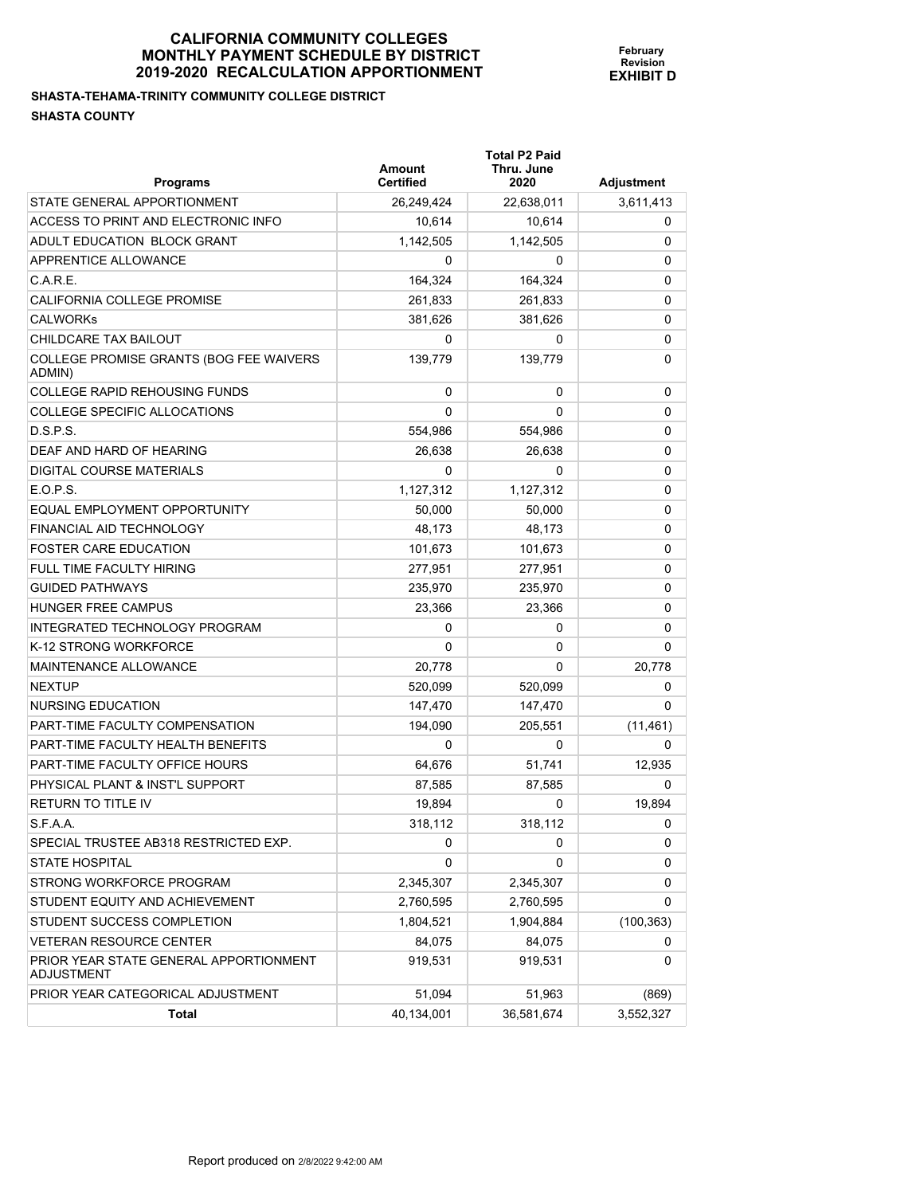# CALIFORNIA COMMUNITY COLLEGES
# MONTHLY PAYMENT SCHEDULE BY DISTRICT
# 2019-2020 RECALCULATION APPORTIONMENT

**February Revision**
**EXHIBIT D**

**SHASTA-TEHAMA-TRINITY COMMUNITY COLLEGE DISTRICT**

**SHASTA COUNTY**

| Programs | Amount Certified | Total P2 Paid Thru. June 2020 | Adjustment |
|---|---|---|---|
| STATE GENERAL APPORTIONMENT | 26,249,424 | 22,638,011 | 3,611,413 |
| ACCESS TO PRINT AND ELECTRONIC INFO | 10,614 | 10,614 | 0 |
| ADULT EDUCATION BLOCK GRANT | 1,142,505 | 1,142,505 | 0 |
| APPRENTICE ALLOWANCE | 0 | 0 | 0 |
| C.A.R.E. | 164,324 | 164,324 | 0 |
| CALIFORNIA COLLEGE PROMISE | 261,833 | 261,833 | 0 |
| CALWORKs | 381,626 | 381,626 | 0 |
| CHILDCARE TAX BAILOUT | 0 | 0 | 0 |
| COLLEGE PROMISE GRANTS (BOG FEE WAIVERS ADMIN) | 139,779 | 139,779 | 0 |
| COLLEGE RAPID REHOUSING FUNDS | 0 | 0 | 0 |
| COLLEGE SPECIFIC ALLOCATIONS | 0 | 0 | 0 |
| D.S.P.S. | 554,986 | 554,986 | 0 |
| DEAF AND HARD OF HEARING | 26,638 | 26,638 | 0 |
| DIGITAL COURSE MATERIALS | 0 | 0 | 0 |
| E.O.P.S. | 1,127,312 | 1,127,312 | 0 |
| EQUAL EMPLOYMENT OPPORTUNITY | 50,000 | 50,000 | 0 |
| FINANCIAL AID TECHNOLOGY | 48,173 | 48,173 | 0 |
| FOSTER CARE EDUCATION | 101,673 | 101,673 | 0 |
| FULL TIME FACULTY HIRING | 277,951 | 277,951 | 0 |
| GUIDED PATHWAYS | 235,970 | 235,970 | 0 |
| HUNGER FREE CAMPUS | 23,366 | 23,366 | 0 |
| INTEGRATED TECHNOLOGY PROGRAM | 0 | 0 | 0 |
| K-12 STRONG WORKFORCE | 0 | 0 | 0 |
| MAINTENANCE ALLOWANCE | 20,778 | 0 | 20,778 |
| NEXTUP | 520,099 | 520,099 | 0 |
| NURSING EDUCATION | 147,470 | 147,470 | 0 |
| PART-TIME FACULTY COMPENSATION | 194,090 | 205,551 | (11,461) |
| PART-TIME FACULTY HEALTH BENEFITS | 0 | 0 | 0 |
| PART-TIME FACULTY OFFICE HOURS | 64,676 | 51,741 | 12,935 |
| PHYSICAL PLANT & INST'L SUPPORT | 87,585 | 87,585 | 0 |
| RETURN TO TITLE IV | 19,894 | 0 | 19,894 |
| S.F.A.A. | 318,112 | 318,112 | 0 |
| SPECIAL TRUSTEE AB318 RESTRICTED EXP. | 0 | 0 | 0 |
| STATE HOSPITAL | 0 | 0 | 0 |
| STRONG WORKFORCE PROGRAM | 2,345,307 | 2,345,307 | 0 |
| STUDENT EQUITY AND ACHIEVEMENT | 2,760,595 | 2,760,595 | 0 |
| STUDENT SUCCESS COMPLETION | 1,804,521 | 1,904,884 | (100,363) |
| VETERAN RESOURCE CENTER | 84,075 | 84,075 | 0 |
| PRIOR YEAR STATE GENERAL APPORTIONMENT ADJUSTMENT | 919,531 | 919,531 | 0 |
| PRIOR YEAR CATEGORICAL ADJUSTMENT | 51,094 | 51,963 | (869) |
| **Total** | 40,134,001 | 36,581,674 | 3,552,327 |

Report produced on 2/8/2022 9:42:00 AM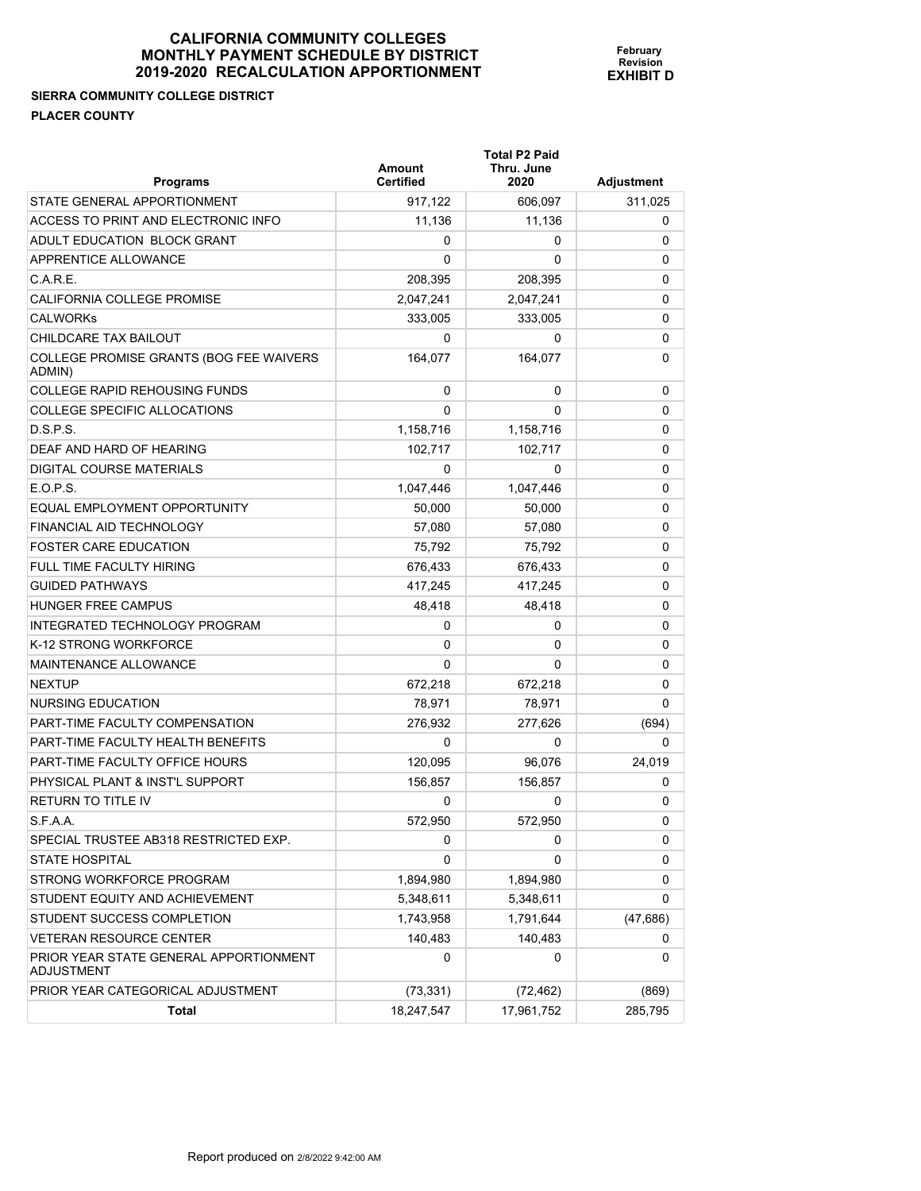# CALIFORNIA COMMUNITY COLLEGES
# MONTHLY PAYMENT SCHEDULE BY DISTRICT
# 2019-2020 RECALCULATION APPORTIONMENT

**February Revision**
**EXHIBIT D**

**SIERRA COMMUNITY COLLEGE DISTRICT**

**PLACER COUNTY**

| Programs | Amount Certified | Total P2 Paid Thru. June 2020 | Adjustment |
|---|---|---|---|
| STATE GENERAL APPORTIONMENT | 917,122 | 606,097 | 311,025 |
| ACCESS TO PRINT AND ELECTRONIC INFO | 11,136 | 11,136 | 0 |
| ADULT EDUCATION BLOCK GRANT | 0 | 0 | 0 |
| APPRENTICE ALLOWANCE | 0 | 0 | 0 |
| C.A.R.E. | 208,395 | 208,395 | 0 |
| CALIFORNIA COLLEGE PROMISE | 2,047,241 | 2,047,241 | 0 |
| CALWORKs | 333,005 | 333,005 | 0 |
| CHILDCARE TAX BAILOUT | 0 | 0 | 0 |
| COLLEGE PROMISE GRANTS (BOG FEE WAIVERS ADMIN) | 164,077 | 164,077 | 0 |
| COLLEGE RAPID REHOUSING FUNDS | 0 | 0 | 0 |
| COLLEGE SPECIFIC ALLOCATIONS | 0 | 0 | 0 |
| D.S.P.S. | 1,158,716 | 1,158,716 | 0 |
| DEAF AND HARD OF HEARING | 102,717 | 102,717 | 0 |
| DIGITAL COURSE MATERIALS | 0 | 0 | 0 |
| E.O.P.S. | 1,047,446 | 1,047,446 | 0 |
| EQUAL EMPLOYMENT OPPORTUNITY | 50,000 | 50,000 | 0 |
| FINANCIAL AID TECHNOLOGY | 57,080 | 57,080 | 0 |
| FOSTER CARE EDUCATION | 75,792 | 75,792 | 0 |
| FULL TIME FACULTY HIRING | 676,433 | 676,433 | 0 |
| GUIDED PATHWAYS | 417,245 | 417,245 | 0 |
| HUNGER FREE CAMPUS | 48,418 | 48,418 | 0 |
| INTEGRATED TECHNOLOGY PROGRAM | 0 | 0 | 0 |
| K-12 STRONG WORKFORCE | 0 | 0 | 0 |
| MAINTENANCE ALLOWANCE | 0 | 0 | 0 |
| NEXTUP | 672,218 | 672,218 | 0 |
| NURSING EDUCATION | 78,971 | 78,971 | 0 |
| PART-TIME FACULTY COMPENSATION | 276,932 | 277,626 | (694) |
| PART-TIME FACULTY HEALTH BENEFITS | 0 | 0 | 0 |
| PART-TIME FACULTY OFFICE HOURS | 120,095 | 96,076 | 24,019 |
| PHYSICAL PLANT & INST'L SUPPORT | 156,857 | 156,857 | 0 |
| RETURN TO TITLE IV | 0 | 0 | 0 |
| S.F.A.A. | 572,950 | 572,950 | 0 |
| SPECIAL TRUSTEE AB318 RESTRICTED EXP. | 0 | 0 | 0 |
| STATE HOSPITAL | 0 | 0 | 0 |
| STRONG WORKFORCE PROGRAM | 1,894,980 | 1,894,980 | 0 |
| STUDENT EQUITY AND ACHIEVEMENT | 5,348,611 | 5,348,611 | 0 |
| STUDENT SUCCESS COMPLETION | 1,743,958 | 1,791,644 | (47,686) |
| VETERAN RESOURCE CENTER | 140,483 | 140,483 | 0 |
| PRIOR YEAR STATE GENERAL APPORTIONMENT ADJUSTMENT | 0 | 0 | 0 |
| PRIOR YEAR CATEGORICAL ADJUSTMENT | (73,331) | (72,462) | (869) |
| **Total** | 18,247,547 | 17,961,752 | 285,795 |

Report produced on 2/8/2022 9:42:00 AM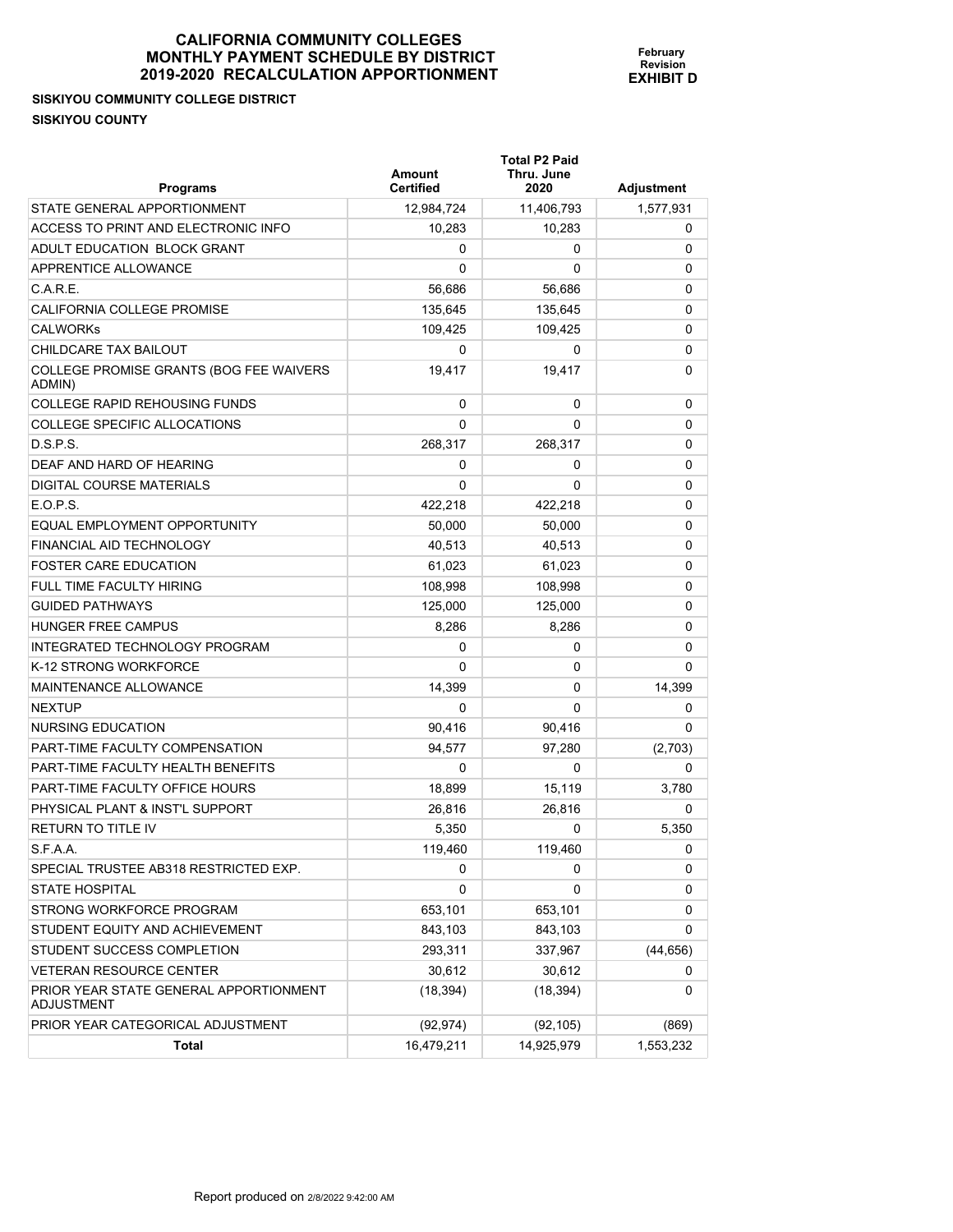# CALIFORNIA COMMUNITY COLLEGES MONTHLY PAYMENT SCHEDULE BY DISTRICT 2019-2020 RECALCULATION APPORTIONMENT

**February Revision**
**EXHIBIT D**

**SISKIYOU COMMUNITY COLLEGE DISTRICT**
**SISKIYOU COUNTY**

| Programs | Amount Certified | Total P2 Paid Thru. June 2020 | Adjustment |
|---|---|---|---|
| STATE GENERAL APPORTIONMENT | 12,984,724 | 11,406,793 | 1,577,931 |
| ACCESS TO PRINT AND ELECTRONIC INFO | 10,283 | 10,283 | 0 |
| ADULT EDUCATION BLOCK GRANT | 0 | 0 | 0 |
| APPRENTICE ALLOWANCE | 0 | 0 | 0 |
| C.A.R.E. | 56,686 | 56,686 | 0 |
| CALIFORNIA COLLEGE PROMISE | 135,645 | 135,645 | 0 |
| CALWORKs | 109,425 | 109,425 | 0 |
| CHILDCARE TAX BAILOUT | 0 | 0 | 0 |
| COLLEGE PROMISE GRANTS (BOG FEE WAIVERS ADMIN) | 19,417 | 19,417 | 0 |
| COLLEGE RAPID REHOUSING FUNDS | 0 | 0 | 0 |
| COLLEGE SPECIFIC ALLOCATIONS | 0 | 0 | 0 |
| D.S.P.S. | 268,317 | 268,317 | 0 |
| DEAF AND HARD OF HEARING | 0 | 0 | 0 |
| DIGITAL COURSE MATERIALS | 0 | 0 | 0 |
| E.O.P.S. | 422,218 | 422,218 | 0 |
| EQUAL EMPLOYMENT OPPORTUNITY | 50,000 | 50,000 | 0 |
| FINANCIAL AID TECHNOLOGY | 40,513 | 40,513 | 0 |
| FOSTER CARE EDUCATION | 61,023 | 61,023 | 0 |
| FULL TIME FACULTY HIRING | 108,998 | 108,998 | 0 |
| GUIDED PATHWAYS | 125,000 | 125,000 | 0 |
| HUNGER FREE CAMPUS | 8,286 | 8,286 | 0 |
| INTEGRATED TECHNOLOGY PROGRAM | 0 | 0 | 0 |
| K-12 STRONG WORKFORCE | 0 | 0 | 0 |
| MAINTENANCE ALLOWANCE | 14,399 | 0 | 14,399 |
| NEXTUP | 0 | 0 | 0 |
| NURSING EDUCATION | 90,416 | 90,416 | 0 |
| PART-TIME FACULTY COMPENSATION | 94,577 | 97,280 | (2,703) |
| PART-TIME FACULTY HEALTH BENEFITS | 0 | 0 | 0 |
| PART-TIME FACULTY OFFICE HOURS | 18,899 | 15,119 | 3,780 |
| PHYSICAL PLANT & INST'L SUPPORT | 26,816 | 26,816 | 0 |
| RETURN TO TITLE IV | 5,350 | 0 | 5,350 |
| S.F.A.A. | 119,460 | 119,460 | 0 |
| SPECIAL TRUSTEE AB318 RESTRICTED EXP. | 0 | 0 | 0 |
| STATE HOSPITAL | 0 | 0 | 0 |
| STRONG WORKFORCE PROGRAM | 653,101 | 653,101 | 0 |
| STUDENT EQUITY AND ACHIEVEMENT | 843,103 | 843,103 | 0 |
| STUDENT SUCCESS COMPLETION | 293,311 | 337,967 | (44,656) |
| VETERAN RESOURCE CENTER | 30,612 | 30,612 | 0 |
| PRIOR YEAR STATE GENERAL APPORTIONMENT ADJUSTMENT | (18,394) | (18,394) | 0 |
| PRIOR YEAR CATEGORICAL ADJUSTMENT | (92,974) | (92,105) | (869) |
| **Total** | 16,479,211 | 14,925,979 | 1,553,232 |

Report produced on 2/8/2022 9:42:00 AM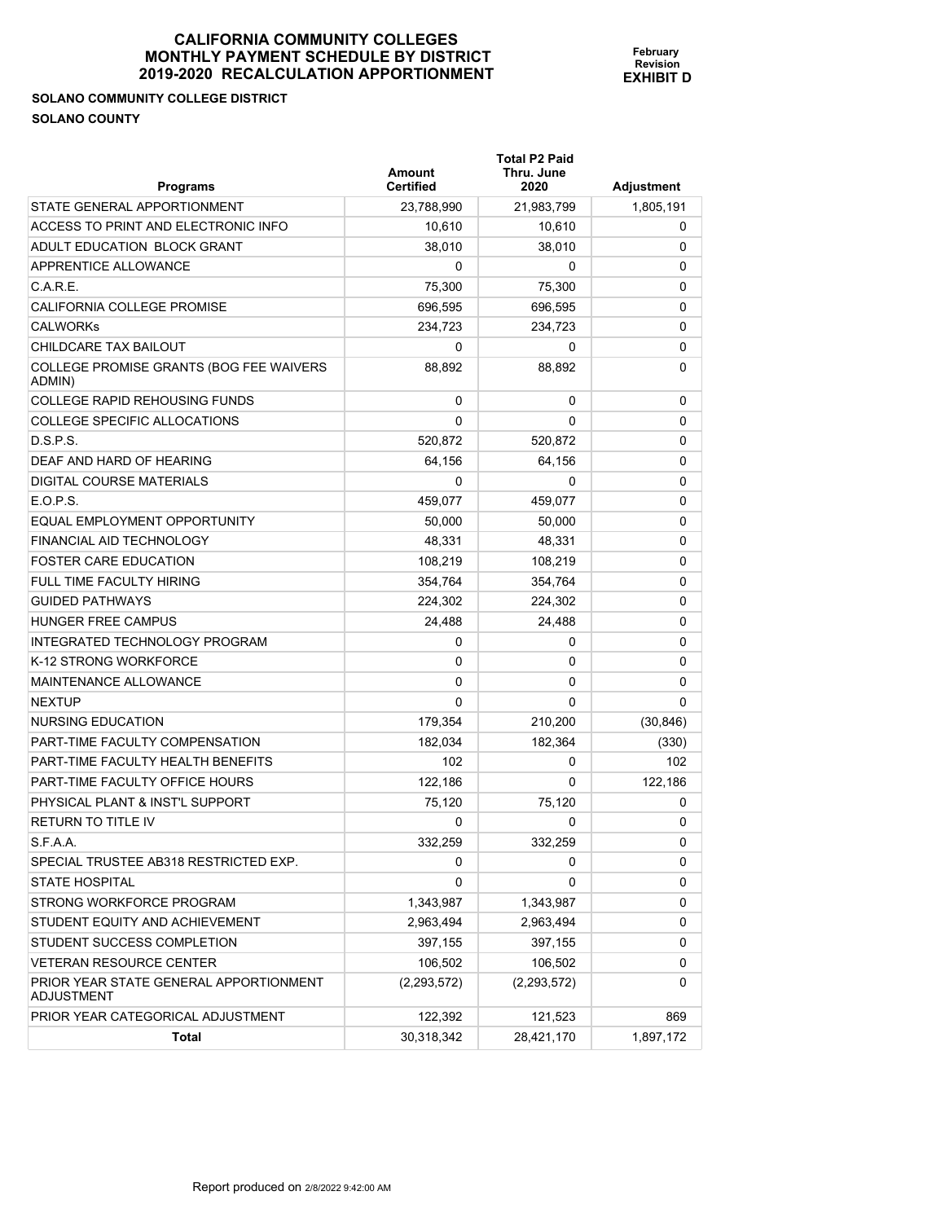# CALIFORNIA COMMUNITY COLLEGES
## MONTHLY PAYMENT SCHEDULE BY DISTRICT
## 2019-2020 RECALCULATION APPORTIONMENT

**February Revision**
**EXHIBIT D**

**SOLANO COMMUNITY COLLEGE DISTRICT**
**SOLANO COUNTY**

| Programs | Amount Certified | Total P2 Paid Thru. June 2020 | Adjustment |
|---|---|---|---|
| STATE GENERAL APPORTIONMENT | 23,788,990 | 21,983,799 | 1,805,191 |
| ACCESS TO PRINT AND ELECTRONIC INFO | 10,610 | 10,610 | 0 |
| ADULT EDUCATION BLOCK GRANT | 38,010 | 38,010 | 0 |
| APPRENTICE ALLOWANCE | 0 | 0 | 0 |
| C.A.R.E. | 75,300 | 75,300 | 0 |
| CALIFORNIA COLLEGE PROMISE | 696,595 | 696,595 | 0 |
| CALWORKs | 234,723 | 234,723 | 0 |
| CHILDCARE TAX BAILOUT | 0 | 0 | 0 |
| COLLEGE PROMISE GRANTS (BOG FEE WAIVERS ADMIN) | 88,892 | 88,892 | 0 |
| COLLEGE RAPID REHOUSING FUNDS | 0 | 0 | 0 |
| COLLEGE SPECIFIC ALLOCATIONS | 0 | 0 | 0 |
| D.S.P.S. | 520,872 | 520,872 | 0 |
| DEAF AND HARD OF HEARING | 64,156 | 64,156 | 0 |
| DIGITAL COURSE MATERIALS | 0 | 0 | 0 |
| E.O.P.S. | 459,077 | 459,077 | 0 |
| EQUAL EMPLOYMENT OPPORTUNITY | 50,000 | 50,000 | 0 |
| FINANCIAL AID TECHNOLOGY | 48,331 | 48,331 | 0 |
| FOSTER CARE EDUCATION | 108,219 | 108,219 | 0 |
| FULL TIME FACULTY HIRING | 354,764 | 354,764 | 0 |
| GUIDED PATHWAYS | 224,302 | 224,302 | 0 |
| HUNGER FREE CAMPUS | 24,488 | 24,488 | 0 |
| INTEGRATED TECHNOLOGY PROGRAM | 0 | 0 | 0 |
| K-12 STRONG WORKFORCE | 0 | 0 | 0 |
| MAINTENANCE ALLOWANCE | 0 | 0 | 0 |
| NEXTUP | 0 | 0 | 0 |
| NURSING EDUCATION | 179,354 | 210,200 | (30,846) |
| PART-TIME FACULTY COMPENSATION | 182,034 | 182,364 | (330) |
| PART-TIME FACULTY HEALTH BENEFITS | 102 | 0 | 102 |
| PART-TIME FACULTY OFFICE HOURS | 122,186 | 0 | 122,186 |
| PHYSICAL PLANT & INST'L SUPPORT | 75,120 | 75,120 | 0 |
| RETURN TO TITLE IV | 0 | 0 | 0 |
| S.F.A.A. | 332,259 | 332,259 | 0 |
| SPECIAL TRUSTEE AB318 RESTRICTED EXP. | 0 | 0 | 0 |
| STATE HOSPITAL | 0 | 0 | 0 |
| STRONG WORKFORCE PROGRAM | 1,343,987 | 1,343,987 | 0 |
| STUDENT EQUITY AND ACHIEVEMENT | 2,963,494 | 2,963,494 | 0 |
| STUDENT SUCCESS COMPLETION | 397,155 | 397,155 | 0 |
| VETERAN RESOURCE CENTER | 106,502 | 106,502 | 0 |
| PRIOR YEAR STATE GENERAL APPORTIONMENT ADJUSTMENT | (2,293,572) | (2,293,572) | 0 |
| PRIOR YEAR CATEGORICAL ADJUSTMENT | 122,392 | 121,523 | 869 |
| **Total** | 30,318,342 | 28,421,170 | 1,897,172 |

Report produced on 2/8/2022 9:42:00 AM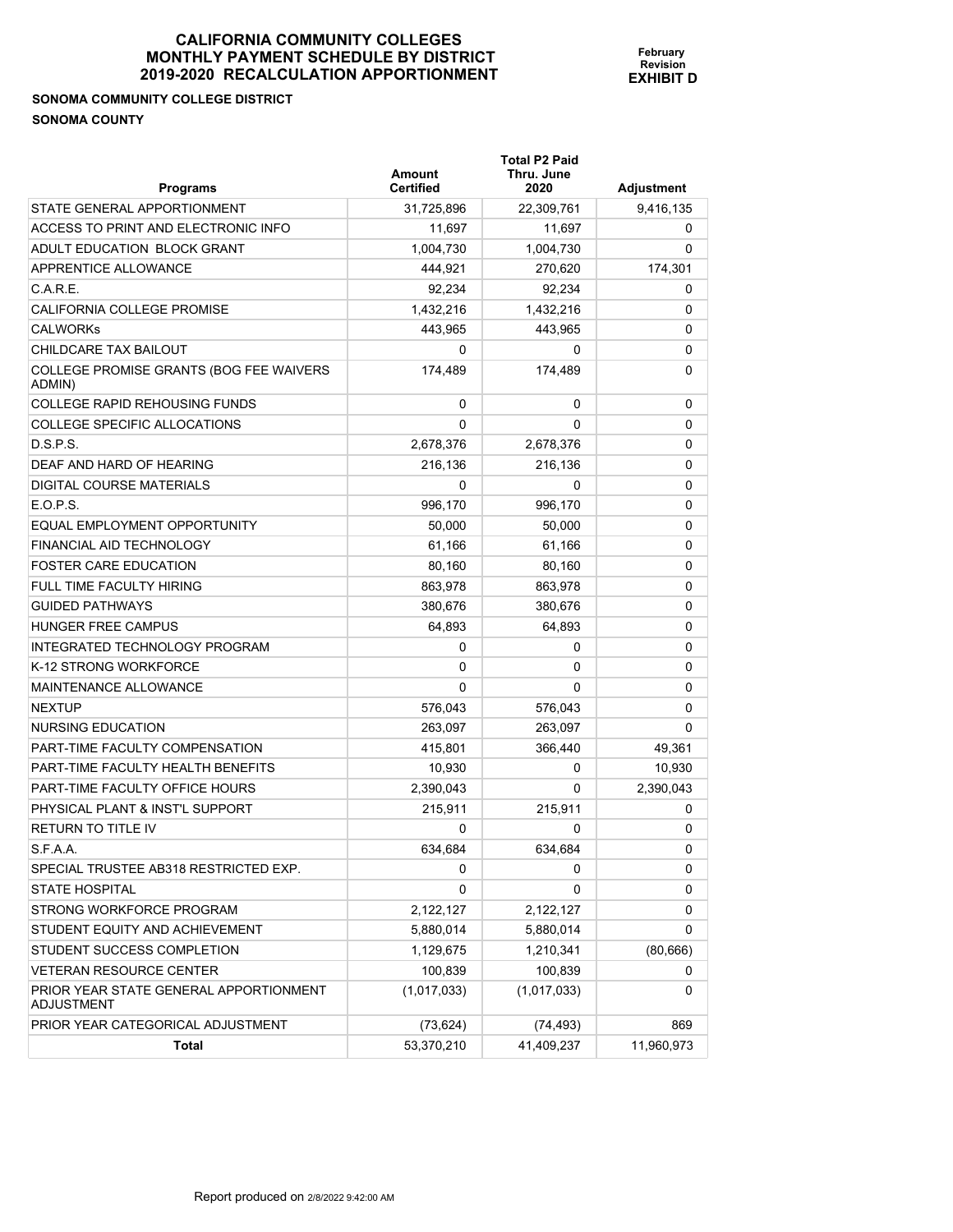# CALIFORNIA COMMUNITY COLLEGES
## MONTHLY PAYMENT SCHEDULE BY DISTRICT
## 2019-2020 RECALCULATION APPORTIONMENT

**February Revision**
**EXHIBIT D**

**SONOMA COMMUNITY COLLEGE DISTRICT**
**SONOMA COUNTY**

| Programs | Amount Certified | Total P2 Paid Thru. June 2020 | Adjustment |
|---|---|---|---|
| STATE GENERAL APPORTIONMENT | 31,725,896 | 22,309,761 | 9,416,135 |
| ACCESS TO PRINT AND ELECTRONIC INFO | 11,697 | 11,697 | 0 |
| ADULT EDUCATION BLOCK GRANT | 1,004,730 | 1,004,730 | 0 |
| APPRENTICE ALLOWANCE | 444,921 | 270,620 | 174,301 |
| C.A.R.E. | 92,234 | 92,234 | 0 |
| CALIFORNIA COLLEGE PROMISE | 1,432,216 | 1,432,216 | 0 |
| CALWORKs | 443,965 | 443,965 | 0 |
| CHILDCARE TAX BAILOUT | 0 | 0 | 0 |
| COLLEGE PROMISE GRANTS (BOG FEE WAIVERS ADMIN) | 174,489 | 174,489 | 0 |
| COLLEGE RAPID REHOUSING FUNDS | 0 | 0 | 0 |
| COLLEGE SPECIFIC ALLOCATIONS | 0 | 0 | 0 |
| D.S.P.S. | 2,678,376 | 2,678,376 | 0 |
| DEAF AND HARD OF HEARING | 216,136 | 216,136 | 0 |
| DIGITAL COURSE MATERIALS | 0 | 0 | 0 |
| E.O.P.S. | 996,170 | 996,170 | 0 |
| EQUAL EMPLOYMENT OPPORTUNITY | 50,000 | 50,000 | 0 |
| FINANCIAL AID TECHNOLOGY | 61,166 | 61,166 | 0 |
| FOSTER CARE EDUCATION | 80,160 | 80,160 | 0 |
| FULL TIME FACULTY HIRING | 863,978 | 863,978 | 0 |
| GUIDED PATHWAYS | 380,676 | 380,676 | 0 |
| HUNGER FREE CAMPUS | 64,893 | 64,893 | 0 |
| INTEGRATED TECHNOLOGY PROGRAM | 0 | 0 | 0 |
| K-12 STRONG WORKFORCE | 0 | 0 | 0 |
| MAINTENANCE ALLOWANCE | 0 | 0 | 0 |
| NEXTUP | 576,043 | 576,043 | 0 |
| NURSING EDUCATION | 263,097 | 263,097 | 0 |
| PART-TIME FACULTY COMPENSATION | 415,801 | 366,440 | 49,361 |
| PART-TIME FACULTY HEALTH BENEFITS | 10,930 | 0 | 10,930 |
| PART-TIME FACULTY OFFICE HOURS | 2,390,043 | 0 | 2,390,043 |
| PHYSICAL PLANT & INST'L SUPPORT | 215,911 | 215,911 | 0 |
| RETURN TO TITLE IV | 0 | 0 | 0 |
| S.F.A.A. | 634,684 | 634,684 | 0 |
| SPECIAL TRUSTEE AB318 RESTRICTED EXP. | 0 | 0 | 0 |
| STATE HOSPITAL | 0 | 0 | 0 |
| STRONG WORKFORCE PROGRAM | 2,122,127 | 2,122,127 | 0 |
| STUDENT EQUITY AND ACHIEVEMENT | 5,880,014 | 5,880,014 | 0 |
| STUDENT SUCCESS COMPLETION | 1,129,675 | 1,210,341 | (80,666) |
| VETERAN RESOURCE CENTER | 100,839 | 100,839 | 0 |
| PRIOR YEAR STATE GENERAL APPORTIONMENT ADJUSTMENT | (1,017,033) | (1,017,033) | 0 |
| PRIOR YEAR CATEGORICAL ADJUSTMENT | (73,624) | (74,493) | 869 |
| **Total** | 53,370,210 | 41,409,237 | 11,960,973 |

Report produced on 2/8/2022 9:42:00 AM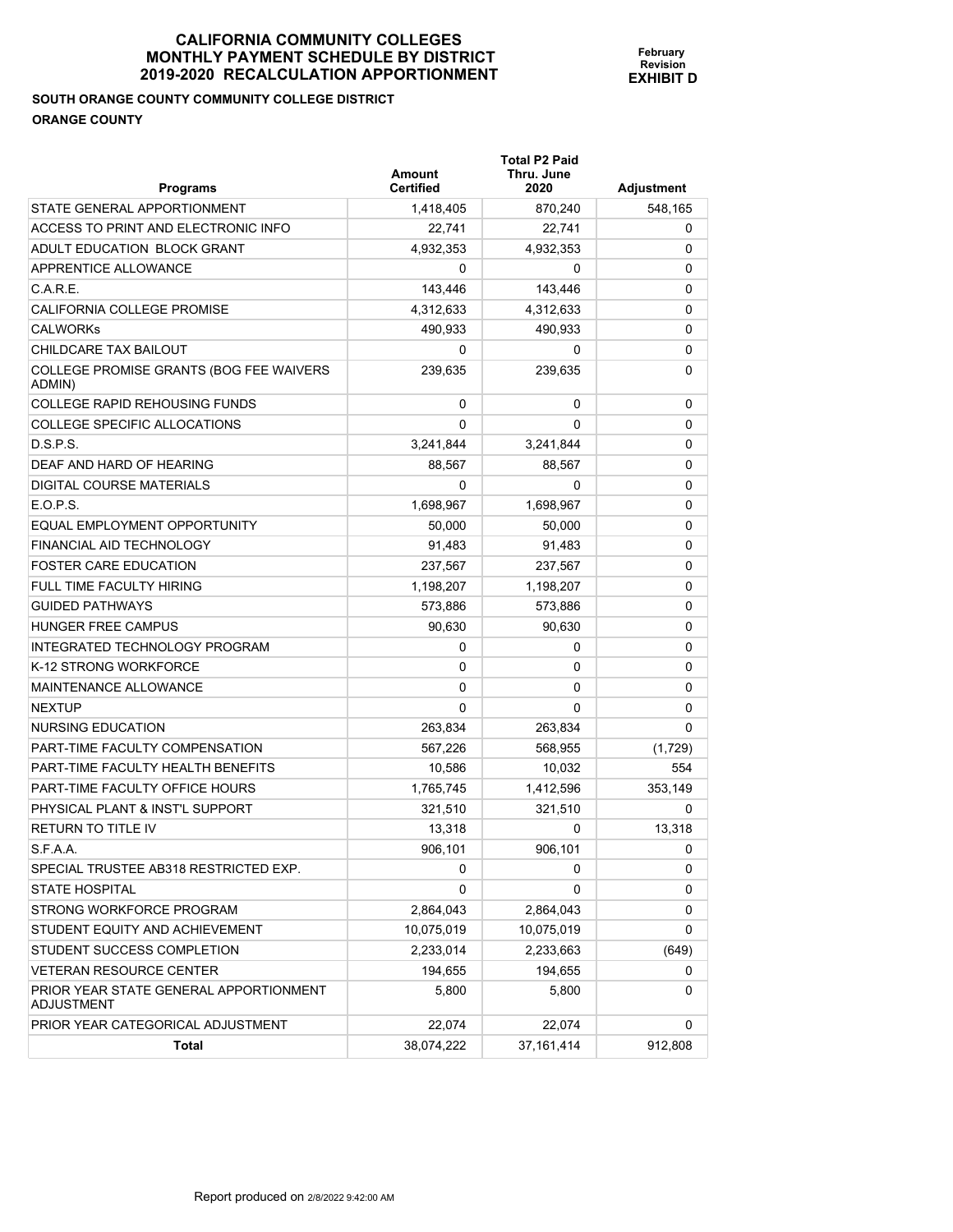# CALIFORNIA COMMUNITY COLLEGES
## MONTHLY PAYMENT SCHEDULE BY DISTRICT
## 2019-2020 RECALCULATION APPORTIONMENT

**February Revision**
**EXHIBIT D**

**SOUTH ORANGE COUNTY COMMUNITY COLLEGE DISTRICT**

**ORANGE COUNTY**

| Programs | Amount Certified | Total P2 Paid Thru. June 2020 | Adjustment |
|---|---|---|---|
| STATE GENERAL APPORTIONMENT | 1,418,405 | 870,240 | 548,165 |
| ACCESS TO PRINT AND ELECTRONIC INFO | 22,741 | 22,741 | 0 |
| ADULT EDUCATION BLOCK GRANT | 4,932,353 | 4,932,353 | 0 |
| APPRENTICE ALLOWANCE | 0 | 0 | 0 |
| C.A.R.E. | 143,446 | 143,446 | 0 |
| CALIFORNIA COLLEGE PROMISE | 4,312,633 | 4,312,633 | 0 |
| CALWORKs | 490,933 | 490,933 | 0 |
| CHILDCARE TAX BAILOUT | 0 | 0 | 0 |
| COLLEGE PROMISE GRANTS (BOG FEE WAIVERS ADMIN) | 239,635 | 239,635 | 0 |
| COLLEGE RAPID REHOUSING FUNDS | 0 | 0 | 0 |
| COLLEGE SPECIFIC ALLOCATIONS | 0 | 0 | 0 |
| D.S.P.S. | 3,241,844 | 3,241,844 | 0 |
| DEAF AND HARD OF HEARING | 88,567 | 88,567 | 0 |
| DIGITAL COURSE MATERIALS | 0 | 0 | 0 |
| E.O.P.S. | 1,698,967 | 1,698,967 | 0 |
| EQUAL EMPLOYMENT OPPORTUNITY | 50,000 | 50,000 | 0 |
| FINANCIAL AID TECHNOLOGY | 91,483 | 91,483 | 0 |
| FOSTER CARE EDUCATION | 237,567 | 237,567 | 0 |
| FULL TIME FACULTY HIRING | 1,198,207 | 1,198,207 | 0 |
| GUIDED PATHWAYS | 573,886 | 573,886 | 0 |
| HUNGER FREE CAMPUS | 90,630 | 90,630 | 0 |
| INTEGRATED TECHNOLOGY PROGRAM | 0 | 0 | 0 |
| K-12 STRONG WORKFORCE | 0 | 0 | 0 |
| MAINTENANCE ALLOWANCE | 0 | 0 | 0 |
| NEXTUP | 0 | 0 | 0 |
| NURSING EDUCATION | 263,834 | 263,834 | 0 |
| PART-TIME FACULTY COMPENSATION | 567,226 | 568,955 | (1,729) |
| PART-TIME FACULTY HEALTH BENEFITS | 10,586 | 10,032 | 554 |
| PART-TIME FACULTY OFFICE HOURS | 1,765,745 | 1,412,596 | 353,149 |
| PHYSICAL PLANT & INST'L SUPPORT | 321,510 | 321,510 | 0 |
| RETURN TO TITLE IV | 13,318 | 0 | 13,318 |
| S.F.A.A. | 906,101 | 906,101 | 0 |
| SPECIAL TRUSTEE AB318 RESTRICTED EXP. | 0 | 0 | 0 |
| STATE HOSPITAL | 0 | 0 | 0 |
| STRONG WORKFORCE PROGRAM | 2,864,043 | 2,864,043 | 0 |
| STUDENT EQUITY AND ACHIEVEMENT | 10,075,019 | 10,075,019 | 0 |
| STUDENT SUCCESS COMPLETION | 2,233,014 | 2,233,663 | (649) |
| VETERAN RESOURCE CENTER | 194,655 | 194,655 | 0 |
| PRIOR YEAR STATE GENERAL APPORTIONMENT ADJUSTMENT | 5,800 | 5,800 | 0 |
| PRIOR YEAR CATEGORICAL ADJUSTMENT | 22,074 | 22,074 | 0 |
| **Total** | 38,074,222 | 37,161,414 | 912,808 |

Report produced on 2/8/2022 9:42:00 AM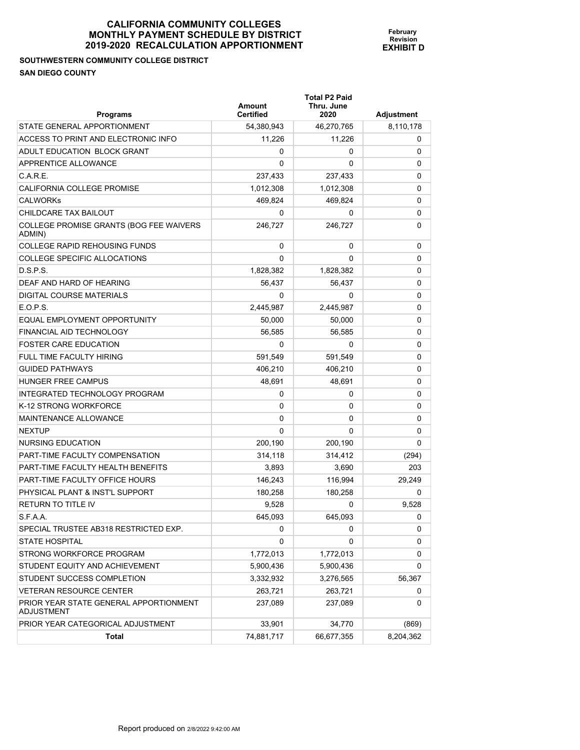# CALIFORNIA COMMUNITY COLLEGES
# MONTHLY PAYMENT SCHEDULE BY DISTRICT
# 2019-2020 RECALCULATION APPORTIONMENT

**February Revision**
**EXHIBIT D**

**SOUTHWESTERN COMMUNITY COLLEGE DISTRICT**
**SAN DIEGO COUNTY**

| Programs | Amount Certified | Total P2 Paid Thru. June 2020 | Adjustment |
|---|---|---|---|
| STATE GENERAL APPORTIONMENT | 54,380,943 | 46,270,765 | 8,110,178 |
| ACCESS TO PRINT AND ELECTRONIC INFO | 11,226 | 11,226 | 0 |
| ADULT EDUCATION BLOCK GRANT | 0 | 0 | 0 |
| APPRENTICE ALLOWANCE | 0 | 0 | 0 |
| C.A.R.E. | 237,433 | 237,433 | 0 |
| CALIFORNIA COLLEGE PROMISE | 1,012,308 | 1,012,308 | 0 |
| CALWORKs | 469,824 | 469,824 | 0 |
| CHILDCARE TAX BAILOUT | 0 | 0 | 0 |
| COLLEGE PROMISE GRANTS (BOG FEE WAIVERS ADMIN) | 246,727 | 246,727 | 0 |
| COLLEGE RAPID REHOUSING FUNDS | 0 | 0 | 0 |
| COLLEGE SPECIFIC ALLOCATIONS | 0 | 0 | 0 |
| D.S.P.S. | 1,828,382 | 1,828,382 | 0 |
| DEAF AND HARD OF HEARING | 56,437 | 56,437 | 0 |
| DIGITAL COURSE MATERIALS | 0 | 0 | 0 |
| E.O.P.S. | 2,445,987 | 2,445,987 | 0 |
| EQUAL EMPLOYMENT OPPORTUNITY | 50,000 | 50,000 | 0 |
| FINANCIAL AID TECHNOLOGY | 56,585 | 56,585 | 0 |
| FOSTER CARE EDUCATION | 0 | 0 | 0 |
| FULL TIME FACULTY HIRING | 591,549 | 591,549 | 0 |
| GUIDED PATHWAYS | 406,210 | 406,210 | 0 |
| HUNGER FREE CAMPUS | 48,691 | 48,691 | 0 |
| INTEGRATED TECHNOLOGY PROGRAM | 0 | 0 | 0 |
| K-12 STRONG WORKFORCE | 0 | 0 | 0 |
| MAINTENANCE ALLOWANCE | 0 | 0 | 0 |
| NEXTUP | 0 | 0 | 0 |
| NURSING EDUCATION | 200,190 | 200,190 | 0 |
| PART-TIME FACULTY COMPENSATION | 314,118 | 314,412 | (294) |
| PART-TIME FACULTY HEALTH BENEFITS | 3,893 | 3,690 | 203 |
| PART-TIME FACULTY OFFICE HOURS | 146,243 | 116,994 | 29,249 |
| PHYSICAL PLANT & INST'L SUPPORT | 180,258 | 180,258 | 0 |
| RETURN TO TITLE IV | 9,528 | 0 | 9,528 |
| S.F.A.A. | 645,093 | 645,093 | 0 |
| SPECIAL TRUSTEE AB318 RESTRICTED EXP. | 0 | 0 | 0 |
| STATE HOSPITAL | 0 | 0 | 0 |
| STRONG WORKFORCE PROGRAM | 1,772,013 | 1,772,013 | 0 |
| STUDENT EQUITY AND ACHIEVEMENT | 5,900,436 | 5,900,436 | 0 |
| STUDENT SUCCESS COMPLETION | 3,332,932 | 3,276,565 | 56,367 |
| VETERAN RESOURCE CENTER | 263,721 | 263,721 | 0 |
| PRIOR YEAR STATE GENERAL APPORTIONMENT ADJUSTMENT | 237,089 | 237,089 | 0 |
| PRIOR YEAR CATEGORICAL ADJUSTMENT | 33,901 | 34,770 | (869) |
| **Total** | 74,881,717 | 66,677,355 | 8,204,362 |

Report produced on 2/8/2022 9:42:00 AM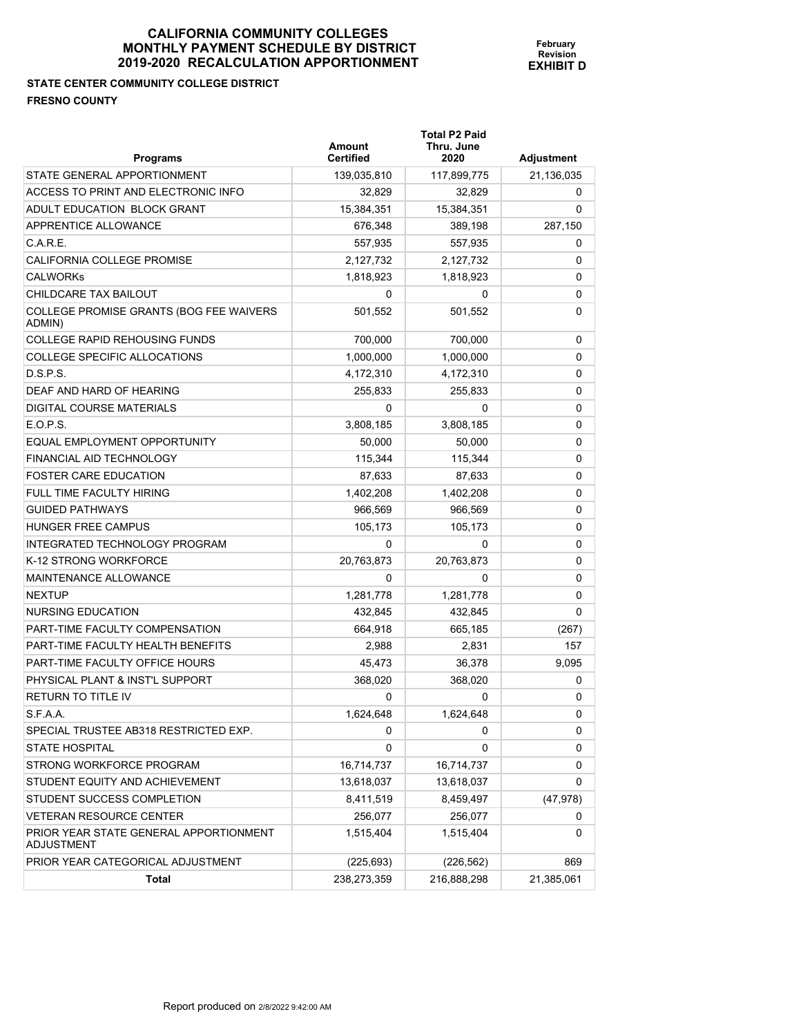# CALIFORNIA COMMUNITY COLLEGES
# MONTHLY PAYMENT SCHEDULE BY DISTRICT
# 2019-2020 RECALCULATION APPORTIONMENT

**February Revision**
**EXHIBIT D**

**STATE CENTER COMMUNITY COLLEGE DISTRICT**
**FRESNO COUNTY**

| Programs | Amount Certified | Total P2 Paid Thru. June 2020 | Adjustment |
|---|---|---|---|
| STATE GENERAL APPORTIONMENT | 139,035,810 | 117,899,775 | 21,136,035 |
| ACCESS TO PRINT AND ELECTRONIC INFO | 32,829 | 32,829 | 0 |
| ADULT EDUCATION BLOCK GRANT | 15,384,351 | 15,384,351 | 0 |
| APPRENTICE ALLOWANCE | 676,348 | 389,198 | 287,150 |
| C.A.R.E. | 557,935 | 557,935 | 0 |
| CALIFORNIA COLLEGE PROMISE | 2,127,732 | 2,127,732 | 0 |
| CALWORKs | 1,818,923 | 1,818,923 | 0 |
| CHILDCARE TAX BAILOUT | 0 | 0 | 0 |
| COLLEGE PROMISE GRANTS (BOG FEE WAIVERS ADMIN) | 501,552 | 501,552 | 0 |
| COLLEGE RAPID REHOUSING FUNDS | 700,000 | 700,000 | 0 |
| COLLEGE SPECIFIC ALLOCATIONS | 1,000,000 | 1,000,000 | 0 |
| D.S.P.S. | 4,172,310 | 4,172,310 | 0 |
| DEAF AND HARD OF HEARING | 255,833 | 255,833 | 0 |
| DIGITAL COURSE MATERIALS | 0 | 0 | 0 |
| E.O.P.S. | 3,808,185 | 3,808,185 | 0 |
| EQUAL EMPLOYMENT OPPORTUNITY | 50,000 | 50,000 | 0 |
| FINANCIAL AID TECHNOLOGY | 115,344 | 115,344 | 0 |
| FOSTER CARE EDUCATION | 87,633 | 87,633 | 0 |
| FULL TIME FACULTY HIRING | 1,402,208 | 1,402,208 | 0 |
| GUIDED PATHWAYS | 966,569 | 966,569 | 0 |
| HUNGER FREE CAMPUS | 105,173 | 105,173 | 0 |
| INTEGRATED TECHNOLOGY PROGRAM | 0 | 0 | 0 |
| K-12 STRONG WORKFORCE | 20,763,873 | 20,763,873 | 0 |
| MAINTENANCE ALLOWANCE | 0 | 0 | 0 |
| NEXTUP | 1,281,778 | 1,281,778 | 0 |
| NURSING EDUCATION | 432,845 | 432,845 | 0 |
| PART-TIME FACULTY COMPENSATION | 664,918 | 665,185 | (267) |
| PART-TIME FACULTY HEALTH BENEFITS | 2,988 | 2,831 | 157 |
| PART-TIME FACULTY OFFICE HOURS | 45,473 | 36,378 | 9,095 |
| PHYSICAL PLANT & INST'L SUPPORT | 368,020 | 368,020 | 0 |
| RETURN TO TITLE IV | 0 | 0 | 0 |
| S.F.A.A. | 1,624,648 | 1,624,648 | 0 |
| SPECIAL TRUSTEE AB318 RESTRICTED EXP. | 0 | 0 | 0 |
| STATE HOSPITAL | 0 | 0 | 0 |
| STRONG WORKFORCE PROGRAM | 16,714,737 | 16,714,737 | 0 |
| STUDENT EQUITY AND ACHIEVEMENT | 13,618,037 | 13,618,037 | 0 |
| STUDENT SUCCESS COMPLETION | 8,411,519 | 8,459,497 | (47,978) |
| VETERAN RESOURCE CENTER | 256,077 | 256,077 | 0 |
| PRIOR YEAR STATE GENERAL APPORTIONMENT ADJUSTMENT | 1,515,404 | 1,515,404 | 0 |
| PRIOR YEAR CATEGORICAL ADJUSTMENT | (225,693) | (226,562) | 869 |
| **Total** | 238,273,359 | 216,888,298 | 21,385,061 |

Report produced on 2/8/2022 9:42:00 AM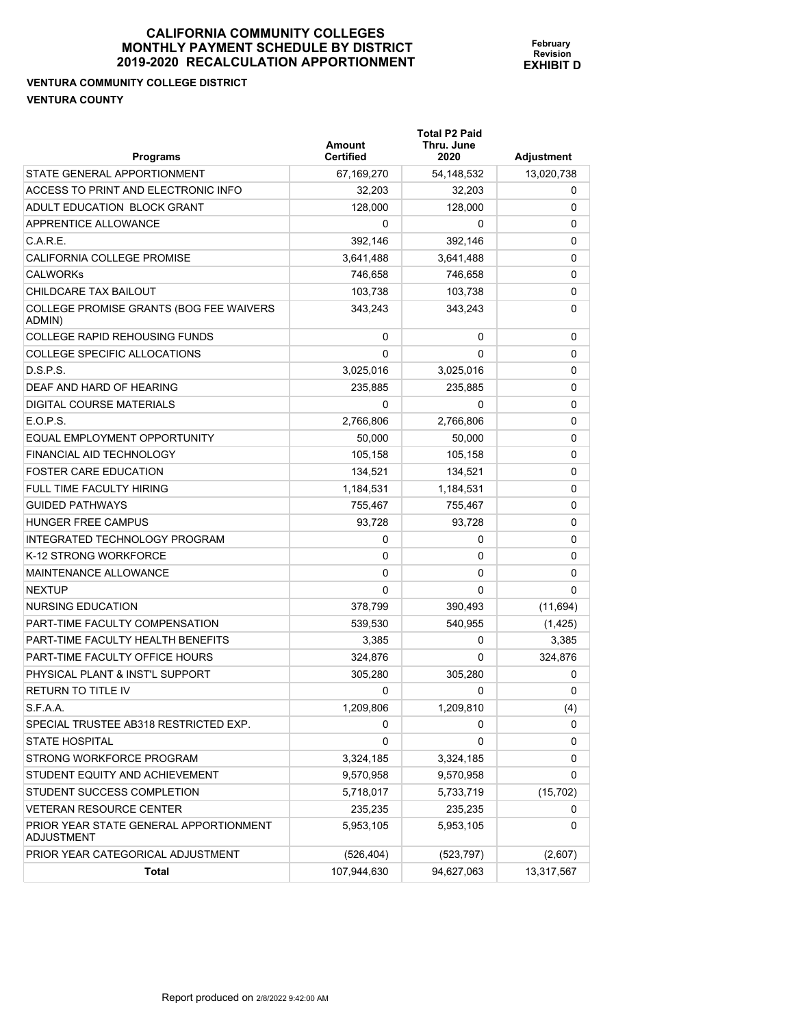# CALIFORNIA COMMUNITY COLLEGES MONTHLY PAYMENT SCHEDULE BY DISTRICT 2019-2020 RECALCULATION APPORTIONMENT

**February Revision**
**EXHIBIT D**

**VENTURA COMMUNITY COLLEGE DISTRICT**

**VENTURA COUNTY**

| Programs | Amount Certified | Total P2 Paid Thru. June 2020 | Adjustment |
|---|---|---|---|
| STATE GENERAL APPORTIONMENT | 67,169,270 | 54,148,532 | 13,020,738 |
| ACCESS TO PRINT AND ELECTRONIC INFO | 32,203 | 32,203 | 0 |
| ADULT EDUCATION BLOCK GRANT | 128,000 | 128,000 | 0 |
| APPRENTICE ALLOWANCE | 0 | 0 | 0 |
| C.A.R.E. | 392,146 | 392,146 | 0 |
| CALIFORNIA COLLEGE PROMISE | 3,641,488 | 3,641,488 | 0 |
| CALWORKs | 746,658 | 746,658 | 0 |
| CHILDCARE TAX BAILOUT | 103,738 | 103,738 | 0 |
| COLLEGE PROMISE GRANTS (BOG FEE WAIVERS ADMIN) | 343,243 | 343,243 | 0 |
| COLLEGE RAPID REHOUSING FUNDS | 0 | 0 | 0 |
| COLLEGE SPECIFIC ALLOCATIONS | 0 | 0 | 0 |
| D.S.P.S. | 3,025,016 | 3,025,016 | 0 |
| DEAF AND HARD OF HEARING | 235,885 | 235,885 | 0 |
| DIGITAL COURSE MATERIALS | 0 | 0 | 0 |
| E.O.P.S. | 2,766,806 | 2,766,806 | 0 |
| EQUAL EMPLOYMENT OPPORTUNITY | 50,000 | 50,000 | 0 |
| FINANCIAL AID TECHNOLOGY | 105,158 | 105,158 | 0 |
| FOSTER CARE EDUCATION | 134,521 | 134,521 | 0 |
| FULL TIME FACULTY HIRING | 1,184,531 | 1,184,531 | 0 |
| GUIDED PATHWAYS | 755,467 | 755,467 | 0 |
| HUNGER FREE CAMPUS | 93,728 | 93,728 | 0 |
| INTEGRATED TECHNOLOGY PROGRAM | 0 | 0 | 0 |
| K-12 STRONG WORKFORCE | 0 | 0 | 0 |
| MAINTENANCE ALLOWANCE | 0 | 0 | 0 |
| NEXTUP | 0 | 0 | 0 |
| NURSING EDUCATION | 378,799 | 390,493 | (11,694) |
| PART-TIME FACULTY COMPENSATION | 539,530 | 540,955 | (1,425) |
| PART-TIME FACULTY HEALTH BENEFITS | 3,385 | 0 | 3,385 |
| PART-TIME FACULTY OFFICE HOURS | 324,876 | 0 | 324,876 |
| PHYSICAL PLANT & INST'L SUPPORT | 305,280 | 305,280 | 0 |
| RETURN TO TITLE IV | 0 | 0 | 0 |
| S.F.A.A. | 1,209,806 | 1,209,810 | (4) |
| SPECIAL TRUSTEE AB318 RESTRICTED EXP. | 0 | 0 | 0 |
| STATE HOSPITAL | 0 | 0 | 0 |
| STRONG WORKFORCE PROGRAM | 3,324,185 | 3,324,185 | 0 |
| STUDENT EQUITY AND ACHIEVEMENT | 9,570,958 | 9,570,958 | 0 |
| STUDENT SUCCESS COMPLETION | 5,718,017 | 5,733,719 | (15,702) |
| VETERAN RESOURCE CENTER | 235,235 | 235,235 | 0 |
| PRIOR YEAR STATE GENERAL APPORTIONMENT ADJUSTMENT | 5,953,105 | 5,953,105 | 0 |
| PRIOR YEAR CATEGORICAL ADJUSTMENT | (526,404) | (523,797) | (2,607) |
| **Total** | 107,944,630 | 94,627,063 | 13,317,567 |

Report produced on 2/8/2022 9:42:00 AM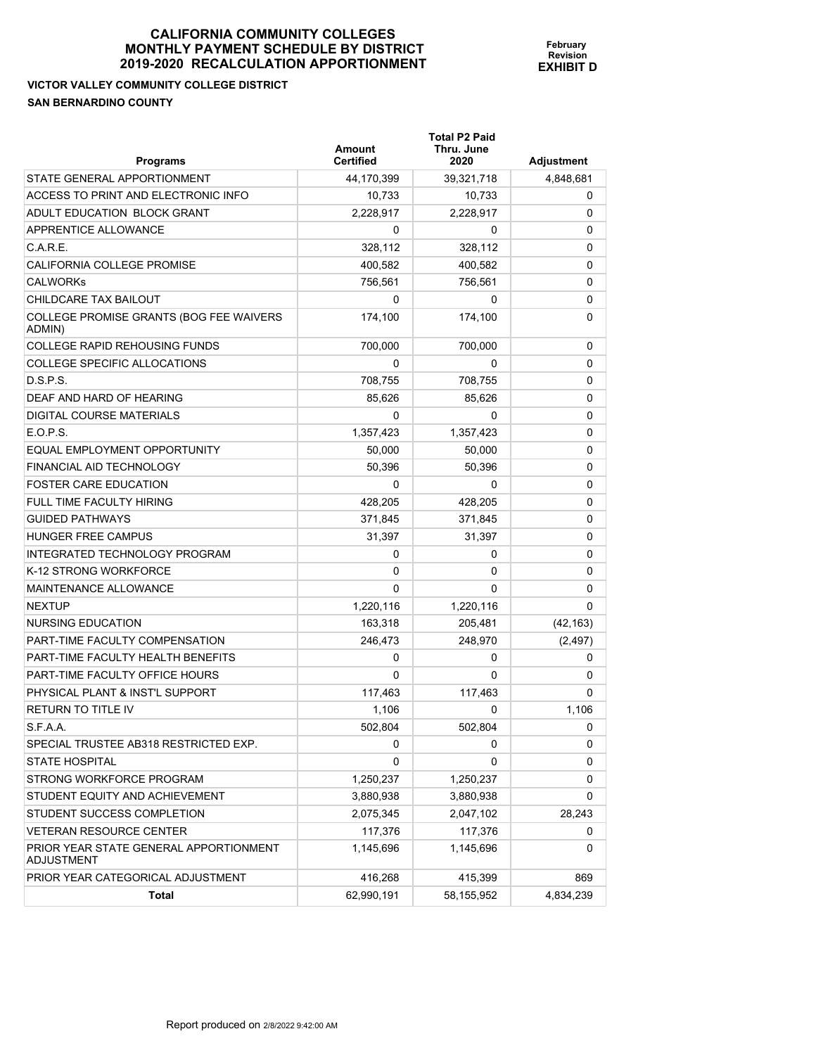# CALIFORNIA COMMUNITY COLLEGES
## MONTHLY PAYMENT SCHEDULE BY DISTRICT
## 2019-2020 RECALCULATION APPORTIONMENT

**February Revision**
**EXHIBIT D**

**VICTOR VALLEY COMMUNITY COLLEGE DISTRICT**
**SAN BERNARDINO COUNTY**

| Programs | Amount Certified | Total P2 Paid Thru. June 2020 | Adjustment |
|---|---|---|---|
| STATE GENERAL APPORTIONMENT | 44,170,399 | 39,321,718 | 4,848,681 |
| ACCESS TO PRINT AND ELECTRONIC INFO | 10,733 | 10,733 | 0 |
| ADULT EDUCATION BLOCK GRANT | 2,228,917 | 2,228,917 | 0 |
| APPRENTICE ALLOWANCE | 0 | 0 | 0 |
| C.A.R.E. | 328,112 | 328,112 | 0 |
| CALIFORNIA COLLEGE PROMISE | 400,582 | 400,582 | 0 |
| CALWORKs | 756,561 | 756,561 | 0 |
| CHILDCARE TAX BAILOUT | 0 | 0 | 0 |
| COLLEGE PROMISE GRANTS (BOG FEE WAIVERS ADMIN) | 174,100 | 174,100 | 0 |
| COLLEGE RAPID REHOUSING FUNDS | 700,000 | 700,000 | 0 |
| COLLEGE SPECIFIC ALLOCATIONS | 0 | 0 | 0 |
| D.S.P.S. | 708,755 | 708,755 | 0 |
| DEAF AND HARD OF HEARING | 85,626 | 85,626 | 0 |
| DIGITAL COURSE MATERIALS | 0 | 0 | 0 |
| E.O.P.S. | 1,357,423 | 1,357,423 | 0 |
| EQUAL EMPLOYMENT OPPORTUNITY | 50,000 | 50,000 | 0 |
| FINANCIAL AID TECHNOLOGY | 50,396 | 50,396 | 0 |
| FOSTER CARE EDUCATION | 0 | 0 | 0 |
| FULL TIME FACULTY HIRING | 428,205 | 428,205 | 0 |
| GUIDED PATHWAYS | 371,845 | 371,845 | 0 |
| HUNGER FREE CAMPUS | 31,397 | 31,397 | 0 |
| INTEGRATED TECHNOLOGY PROGRAM | 0 | 0 | 0 |
| K-12 STRONG WORKFORCE | 0 | 0 | 0 |
| MAINTENANCE ALLOWANCE | 0 | 0 | 0 |
| NEXTUP | 1,220,116 | 1,220,116 | 0 |
| NURSING EDUCATION | 163,318 | 205,481 | (42,163) |
| PART-TIME FACULTY COMPENSATION | 246,473 | 248,970 | (2,497) |
| PART-TIME FACULTY HEALTH BENEFITS | 0 | 0 | 0 |
| PART-TIME FACULTY OFFICE HOURS | 0 | 0 | 0 |
| PHYSICAL PLANT & INST'L SUPPORT | 117,463 | 117,463 | 0 |
| RETURN TO TITLE IV | 1,106 | 0 | 1,106 |
| S.F.A.A. | 502,804 | 502,804 | 0 |
| SPECIAL TRUSTEE AB318 RESTRICTED EXP. | 0 | 0 | 0 |
| STATE HOSPITAL | 0 | 0 | 0 |
| STRONG WORKFORCE PROGRAM | 1,250,237 | 1,250,237 | 0 |
| STUDENT EQUITY AND ACHIEVEMENT | 3,880,938 | 3,880,938 | 0 |
| STUDENT SUCCESS COMPLETION | 2,075,345 | 2,047,102 | 28,243 |
| VETERAN RESOURCE CENTER | 117,376 | 117,376 | 0 |
| PRIOR YEAR STATE GENERAL APPORTIONMENT ADJUSTMENT | 1,145,696 | 1,145,696 | 0 |
| PRIOR YEAR CATEGORICAL ADJUSTMENT | 416,268 | 415,399 | 869 |
| **Total** | 62,990,191 | 58,155,952 | 4,834,239 |

Report produced on 2/8/2022 9:42:00 AM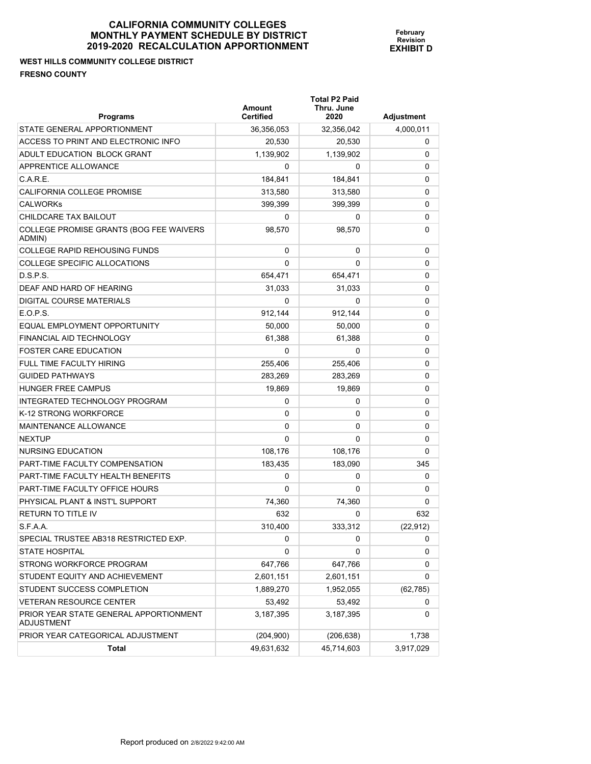# CALIFORNIA COMMUNITY COLLEGES
# MONTHLY PAYMENT SCHEDULE BY DISTRICT
# 2019-2020 RECALCULATION APPORTIONMENT

**February Revision**
**EXHIBIT D**

**WEST HILLS COMMUNITY COLLEGE DISTRICT**
**FRESNO COUNTY**

| Programs | Amount Certified | Total P2 Paid Thru. June 2020 | Adjustment |
|---|---|---|---|
| STATE GENERAL APPORTIONMENT | 36,356,053 | 32,356,042 | 4,000,011 |
| ACCESS TO PRINT AND ELECTRONIC INFO | 20,530 | 20,530 | 0 |
| ADULT EDUCATION BLOCK GRANT | 1,139,902 | 1,139,902 | 0 |
| APPRENTICE ALLOWANCE | 0 | 0 | 0 |
| C.A.R.E. | 184,841 | 184,841 | 0 |
| CALIFORNIA COLLEGE PROMISE | 313,580 | 313,580 | 0 |
| CALWORKs | 399,399 | 399,399 | 0 |
| CHILDCARE TAX BAILOUT | 0 | 0 | 0 |
| COLLEGE PROMISE GRANTS (BOG FEE WAIVERS ADMIN) | 98,570 | 98,570 | 0 |
| COLLEGE RAPID REHOUSING FUNDS | 0 | 0 | 0 |
| COLLEGE SPECIFIC ALLOCATIONS | 0 | 0 | 0 |
| D.S.P.S. | 654,471 | 654,471 | 0 |
| DEAF AND HARD OF HEARING | 31,033 | 31,033 | 0 |
| DIGITAL COURSE MATERIALS | 0 | 0 | 0 |
| E.O.P.S. | 912,144 | 912,144 | 0 |
| EQUAL EMPLOYMENT OPPORTUNITY | 50,000 | 50,000 | 0 |
| FINANCIAL AID TECHNOLOGY | 61,388 | 61,388 | 0 |
| FOSTER CARE EDUCATION | 0 | 0 | 0 |
| FULL TIME FACULTY HIRING | 255,406 | 255,406 | 0 |
| GUIDED PATHWAYS | 283,269 | 283,269 | 0 |
| HUNGER FREE CAMPUS | 19,869 | 19,869 | 0 |
| INTEGRATED TECHNOLOGY PROGRAM | 0 | 0 | 0 |
| K-12 STRONG WORKFORCE | 0 | 0 | 0 |
| MAINTENANCE ALLOWANCE | 0 | 0 | 0 |
| NEXTUP | 0 | 0 | 0 |
| NURSING EDUCATION | 108,176 | 108,176 | 0 |
| PART-TIME FACULTY COMPENSATION | 183,435 | 183,090 | 345 |
| PART-TIME FACULTY HEALTH BENEFITS | 0 | 0 | 0 |
| PART-TIME FACULTY OFFICE HOURS | 0 | 0 | 0 |
| PHYSICAL PLANT & INST'L SUPPORT | 74,360 | 74,360 | 0 |
| RETURN TO TITLE IV | 632 | 0 | 632 |
| S.F.A.A. | 310,400 | 333,312 | (22,912) |
| SPECIAL TRUSTEE AB318 RESTRICTED EXP. | 0 | 0 | 0 |
| STATE HOSPITAL | 0 | 0 | 0 |
| STRONG WORKFORCE PROGRAM | 647,766 | 647,766 | 0 |
| STUDENT EQUITY AND ACHIEVEMENT | 2,601,151 | 2,601,151 | 0 |
| STUDENT SUCCESS COMPLETION | 1,889,270 | 1,952,055 | (62,785) |
| VETERAN RESOURCE CENTER | 53,492 | 53,492 | 0 |
| PRIOR YEAR STATE GENERAL APPORTIONMENT ADJUSTMENT | 3,187,395 | 3,187,395 | 0 |
| PRIOR YEAR CATEGORICAL ADJUSTMENT | (204,900) | (206,638) | 1,738 |
| **Total** | 49,631,632 | 45,714,603 | 3,917,029 |

Report produced on 2/8/2022 9:42:00 AM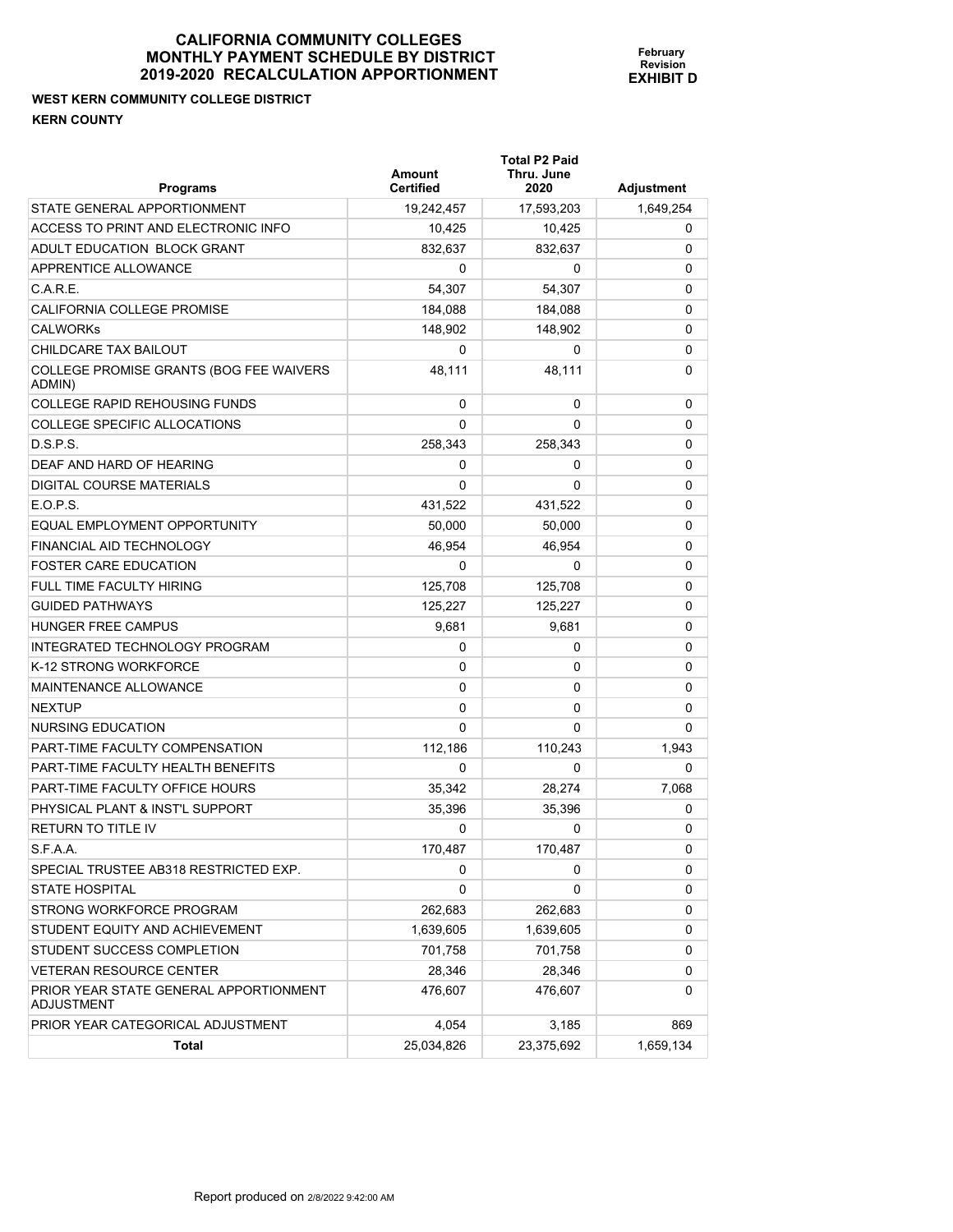# CALIFORNIA COMMUNITY COLLEGES
## MONTHLY PAYMENT SCHEDULE BY DISTRICT
## 2019-2020 RECALCULATION APPORTIONMENT

**February Revision**
**EXHIBIT D**

**WEST KERN COMMUNITY COLLEGE DISTRICT**
**KERN COUNTY**

| Programs | Amount Certified | Total P2 Paid Thru. June 2020 | Adjustment |
|---|---|---|---|
| STATE GENERAL APPORTIONMENT | 19,242,457 | 17,593,203 | 1,649,254 |
| ACCESS TO PRINT AND ELECTRONIC INFO | 10,425 | 10,425 | 0 |
| ADULT EDUCATION BLOCK GRANT | 832,637 | 832,637 | 0 |
| APPRENTICE ALLOWANCE | 0 | 0 | 0 |
| C.A.R.E. | 54,307 | 54,307 | 0 |
| CALIFORNIA COLLEGE PROMISE | 184,088 | 184,088 | 0 |
| CALWORKs | 148,902 | 148,902 | 0 |
| CHILDCARE TAX BAILOUT | 0 | 0 | 0 |
| COLLEGE PROMISE GRANTS (BOG FEE WAIVERS ADMIN) | 48,111 | 48,111 | 0 |
| COLLEGE RAPID REHOUSING FUNDS | 0 | 0 | 0 |
| COLLEGE SPECIFIC ALLOCATIONS | 0 | 0 | 0 |
| D.S.P.S. | 258,343 | 258,343 | 0 |
| DEAF AND HARD OF HEARING | 0 | 0 | 0 |
| DIGITAL COURSE MATERIALS | 0 | 0 | 0 |
| E.O.P.S. | 431,522 | 431,522 | 0 |
| EQUAL EMPLOYMENT OPPORTUNITY | 50,000 | 50,000 | 0 |
| FINANCIAL AID TECHNOLOGY | 46,954 | 46,954 | 0 |
| FOSTER CARE EDUCATION | 0 | 0 | 0 |
| FULL TIME FACULTY HIRING | 125,708 | 125,708 | 0 |
| GUIDED PATHWAYS | 125,227 | 125,227 | 0 |
| HUNGER FREE CAMPUS | 9,681 | 9,681 | 0 |
| INTEGRATED TECHNOLOGY PROGRAM | 0 | 0 | 0 |
| K-12 STRONG WORKFORCE | 0 | 0 | 0 |
| MAINTENANCE ALLOWANCE | 0 | 0 | 0 |
| NEXTUP | 0 | 0 | 0 |
| NURSING EDUCATION | 0 | 0 | 0 |
| PART-TIME FACULTY COMPENSATION | 112,186 | 110,243 | 1,943 |
| PART-TIME FACULTY HEALTH BENEFITS | 0 | 0 | 0 |
| PART-TIME FACULTY OFFICE HOURS | 35,342 | 28,274 | 7,068 |
| PHYSICAL PLANT & INST'L SUPPORT | 35,396 | 35,396 | 0 |
| RETURN TO TITLE IV | 0 | 0 | 0 |
| S.F.A.A. | 170,487 | 170,487 | 0 |
| SPECIAL TRUSTEE AB318 RESTRICTED EXP. | 0 | 0 | 0 |
| STATE HOSPITAL | 0 | 0 | 0 |
| STRONG WORKFORCE PROGRAM | 262,683 | 262,683 | 0 |
| STUDENT EQUITY AND ACHIEVEMENT | 1,639,605 | 1,639,605 | 0 |
| STUDENT SUCCESS COMPLETION | 701,758 | 701,758 | 0 |
| VETERAN RESOURCE CENTER | 28,346 | 28,346 | 0 |
| PRIOR YEAR STATE GENERAL APPORTIONMENT ADJUSTMENT | 476,607 | 476,607 | 0 |
| PRIOR YEAR CATEGORICAL ADJUSTMENT | 4,054 | 3,185 | 869 |
| **Total** | 25,034,826 | 23,375,692 | 1,659,134 |

Report produced on 2/8/2022 9:42:00 AM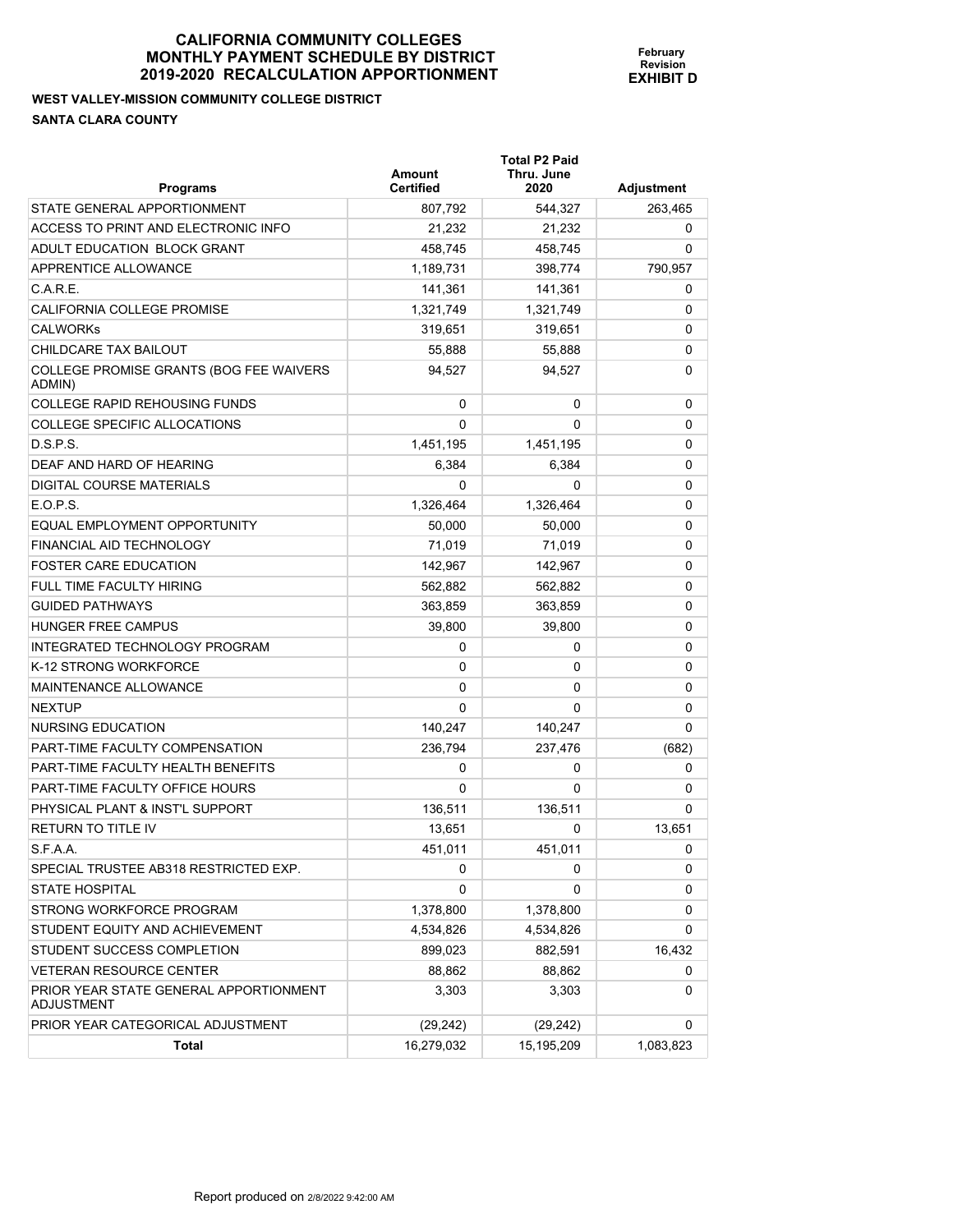# CALIFORNIA COMMUNITY COLLEGES MONTHLY PAYMENT SCHEDULE BY DISTRICT 2019-2020 RECALCULATION APPORTIONMENT

**February Revision**
**EXHIBIT D**

**WEST VALLEY-MISSION COMMUNITY COLLEGE DISTRICT**

**SANTA CLARA COUNTY**

| Programs | Amount Certified | Total P2 Paid Thru. June 2020 | Adjustment |
|---|---|---|---|
| STATE GENERAL APPORTIONMENT | 807,792 | 544,327 | 263,465 |
| ACCESS TO PRINT AND ELECTRONIC INFO | 21,232 | 21,232 | 0 |
| ADULT EDUCATION BLOCK GRANT | 458,745 | 458,745 | 0 |
| APPRENTICE ALLOWANCE | 1,189,731 | 398,774 | 790,957 |
| C.A.R.E. | 141,361 | 141,361 | 0 |
| CALIFORNIA COLLEGE PROMISE | 1,321,749 | 1,321,749 | 0 |
| CALWORKs | 319,651 | 319,651 | 0 |
| CHILDCARE TAX BAILOUT | 55,888 | 55,888 | 0 |
| COLLEGE PROMISE GRANTS (BOG FEE WAIVERS ADMIN) | 94,527 | 94,527 | 0 |
| COLLEGE RAPID REHOUSING FUNDS | 0 | 0 | 0 |
| COLLEGE SPECIFIC ALLOCATIONS | 0 | 0 | 0 |
| D.S.P.S. | 1,451,195 | 1,451,195 | 0 |
| DEAF AND HARD OF HEARING | 6,384 | 6,384 | 0 |
| DIGITAL COURSE MATERIALS | 0 | 0 | 0 |
| E.O.P.S. | 1,326,464 | 1,326,464 | 0 |
| EQUAL EMPLOYMENT OPPORTUNITY | 50,000 | 50,000 | 0 |
| FINANCIAL AID TECHNOLOGY | 71,019 | 71,019 | 0 |
| FOSTER CARE EDUCATION | 142,967 | 142,967 | 0 |
| FULL TIME FACULTY HIRING | 562,882 | 562,882 | 0 |
| GUIDED PATHWAYS | 363,859 | 363,859 | 0 |
| HUNGER FREE CAMPUS | 39,800 | 39,800 | 0 |
| INTEGRATED TECHNOLOGY PROGRAM | 0 | 0 | 0 |
| K-12 STRONG WORKFORCE | 0 | 0 | 0 |
| MAINTENANCE ALLOWANCE | 0 | 0 | 0 |
| NEXTUP | 0 | 0 | 0 |
| NURSING EDUCATION | 140,247 | 140,247 | 0 |
| PART-TIME FACULTY COMPENSATION | 236,794 | 237,476 | (682) |
| PART-TIME FACULTY HEALTH BENEFITS | 0 | 0 | 0 |
| PART-TIME FACULTY OFFICE HOURS | 0 | 0 | 0 |
| PHYSICAL PLANT & INST'L SUPPORT | 136,511 | 136,511 | 0 |
| RETURN TO TITLE IV | 13,651 | 0 | 13,651 |
| S.F.A.A. | 451,011 | 451,011 | 0 |
| SPECIAL TRUSTEE AB318 RESTRICTED EXP. | 0 | 0 | 0 |
| STATE HOSPITAL | 0 | 0 | 0 |
| STRONG WORKFORCE PROGRAM | 1,378,800 | 1,378,800 | 0 |
| STUDENT EQUITY AND ACHIEVEMENT | 4,534,826 | 4,534,826 | 0 |
| STUDENT SUCCESS COMPLETION | 899,023 | 882,591 | 16,432 |
| VETERAN RESOURCE CENTER | 88,862 | 88,862 | 0 |
| PRIOR YEAR STATE GENERAL APPORTIONMENT ADJUSTMENT | 3,303 | 3,303 | 0 |
| PRIOR YEAR CATEGORICAL ADJUSTMENT | (29,242) | (29,242) | 0 |
| **Total** | 16,279,032 | 15,195,209 | 1,083,823 |

Report produced on 2/8/2022 9:42:00 AM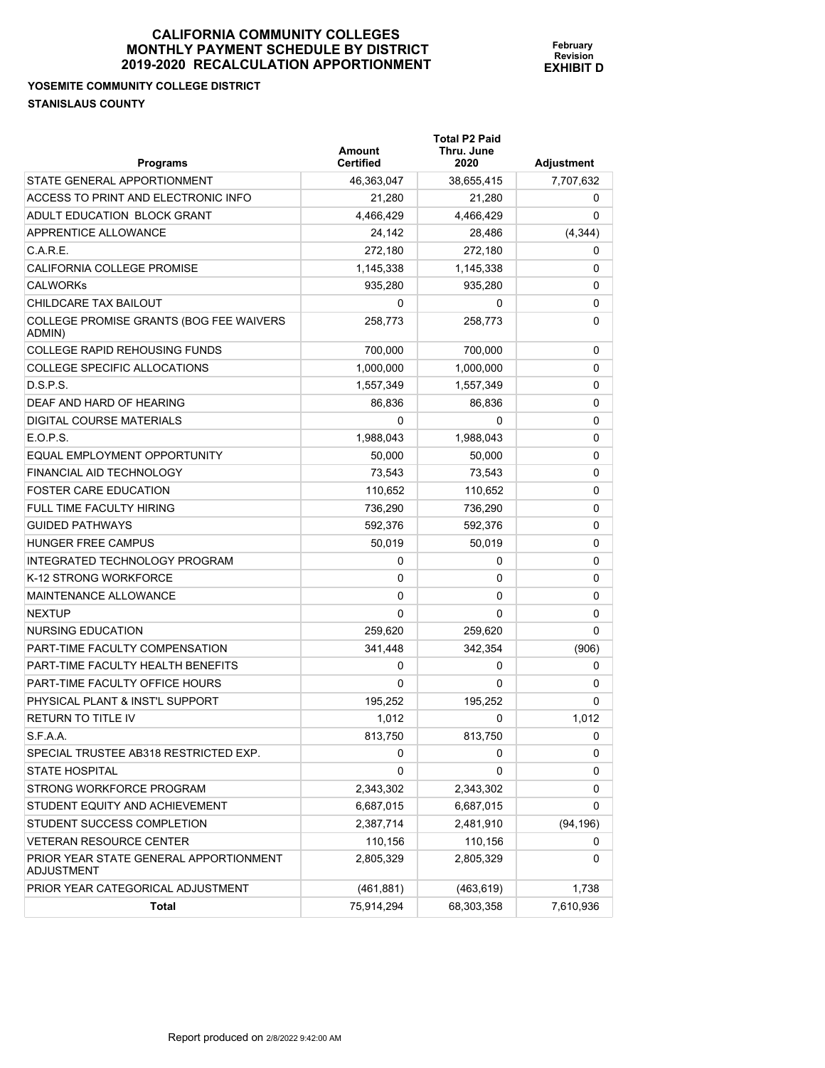# CALIFORNIA COMMUNITY COLLEGES MONTHLY PAYMENT SCHEDULE BY DISTRICT 2019-2020 RECALCULATION APPORTIONMENT

**February Revision EXHIBIT D**

**YOSEMITE COMMUNITY COLLEGE DISTRICT**

**STANISLAUS COUNTY**

| Programs | Amount Certified | Total P2 Paid Thru. June 2020 | Adjustment |
|---|---|---|---|
| STATE GENERAL APPORTIONMENT | 46,363,047 | 38,655,415 | 7,707,632 |
| ACCESS TO PRINT AND ELECTRONIC INFO | 21,280 | 21,280 | 0 |
| ADULT EDUCATION BLOCK GRANT | 4,466,429 | 4,466,429 | 0 |
| APPRENTICE ALLOWANCE | 24,142 | 28,486 | (4,344) |
| C.A.R.E. | 272,180 | 272,180 | 0 |
| CALIFORNIA COLLEGE PROMISE | 1,145,338 | 1,145,338 | 0 |
| CALWORKs | 935,280 | 935,280 | 0 |
| CHILDCARE TAX BAILOUT | 0 | 0 | 0 |
| COLLEGE PROMISE GRANTS (BOG FEE WAIVERS ADMIN) | 258,773 | 258,773 | 0 |
| COLLEGE RAPID REHOUSING FUNDS | 700,000 | 700,000 | 0 |
| COLLEGE SPECIFIC ALLOCATIONS | 1,000,000 | 1,000,000 | 0 |
| D.S.P.S. | 1,557,349 | 1,557,349 | 0 |
| DEAF AND HARD OF HEARING | 86,836 | 86,836 | 0 |
| DIGITAL COURSE MATERIALS | 0 | 0 | 0 |
| E.O.P.S. | 1,988,043 | 1,988,043 | 0 |
| EQUAL EMPLOYMENT OPPORTUNITY | 50,000 | 50,000 | 0 |
| FINANCIAL AID TECHNOLOGY | 73,543 | 73,543 | 0 |
| FOSTER CARE EDUCATION | 110,652 | 110,652 | 0 |
| FULL TIME FACULTY HIRING | 736,290 | 736,290 | 0 |
| GUIDED PATHWAYS | 592,376 | 592,376 | 0 |
| HUNGER FREE CAMPUS | 50,019 | 50,019 | 0 |
| INTEGRATED TECHNOLOGY PROGRAM | 0 | 0 | 0 |
| K-12 STRONG WORKFORCE | 0 | 0 | 0 |
| MAINTENANCE ALLOWANCE | 0 | 0 | 0 |
| NEXTUP | 0 | 0 | 0 |
| NURSING EDUCATION | 259,620 | 259,620 | 0 |
| PART-TIME FACULTY COMPENSATION | 341,448 | 342,354 | (906) |
| PART-TIME FACULTY HEALTH BENEFITS | 0 | 0 | 0 |
| PART-TIME FACULTY OFFICE HOURS | 0 | 0 | 0 |
| PHYSICAL PLANT & INST'L SUPPORT | 195,252 | 195,252 | 0 |
| RETURN TO TITLE IV | 1,012 | 0 | 1,012 |
| S.F.A.A. | 813,750 | 813,750 | 0 |
| SPECIAL TRUSTEE AB318 RESTRICTED EXP. | 0 | 0 | 0 |
| STATE HOSPITAL | 0 | 0 | 0 |
| STRONG WORKFORCE PROGRAM | 2,343,302 | 2,343,302 | 0 |
| STUDENT EQUITY AND ACHIEVEMENT | 6,687,015 | 6,687,015 | 0 |
| STUDENT SUCCESS COMPLETION | 2,387,714 | 2,481,910 | (94,196) |
| VETERAN RESOURCE CENTER | 110,156 | 110,156 | 0 |
| PRIOR YEAR STATE GENERAL APPORTIONMENT ADJUSTMENT | 2,805,329 | 2,805,329 | 0 |
| PRIOR YEAR CATEGORICAL ADJUSTMENT | (461,881) | (463,619) | 1,738 |
| **Total** | 75,914,294 | 68,303,358 | 7,610,936 |

Report produced on 2/8/2022 9:42:00 AM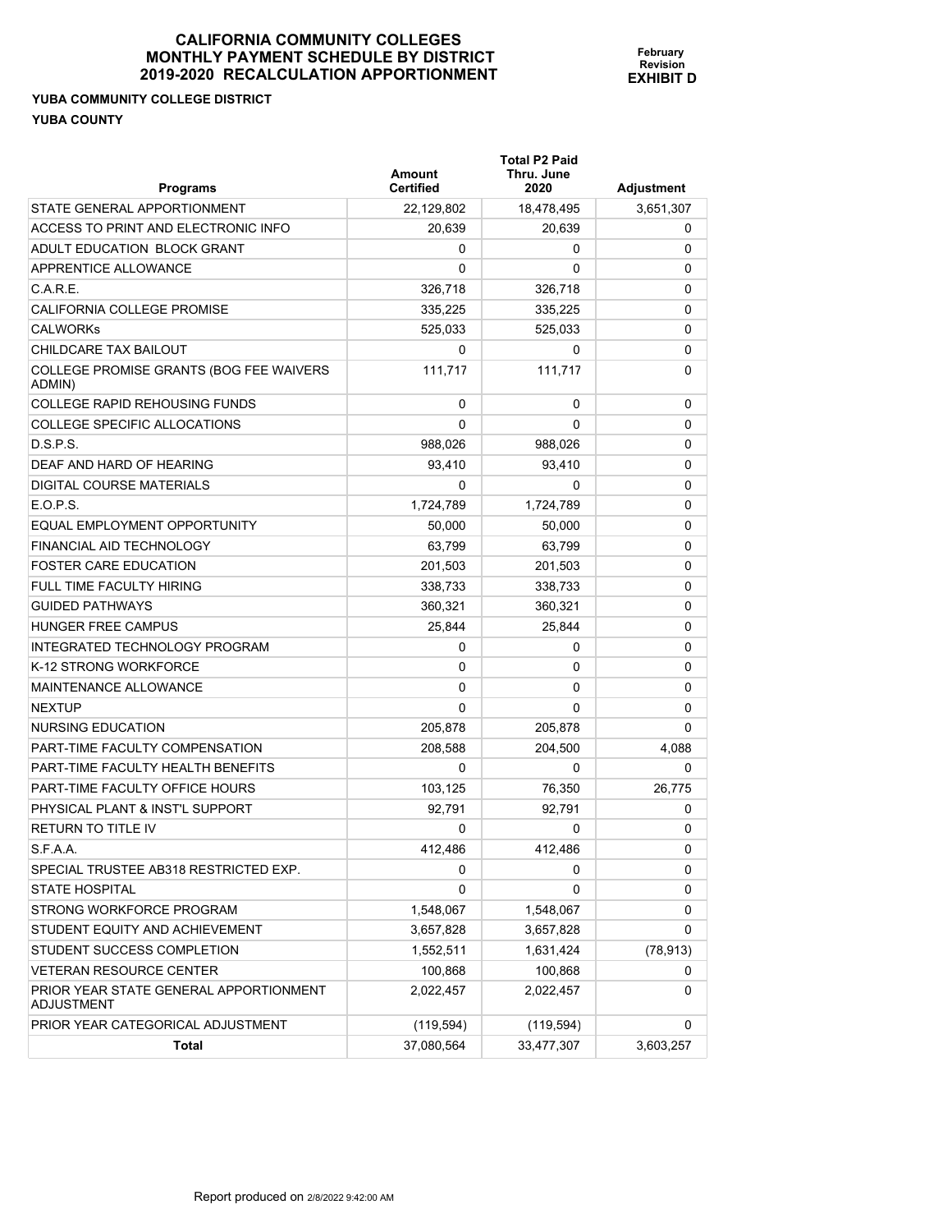# CALIFORNIA COMMUNITY COLLEGES
# MONTHLY PAYMENT SCHEDULE BY DISTRICT
# 2019-2020 RECALCULATION APPORTIONMENT

February Revision
**EXHIBIT D**

**YUBA COMMUNITY COLLEGE DISTRICT**
**YUBA COUNTY**

| Programs | Amount Certified | Total P2 Paid Thru. June 2020 | Adjustment |
|---|---|---|---|
| STATE GENERAL APPORTIONMENT | 22,129,802 | 18,478,495 | 3,651,307 |
| ACCESS TO PRINT AND ELECTRONIC INFO | 20,639 | 20,639 | 0 |
| ADULT EDUCATION BLOCK GRANT | 0 | 0 | 0 |
| APPRENTICE ALLOWANCE | 0 | 0 | 0 |
| C.A.R.E. | 326,718 | 326,718 | 0 |
| CALIFORNIA COLLEGE PROMISE | 335,225 | 335,225 | 0 |
| CALWORKs | 525,033 | 525,033 | 0 |
| CHILDCARE TAX BAILOUT | 0 | 0 | 0 |
| COLLEGE PROMISE GRANTS (BOG FEE WAIVERS ADMIN) | 111,717 | 111,717 | 0 |
| COLLEGE RAPID REHOUSING FUNDS | 0 | 0 | 0 |
| COLLEGE SPECIFIC ALLOCATIONS | 0 | 0 | 0 |
| D.S.P.S. | 988,026 | 988,026 | 0 |
| DEAF AND HARD OF HEARING | 93,410 | 93,410 | 0 |
| DIGITAL COURSE MATERIALS | 0 | 0 | 0 |
| E.O.P.S. | 1,724,789 | 1,724,789 | 0 |
| EQUAL EMPLOYMENT OPPORTUNITY | 50,000 | 50,000 | 0 |
| FINANCIAL AID TECHNOLOGY | 63,799 | 63,799 | 0 |
| FOSTER CARE EDUCATION | 201,503 | 201,503 | 0 |
| FULL TIME FACULTY HIRING | 338,733 | 338,733 | 0 |
| GUIDED PATHWAYS | 360,321 | 360,321 | 0 |
| HUNGER FREE CAMPUS | 25,844 | 25,844 | 0 |
| INTEGRATED TECHNOLOGY PROGRAM | 0 | 0 | 0 |
| K-12 STRONG WORKFORCE | 0 | 0 | 0 |
| MAINTENANCE ALLOWANCE | 0 | 0 | 0 |
| NEXTUP | 0 | 0 | 0 |
| NURSING EDUCATION | 205,878 | 205,878 | 0 |
| PART-TIME FACULTY COMPENSATION | 208,588 | 204,500 | 4,088 |
| PART-TIME FACULTY HEALTH BENEFITS | 0 | 0 | 0 |
| PART-TIME FACULTY OFFICE HOURS | 103,125 | 76,350 | 26,775 |
| PHYSICAL PLANT & INST'L SUPPORT | 92,791 | 92,791 | 0 |
| RETURN TO TITLE IV | 0 | 0 | 0 |
| S.F.A.A. | 412,486 | 412,486 | 0 |
| SPECIAL TRUSTEE AB318 RESTRICTED EXP. | 0 | 0 | 0 |
| STATE HOSPITAL | 0 | 0 | 0 |
| STRONG WORKFORCE PROGRAM | 1,548,067 | 1,548,067 | 0 |
| STUDENT EQUITY AND ACHIEVEMENT | 3,657,828 | 3,657,828 | 0 |
| STUDENT SUCCESS COMPLETION | 1,552,511 | 1,631,424 | (78,913) |
| VETERAN RESOURCE CENTER | 100,868 | 100,868 | 0 |
| PRIOR YEAR STATE GENERAL APPORTIONMENT ADJUSTMENT | 2,022,457 | 2,022,457 | 0 |
| PRIOR YEAR CATEGORICAL ADJUSTMENT | (119,594) | (119,594) | 0 |
| **Total** | 37,080,564 | 33,477,307 | 3,603,257 |

Report produced on 2/8/2022 9:42:00 AM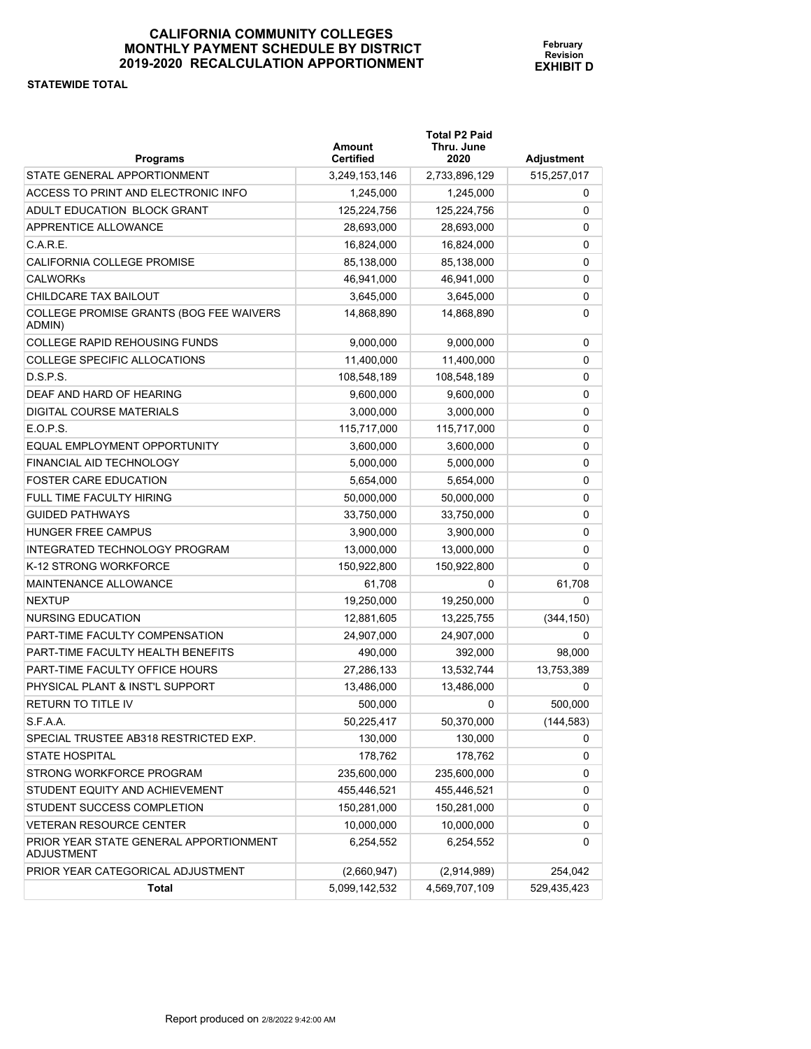# CALIFORNIA COMMUNITY COLLEGES MONTHLY PAYMENT SCHEDULE BY DISTRICT 2019-2020 RECALCULATION APPORTIONMENT

**February Revision**
**EXHIBIT D**

**STATEWIDE TOTAL**

| Programs | Amount Certified | Total P2 Paid Thru. June 2020 | Adjustment |
|---|---|---|---|
| STATE GENERAL APPORTIONMENT | 3,249,153,146 | 2,733,896,129 | 515,257,017 |
| ACCESS TO PRINT AND ELECTRONIC INFO | 1,245,000 | 1,245,000 | 0 |
| ADULT EDUCATION BLOCK GRANT | 125,224,756 | 125,224,756 | 0 |
| APPRENTICE ALLOWANCE | 28,693,000 | 28,693,000 | 0 |
| C.A.R.E. | 16,824,000 | 16,824,000 | 0 |
| CALIFORNIA COLLEGE PROMISE | 85,138,000 | 85,138,000 | 0 |
| CALWORKs | 46,941,000 | 46,941,000 | 0 |
| CHILDCARE TAX BAILOUT | 3,645,000 | 3,645,000 | 0 |
| COLLEGE PROMISE GRANTS (BOG FEE WAIVERS ADMIN) | 14,868,890 | 14,868,890 | 0 |
| COLLEGE RAPID REHOUSING FUNDS | 9,000,000 | 9,000,000 | 0 |
| COLLEGE SPECIFIC ALLOCATIONS | 11,400,000 | 11,400,000 | 0 |
| D.S.P.S. | 108,548,189 | 108,548,189 | 0 |
| DEAF AND HARD OF HEARING | 9,600,000 | 9,600,000 | 0 |
| DIGITAL COURSE MATERIALS | 3,000,000 | 3,000,000 | 0 |
| E.O.P.S. | 115,717,000 | 115,717,000 | 0 |
| EQUAL EMPLOYMENT OPPORTUNITY | 3,600,000 | 3,600,000 | 0 |
| FINANCIAL AID TECHNOLOGY | 5,000,000 | 5,000,000 | 0 |
| FOSTER CARE EDUCATION | 5,654,000 | 5,654,000 | 0 |
| FULL TIME FACULTY HIRING | 50,000,000 | 50,000,000 | 0 |
| GUIDED PATHWAYS | 33,750,000 | 33,750,000 | 0 |
| HUNGER FREE CAMPUS | 3,900,000 | 3,900,000 | 0 |
| INTEGRATED TECHNOLOGY PROGRAM | 13,000,000 | 13,000,000 | 0 |
| K-12 STRONG WORKFORCE | 150,922,800 | 150,922,800 | 0 |
| MAINTENANCE ALLOWANCE | 61,708 | 0 | 61,708 |
| NEXTUP | 19,250,000 | 19,250,000 | 0 |
| NURSING EDUCATION | 12,881,605 | 13,225,755 | (344,150) |
| PART-TIME FACULTY COMPENSATION | 24,907,000 | 24,907,000 | 0 |
| PART-TIME FACULTY HEALTH BENEFITS | 490,000 | 392,000 | 98,000 |
| PART-TIME FACULTY OFFICE HOURS | 27,286,133 | 13,532,744 | 13,753,389 |
| PHYSICAL PLANT & INST'L SUPPORT | 13,486,000 | 13,486,000 | 0 |
| RETURN TO TITLE IV | 500,000 | 0 | 500,000 |
| S.F.A.A. | 50,225,417 | 50,370,000 | (144,583) |
| SPECIAL TRUSTEE AB318 RESTRICTED EXP. | 130,000 | 130,000 | 0 |
| STATE HOSPITAL | 178,762 | 178,762 | 0 |
| STRONG WORKFORCE PROGRAM | 235,600,000 | 235,600,000 | 0 |
| STUDENT EQUITY AND ACHIEVEMENT | 455,446,521 | 455,446,521 | 0 |
| STUDENT SUCCESS COMPLETION | 150,281,000 | 150,281,000 | 0 |
| VETERAN RESOURCE CENTER | 10,000,000 | 10,000,000 | 0 |
| PRIOR YEAR STATE GENERAL APPORTIONMENT ADJUSTMENT | 6,254,552 | 6,254,552 | 0 |
| PRIOR YEAR CATEGORICAL ADJUSTMENT | (2,660,947) | (2,914,989) | 254,042 |
| **Total** | 5,099,142,532 | 4,569,707,109 | 529,435,423 |

Report produced on 2/8/2022 9:42:00 AM